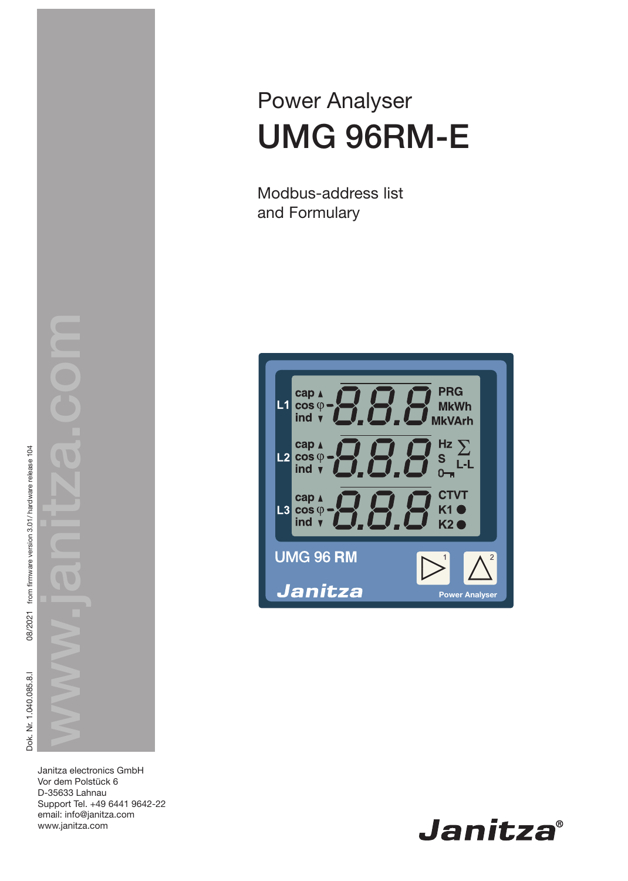Dok. Nr. 1.040.085.8.l 08/2021 from firmware version 3.01/ hardware release 104

www.janitza.com

Power Analyser

# UMG 96RM-E

Modbus-address list
and Formulary

Janitza electronics GmbH
Vor dem Polstück 6
D-35633 Lahnau
Support Tel. +49 6441 9642-22
email: info@janitza.com
www.janitza.com

Janitza®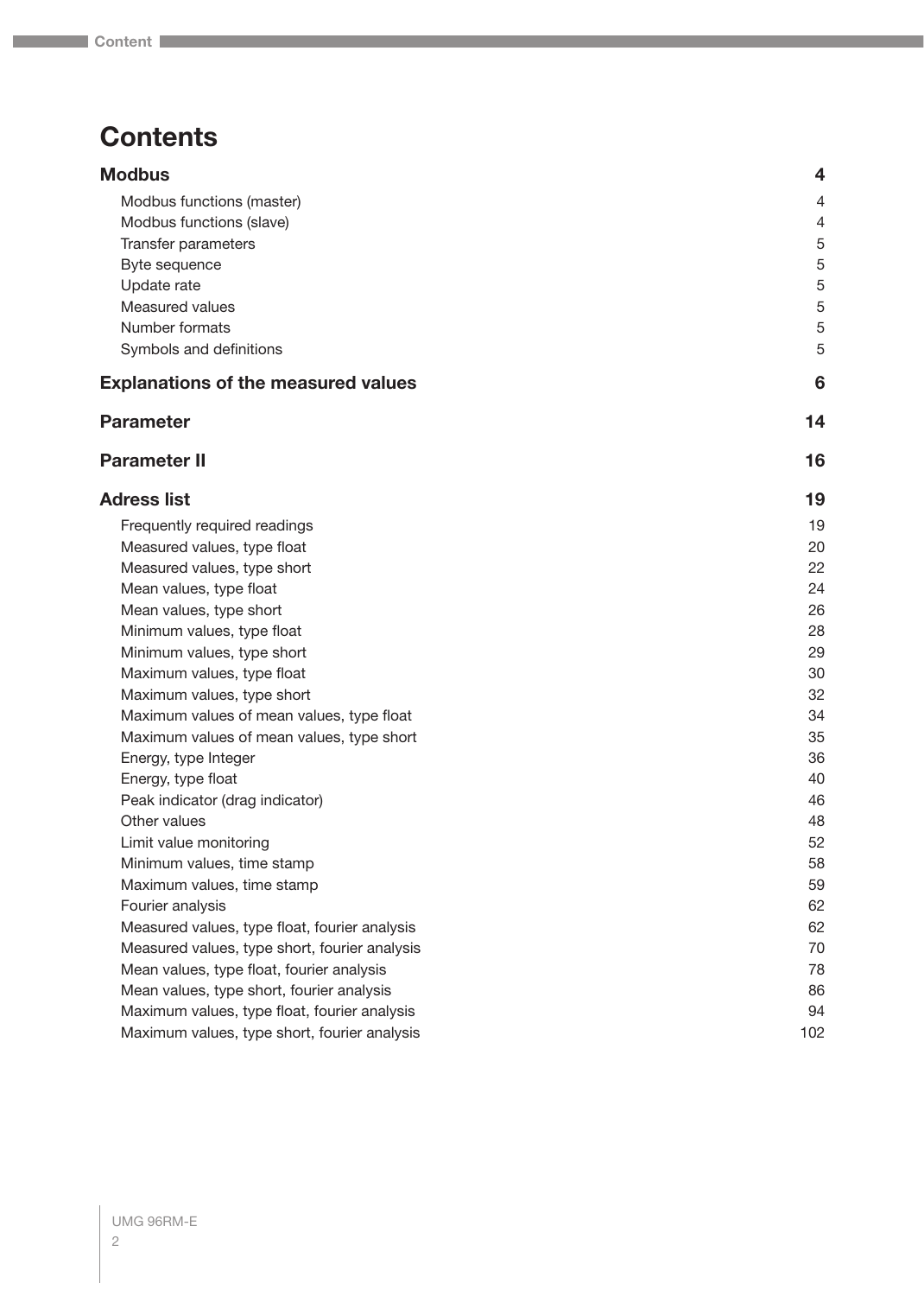# Contents

| | |
|---|---|
| **Modbus** | **4** |
| Modbus functions (master) | 4 |
| Modbus functions (slave) | 4 |
| Transfer parameters | 5 |
| Byte sequence | 5 |
| Update rate | 5 |
| Measured values | 5 |
| Number formats | 5 |
| Symbols and definitions | 5 |
| **Explanations of the measured values** | **6** |
| **Parameter** | **14** |
| **Parameter II** | **16** |
| **Adress list** | **19** |
| Frequently required readings | 19 |
| Measured values, type float | 20 |
| Measured values, type short | 22 |
| Mean values, type float | 24 |
| Mean values, type short | 26 |
| Minimum values, type float | 28 |
| Minimum values, type short | 29 |
| Maximum values, type float | 30 |
| Maximum values, type short | 32 |
| Maximum values of mean values, type float | 34 |
| Maximum values of mean values, type short | 35 |
| Energy, type Integer | 36 |
| Energy, type float | 40 |
| Peak indicator (drag indicator) | 46 |
| Other values | 48 |
| Limit value monitoring | 52 |
| Minimum values, time stamp | 58 |
| Maximum values, time stamp | 59 |
| Fourier analysis | 62 |
| Measured values, type float, fourier analysis | 62 |
| Measured values, type short, fourier analysis | 70 |
| Mean values, type float, fourier analysis | 78 |
| Mean values, type short, fourier analysis | 86 |
| Maximum values, type float, fourier analysis | 94 |
| Maximum values, type short, fourier analysis | 102 |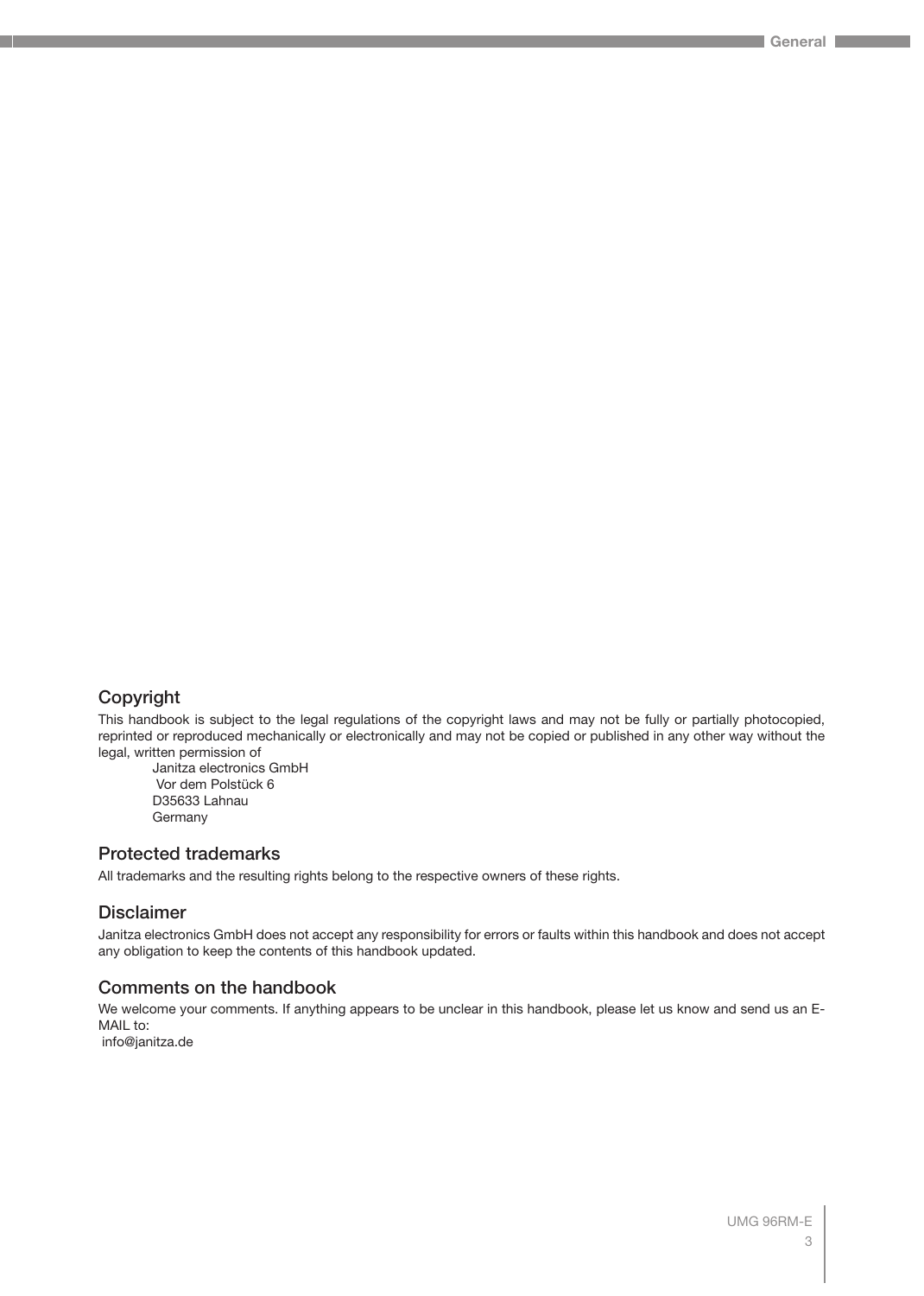## Copyright

This handbook is subject to the legal regulations of the copyright laws and may not be fully or partially photocopied, reprinted or reproduced mechanically or electronically and may not be copied or published in any other way without the legal, written permission of

Janitza electronics GmbH
Vor dem Polstück 6
D35633 Lahnau
Germany

## Protected trademarks

All trademarks and the resulting rights belong to the respective owners of these rights.

## Disclaimer

Janitza electronics GmbH does not accept any responsibility for errors or faults within this handbook and does not accept any obligation to keep the contents of this handbook updated.

## Comments on the handbook

We welcome your comments. If anything appears to be unclear in this handbook, please let us know and send us an E-MAIL to:
info@janitza.de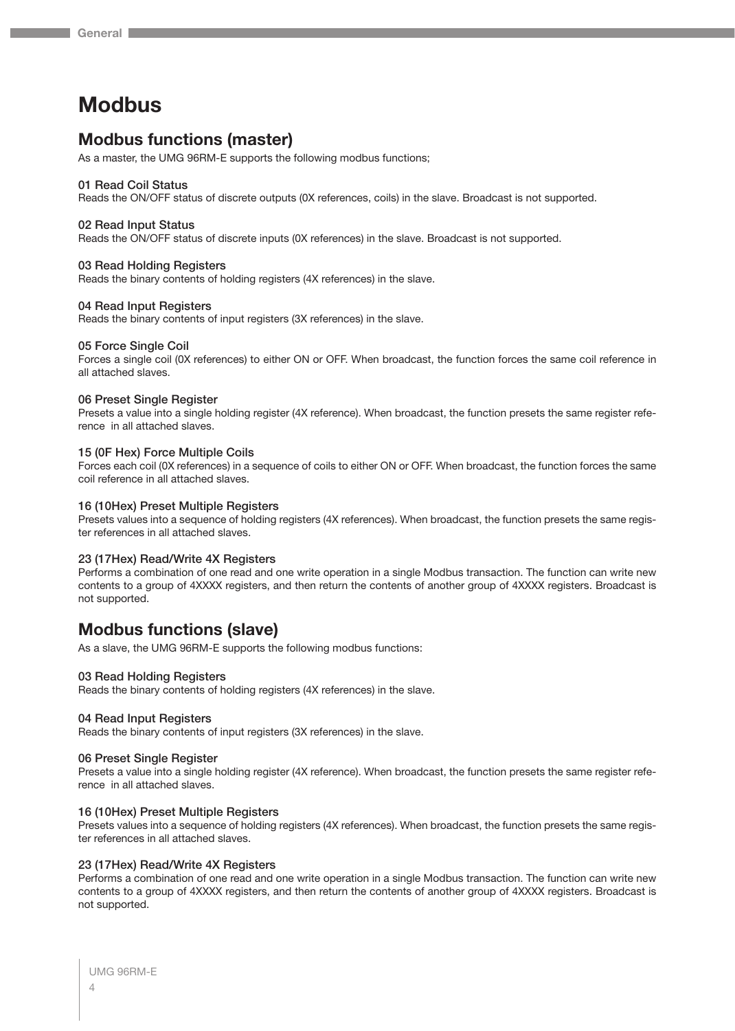# Modbus

## Modbus functions (master)

As a master, the UMG 96RM-E supports the following modbus functions;

**01 Read Coil Status**
Reads the ON/OFF status of discrete outputs (0X references, coils) in the slave. Broadcast is not supported.

**02 Read Input Status**
Reads the ON/OFF status of discrete inputs (0X references) in the slave. Broadcast is not supported.

**03 Read Holding Registers**
Reads the binary contents of holding registers (4X references) in the slave.

**04 Read Input Registers**
Reads the binary contents of input registers (3X references) in the slave.

**05 Force Single Coil**
Forces a single coil (0X references) to either ON or OFF. When broadcast, the function forces the same coil reference in all attached slaves.

**06 Preset Single Register**
Presets a value into a single holding register (4X reference). When broadcast, the function presets the same register reference in all attached slaves.

**15 (0F Hex) Force Multiple Coils**
Forces each coil (0X references) in a sequence of coils to either ON or OFF. When broadcast, the function forces the same coil reference in all attached slaves.

**16 (10Hex) Preset Multiple Registers**
Presets values into a sequence of holding registers (4X references). When broadcast, the function presets the same register references in all attached slaves.

**23 (17Hex) Read/Write 4X Registers**
Performs a combination of one read and one write operation in a single Modbus transaction. The function can write new contents to a group of 4XXXX registers, and then return the contents of another group of 4XXXX registers. Broadcast is not supported.

## Modbus functions (slave)

As a slave, the UMG 96RM-E supports the following modbus functions:

**03 Read Holding Registers**
Reads the binary contents of holding registers (4X references) in the slave.

**04 Read Input Registers**
Reads the binary contents of input registers (3X references) in the slave.

**06 Preset Single Register**
Presets a value into a single holding register (4X reference). When broadcast, the function presets the same register reference in all attached slaves.

**16 (10Hex) Preset Multiple Registers**
Presets values into a sequence of holding registers (4X references). When broadcast, the function presets the same register references in all attached slaves.

**23 (17Hex) Read/Write 4X Registers**
Performs a combination of one read and one write operation in a single Modbus transaction. The function can write new contents to a group of 4XXXX registers, and then return the contents of another group of 4XXXX registers. Broadcast is not supported.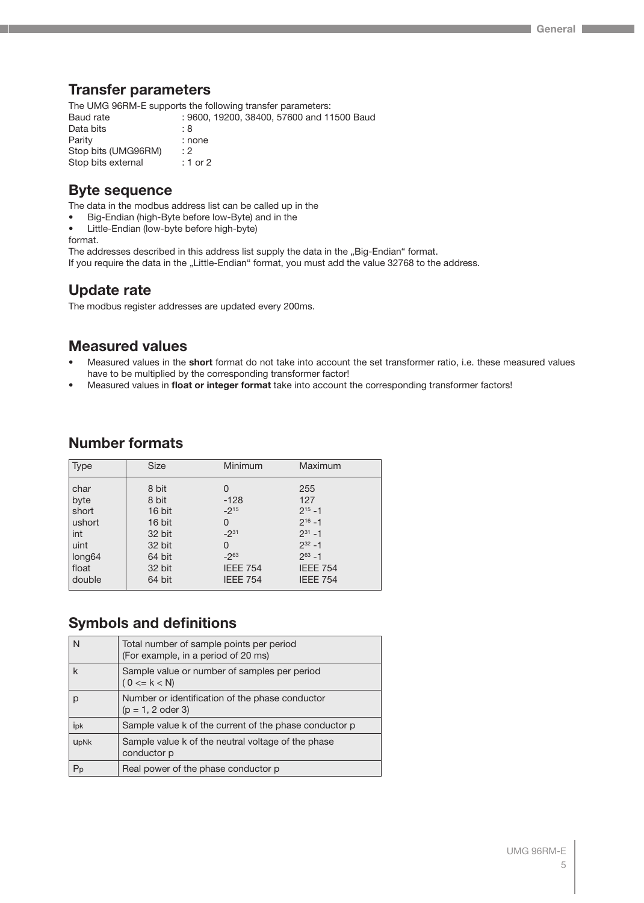## Transfer parameters

The UMG 96RM-E supports the following transfer parameters:

| | |
|---|---|
| Baud rate | : 9600, 19200, 38400, 57600 and 11500 Baud |
| Data bits | : 8 |
| Parity | : none |
| Stop bits (UMG96RM) | : 2 |
| Stop bits external | : 1 or 2 |

## Byte sequence

The data in the modbus address list can be called up in the

- Big-Endian (high-Byte before low-Byte) and in the
- Little-Endian (low-byte before high-byte)

format.

The addresses described in this address list supply the data in the „Big-Endian" format.
If you require the data in the „Little-Endian" format, you must add the value 32768 to the address.

## Update rate

The modbus register addresses are updated every 200ms.

## Measured values

- Measured values in the **short** format do not take into account the set transformer ratio, i.e. these measured values have to be multiplied by the corresponding transformer factor!
- Measured values in **float or integer format** take into account the corresponding transformer factors!

## Number formats

| Type | Size | Minimum | Maximum |
|---|---|---|---|
| char | 8 bit | 0 | 255 |
| byte | 8 bit | -128 | 127 |
| short | 16 bit | $-2^{15}$ | $2^{15}-1$ |
| ushort | 16 bit | 0 | $2^{16}-1$ |
| int | 32 bit | $-2^{31}$ | $2^{31}-1$ |
| uint | 32 bit | 0 | $2^{32}-1$ |
| long64 | 64 bit | $-2^{63}$ | $2^{63}-1$ |
| float | 32 bit | IEEE 754 | IEEE 754 |
| double | 64 bit | IEEE 754 | IEEE 754 |

## Symbols and definitions

| Symbol | Definition |
|---|---|
| N | Total number of sample points per period (For example, in a period of 20 ms) |
| k | Sample value or number of samples per period ( 0 <= k < N) |
| p | Number or identification of the phase conductor (p = 1, 2 oder 3) |
| $i_{pk}$ | Sample value k of the current of the phase conductor p |
| $u_{pNk}$ | Sample value k of the neutral voltage of the phase conductor p |
| $P_p$ | Real power of the phase conductor p |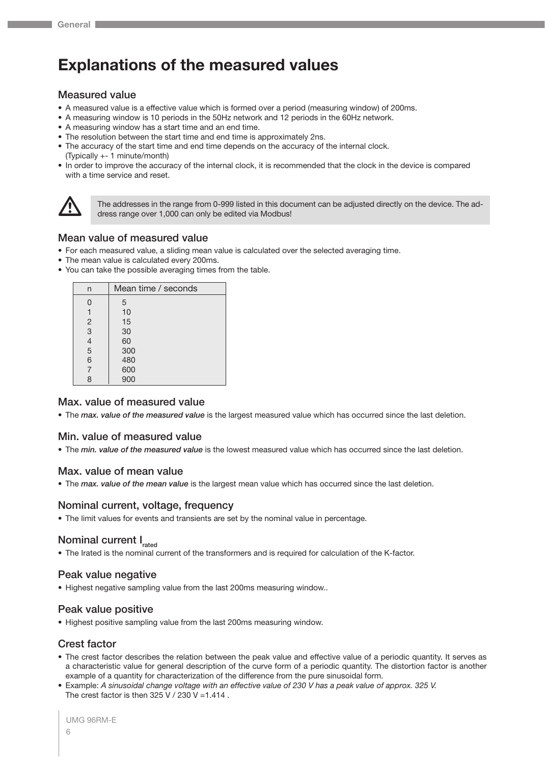# Explanations of the measured values

## Measured value

- A measured value is a effective value which is formed over a period (measuring window) of 200ms.
- A measuring window is 10 periods in the 50Hz network and 12 periods in the 60Hz network.
- A measuring window has a start time and an end time.
- The resolution between the start time and end time is approximately 2ns.
- The accuracy of the start time and end time depends on the accuracy of the internal clock. (Typically +- 1 minute/month)
- In order to improve the accuracy of the internal clock, it is recommended that the clock in the device is compared with a time service and reset.

> ⚠ The addresses in the range from 0-999 listed in this document can be adjusted directly on the device. The address range over 1,000 can only be edited via Modbus!

## Mean value of measured value

- For each measured value, a sliding mean value is calculated over the selected averaging time.
- The mean value is calculated every 200ms.
- You can take the possible averaging times from the table.

| n | Mean time / seconds |
|---|---|
| 0 | 5 |
| 1 | 10 |
| 2 | 15 |
| 3 | 30 |
| 4 | 60 |
| 5 | 300 |
| 6 | 480 |
| 7 | 600 |
| 8 | 900 |

## Max. value of measured value

- The ***max. value of the measured value*** is the largest measured value which has occurred since the last deletion.

## Min. value of measured value

- The ***min. value of the measured value*** is the lowest measured value which has occurred since the last deletion.

## Max. value of mean value

- The ***max. value of the mean value*** is the largest mean value which has occurred since the last deletion.

## Nominal current, voltage, frequency

- The limit values for events and transients are set by the nominal value in percentage.

## Nominal current $I_{rated}$

- The Irated is the nominal current of the transformers and is required for calculation of the K-factor.

## Peak value negative

- Highest negative sampling value from the last 200ms measuring window..

## Peak value positive

- Highest positive sampling value from the last 200ms measuring window.

## Crest factor

- The crest factor describes the relation between the peak value and effective value of a periodic quantity. It serves as a characteristic value for general description of the curve form of a periodic quantity. The distortion factor is another example of a quantity for characterization of the difference from the pure sinusoidal form.
- Example: *A sinusoidal change voltage with an effective value of 230 V has a peak value of approx. 325 V.* The crest factor is then 325 V / 230 V =1.414 .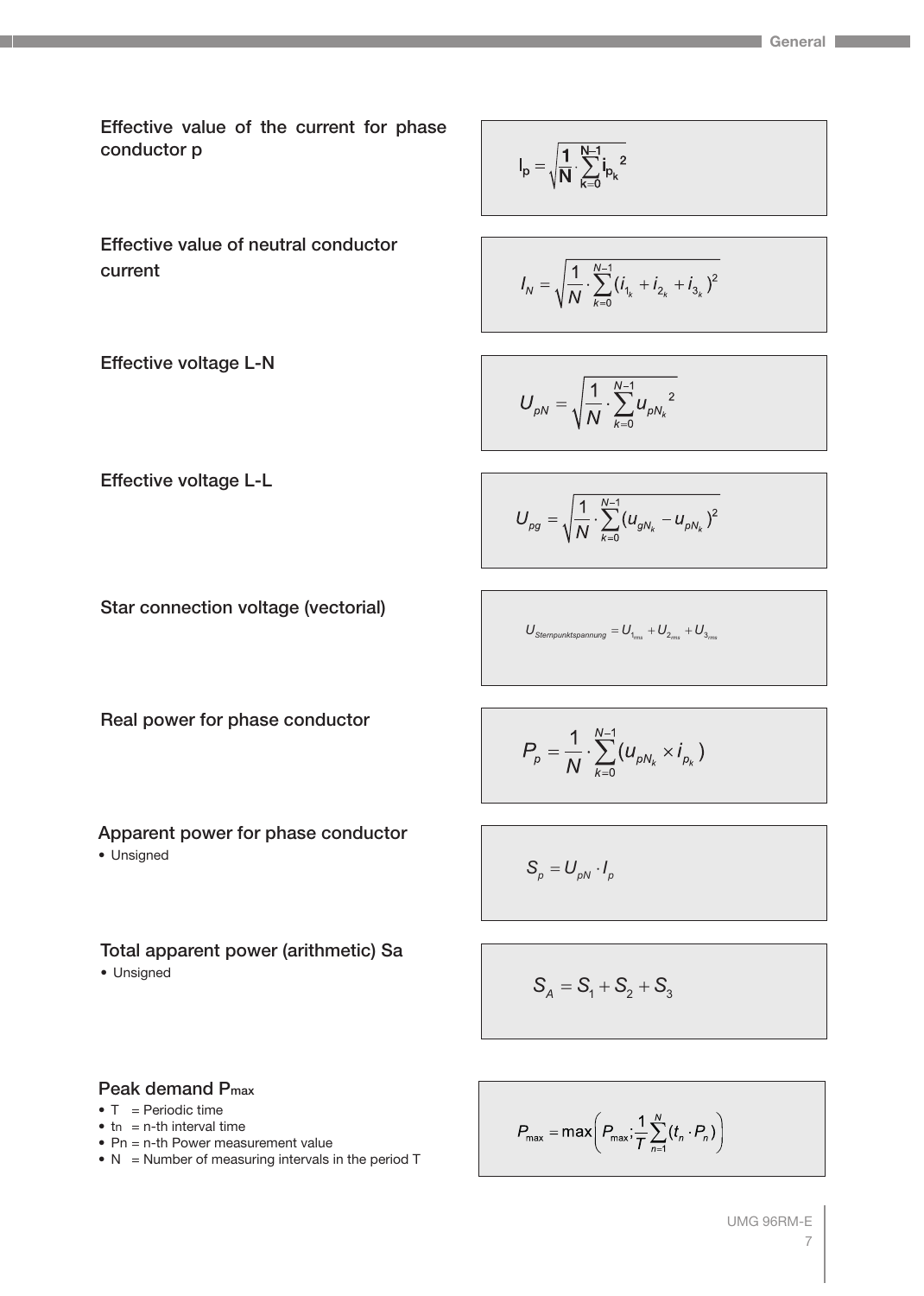Effective value of the current for phase conductor p

$$I_p = \sqrt{\frac{1}{N} \cdot \sum_{k=0}^{N-1} i_{p_k}{}^2}$$

Effective value of neutral conductor current

$$I_N = \sqrt{\frac{1}{N} \cdot \sum_{k=0}^{N-1} (i_{1_k} + i_{2_k} + i_{3_k})^2}$$

Effective voltage L-N

$$U_{pN} = \sqrt{\frac{1}{N} \cdot \sum_{k=0}^{N-1} u_{pN_k}{}^2}$$

Effective voltage L-L

$$U_{pg} = \sqrt{\frac{1}{N} \cdot \sum_{k=0}^{N-1} (u_{gN_k} - u_{pN_k})^2}$$

Star connection voltage (vectorial)

$$U_{Sternpunktspannung} = U_{1_{rms}} + U_{2_{rms}} + U_{3_{rms}}$$

Real power for phase conductor

$$P_p = \frac{1}{N} \cdot \sum_{k=0}^{N-1} (u_{pN_k} \times i_{p_k})$$

Apparent power for phase conductor

- Unsigned

$$S_p = U_{pN} \cdot I_p$$

Total apparent power (arithmetic) Sa

- Unsigned

$$S_A = S_1 + S_2 + S_3$$

Peak demand $P_{max}$

- T = Periodic time
- $t_n$ = n-th interval time
- Pn = n-th Power measurement value
- N = Number of measuring intervals in the period T

$$P_{max} = \max\left(P_{max}; \frac{1}{T} \sum_{n=1}^{N} (t_n \cdot P_n)\right)$$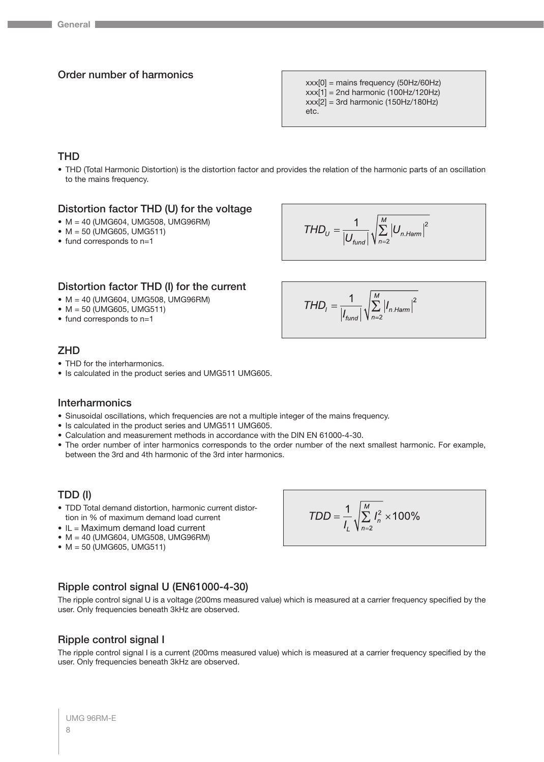## Order number of harmonics

xxx[0] = mains frequency (50Hz/60Hz)
xxx[1] = 2nd harmonic (100Hz/120Hz)
xxx[2] = 3rd harmonic (150Hz/180Hz)
etc.

## THD

- THD (Total Harmonic Distortion) is the distortion factor and provides the relation of the harmonic parts of an oscillation to the mains frequency.

### Distortion factor THD (U) for the voltage

- M = 40 (UMG604, UMG508, UMG96RM)
- M = 50 (UMG605, UMG511)
- fund corresponds to n=1

$$THD_U = \frac{1}{|U_{fund}|}\sqrt{\sum_{n=2}^{M}|U_{n.Harm}|^2}$$

### Distortion factor THD (I) for the current

- M = 40 (UMG604, UMG508, UMG96RM)
- M = 50 (UMG605, UMG511)
- fund corresponds to n=1

$$THD_I = \frac{1}{|I_{fund}|}\sqrt{\sum_{n=2}^{M}|I_{n.Harm}|^2}$$

## ZHD

- THD for the interharmonics.
- Is calculated in the product series and UMG511 UMG605.

## Interharmonics

- Sinusoidal oscillations, which frequencies are not a multiple integer of the mains frequency.
- Is calculated in the product series and UMG511 UMG605.
- Calculation and measurement methods in accordance with the DIN EN 61000-4-30.
- The order number of inter harmonics corresponds to the order number of the next smallest harmonic. For example, between the 3rd and 4th harmonic of the 3rd inter harmonics.

## TDD (I)

- TDD Total demand distortion, harmonic current distortion in % of maximum demand load current
- IL = Maximum demand load current
- M = 40 (UMG604, UMG508, UMG96RM)
- M = 50 (UMG605, UMG511)

$$TDD = \frac{1}{I_L}\sqrt{\sum_{n=2}^{M} I_n^2} \times 100\%$$

## Ripple control signal U (EN61000-4-30)

The ripple control signal U is a voltage (200ms measured value) which is measured at a carrier frequency specified by the user. Only frequencies beneath 3kHz are observed.

## Ripple control signal I

The ripple control signal I is a current (200ms measured value) which is measured at a carrier frequency specified by the user. Only frequencies beneath 3kHz are observed.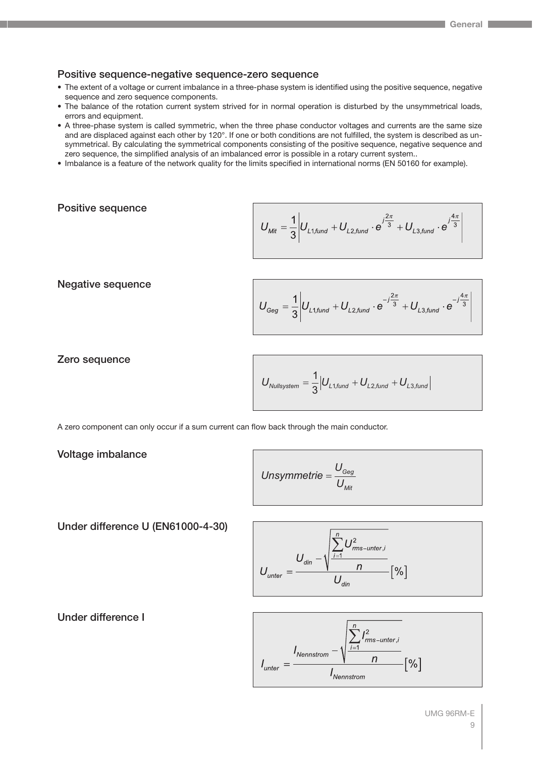## Positive sequence-negative sequence-zero sequence

- The extent of a voltage or current imbalance in a three-phase system is identified using the positive sequence, negative sequence and zero sequence components.
- The balance of the rotation current system strived for in normal operation is disturbed by the unsymmetrical loads, errors and equipment.
- A three-phase system is called symmetric, when the three phase conductor voltages and currents are the same size and are displaced against each other by 120°. If one or both conditions are not fulfilled, the system is described as unsymmetrical. By calculating the symmetrical components consisting of the positive sequence, negative sequence and zero sequence, the simplified analysis of an imbalanced error is possible in a rotary current system..
- Imbalance is a feature of the network quality for the limits specified in international norms (EN 50160 for example).

### Positive sequence

$$U_{Mit} = \frac{1}{3}\left| U_{L1,fund} + U_{L2,fund} \cdot e^{j\frac{2\pi}{3}} + U_{L3,fund} \cdot e^{j\frac{4\pi}{3}} \right|$$

### Negative sequence

$$U_{Geg} = \frac{1}{3}\left| U_{L1,fund} + U_{L2,fund} \cdot e^{-j\frac{2\pi}{3}} + U_{L3,fund} \cdot e^{-j\frac{4\pi}{3}} \right|$$

### Zero sequence

$$U_{Nullsystem} = \frac{1}{3}\left| U_{L1,fund} + U_{L2,fund} + U_{L3,fund} \right|$$

A zero component can only occur if a sum current can flow back through the main conductor.

### Voltage imbalance

$$Unsymmetrie = \frac{U_{Geg}}{U_{Mit}}$$

### Under difference U (EN61000-4-30)

$$U_{unter} = \frac{U_{din} - \sqrt{\frac{\sum_{i=1}^{n} U^2_{rms-unter,i}}{n}}}{U_{din}} [\%]$$

### Under difference I

$$I_{unter} = \frac{I_{Nennstrom} - \sqrt{\frac{\sum_{i=1}^{n} I^2_{rms-unter,i}}{n}}}{I_{Nennstrom}} [\%]$$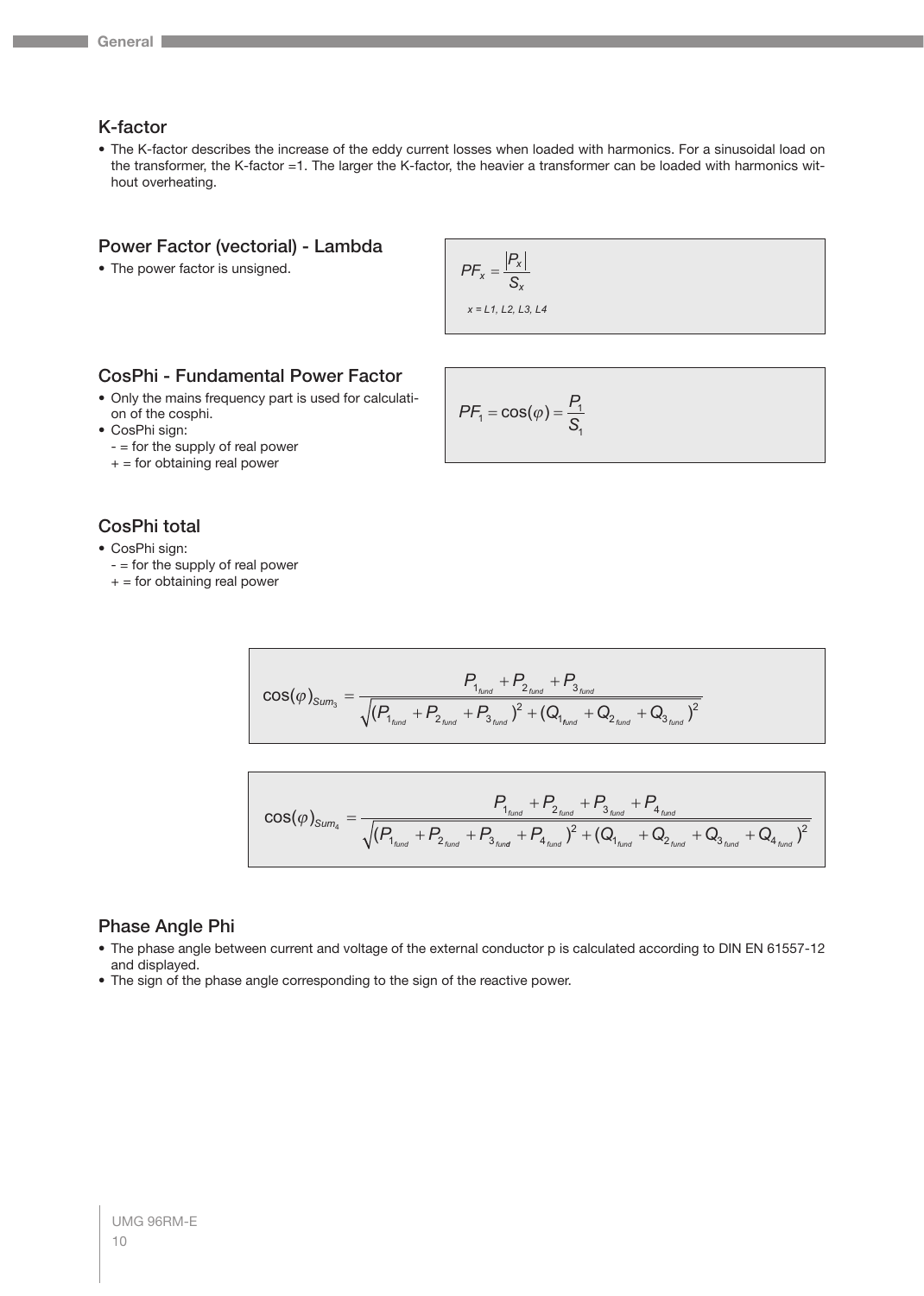## K-factor

- The K-factor describes the increase of the eddy current losses when loaded with harmonics. For a sinusoidal load on the transformer, the K-factor =1. The larger the K-factor, the heavier a transformer can be loaded with harmonics without overheating.

## Power Factor (vectorial) - Lambda

- The power factor is unsigned.

$$PF_x = \frac{|P_x|}{S_x}$$

*x = L1, L2, L3, L4*

## CosPhi - Fundamental Power Factor

- Only the mains frequency part is used for calculation of the cosphi.
- CosPhi sign:
  - \- = for the supply of real power
  - \+ = for obtaining real power

$$PF_1 = \cos(\varphi) = \frac{P_1}{S_1}$$

## CosPhi total

- CosPhi sign:
  - \- = for the supply of real power
  - \+ = for obtaining real power

$$\cos(\varphi)_{Sum_3} = \frac{P_{1_{fund}} + P_{2_{fund}} + P_{3_{fund}}}{\sqrt{(P_{1_{fund}} + P_{2_{fund}} + P_{3_{fund}})^2 + (Q_{1_{fund}} + Q_{2_{fund}} + Q_{3_{fund}})^2}}$$

$$\cos(\varphi)_{Sum_4} = \frac{P_{1_{fund}} + P_{2_{fund}} + P_{3_{fund}} + P_{4_{fund}}}{\sqrt{(P_{1_{fund}} + P_{2_{fund}} + P_{3_{fund}} + P_{4_{fund}})^2 + (Q_{1_{fund}} + Q_{2_{fund}} + Q_{3_{fund}} + Q_{4_{fund}})^2}}$$

## Phase Angle Phi

- The phase angle between current and voltage of the external conductor p is calculated according to DIN EN 61557-12 and displayed.
- The sign of the phase angle corresponding to the sign of the reactive power.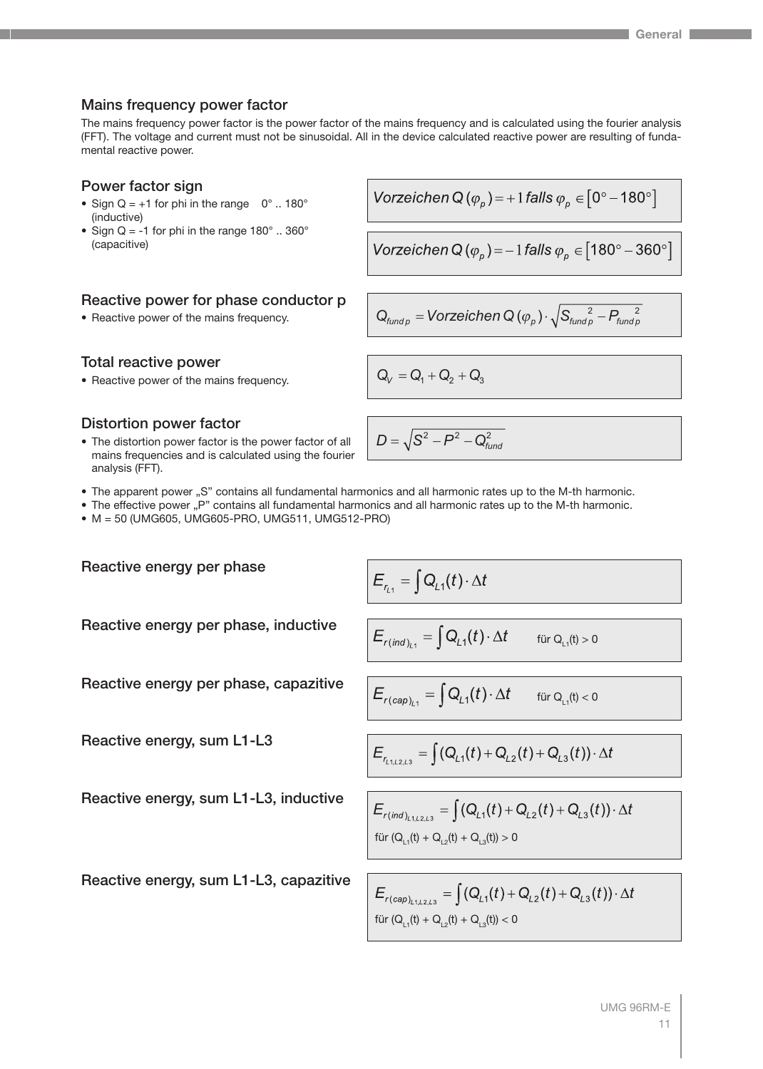### Mains frequency power factor

The mains frequency power factor is the power factor of the mains frequency and is calculated using the fourier analysis (FFT). The voltage and current must not be sinusoidal. All in the device calculated reactive power are resulting of fundamental reactive power.

### Power factor sign

- Sign Q = +1 for phi in the range 0° .. 180° (inductive)
- Sign Q = -1 for phi in the range 180° .. 360° (capacitive)

$$Vorzeichen\,Q\,(\varphi_p) = +1\,falls\;\varphi_p \in [0° - 180°]$$

$$Vorzeichen\,Q\,(\varphi_p) = -1\,falls\;\varphi_p \in [180° - 360°]$$

### Reactive power for phase conductor p

- Reactive power of the mains frequency.

$$Q_{fund\,p} = Vorzeichen\,Q\,(\varphi_p) \cdot \sqrt{S_{fund\,p}^{\;2} - P_{fund\,p}^{\;2}}$$

### Total reactive power

- Reactive power of the mains frequency.

$$Q_V = Q_1 + Q_2 + Q_3$$

### Distortion power factor

- The distortion power factor is the power factor of all mains frequencies and is calculated using the fourier analysis (FFT).

$$D = \sqrt{S^2 - P^2 - Q_{fund}^2}$$

- The apparent power „S" contains all fundamental harmonics and all harmonic rates up to the M-th harmonic.
- The effective power „P" contains all fundamental harmonics and all harmonic rates up to the M-th harmonic.
- M = 50 (UMG605, UMG605-PRO, UMG511, UMG512-PRO)

### Reactive energy per phase

$$E_{r_{L1}} = \int Q_{L1}(t) \cdot \Delta t$$

### Reactive energy per phase, inductive

$$E_{r(ind)_{L1}} = \int Q_{L1}(t) \cdot \Delta t \qquad \text{für } Q_{L1}(t) > 0$$

### Reactive energy per phase, capazitive

$$E_{r(cap)_{L1}} = \int Q_{L1}(t) \cdot \Delta t \qquad \text{für } Q_{L1}(t) < 0$$

### Reactive energy, sum L1-L3

$$E_{r_{L1,L2,L3}} = \int (Q_{L1}(t) + Q_{L2}(t) + Q_{L3}(t)) \cdot \Delta t$$

### Reactive energy, sum L1-L3, inductive

$$E_{r(ind)_{L1,L2,L3}} = \int (Q_{L1}(t) + Q_{L2}(t) + Q_{L3}(t)) \cdot \Delta t$$

für $(Q_{L1}(t) + Q_{L2}(t) + Q_{L3}(t)) > 0$

### Reactive energy, sum L1-L3, capazitive

$$E_{r(cap)_{L1,L2,L3}} = \int (Q_{L1}(t) + Q_{L2}(t) + Q_{L3}(t)) \cdot \Delta t$$

für $(Q_{L1}(t) + Q_{L2}(t) + Q_{L3}(t)) < 0$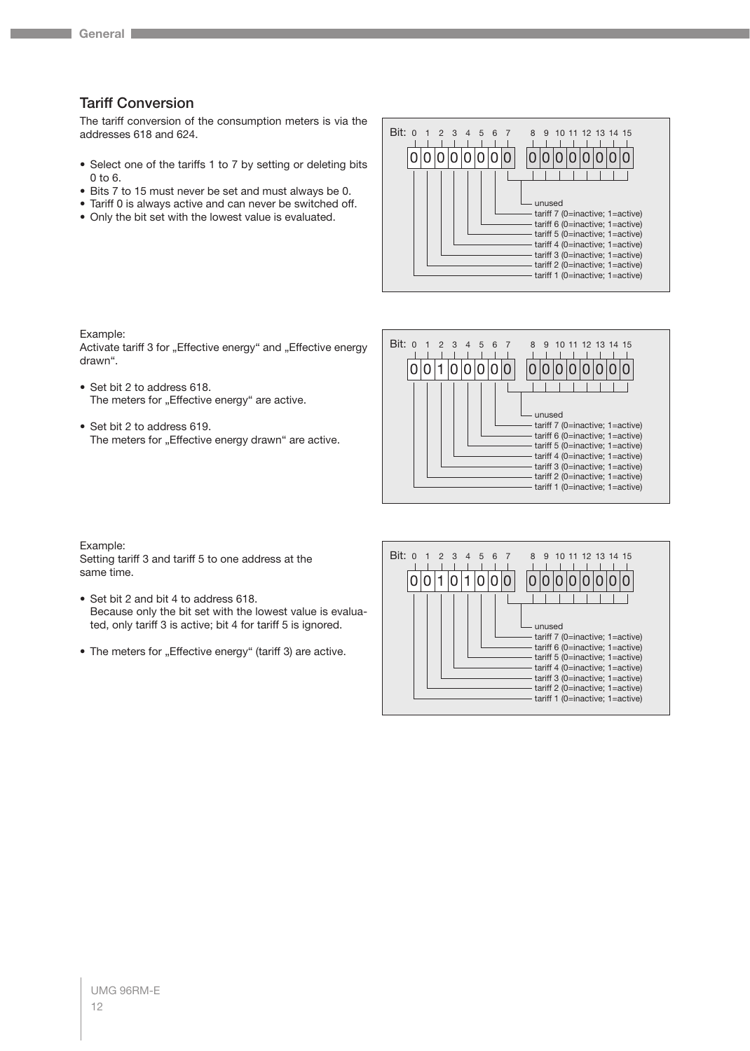## Tariff Conversion

The tariff conversion of the consumption meters is via the addresses 618 and 624.

- Select one of the tariffs 1 to 7 by setting or deleting bits 0 to 6.
- Bits 7 to 15 must never be set and must always be 0.
- Tariff 0 is always active and can never be switched off.
- Only the bit set with the lowest value is evaluated.

| Bit: | 0 | 1 | 2 | 3 | 4 | 5 | 6 | 7 | 8 | 9 | 10 | 11 | 12 | 13 | 14 | 15 |
|---|---|---|---|---|---|---|---|---|---|---|---|---|---|---|---|---|
| | 0 | 0 | 0 | 0 | 0 | 0 | 0 | 0 | 0 | 0 | 0 | 0 | 0 | 0 | 0 | 0 |

- Bit 0: tariff 1 (0=inactive; 1=active)
- Bit 1: tariff 2 (0=inactive; 1=active)
- Bit 2: tariff 3 (0=inactive; 1=active)
- Bit 3: tariff 4 (0=inactive; 1=active)
- Bit 4: tariff 5 (0=inactive; 1=active)
- Bit 5: tariff 6 (0=inactive; 1=active)
- Bit 6: tariff 7 (0=inactive; 1=active)
- Bits 7 to 15: unused

Example:
Activate tariff 3 for „Effective energy" and „Effective energy drawn".

- Set bit 2 to address 618.
  The meters for „Effective energy" are active.
- Set bit 2 to address 619.
  The meters for „Effective energy drawn" are active.

| Bit: | 0 | 1 | 2 | 3 | 4 | 5 | 6 | 7 | 8 | 9 | 10 | 11 | 12 | 13 | 14 | 15 |
|---|---|---|---|---|---|---|---|---|---|---|---|---|---|---|---|---|
| | 0 | 0 | 1 | 0 | 0 | 0 | 0 | 0 | 0 | 0 | 0 | 0 | 0 | 0 | 0 | 0 |

- Bit 0: tariff 1 (0=inactive; 1=active)
- Bit 1: tariff 2 (0=inactive; 1=active)
- Bit 2: tariff 3 (0=inactive; 1=active)
- Bit 3: tariff 4 (0=inactive; 1=active)
- Bit 4: tariff 5 (0=inactive; 1=active)
- Bit 5: tariff 6 (0=inactive; 1=active)
- Bit 6: tariff 7 (0=inactive; 1=active)
- Bits 7 to 15: unused

Example:
Setting tariff 3 and tariff 5 to one address at the same time.

- Set bit 2 and bit 4 to address 618.
  Because only the bit set with the lowest value is evaluated, only tariff 3 is active; bit 4 for tariff 5 is ignored.
- The meters for „Effective energy" (tariff 3) are active.

| Bit: | 0 | 1 | 2 | 3 | 4 | 5 | 6 | 7 | 8 | 9 | 10 | 11 | 12 | 13 | 14 | 15 |
|---|---|---|---|---|---|---|---|---|---|---|---|---|---|---|---|---|
| | 0 | 0 | 1 | 0 | 1 | 0 | 0 | 0 | 0 | 0 | 0 | 0 | 0 | 0 | 0 | 0 |

- Bit 0: tariff 1 (0=inactive; 1=active)
- Bit 1: tariff 2 (0=inactive; 1=active)
- Bit 2: tariff 3 (0=inactive; 1=active)
- Bit 3: tariff 4 (0=inactive; 1=active)
- Bit 4: tariff 5 (0=inactive; 1=active)
- Bit 5: tariff 6 (0=inactive; 1=active)
- Bit 6: tariff 7 (0=inactive; 1=active)
- Bits 7 to 15: unused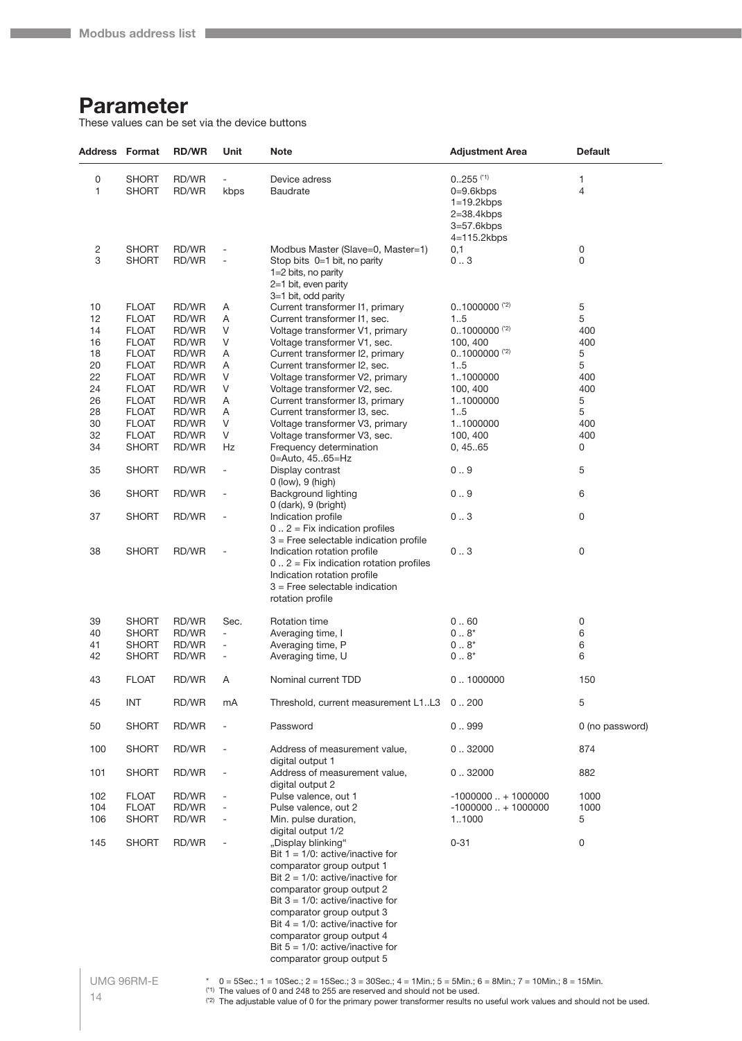# Parameter

These values can be set via the device buttons

| Address | Format | RD/WR | Unit | Note | Adjustment Area | Default |
|---|---|---|---|---|---|---|
| 0 | SHORT | RD/WR | - | Device adress | 0..255 (*1) | 1 |
| 1 | SHORT | RD/WR | kbps | Baudrate | 0=9.6kbps<br>1=19.2kbps<br>2=38.4kbps<br>3=57.6kbps<br>4=115.2kbps | 4 |
| 2 | SHORT | RD/WR | - | Modbus Master (Slave=0, Master=1) | 0,1 | 0 |
| 3 | SHORT | RD/WR | - | Stop bits 0=1 bit, no parity<br>1=2 bits, no parity<br>2=1 bit, even parity<br>3=1 bit, odd parity | 0 .. 3 | 0 |
| 10 | FLOAT | RD/WR | A | Current transformer I1, primary | 0..1000000 (*2) | 5 |
| 12 | FLOAT | RD/WR | A | Current transformer I1, sec. | 1..5 | 5 |
| 14 | FLOAT | RD/WR | V | Voltage transformer V1, primary | 0..1000000 (*2) | 400 |
| 16 | FLOAT | RD/WR | V | Voltage transformer V1, sec. | 100, 400 | 400 |
| 18 | FLOAT | RD/WR | A | Current transformer I2, primary | 0..1000000 (*2) | 5 |
| 20 | FLOAT | RD/WR | A | Current transformer I2, sec. | 1..5 | 5 |
| 22 | FLOAT | RD/WR | V | Voltage transformer V2, primary | 1..1000000 | 400 |
| 24 | FLOAT | RD/WR | V | Voltage transformer V2, sec. | 100, 400 | 400 |
| 26 | FLOAT | RD/WR | A | Current transformer I3, primary | 1..1000000 | 5 |
| 28 | FLOAT | RD/WR | A | Current transformer I3, sec. | 1..5 | 5 |
| 30 | FLOAT | RD/WR | V | Voltage transformer V3, primary | 1..1000000 | 400 |
| 32 | FLOAT | RD/WR | V | Voltage transformer V3, sec. | 100, 400 | 400 |
| 34 | SHORT | RD/WR | Hz | Frequency determination<br>0=Auto, 45..65=Hz | 0, 45..65 | 0 |
| 35 | SHORT | RD/WR | - | Display contrast<br>0 (low), 9 (high) | 0 .. 9 | 5 |
| 36 | SHORT | RD/WR | - | Background lighting<br>0 (dark), 9 (bright) | 0 .. 9 | 6 |
| 37 | SHORT | RD/WR | - | Indication profile<br>0 .. 2 = Fix indication profiles<br>3 = Free selectable indication profile | 0 .. 3 | 0 |
| 38 | SHORT | RD/WR | - | Indication rotation profile<br>0 .. 2 = Fix indication rotation profiles<br>Indication rotation profile<br>3 = Free selectable indication rotation profile | 0 .. 3 | 0 |
| 39 | SHORT | RD/WR | Sec. | Rotation time | 0 .. 60 | 0 |
| 40 | SHORT | RD/WR | - | Averaging time, I | 0 .. 8* | 6 |
| 41 | SHORT | RD/WR | - | Averaging time, P | 0 .. 8* | 6 |
| 42 | SHORT | RD/WR | - | Averaging time, U | 0 .. 8* | 6 |
| 43 | FLOAT | RD/WR | A | Nominal current TDD | 0 .. 1000000 | 150 |
| 45 | INT | RD/WR | mA | Threshold, current measurement L1..L3 | 0 .. 200 | 5 |
| 50 | SHORT | RD/WR | - | Password | 0 .. 999 | 0 (no password) |
| 100 | SHORT | RD/WR | - | Address of measurement value, digital output 1 | 0 .. 32000 | 874 |
| 101 | SHORT | RD/WR | - | Address of measurement value, digital output 2 | 0 .. 32000 | 882 |
| 102 | FLOAT | RD/WR | - | Pulse valence, out 1 | -1000000 .. + 1000000 | 1000 |
| 104 | FLOAT | RD/WR | - | Pulse valence, out 2 | -1000000 .. + 1000000 | 1000 |
| 106 | SHORT | RD/WR | - | Min. pulse duration, digital output 1/2 | 1..1000 | 5 |
| 145 | SHORT | RD/WR | - | „Display blinking“<br>Bit 1 = 1/0: active/inactive for comparator group output 1<br>Bit 2 = 1/0: active/inactive for comparator group output 2<br>Bit 3 = 1/0: active/inactive for comparator group output 3<br>Bit 4 = 1/0: active/inactive for comparator group output 4<br>Bit 5 = 1/0: active/inactive for comparator group output 5 | 0-31 | 0 |

\* 0 = 5Sec.; 1 = 10Sec.; 2 = 15Sec.; 3 = 30Sec.; 4 = 1Min.; 5 = 5Min.; 6 = 8Min.; 7 = 10Min.; 8 = 15Min.

(*1) The values of 0 and 248 to 255 are reserved and should not be used.

(*2) The adjustable value of 0 for the primary power transformer results no useful work values and should not be used.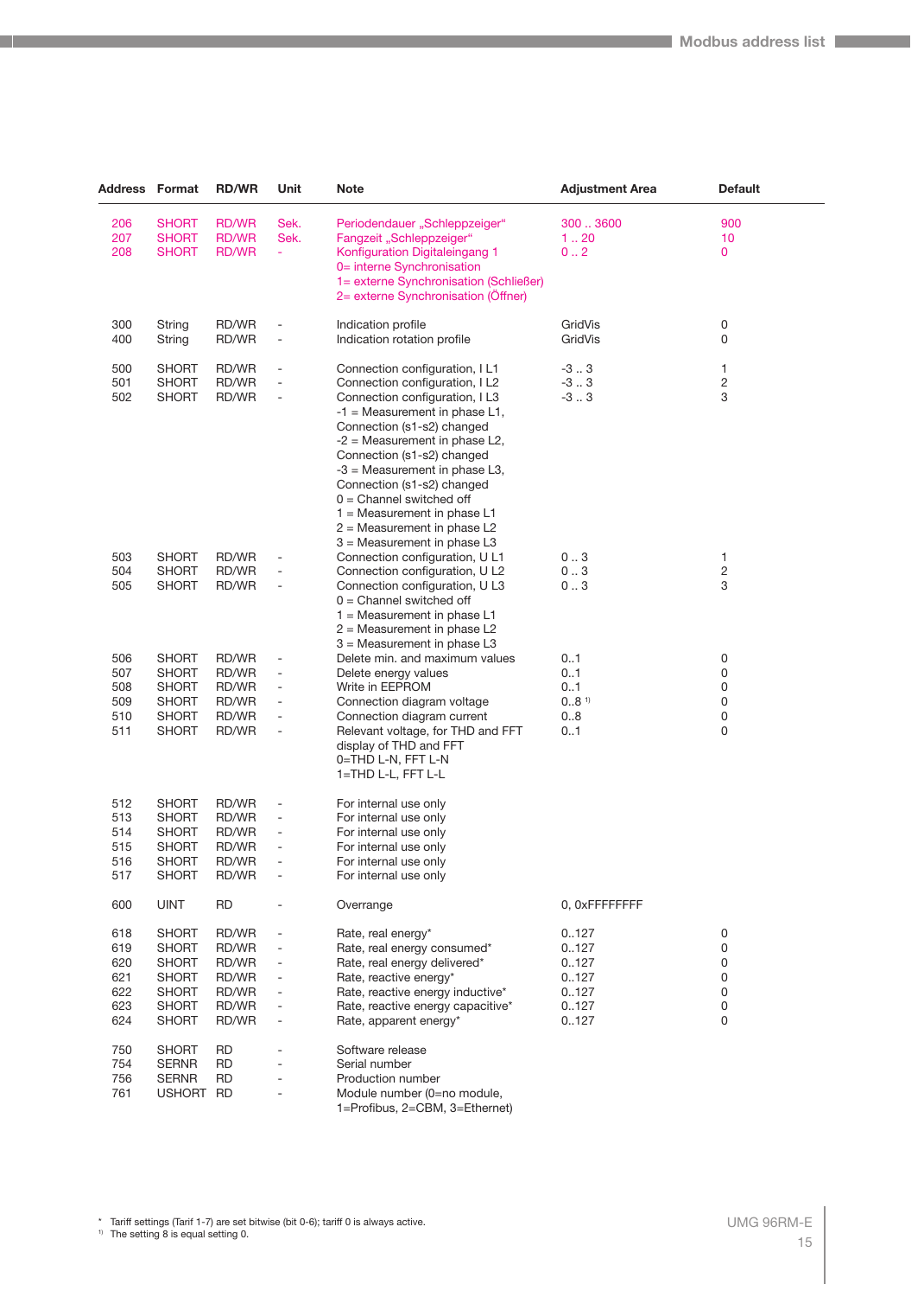| Address | Format | RD/WR | Unit | Note | Adjustment Area | Default |
|---|---|---|---|---|---|---|
| 206 | SHORT | RD/WR | Sek. | Periodendauer „Schleppzeiger“ | 300 .. 3600 | 900 |
| 207 | SHORT | RD/WR | Sek. | Fangzeit „Schleppzeiger“ | 1 .. 20 | 10 |
| 208 | SHORT | RD/WR | - | Konfiguration Digitaleingang 1<br>0= interne Synchronisation<br>1= externe Synchronisation (Schließer)<br>2= externe Synchronisation (Öffner) | 0 .. 2 | 0 |
| 300 | String | RD/WR | - | Indication profile | GridVis | 0 |
| 400 | String | RD/WR | - | Indication rotation profile | GridVis | 0 |
| 500 | SHORT | RD/WR | - | Connection configuration, I L1 | -3 .. 3 | 1 |
| 501 | SHORT | RD/WR | - | Connection configuration, I L2 | -3 .. 3 | 2 |
| 502 | SHORT | RD/WR | - | Connection configuration, I L3<br>-1 = Measurement in phase L1, Connection (s1-s2) changed<br>-2 = Measurement in phase L2, Connection (s1-s2) changed<br>-3 = Measurement in phase L3, Connection (s1-s2) changed<br>0 = Channel switched off<br>1 = Measurement in phase L1<br>2 = Measurement in phase L2<br>3 = Measurement in phase L3 | -3 .. 3 | 3 |
| 503 | SHORT | RD/WR | - | Connection configuration, U L1 | 0 .. 3 | 1 |
| 504 | SHORT | RD/WR | - | Connection configuration, U L2 | 0 .. 3 | 2 |
| 505 | SHORT | RD/WR | - | Connection configuration, U L3<br>0 = Channel switched off<br>1 = Measurement in phase L1<br>2 = Measurement in phase L2<br>3 = Measurement in phase L3 | 0 .. 3 | 3 |
| 506 | SHORT | RD/WR | - | Delete min. and maximum values | 0..1 | 0 |
| 507 | SHORT | RD/WR | - | Delete energy values | 0..1 | 0 |
| 508 | SHORT | RD/WR | - | Write in EEPROM | 0..1 | 0 |
| 509 | SHORT | RD/WR | - | Connection diagram voltage | 0..8 [1)] | 0 |
| 510 | SHORT | RD/WR | - | Connection diagram current | 0..8 | 0 |
| 511 | SHORT | RD/WR | - | Relevant voltage, for THD and FFT display of THD and FFT<br>0=THD L-N, FFT L-N<br>1=THD L-L, FFT L-L | 0..1 | 0 |
| 512 | SHORT | RD/WR | - | For internal use only | | |
| 513 | SHORT | RD/WR | - | For internal use only | | |
| 514 | SHORT | RD/WR | - | For internal use only | | |
| 515 | SHORT | RD/WR | - | For internal use only | | |
| 516 | SHORT | RD/WR | - | For internal use only | | |
| 517 | SHORT | RD/WR | - | For internal use only | | |
| 600 | UINT | RD | - | Overrange | 0, 0xFFFFFFFF | |
| 618 | SHORT | RD/WR | - | Rate, real energy* | 0..127 | 0 |
| 619 | SHORT | RD/WR | - | Rate, real energy consumed* | 0..127 | 0 |
| 620 | SHORT | RD/WR | - | Rate, real energy delivered* | 0..127 | 0 |
| 621 | SHORT | RD/WR | - | Rate, reactive energy* | 0..127 | 0 |
| 622 | SHORT | RD/WR | - | Rate, reactive energy inductive* | 0..127 | 0 |
| 623 | SHORT | RD/WR | - | Rate, reactive energy capacitive* | 0..127 | 0 |
| 624 | SHORT | RD/WR | - | Rate, apparent energy* | 0..127 | 0 |
| 750 | SHORT | RD | - | Software release | | |
| 754 | SERNR | RD | - | Serial number | | |
| 756 | SERNR | RD | - | Production number | | |
| 761 | USHORT | RD | - | Module number (0=no module, 1=Profibus, 2=CBM, 3=Ethernet) | | |

* Tariff settings (Tarif 1-7) are set bitwise (bit 0-6); tariff 0 is always active.

[1)] The setting 8 is equal setting 0.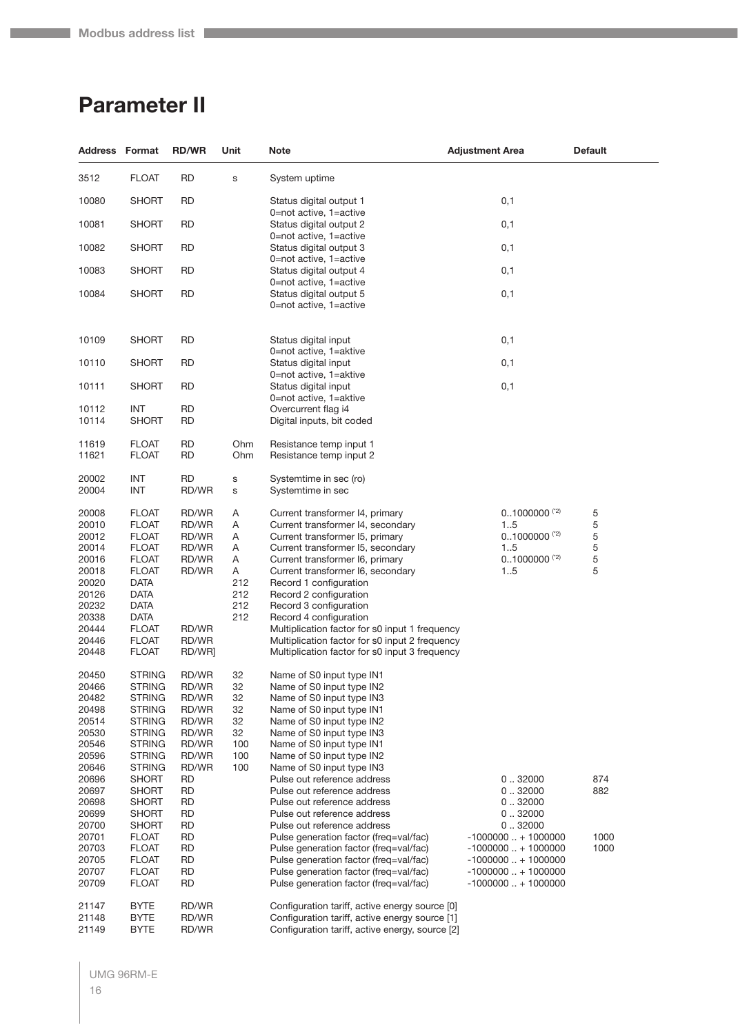## Parameter II

| Address | Format | RD/WR | Unit | Note | Adjustment Area | Default |
|---|---|---|---|---|---|---|
| 3512 | FLOAT | RD | s | System uptime | | |
| 10080 | SHORT | RD | | Status digital output 1<br>0=not active, 1=active | 0,1 | |
| 10081 | SHORT | RD | | Status digital output 2<br>0=not active, 1=active | 0,1 | |
| 10082 | SHORT | RD | | Status digital output 3<br>0=not active, 1=active | 0,1 | |
| 10083 | SHORT | RD | | Status digital output 4<br>0=not active, 1=active | 0,1 | |
| 10084 | SHORT | RD | | Status digital output 5<br>0=not active, 1=active | 0,1 | |
| 10109 | SHORT | RD | | Status digital input<br>0=not active, 1=aktive | 0,1 | |
| 10110 | SHORT | RD | | Status digital input<br>0=not active, 1=aktive | 0,1 | |
| 10111 | SHORT | RD | | Status digital input<br>0=not active, 1=aktive | 0,1 | |
| 10112 | INT | RD | | Overcurrent flag i4 | | |
| 10114 | SHORT | RD | | Digital inputs, bit coded | | |
| 11619 | FLOAT | RD | Ohm | Resistance temp input 1 | | |
| 11621 | FLOAT | RD | Ohm | Resistance temp input 2 | | |
| 20002 | INT | RD | s | Systemtime in sec (ro) | | |
| 20004 | INT | RD/WR | s | Systemtime in sec | | |
| 20008 | FLOAT | RD/WR | A | Current transformer I4, primary | 0..1000000 (*2) | 5 |
| 20010 | FLOAT | RD/WR | A | Current transformer I4, secondary | 1..5 | 5 |
| 20012 | FLOAT | RD/WR | A | Current transformer I5, primary | 0..1000000 (*2) | 5 |
| 20014 | FLOAT | RD/WR | A | Current transformer I5, secondary | 1..5 | 5 |
| 20016 | FLOAT | RD/WR | A | Current transformer I6, primary | 0..1000000 (*2) | 5 |
| 20018 | FLOAT | RD/WR | A | Current transformer I6, secondary | 1..5 | 5 |
| 20020 | DATA | | 212 | Record 1 configuration | | |
| 20126 | DATA | | 212 | Record 2 configuration | | |
| 20232 | DATA | | 212 | Record 3 configuration | | |
| 20338 | DATA | | 212 | Record 4 configuration | | |
| 20444 | FLOAT | RD/WR | | Multiplication factor for s0 input 1 frequency | | |
| 20446 | FLOAT | RD/WR | | Multiplication factor for s0 input 2 frequency | | |
| 20448 | FLOAT | RD/WR] | | Multiplication factor for s0 input 3 frequency | | |
| 20450 | STRING | RD/WR | 32 | Name of S0 input type IN1 | | |
| 20466 | STRING | RD/WR | 32 | Name of S0 input type IN2 | | |
| 20482 | STRING | RD/WR | 32 | Name of S0 input type IN3 | | |
| 20498 | STRING | RD/WR | 32 | Name of S0 input type IN1 | | |
| 20514 | STRING | RD/WR | 32 | Name of S0 input type IN2 | | |
| 20530 | STRING | RD/WR | 32 | Name of S0 input type IN3 | | |
| 20546 | STRING | RD/WR | 100 | Name of S0 input type IN1 | | |
| 20596 | STRING | RD/WR | 100 | Name of S0 input type IN2 | | |
| 20646 | STRING | RD/WR | 100 | Name of S0 input type IN3 | | |
| 20696 | SHORT | RD | | Pulse out reference address | 0 .. 32000 | 874 |
| 20697 | SHORT | RD | | Pulse out reference address | 0 .. 32000 | 882 |
| 20698 | SHORT | RD | | Pulse out reference address | 0 .. 32000 | |
| 20699 | SHORT | RD | | Pulse out reference address | 0 .. 32000 | |
| 20700 | SHORT | RD | | Pulse out reference address | 0 .. 32000 | |
| 20701 | FLOAT | RD | | Pulse generation factor (freq=val/fac) | -1000000 .. + 1000000 | 1000 |
| 20703 | FLOAT | RD | | Pulse generation factor (freq=val/fac) | -1000000 .. + 1000000 | 1000 |
| 20705 | FLOAT | RD | | Pulse generation factor (freq=val/fac) | -1000000 .. + 1000000 | |
| 20707 | FLOAT | RD | | Pulse generation factor (freq=val/fac) | -1000000 .. + 1000000 | |
| 20709 | FLOAT | RD | | Pulse generation factor (freq=val/fac) | -1000000 .. + 1000000 | |
| 21147 | BYTE | RD/WR | | Configuration tariff, active energy source [0] | | |
| 21148 | BYTE | RD/WR | | Configuration tariff, active energy source [1] | | |
| 21149 | BYTE | RD/WR | | Configuration tariff, active energy, source [2] | | |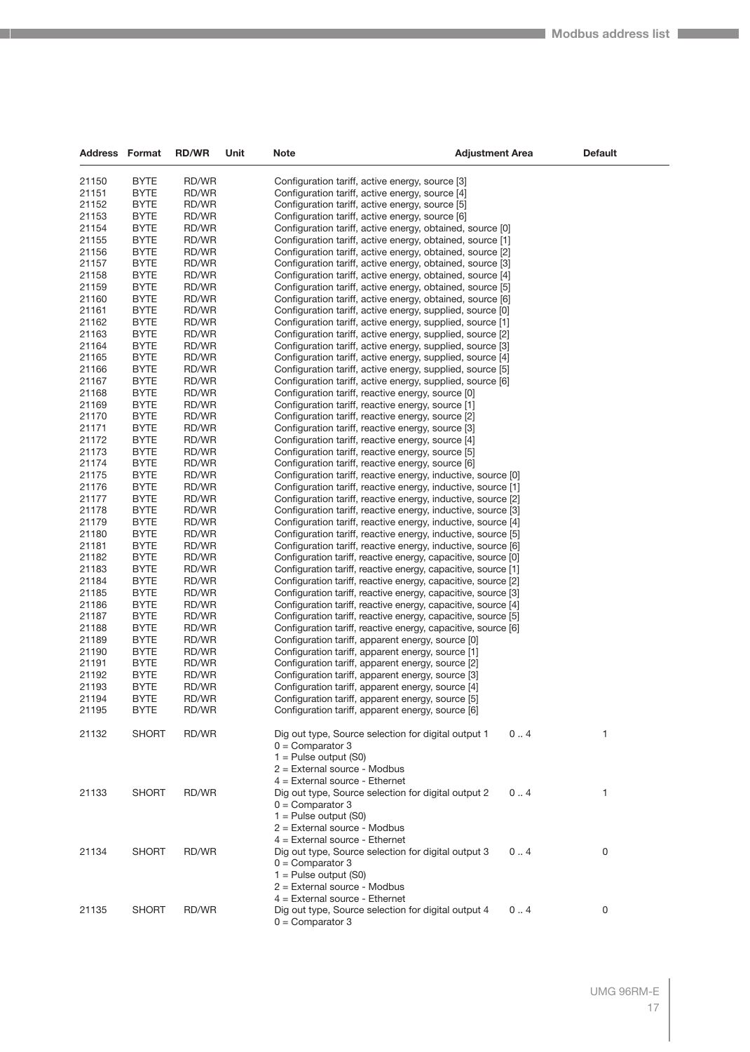| Address | Format | RD/WR | Unit | Note | Adjustment Area | Default |
|---|---|---|---|---|---|---|
| 21150 | BYTE | RD/WR | | Configuration tariff, active energy, source [3] | | |
| 21151 | BYTE | RD/WR | | Configuration tariff, active energy, source [4] | | |
| 21152 | BYTE | RD/WR | | Configuration tariff, active energy, source [5] | | |
| 21153 | BYTE | RD/WR | | Configuration tariff, active energy, source [6] | | |
| 21154 | BYTE | RD/WR | | Configuration tariff, active energy, obtained, source [0] | | |
| 21155 | BYTE | RD/WR | | Configuration tariff, active energy, obtained, source [1] | | |
| 21156 | BYTE | RD/WR | | Configuration tariff, active energy, obtained, source [2] | | |
| 21157 | BYTE | RD/WR | | Configuration tariff, active energy, obtained, source [3] | | |
| 21158 | BYTE | RD/WR | | Configuration tariff, active energy, obtained, source [4] | | |
| 21159 | BYTE | RD/WR | | Configuration tariff, active energy, obtained, source [5] | | |
| 21160 | BYTE | RD/WR | | Configuration tariff, active energy, obtained, source [6] | | |
| 21161 | BYTE | RD/WR | | Configuration tariff, active energy, supplied, source [0] | | |
| 21162 | BYTE | RD/WR | | Configuration tariff, active energy, supplied, source [1] | | |
| 21163 | BYTE | RD/WR | | Configuration tariff, active energy, supplied, source [2] | | |
| 21164 | BYTE | RD/WR | | Configuration tariff, active energy, supplied, source [3] | | |
| 21165 | BYTE | RD/WR | | Configuration tariff, active energy, supplied, source [4] | | |
| 21166 | BYTE | RD/WR | | Configuration tariff, active energy, supplied, source [5] | | |
| 21167 | BYTE | RD/WR | | Configuration tariff, active energy, supplied, source [6] | | |
| 21168 | BYTE | RD/WR | | Configuration tariff, reactive energy, source [0] | | |
| 21169 | BYTE | RD/WR | | Configuration tariff, reactive energy, source [1] | | |
| 21170 | BYTE | RD/WR | | Configuration tariff, reactive energy, source [2] | | |
| 21171 | BYTE | RD/WR | | Configuration tariff, reactive energy, source [3] | | |
| 21172 | BYTE | RD/WR | | Configuration tariff, reactive energy, source [4] | | |
| 21173 | BYTE | RD/WR | | Configuration tariff, reactive energy, source [5] | | |
| 21174 | BYTE | RD/WR | | Configuration tariff, reactive energy, source [6] | | |
| 21175 | BYTE | RD/WR | | Configuration tariff, reactive energy, inductive, source [0] | | |
| 21176 | BYTE | RD/WR | | Configuration tariff, reactive energy, inductive, source [1] | | |
| 21177 | BYTE | RD/WR | | Configuration tariff, reactive energy, inductive, source [2] | | |
| 21178 | BYTE | RD/WR | | Configuration tariff, reactive energy, inductive, source [3] | | |
| 21179 | BYTE | RD/WR | | Configuration tariff, reactive energy, inductive, source [4] | | |
| 21180 | BYTE | RD/WR | | Configuration tariff, reactive energy, inductive, source [5] | | |
| 21181 | BYTE | RD/WR | | Configuration tariff, reactive energy, inductive, source [6] | | |
| 21182 | BYTE | RD/WR | | Configuration tariff, reactive energy, capacitive, source [0] | | |
| 21183 | BYTE | RD/WR | | Configuration tariff, reactive energy, capacitive, source [1] | | |
| 21184 | BYTE | RD/WR | | Configuration tariff, reactive energy, capacitive, source [2] | | |
| 21185 | BYTE | RD/WR | | Configuration tariff, reactive energy, capacitive, source [3] | | |
| 21186 | BYTE | RD/WR | | Configuration tariff, reactive energy, capacitive, source [4] | | |
| 21187 | BYTE | RD/WR | | Configuration tariff, reactive energy, capacitive, source [5] | | |
| 21188 | BYTE | RD/WR | | Configuration tariff, reactive energy, capacitive, source [6] | | |
| 21189 | BYTE | RD/WR | | Configuration tariff, apparent energy, source [0] | | |
| 21190 | BYTE | RD/WR | | Configuration tariff, apparent energy, source [1] | | |
| 21191 | BYTE | RD/WR | | Configuration tariff, apparent energy, source [2] | | |
| 21192 | BYTE | RD/WR | | Configuration tariff, apparent energy, source [3] | | |
| 21193 | BYTE | RD/WR | | Configuration tariff, apparent energy, source [4] | | |
| 21194 | BYTE | RD/WR | | Configuration tariff, apparent energy, source [5] | | |
| 21195 | BYTE | RD/WR | | Configuration tariff, apparent energy, source [6] | | |
| 21132 | SHORT | RD/WR | | Dig out type, Source selection for digital output 1<br>0 = Comparator 3<br>1 = Pulse output (S0)<br>2 = External source - Modbus<br>4 = External source - Ethernet | 0 .. 4 | 1 |
| 21133 | SHORT | RD/WR | | Dig out type, Source selection for digital output 2<br>0 = Comparator 3<br>1 = Pulse output (S0)<br>2 = External source - Modbus<br>4 = External source - Ethernet | 0 .. 4 | 1 |
| 21134 | SHORT | RD/WR | | Dig out type, Source selection for digital output 3<br>0 = Comparator 3<br>1 = Pulse output (S0)<br>2 = External source - Modbus<br>4 = External source - Ethernet | 0 .. 4 | 0 |
| 21135 | SHORT | RD/WR | | Dig out type, Source selection for digital output 4<br>0 = Comparator 3 | 0 .. 4 | 0 |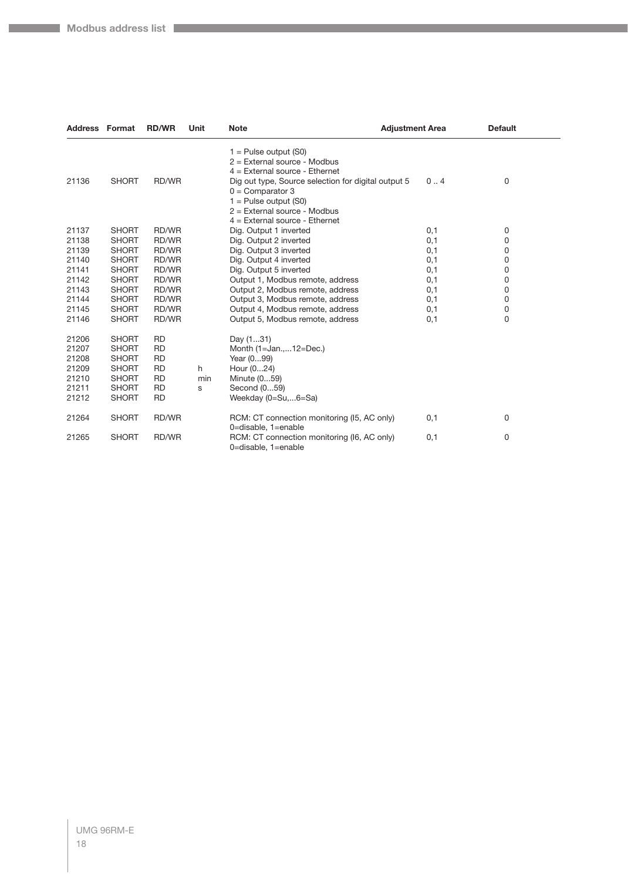| Address | Format | RD/WR | Unit | Note | Adjustment Area | Default |
|---|---|---|---|---|---|---|
| | | | | 1 = Pulse output (S0)<br>2 = External source - Modbus<br>4 = External source - Ethernet | | |
| 21136 | SHORT | RD/WR | | Dig out type, Source selection for digital output 5<br>0 = Comparator 3<br>1 = Pulse output (S0)<br>2 = External source - Modbus<br>4 = External source - Ethernet | 0 .. 4 | 0 |
| 21137 | SHORT | RD/WR | | Dig. Output 1 inverted | 0,1 | 0 |
| 21138 | SHORT | RD/WR | | Dig. Output 2 inverted | 0,1 | 0 |
| 21139 | SHORT | RD/WR | | Dig. Output 3 inverted | 0,1 | 0 |
| 21140 | SHORT | RD/WR | | Dig. Output 4 inverted | 0,1 | 0 |
| 21141 | SHORT | RD/WR | | Dig. Output 5 inverted | 0,1 | 0 |
| 21142 | SHORT | RD/WR | | Output 1, Modbus remote, address | 0,1 | 0 |
| 21143 | SHORT | RD/WR | | Output 2, Modbus remote, address | 0,1 | 0 |
| 21144 | SHORT | RD/WR | | Output 3, Modbus remote, address | 0,1 | 0 |
| 21145 | SHORT | RD/WR | | Output 4, Modbus remote, address | 0,1 | 0 |
| 21146 | SHORT | RD/WR | | Output 5, Modbus remote, address | 0,1 | 0 |
| 21206 | SHORT | RD | | Day (1...31) | | |
| 21207 | SHORT | RD | | Month (1=Jan.,...12=Dec.) | | |
| 21208 | SHORT | RD | | Year (0...99) | | |
| 21209 | SHORT | RD | h | Hour (0...24) | | |
| 21210 | SHORT | RD | min | Minute (0...59) | | |
| 21211 | SHORT | RD | s | Second (0...59) | | |
| 21212 | SHORT | RD | | Weekday (0=Su,...6=Sa) | | |
| 21264 | SHORT | RD/WR | | RCM: CT connection monitoring (I5, AC only)<br>0=disable, 1=enable | 0,1 | 0 |
| 21265 | SHORT | RD/WR | | RCM: CT connection monitoring (I6, AC only)<br>0=disable, 1=enable | 0,1 | 0 |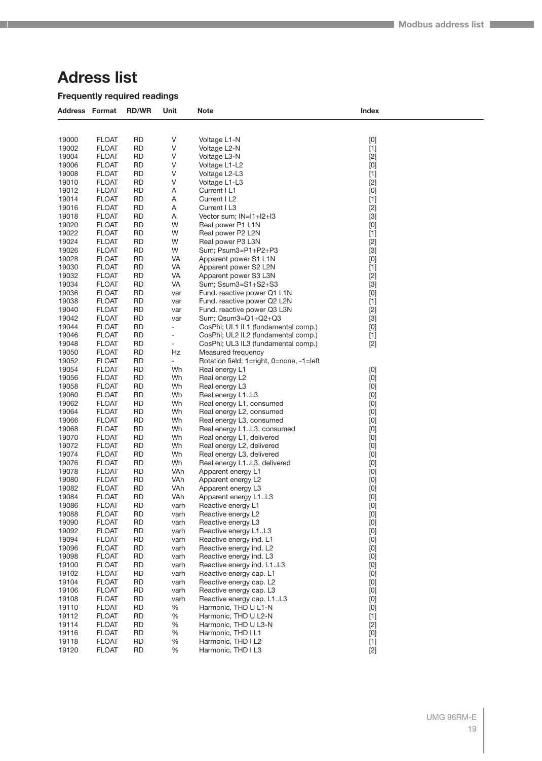# Adress list

### Frequently required readings

| Address | Format | RD/WR | Unit | Note | Index |
|---|---|---|---|---|---|
| 19000 | FLOAT | RD | V | Voltage L1-N | [0] |
| 19002 | FLOAT | RD | V | Voltage L2-N | [1] |
| 19004 | FLOAT | RD | V | Voltage L3-N | [2] |
| 19006 | FLOAT | RD | V | Voltage L1-L2 | [0] |
| 19008 | FLOAT | RD | V | Voltage L2-L3 | [1] |
| 19010 | FLOAT | RD | V | Voltage L1-L3 | [2] |
| 19012 | FLOAT | RD | A | Current I L1 | [0] |
| 19014 | FLOAT | RD | A | Current I L2 | [1] |
| 19016 | FLOAT | RD | A | Current I L3 | [2] |
| 19018 | FLOAT | RD | A | Vector sum; IN=I1+I2+I3 | [3] |
| 19020 | FLOAT | RD | W | Real power P1 L1N | [0] |
| 19022 | FLOAT | RD | W | Real power P2 L2N | [1] |
| 19024 | FLOAT | RD | W | Real power P3 L3N | [2] |
| 19026 | FLOAT | RD | W | Sum; Psum3=P1+P2+P3 | [3] |
| 19028 | FLOAT | RD | VA | Apparent power S1 L1N | [0] |
| 19030 | FLOAT | RD | VA | Apparent power S2 L2N | [1] |
| 19032 | FLOAT | RD | VA | Apparent power S3 L3N | [2] |
| 19034 | FLOAT | RD | VA | Sum; Ssum3=S1+S2+S3 | [3] |
| 19036 | FLOAT | RD | var | Fund. reactive power Q1 L1N | [0] |
| 19038 | FLOAT | RD | var | Fund. reactive power Q2 L2N | [1] |
| 19040 | FLOAT | RD | var | Fund. reactive power Q3 L3N | [2] |
| 19042 | FLOAT | RD | var | Sum; Qsum3=Q1+Q2+Q3 | [3] |
| 19044 | FLOAT | RD | - | CosPhi; UL1 IL1 (fundamental comp.) | [0] |
| 19046 | FLOAT | RD | - | CosPhi; UL2 IL2 (fundamental comp.) | [1] |
| 19048 | FLOAT | RD | - | CosPhi; UL3 IL3 (fundamental comp.) | [2] |
| 19050 | FLOAT | RD | Hz | Measured frequency | |
| 19052 | FLOAT | RD | - | Rotation field; 1=right, 0=none, -1=left | |
| 19054 | FLOAT | RD | Wh | Real energy L1 | [0] |
| 19056 | FLOAT | RD | Wh | Real energy L2 | [0] |
| 19058 | FLOAT | RD | Wh | Real energy L3 | [0] |
| 19060 | FLOAT | RD | Wh | Real energy L1..L3 | [0] |
| 19062 | FLOAT | RD | Wh | Real energy L1, consumed | [0] |
| 19064 | FLOAT | RD | Wh | Real energy L2, consumed | [0] |
| 19066 | FLOAT | RD | Wh | Real energy L3, consumed | [0] |
| 19068 | FLOAT | RD | Wh | Real energy L1..L3, consumed | [0] |
| 19070 | FLOAT | RD | Wh | Real energy L1, delivered | [0] |
| 19072 | FLOAT | RD | Wh | Real energy L2, delivered | [0] |
| 19074 | FLOAT | RD | Wh | Real energy L3, delivered | [0] |
| 19076 | FLOAT | RD | Wh | Real energy L1..L3, delivered | [0] |
| 19078 | FLOAT | RD | VAh | Apparent energy L1 | [0] |
| 19080 | FLOAT | RD | VAh | Apparent energy L2 | [0] |
| 19082 | FLOAT | RD | VAh | Apparent energy L3 | [0] |
| 19084 | FLOAT | RD | VAh | Apparent energy L1..L3 | [0] |
| 19086 | FLOAT | RD | varh | Reactive energy L1 | [0] |
| 19088 | FLOAT | RD | varh | Reactive energy L2 | [0] |
| 19090 | FLOAT | RD | varh | Reactive energy L3 | [0] |
| 19092 | FLOAT | RD | varh | Reactive energy L1..L3 | [0] |
| 19094 | FLOAT | RD | varh | Reactive energy ind. L1 | [0] |
| 19096 | FLOAT | RD | varh | Reactive energy ind. L2 | [0] |
| 19098 | FLOAT | RD | varh | Reactive energy ind. L3 | [0] |
| 19100 | FLOAT | RD | varh | Reactive energy ind. L1..L3 | [0] |
| 19102 | FLOAT | RD | varh | Reactive energy cap. L1 | [0] |
| 19104 | FLOAT | RD | varh | Reactive energy cap. L2 | [0] |
| 19106 | FLOAT | RD | varh | Reactive energy cap. L3 | [0] |
| 19108 | FLOAT | RD | varh | Reactive energy cap. L1..L3 | [0] |
| 19110 | FLOAT | RD | % | Harmonic, THD U L1-N | [0] |
| 19112 | FLOAT | RD | % | Harmonic, THD U L2-N | [1] |
| 19114 | FLOAT | RD | % | Harmonic, THD U L3-N | [2] |
| 19116 | FLOAT | RD | % | Harmonic, THD I L1 | [0] |
| 19118 | FLOAT | RD | % | Harmonic, THD I L2 | [1] |
| 19120 | FLOAT | RD | % | Harmonic, THD I L3 | [2] |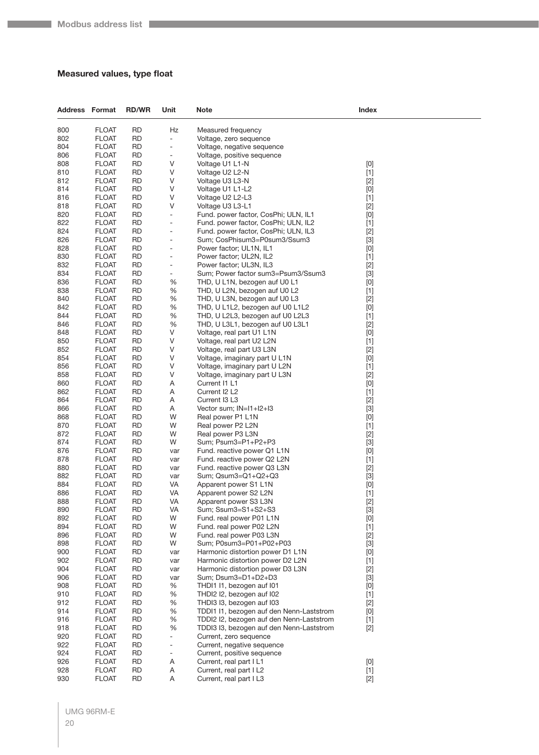### Measured values, type float

| Address | Format | RD/WR | Unit | Note | Index |
|---|---|---|---|---|---|
| 800 | FLOAT | RD | Hz | Measured frequency | |
| 802 | FLOAT | RD | - | Voltage, zero sequence | |
| 804 | FLOAT | RD | - | Voltage, negative sequence | |
| 806 | FLOAT | RD | - | Voltage, positive sequence | |
| 808 | FLOAT | RD | V | Voltage U1 L1-N | [0] |
| 810 | FLOAT | RD | V | Voltage U2 L2-N | [1] |
| 812 | FLOAT | RD | V | Voltage U3 L3-N | [2] |
| 814 | FLOAT | RD | V | Voltage U1 L1-L2 | [0] |
| 816 | FLOAT | RD | V | Voltage U2 L2-L3 | [1] |
| 818 | FLOAT | RD | V | Voltage U3 L3-L1 | [2] |
| 820 | FLOAT | RD | - | Fund. power factor, CosPhi; ULN, IL1 | [0] |
| 822 | FLOAT | RD | - | Fund. power factor, CosPhi; ULN, IL2 | [1] |
| 824 | FLOAT | RD | - | Fund. power factor, CosPhi; ULN, IL3 | [2] |
| 826 | FLOAT | RD | - | Sum; CosPhisum3=P0sum3/Ssum3 | [3] |
| 828 | FLOAT | RD | - | Power factor; UL1N, IL1 | [0] |
| 830 | FLOAT | RD | - | Power factor; UL2N, IL2 | [1] |
| 832 | FLOAT | RD | - | Power factor; UL3N, IL3 | [2] |
| 834 | FLOAT | RD | - | Sum; Power factor sum3=Psum3/Ssum3 | [3] |
| 836 | FLOAT | RD | % | THD, U L1N, bezogen auf U0 L1 | [0] |
| 838 | FLOAT | RD | % | THD, U L2N, bezogen auf U0 L2 | [1] |
| 840 | FLOAT | RD | % | THD, U L3N, bezogen auf U0 L3 | [2] |
| 842 | FLOAT | RD | % | THD, U L1L2, bezogen auf U0 L1L2 | [0] |
| 844 | FLOAT | RD | % | THD, U L2L3, bezogen auf U0 L2L3 | [1] |
| 846 | FLOAT | RD | % | THD, U L3L1, bezogen auf U0 L3L1 | [2] |
| 848 | FLOAT | RD | V | Voltage, real part U1 L1N | [0] |
| 850 | FLOAT | RD | V | Voltage, real part U2 L2N | [1] |
| 852 | FLOAT | RD | V | Voltage, real part U3 L3N | [2] |
| 854 | FLOAT | RD | V | Voltage, imaginary part U L1N | [0] |
| 856 | FLOAT | RD | V | Voltage, imaginary part U L2N | [1] |
| 858 | FLOAT | RD | V | Voltage, imaginary part U L3N | [2] |
| 860 | FLOAT | RD | A | Current I1 L1 | [0] |
| 862 | FLOAT | RD | A | Current I2 L2 | [1] |
| 864 | FLOAT | RD | A | Current I3 L3 | [2] |
| 866 | FLOAT | RD | A | Vector sum; IN=I1+I2+I3 | [3] |
| 868 | FLOAT | RD | W | Real power P1 L1N | [0] |
| 870 | FLOAT | RD | W | Real power P2 L2N | [1] |
| 872 | FLOAT | RD | W | Real power P3 L3N | [2] |
| 874 | FLOAT | RD | W | Sum; Psum3=P1+P2+P3 | [3] |
| 876 | FLOAT | RD | var | Fund. reactive power Q1 L1N | [0] |
| 878 | FLOAT | RD | var | Fund. reactive power Q2 L2N | [1] |
| 880 | FLOAT | RD | var | Fund. reactive power Q3 L3N | [2] |
| 882 | FLOAT | RD | var | Sum; Qsum3=Q1+Q2+Q3 | [3] |
| 884 | FLOAT | RD | VA | Apparent power S1 L1N | [0] |
| 886 | FLOAT | RD | VA | Apparent power S2 L2N | [1] |
| 888 | FLOAT | RD | VA | Apparent power S3 L3N | [2] |
| 890 | FLOAT | RD | VA | Sum; Ssum3=S1+S2+S3 | [3] |
| 892 | FLOAT | RD | W | Fund. real power P01 L1N | [0] |
| 894 | FLOAT | RD | W | Fund. real power P02 L2N | [1] |
| 896 | FLOAT | RD | W | Fund. real power P03 L3N | [2] |
| 898 | FLOAT | RD | W | Sum; P0sum3=P01+P02+P03 | [3] |
| 900 | FLOAT | RD | var | Harmonic distortion power D1 L1N | [0] |
| 902 | FLOAT | RD | var | Harmonic distortion power D2 L2N | [1] |
| 904 | FLOAT | RD | var | Harmonic distortion power D3 L3N | [2] |
| 906 | FLOAT | RD | var | Sum; Dsum3=D1+D2+D3 | [3] |
| 908 | FLOAT | RD | % | THDI1 I1, bezogen auf I01 | [0] |
| 910 | FLOAT | RD | % | THDI2 I2, bezogen auf I02 | [1] |
| 912 | FLOAT | RD | % | THDI3 I3, bezogen auf I03 | [2] |
| 914 | FLOAT | RD | % | TDDI1 I1, bezogen auf den Nenn-Laststrom | [0] |
| 916 | FLOAT | RD | % | TDDI2 I2, bezogen auf den Nenn-Laststrom | [1] |
| 918 | FLOAT | RD | % | TDDI3 I3, bezogen auf den Nenn-Laststrom | [2] |
| 920 | FLOAT | RD | - | Current, zero sequence | |
| 922 | FLOAT | RD | - | Current, negative sequence | |
| 924 | FLOAT | RD | - | Current, positive sequence | |
| 926 | FLOAT | RD | A | Current, real part I L1 | [0] |
| 928 | FLOAT | RD | A | Current, real part I L2 | [1] |
| 930 | FLOAT | RD | A | Current, real part I L3 | [2] |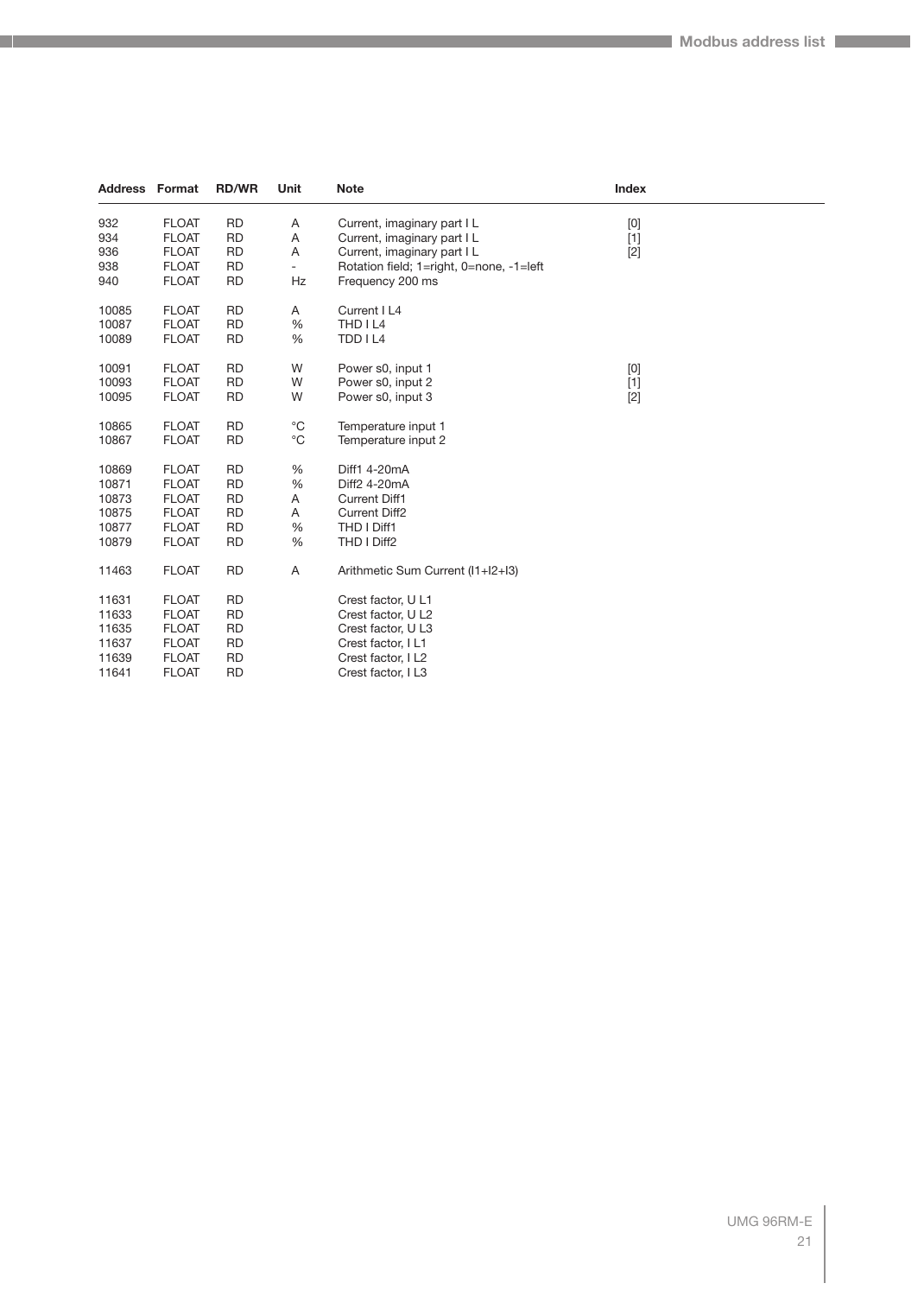| Address | Format | RD/WR | Unit | Note | Index |
|---|---|---|---|---|---|
| 932 | FLOAT | RD | A | Current, imaginary part I L | [0] |
| 934 | FLOAT | RD | A | Current, imaginary part I L | [1] |
| 936 | FLOAT | RD | A | Current, imaginary part I L | [2] |
| 938 | FLOAT | RD | - | Rotation field; 1=right, 0=none, -1=left | |
| 940 | FLOAT | RD | Hz | Frequency 200 ms | |
| | | | | | |
| 10085 | FLOAT | RD | A | Current I L4 | |
| 10087 | FLOAT | RD | % | THD I L4 | |
| 10089 | FLOAT | RD | % | TDD I L4 | |
| | | | | | |
| 10091 | FLOAT | RD | W | Power s0, input 1 | [0] |
| 10093 | FLOAT | RD | W | Power s0, input 2 | [1] |
| 10095 | FLOAT | RD | W | Power s0, input 3 | [2] |
| | | | | | |
| 10865 | FLOAT | RD | °C | Temperature input 1 | |
| 10867 | FLOAT | RD | °C | Temperature input 2 | |
| | | | | | |
| 10869 | FLOAT | RD | % | Diff1 4-20mA | |
| 10871 | FLOAT | RD | % | Diff2 4-20mA | |
| 10873 | FLOAT | RD | A | Current Diff1 | |
| 10875 | FLOAT | RD | A | Current Diff2 | |
| 10877 | FLOAT | RD | % | THD I Diff1 | |
| 10879 | FLOAT | RD | % | THD I Diff2 | |
| | | | | | |
| 11463 | FLOAT | RD | A | Arithmetic Sum Current (I1+I2+I3) | |
| | | | | | |
| 11631 | FLOAT | RD | | Crest factor, U L1 | |
| 11633 | FLOAT | RD | | Crest factor, U L2 | |
| 11635 | FLOAT | RD | | Crest factor, U L3 | |
| 11637 | FLOAT | RD | | Crest factor, I L1 | |
| 11639 | FLOAT | RD | | Crest factor, I L2 | |
| 11641 | FLOAT | RD | | Crest factor, I L3 | |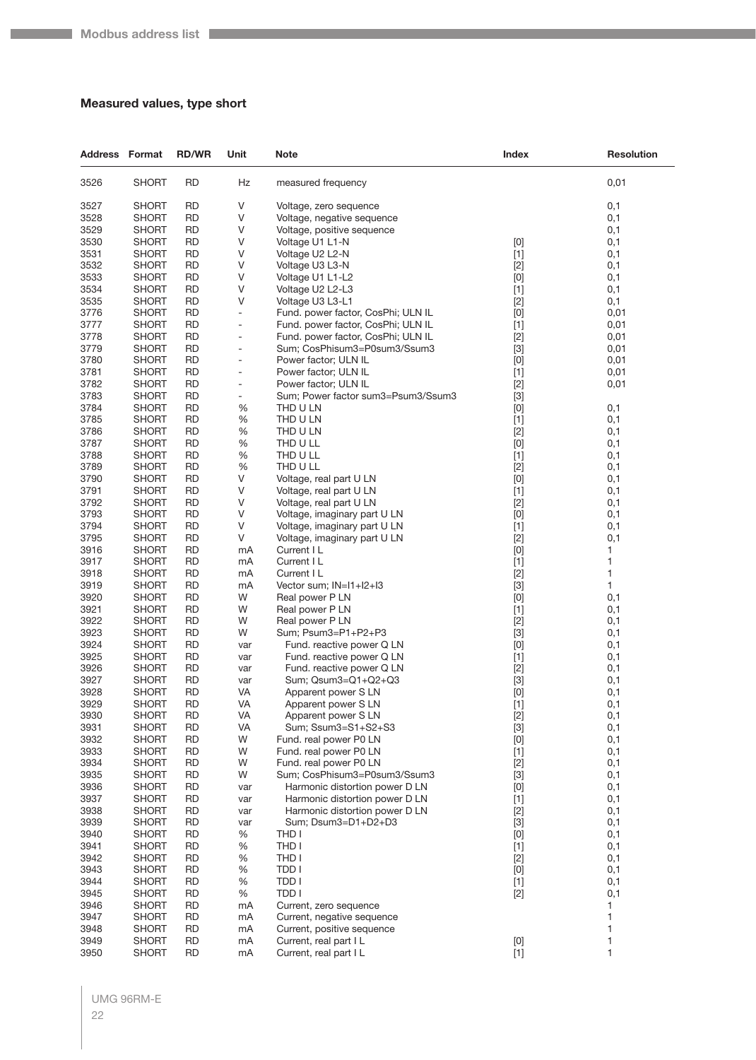## Measured values, type short

| Address | Format | RD/WR | Unit | Note | Index | Resolution |
|---|---|---|---|---|---|---|
| 3526 | SHORT | RD | Hz | measured frequency | | 0,01 |
| 3527 | SHORT | RD | V | Voltage, zero sequence | | 0,1 |
| 3528 | SHORT | RD | V | Voltage, negative sequence | | 0,1 |
| 3529 | SHORT | RD | V | Voltage, positive sequence | | 0,1 |
| 3530 | SHORT | RD | V | Voltage U1 L1-N | [0] | 0,1 |
| 3531 | SHORT | RD | V | Voltage U2 L2-N | [1] | 0,1 |
| 3532 | SHORT | RD | V | Voltage U3 L3-N | [2] | 0,1 |
| 3533 | SHORT | RD | V | Voltage U1 L1-L2 | [0] | 0,1 |
| 3534 | SHORT | RD | V | Voltage U2 L2-L3 | [1] | 0,1 |
| 3535 | SHORT | RD | V | Voltage U3 L3-L1 | [2] | 0,1 |
| 3776 | SHORT | RD | - | Fund. power factor, CosPhi; ULN IL | [0] | 0,01 |
| 3777 | SHORT | RD | - | Fund. power factor, CosPhi; ULN IL | [1] | 0,01 |
| 3778 | SHORT | RD | - | Fund. power factor, CosPhi; ULN IL | [2] | 0,01 |
| 3779 | SHORT | RD | - | Sum; CosPhisum3=P0sum3/Ssum3 | [3] | 0,01 |
| 3780 | SHORT | RD | - | Power factor; ULN IL | [0] | 0,01 |
| 3781 | SHORT | RD | - | Power factor; ULN IL | [1] | 0,01 |
| 3782 | SHORT | RD | - | Power factor; ULN IL | [2] | 0,01 |
| 3783 | SHORT | RD | - | Sum; Power factor sum3=Psum3/Ssum3 | [3] | |
| 3784 | SHORT | RD | % | THD U LN | [0] | 0,1 |
| 3785 | SHORT | RD | % | THD U LN | [1] | 0,1 |
| 3786 | SHORT | RD | % | THD U LN | [2] | 0,1 |
| 3787 | SHORT | RD | % | THD U LL | [0] | 0,1 |
| 3788 | SHORT | RD | % | THD U LL | [1] | 0,1 |
| 3789 | SHORT | RD | % | THD U LL | [2] | 0,1 |
| 3790 | SHORT | RD | V | Voltage, real part U LN | [0] | 0,1 |
| 3791 | SHORT | RD | V | Voltage, real part U LN | [1] | 0,1 |
| 3792 | SHORT | RD | V | Voltage, real part U LN | [2] | 0,1 |
| 3793 | SHORT | RD | V | Voltage, imaginary part U LN | [0] | 0,1 |
| 3794 | SHORT | RD | V | Voltage, imaginary part U LN | [1] | 0,1 |
| 3795 | SHORT | RD | V | Voltage, imaginary part U LN | [2] | 0,1 |
| 3916 | SHORT | RD | mA | Current I L | [0] | 1 |
| 3917 | SHORT | RD | mA | Current I L | [1] | 1 |
| 3918 | SHORT | RD | mA | Current I L | [2] | 1 |
| 3919 | SHORT | RD | mA | Vector sum; IN=I1+I2+I3 | [3] | 1 |
| 3920 | SHORT | RD | W | Real power P LN | [0] | 0,1 |
| 3921 | SHORT | RD | W | Real power P LN | [1] | 0,1 |
| 3922 | SHORT | RD | W | Real power P LN | [2] | 0,1 |
| 3923 | SHORT | RD | W | Sum; Psum3=P1+P2+P3 | [3] | 0,1 |
| 3924 | SHORT | RD | var | Fund. reactive power Q LN | [0] | 0,1 |
| 3925 | SHORT | RD | var | Fund. reactive power Q LN | [1] | 0,1 |
| 3926 | SHORT | RD | var | Fund. reactive power Q LN | [2] | 0,1 |
| 3927 | SHORT | RD | var | Sum; Qsum3=Q1+Q2+Q3 | [3] | 0,1 |
| 3928 | SHORT | RD | VA | Apparent power S LN | [0] | 0,1 |
| 3929 | SHORT | RD | VA | Apparent power S LN | [1] | 0,1 |
| 3930 | SHORT | RD | VA | Apparent power S LN | [2] | 0,1 |
| 3931 | SHORT | RD | VA | Sum; Ssum3=S1+S2+S3 | [3] | 0,1 |
| 3932 | SHORT | RD | W | Fund. real power P0 LN | [0] | 0,1 |
| 3933 | SHORT | RD | W | Fund. real power P0 LN | [1] | 0,1 |
| 3934 | SHORT | RD | W | Fund. real power P0 LN | [2] | 0,1 |
| 3935 | SHORT | RD | W | Sum; CosPhisum3=P0sum3/Ssum3 | [3] | 0,1 |
| 3936 | SHORT | RD | var | Harmonic distortion power D LN | [0] | 0,1 |
| 3937 | SHORT | RD | var | Harmonic distortion power D LN | [1] | 0,1 |
| 3938 | SHORT | RD | var | Harmonic distortion power D LN | [2] | 0,1 |
| 3939 | SHORT | RD | var | Sum; Dsum3=D1+D2+D3 | [3] | 0,1 |
| 3940 | SHORT | RD | % | THD I | [0] | 0,1 |
| 3941 | SHORT | RD | % | THD I | [1] | 0,1 |
| 3942 | SHORT | RD | % | THD I | [2] | 0,1 |
| 3943 | SHORT | RD | % | TDD I | [0] | 0,1 |
| 3944 | SHORT | RD | % | TDD I | [1] | 0,1 |
| 3945 | SHORT | RD | % | TDD I | [2] | 0,1 |
| 3946 | SHORT | RD | mA | Current, zero sequence | | 1 |
| 3947 | SHORT | RD | mA | Current, negative sequence | | 1 |
| 3948 | SHORT | RD | mA | Current, positive sequence | | 1 |
| 3949 | SHORT | RD | mA | Current, real part I L | [0] | 1 |
| 3950 | SHORT | RD | mA | Current, real part I L | [1] | 1 |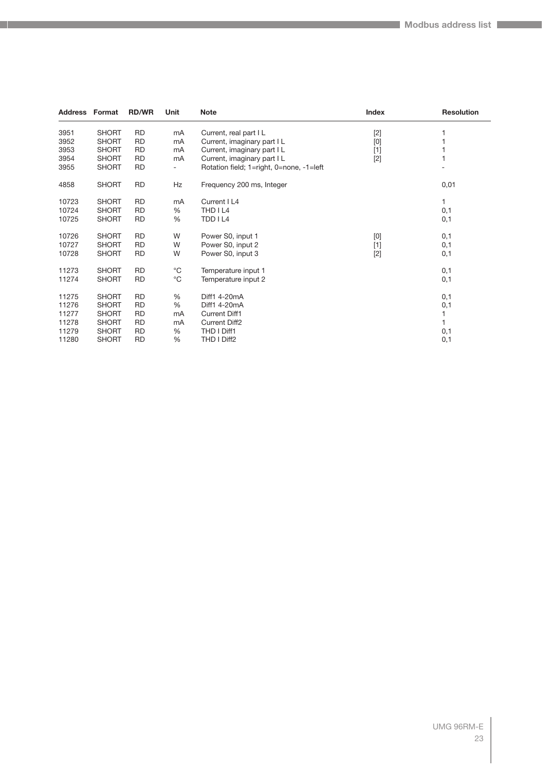| Address | Format | RD/WR | Unit | Note | Index | Resolution |
|---|---|---|---|---|---|---|
| 3951 | SHORT | RD | mA | Current, real part I L | [2] | 1 |
| 3952 | SHORT | RD | mA | Current, imaginary part I L | [0] | 1 |
| 3953 | SHORT | RD | mA | Current, imaginary part I L | [1] | 1 |
| 3954 | SHORT | RD | mA | Current, imaginary part I L | [2] | 1 |
| 3955 | SHORT | RD | - | Rotation field; 1=right, 0=none, -1=left | | - |
| | | | | | | |
| 4858 | SHORT | RD | Hz | Frequency 200 ms, Integer | | 0,01 |
| | | | | | | |
| 10723 | SHORT | RD | mA | Current I L4 | | 1 |
| 10724 | SHORT | RD | % | THD I L4 | | 0,1 |
| 10725 | SHORT | RD | % | TDD I L4 | | 0,1 |
| | | | | | | |
| 10726 | SHORT | RD | W | Power S0, input 1 | [0] | 0,1 |
| 10727 | SHORT | RD | W | Power S0, input 2 | [1] | 0,1 |
| 10728 | SHORT | RD | W | Power S0, input 3 | [2] | 0,1 |
| | | | | | | |
| 11273 | SHORT | RD | °C | Temperature input 1 | | 0,1 |
| 11274 | SHORT | RD | °C | Temperature input 2 | | 0,1 |
| | | | | | | |
| 11275 | SHORT | RD | % | Diff1 4-20mA | | 0,1 |
| 11276 | SHORT | RD | % | Diff1 4-20mA | | 0,1 |
| 11277 | SHORT | RD | mA | Current Diff1 | | 1 |
| 11278 | SHORT | RD | mA | Current Diff2 | | 1 |
| 11279 | SHORT | RD | % | THD I Diff1 | | 0,1 |
| 11280 | SHORT | RD | % | THD I Diff2 | | 0,1 |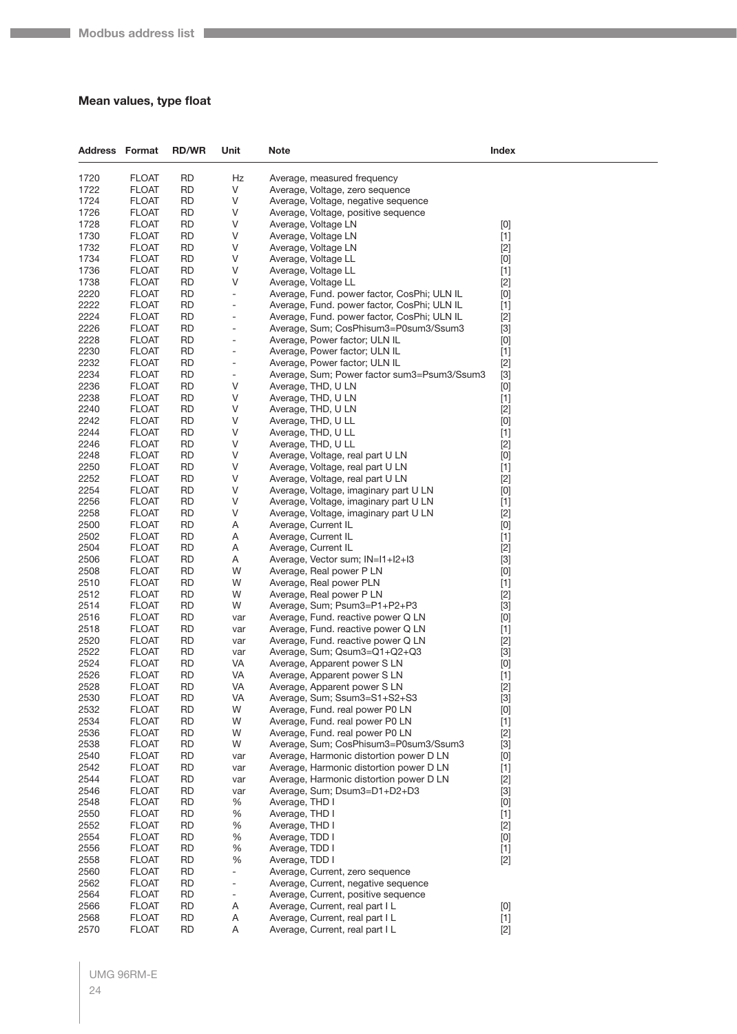## Mean values, type float

| Address | Format | RD/WR | Unit | Note | Index |
|---|---|---|---|---|---|
| 1720 | FLOAT | RD | Hz | Average, measured frequency | |
| 1722 | FLOAT | RD | V | Average, Voltage, zero sequence | |
| 1724 | FLOAT | RD | V | Average, Voltage, negative sequence | |
| 1726 | FLOAT | RD | V | Average, Voltage, positive sequence | |
| 1728 | FLOAT | RD | V | Average, Voltage LN | [0] |
| 1730 | FLOAT | RD | V | Average, Voltage LN | [1] |
| 1732 | FLOAT | RD | V | Average, Voltage LN | [2] |
| 1734 | FLOAT | RD | V | Average, Voltage LL | [0] |
| 1736 | FLOAT | RD | V | Average, Voltage LL | [1] |
| 1738 | FLOAT | RD | V | Average, Voltage LL | [2] |
| 2220 | FLOAT | RD | - | Average, Fund. power factor, CosPhi; ULN IL | [0] |
| 2222 | FLOAT | RD | - | Average, Fund. power factor, CosPhi; ULN IL | [1] |
| 2224 | FLOAT | RD | - | Average, Fund. power factor, CosPhi; ULN IL | [2] |
| 2226 | FLOAT | RD | - | Average, Sum; CosPhisum3=P0sum3/Ssum3 | [3] |
| 2228 | FLOAT | RD | - | Average, Power factor; ULN IL | [0] |
| 2230 | FLOAT | RD | - | Average, Power factor; ULN IL | [1] |
| 2232 | FLOAT | RD | - | Average, Power factor; ULN IL | [2] |
| 2234 | FLOAT | RD | - | Average, Sum; Power factor sum3=Psum3/Ssum3 | [3] |
| 2236 | FLOAT | RD | V | Average, THD, U LN | [0] |
| 2238 | FLOAT | RD | V | Average, THD, U LN | [1] |
| 2240 | FLOAT | RD | V | Average, THD, U LN | [2] |
| 2242 | FLOAT | RD | V | Average, THD, U LL | [0] |
| 2244 | FLOAT | RD | V | Average, THD, U LL | [1] |
| 2246 | FLOAT | RD | V | Average, THD, U LL | [2] |
| 2248 | FLOAT | RD | V | Average, Voltage, real part U LN | [0] |
| 2250 | FLOAT | RD | V | Average, Voltage, real part U LN | [1] |
| 2252 | FLOAT | RD | V | Average, Voltage, real part U LN | [2] |
| 2254 | FLOAT | RD | V | Average, Voltage, imaginary part U LN | [0] |
| 2256 | FLOAT | RD | V | Average, Voltage, imaginary part U LN | [1] |
| 2258 | FLOAT | RD | V | Average, Voltage, imaginary part U LN | [2] |
| 2500 | FLOAT | RD | A | Average, Current IL | [0] |
| 2502 | FLOAT | RD | A | Average, Current IL | [1] |
| 2504 | FLOAT | RD | A | Average, Current IL | [2] |
| 2506 | FLOAT | RD | A | Average, Vector sum; IN=I1+I2+I3 | [3] |
| 2508 | FLOAT | RD | W | Average, Real power P LN | [0] |
| 2510 | FLOAT | RD | W | Average, Real power PLN | [1] |
| 2512 | FLOAT | RD | W | Average, Real power P LN | [2] |
| 2514 | FLOAT | RD | W | Average, Sum; Psum3=P1+P2+P3 | [3] |
| 2516 | FLOAT | RD | var | Average, Fund. reactive power Q LN | [0] |
| 2518 | FLOAT | RD | var | Average, Fund. reactive power Q LN | [1] |
| 2520 | FLOAT | RD | var | Average, Fund. reactive power Q LN | [2] |
| 2522 | FLOAT | RD | var | Average, Sum; Qsum3=Q1+Q2+Q3 | [3] |
| 2524 | FLOAT | RD | VA | Average, Apparent power S LN | [0] |
| 2526 | FLOAT | RD | VA | Average, Apparent power S LN | [1] |
| 2528 | FLOAT | RD | VA | Average, Apparent power S LN | [2] |
| 2530 | FLOAT | RD | VA | Average, Sum; Ssum3=S1+S2+S3 | [3] |
| 2532 | FLOAT | RD | W | Average, Fund. real power P0 LN | [0] |
| 2534 | FLOAT | RD | W | Average, Fund. real power P0 LN | [1] |
| 2536 | FLOAT | RD | W | Average, Fund. real power P0 LN | [2] |
| 2538 | FLOAT | RD | W | Average, Sum; CosPhisum3=P0sum3/Ssum3 | [3] |
| 2540 | FLOAT | RD | var | Average, Harmonic distortion power D LN | [0] |
| 2542 | FLOAT | RD | var | Average, Harmonic distortion power D LN | [1] |
| 2544 | FLOAT | RD | var | Average, Harmonic distortion power D LN | [2] |
| 2546 | FLOAT | RD | var | Average, Sum; Dsum3=D1+D2+D3 | [3] |
| 2548 | FLOAT | RD | % | Average, THD I | [0] |
| 2550 | FLOAT | RD | % | Average, THD I | [1] |
| 2552 | FLOAT | RD | % | Average, THD I | [2] |
| 2554 | FLOAT | RD | % | Average, TDD I | [0] |
| 2556 | FLOAT | RD | % | Average, TDD I | [1] |
| 2558 | FLOAT | RD | % | Average, TDD I | [2] |
| 2560 | FLOAT | RD | - | Average, Current, zero sequence | |
| 2562 | FLOAT | RD | - | Average, Current, negative sequence | |
| 2564 | FLOAT | RD | - | Average, Current, positive sequence | |
| 2566 | FLOAT | RD | A | Average, Current, real part I L | [0] |
| 2568 | FLOAT | RD | A | Average, Current, real part I L | [1] |
| 2570 | FLOAT | RD | A | Average, Current, real part I L | [2] |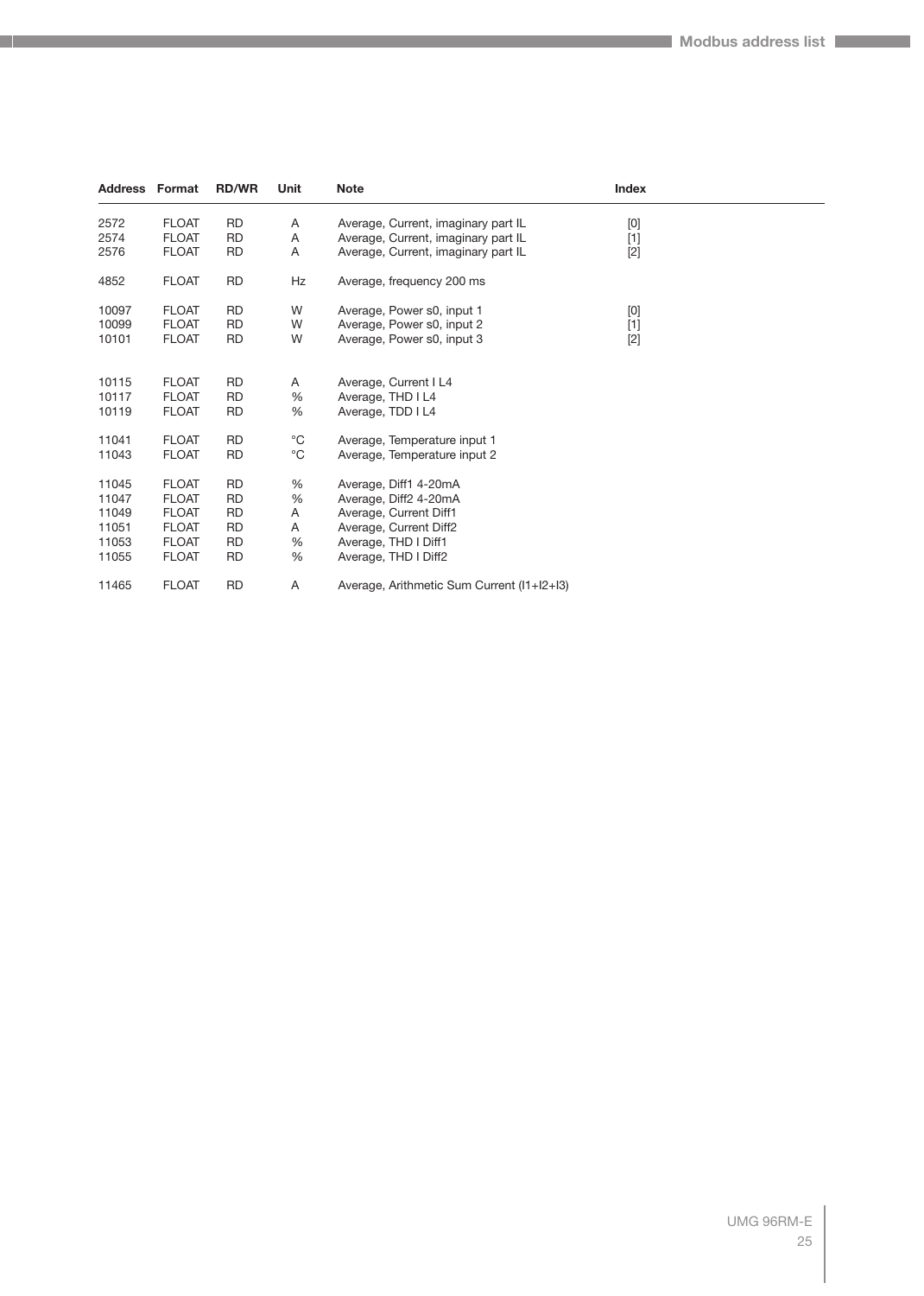| Address | Format | RD/WR | Unit | Note | Index |
|---|---|---|---|---|---|
| 2572 | FLOAT | RD | A | Average, Current, imaginary part IL | [0] |
| 2574 | FLOAT | RD | A | Average, Current, imaginary part IL | [1] |
| 2576 | FLOAT | RD | A | Average, Current, imaginary part IL | [2] |
| 4852 | FLOAT | RD | Hz | Average, frequency 200 ms | |
| 10097 | FLOAT | RD | W | Average, Power s0, input 1 | [0] |
| 10099 | FLOAT | RD | W | Average, Power s0, input 2 | [1] |
| 10101 | FLOAT | RD | W | Average, Power s0, input 3 | [2] |
| 10115 | FLOAT | RD | A | Average, Current I L4 | |
| 10117 | FLOAT | RD | % | Average, THD I L4 | |
| 10119 | FLOAT | RD | % | Average, TDD I L4 | |
| 11041 | FLOAT | RD | °C | Average, Temperature input 1 | |
| 11043 | FLOAT | RD | °C | Average, Temperature input 2 | |
| 11045 | FLOAT | RD | % | Average, Diff1 4-20mA | |
| 11047 | FLOAT | RD | % | Average, Diff2 4-20mA | |
| 11049 | FLOAT | RD | A | Average, Current Diff1 | |
| 11051 | FLOAT | RD | A | Average, Current Diff2 | |
| 11053 | FLOAT | RD | % | Average, THD I Diff1 | |
| 11055 | FLOAT | RD | % | Average, THD I Diff2 | |
| 11465 | FLOAT | RD | A | Average, Arithmetic Sum Current (I1+I2+I3) | |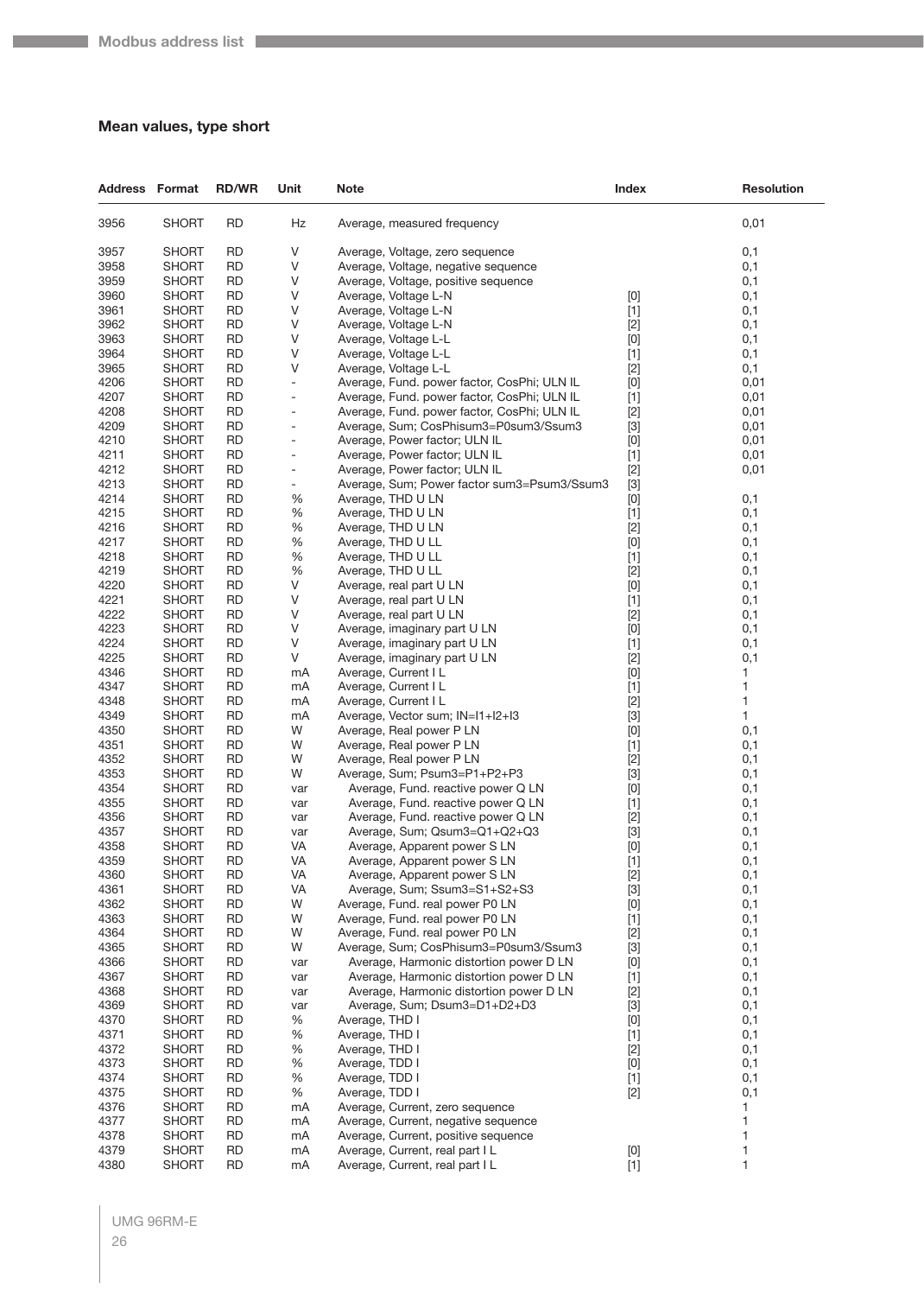## Mean values, type short

| Address | Format | RD/WR | Unit | Note | Index | Resolution |
|---|---|---|---|---|---|---|
| 3956 | SHORT | RD | Hz | Average, measured frequency | | 0,01 |
| 3957 | SHORT | RD | V | Average, Voltage, zero sequence | | 0,1 |
| 3958 | SHORT | RD | V | Average, Voltage, negative sequence | | 0,1 |
| 3959 | SHORT | RD | V | Average, Voltage, positive sequence | | 0,1 |
| 3960 | SHORT | RD | V | Average, Voltage L-N | [0] | 0,1 |
| 3961 | SHORT | RD | V | Average, Voltage L-N | [1] | 0,1 |
| 3962 | SHORT | RD | V | Average, Voltage L-N | [2] | 0,1 |
| 3963 | SHORT | RD | V | Average, Voltage L-L | [0] | 0,1 |
| 3964 | SHORT | RD | V | Average, Voltage L-L | [1] | 0,1 |
| 3965 | SHORT | RD | V | Average, Voltage L-L | [2] | 0,1 |
| 4206 | SHORT | RD | - | Average, Fund. power factor, CosPhi; ULN IL | [0] | 0,01 |
| 4207 | SHORT | RD | - | Average, Fund. power factor, CosPhi; ULN IL | [1] | 0,01 |
| 4208 | SHORT | RD | - | Average, Fund. power factor, CosPhi; ULN IL | [2] | 0,01 |
| 4209 | SHORT | RD | - | Average, Sum; CosPhisum3=P0sum3/Ssum3 | [3] | 0,01 |
| 4210 | SHORT | RD | - | Average, Power factor; ULN IL | [0] | 0,01 |
| 4211 | SHORT | RD | - | Average, Power factor; ULN IL | [1] | 0,01 |
| 4212 | SHORT | RD | - | Average, Power factor; ULN IL | [2] | 0,01 |
| 4213 | SHORT | RD | - | Average, Sum; Power factor sum3=Psum3/Ssum3 | [3] | |
| 4214 | SHORT | RD | % | Average, THD U LN | [0] | 0,1 |
| 4215 | SHORT | RD | % | Average, THD U LN | [1] | 0,1 |
| 4216 | SHORT | RD | % | Average, THD U LN | [2] | 0,1 |
| 4217 | SHORT | RD | % | Average, THD U LL | [0] | 0,1 |
| 4218 | SHORT | RD | % | Average, THD U LL | [1] | 0,1 |
| 4219 | SHORT | RD | % | Average, THD U LL | [2] | 0,1 |
| 4220 | SHORT | RD | V | Average, real part U LN | [0] | 0,1 |
| 4221 | SHORT | RD | V | Average, real part U LN | [1] | 0,1 |
| 4222 | SHORT | RD | V | Average, real part U LN | [2] | 0,1 |
| 4223 | SHORT | RD | V | Average, imaginary part U LN | [0] | 0,1 |
| 4224 | SHORT | RD | V | Average, imaginary part U LN | [1] | 0,1 |
| 4225 | SHORT | RD | V | Average, imaginary part U LN | [2] | 0,1 |
| 4346 | SHORT | RD | mA | Average, Current I L | [0] | 1 |
| 4347 | SHORT | RD | mA | Average, Current I L | [1] | 1 |
| 4348 | SHORT | RD | mA | Average, Current I L | [2] | 1 |
| 4349 | SHORT | RD | mA | Average, Vector sum; IN=I1+I2+I3 | [3] | 1 |
| 4350 | SHORT | RD | W | Average, Real power P LN | [0] | 0,1 |
| 4351 | SHORT | RD | W | Average, Real power P LN | [1] | 0,1 |
| 4352 | SHORT | RD | W | Average, Real power P LN | [2] | 0,1 |
| 4353 | SHORT | RD | W | Average, Sum; Psum3=P1+P2+P3 | [3] | 0,1 |
| 4354 | SHORT | RD | var | Average, Fund. reactive power Q LN | [0] | 0,1 |
| 4355 | SHORT | RD | var | Average, Fund. reactive power Q LN | [1] | 0,1 |
| 4356 | SHORT | RD | var | Average, Fund. reactive power Q LN | [2] | 0,1 |
| 4357 | SHORT | RD | var | Average, Sum; Qsum3=Q1+Q2+Q3 | [3] | 0,1 |
| 4358 | SHORT | RD | VA | Average, Apparent power S LN | [0] | 0,1 |
| 4359 | SHORT | RD | VA | Average, Apparent power S LN | [1] | 0,1 |
| 4360 | SHORT | RD | VA | Average, Apparent power S LN | [2] | 0,1 |
| 4361 | SHORT | RD | VA | Average, Sum; Ssum3=S1+S2+S3 | [3] | 0,1 |
| 4362 | SHORT | RD | W | Average, Fund. real power P0 LN | [0] | 0,1 |
| 4363 | SHORT | RD | W | Average, Fund. real power P0 LN | [1] | 0,1 |
| 4364 | SHORT | RD | W | Average, Fund. real power P0 LN | [2] | 0,1 |
| 4365 | SHORT | RD | W | Average, Sum; CosPhisum3=P0sum3/Ssum3 | [3] | 0,1 |
| 4366 | SHORT | RD | var | Average, Harmonic distortion power D LN | [0] | 0,1 |
| 4367 | SHORT | RD | var | Average, Harmonic distortion power D LN | [1] | 0,1 |
| 4368 | SHORT | RD | var | Average, Harmonic distortion power D LN | [2] | 0,1 |
| 4369 | SHORT | RD | var | Average, Sum; Dsum3=D1+D2+D3 | [3] | 0,1 |
| 4370 | SHORT | RD | % | Average, THD I | [0] | 0,1 |
| 4371 | SHORT | RD | % | Average, THD I | [1] | 0,1 |
| 4372 | SHORT | RD | % | Average, THD I | [2] | 0,1 |
| 4373 | SHORT | RD | % | Average, TDD I | [0] | 0,1 |
| 4374 | SHORT | RD | % | Average, TDD I | [1] | 0,1 |
| 4375 | SHORT | RD | % | Average, TDD I | [2] | 0,1 |
| 4376 | SHORT | RD | mA | Average, Current, zero sequence | | 1 |
| 4377 | SHORT | RD | mA | Average, Current, negative sequence | | 1 |
| 4378 | SHORT | RD | mA | Average, Current, positive sequence | | 1 |
| 4379 | SHORT | RD | mA | Average, Current, real part I L | [0] | 1 |
| 4380 | SHORT | RD | mA | Average, Current, real part I L | [1] | 1 |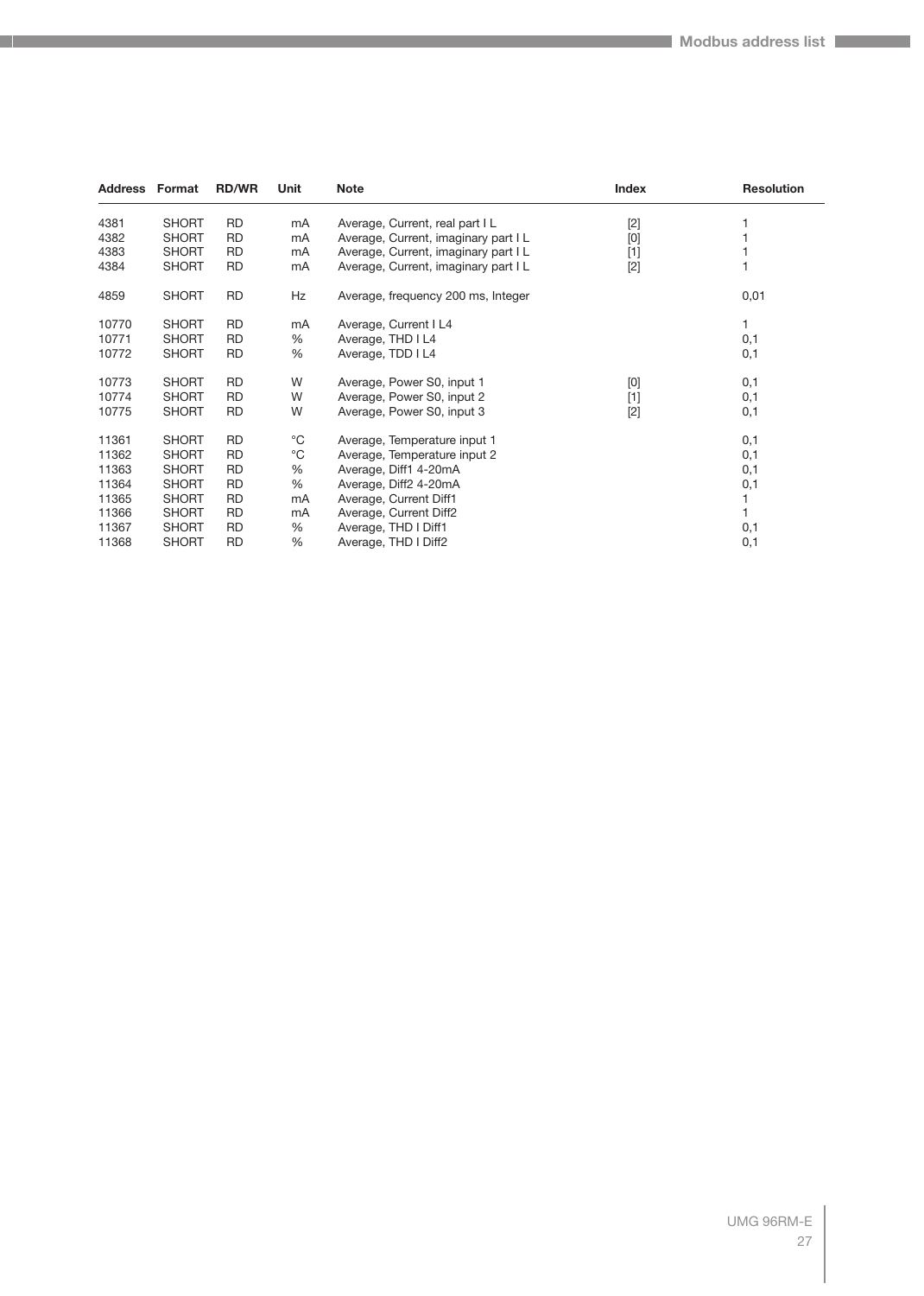| Address | Format | RD/WR | Unit | Note | Index | Resolution |
|---|---|---|---|---|---|---|
| 4381 | SHORT | RD | mA | Average, Current, real part I L | [2] | 1 |
| 4382 | SHORT | RD | mA | Average, Current, imaginary part I L | [0] | 1 |
| 4383 | SHORT | RD | mA | Average, Current, imaginary part I L | [1] | 1 |
| 4384 | SHORT | RD | mA | Average, Current, imaginary part I L | [2] | 1 |
| 4859 | SHORT | RD | Hz | Average, frequency 200 ms, Integer | | 0,01 |
| 10770 | SHORT | RD | mA | Average, Current I L4 | | 1 |
| 10771 | SHORT | RD | % | Average, THD I L4 | | 0,1 |
| 10772 | SHORT | RD | % | Average, TDD I L4 | | 0,1 |
| 10773 | SHORT | RD | W | Average, Power S0, input 1 | [0] | 0,1 |
| 10774 | SHORT | RD | W | Average, Power S0, input 2 | [1] | 0,1 |
| 10775 | SHORT | RD | W | Average, Power S0, input 3 | [2] | 0,1 |
| 11361 | SHORT | RD | °C | Average, Temperature input 1 | | 0,1 |
| 11362 | SHORT | RD | °C | Average, Temperature input 2 | | 0,1 |
| 11363 | SHORT | RD | % | Average, Diff1 4-20mA | | 0,1 |
| 11364 | SHORT | RD | % | Average, Diff2 4-20mA | | 0,1 |
| 11365 | SHORT | RD | mA | Average, Current Diff1 | | 1 |
| 11366 | SHORT | RD | mA | Average, Current Diff2 | | 1 |
| 11367 | SHORT | RD | % | Average, THD I Diff1 | | 0,1 |
| 11368 | SHORT | RD | % | Average, THD I Diff2 | | 0,1 |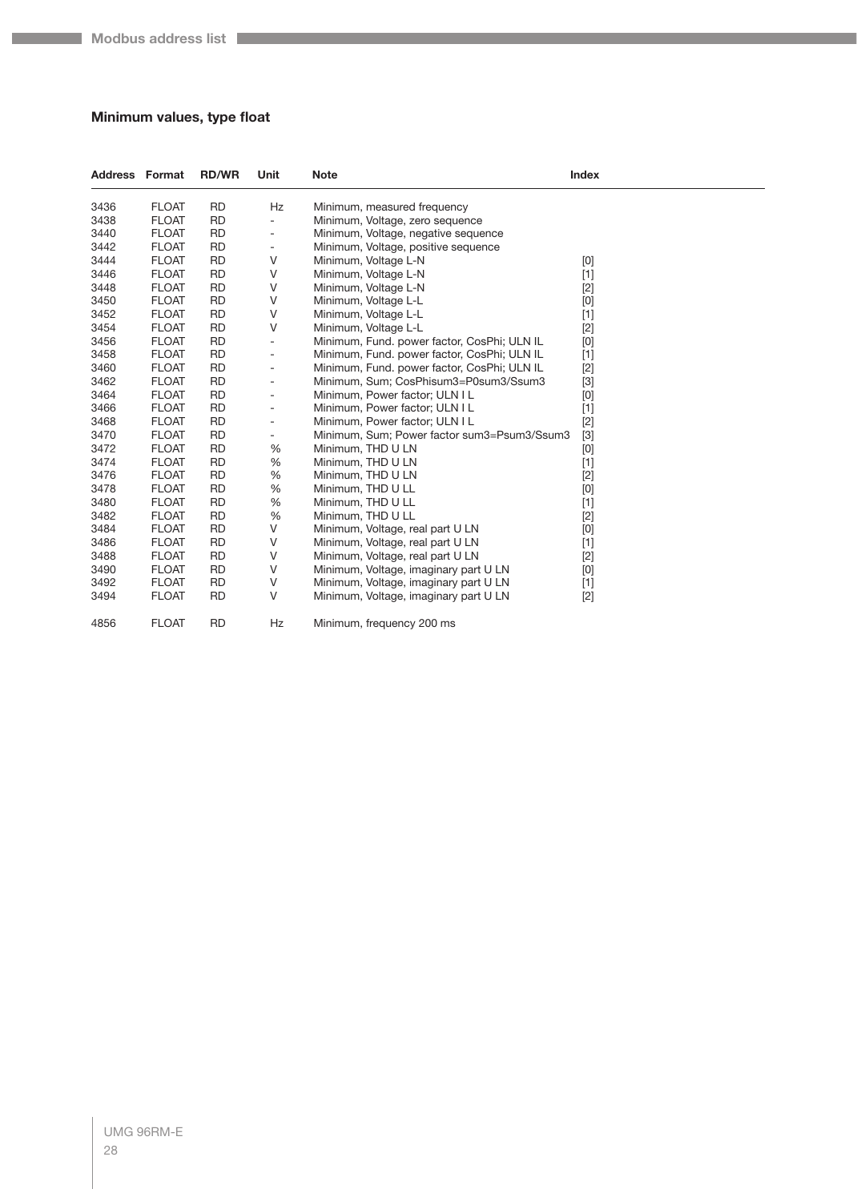### Minimum values, type float

| Address | Format | RD/WR | Unit | Note | Index |
|---|---|---|---|---|---|
| 3436 | FLOAT | RD | Hz | Minimum, measured frequency | |
| 3438 | FLOAT | RD | - | Minimum, Voltage, zero sequence | |
| 3440 | FLOAT | RD | - | Minimum, Voltage, negative sequence | |
| 3442 | FLOAT | RD | - | Minimum, Voltage, positive sequence | |
| 3444 | FLOAT | RD | V | Minimum, Voltage L-N | [0] |
| 3446 | FLOAT | RD | V | Minimum, Voltage L-N | [1] |
| 3448 | FLOAT | RD | V | Minimum, Voltage L-N | [2] |
| 3450 | FLOAT | RD | V | Minimum, Voltage L-L | [0] |
| 3452 | FLOAT | RD | V | Minimum, Voltage L-L | [1] |
| 3454 | FLOAT | RD | V | Minimum, Voltage L-L | [2] |
| 3456 | FLOAT | RD | - | Minimum, Fund. power factor, CosPhi; ULN IL | [0] |
| 3458 | FLOAT | RD | - | Minimum, Fund. power factor, CosPhi; ULN IL | [1] |
| 3460 | FLOAT | RD | - | Minimum, Fund. power factor, CosPhi; ULN IL | [2] |
| 3462 | FLOAT | RD | - | Minimum, Sum; CosPhisum3=P0sum3/Ssum3 | [3] |
| 3464 | FLOAT | RD | - | Minimum, Power factor; ULN I L | [0] |
| 3466 | FLOAT | RD | - | Minimum, Power factor; ULN I L | [1] |
| 3468 | FLOAT | RD | - | Minimum, Power factor; ULN I L | [2] |
| 3470 | FLOAT | RD | - | Minimum, Sum; Power factor sum3=Psum3/Ssum3 | [3] |
| 3472 | FLOAT | RD | % | Minimum, THD U LN | [0] |
| 3474 | FLOAT | RD | % | Minimum, THD U LN | [1] |
| 3476 | FLOAT | RD | % | Minimum, THD U LN | [2] |
| 3478 | FLOAT | RD | % | Minimum, THD U LL | [0] |
| 3480 | FLOAT | RD | % | Minimum, THD U LL | [1] |
| 3482 | FLOAT | RD | % | Minimum, THD U LL | [2] |
| 3484 | FLOAT | RD | V | Minimum, Voltage, real part U LN | [0] |
| 3486 | FLOAT | RD | V | Minimum, Voltage, real part U LN | [1] |
| 3488 | FLOAT | RD | V | Minimum, Voltage, real part U LN | [2] |
| 3490 | FLOAT | RD | V | Minimum, Voltage, imaginary part U LN | [0] |
| 3492 | FLOAT | RD | V | Minimum, Voltage, imaginary part U LN | [1] |
| 3494 | FLOAT | RD | V | Minimum, Voltage, imaginary part U LN | [2] |
| 4856 | FLOAT | RD | Hz | Minimum, frequency 200 ms | |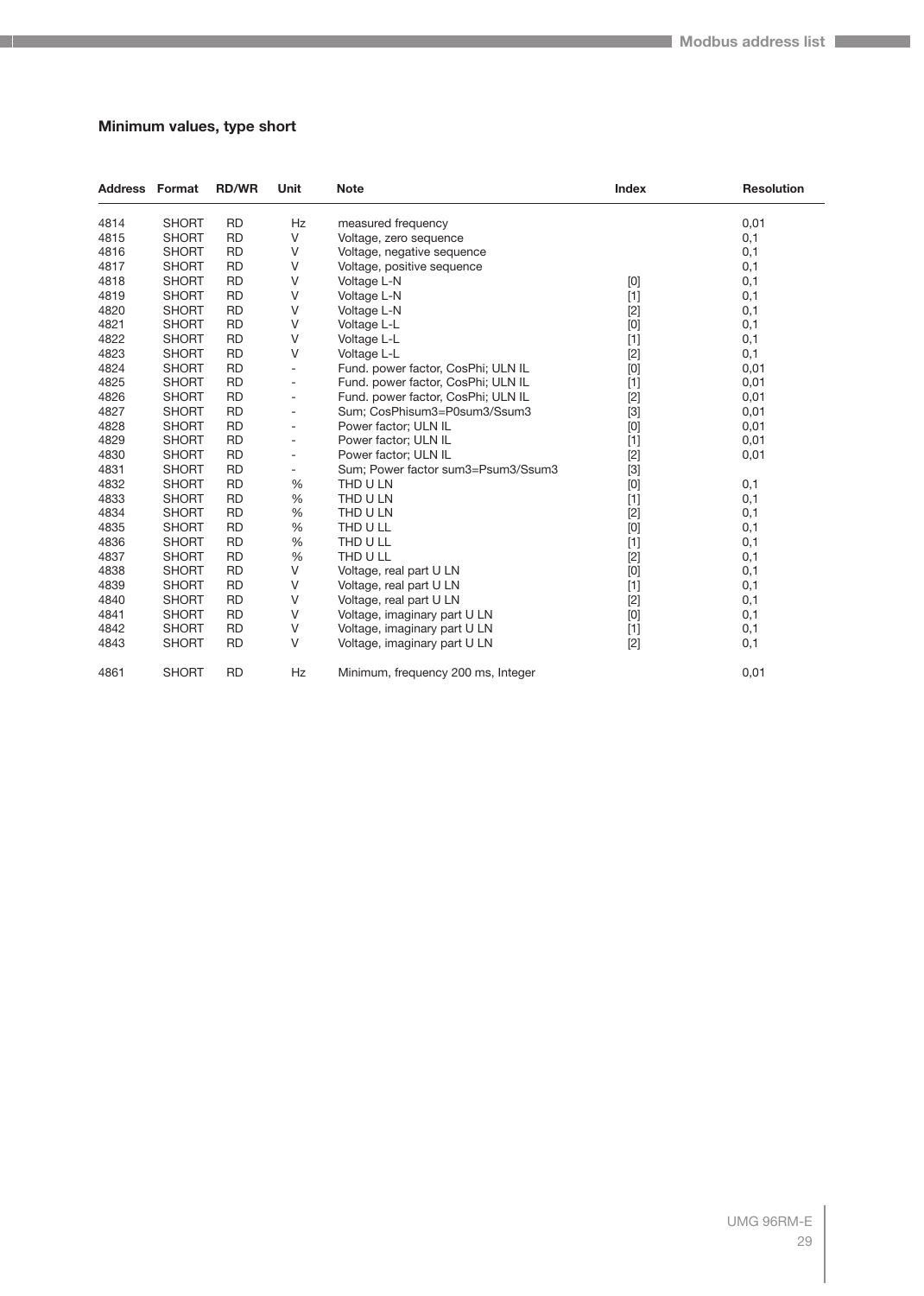### Minimum values, type short

| Address | Format | RD/WR | Unit | Note | Index | Resolution |
|---|---|---|---|---|---|---|
| 4814 | SHORT | RD | Hz | measured frequency | | 0,01 |
| 4815 | SHORT | RD | V | Voltage, zero sequence | | 0,1 |
| 4816 | SHORT | RD | V | Voltage, negative sequence | | 0,1 |
| 4817 | SHORT | RD | V | Voltage, positive sequence | | 0,1 |
| 4818 | SHORT | RD | V | Voltage L-N | [0] | 0,1 |
| 4819 | SHORT | RD | V | Voltage L-N | [1] | 0,1 |
| 4820 | SHORT | RD | V | Voltage L-N | [2] | 0,1 |
| 4821 | SHORT | RD | V | Voltage L-L | [0] | 0,1 |
| 4822 | SHORT | RD | V | Voltage L-L | [1] | 0,1 |
| 4823 | SHORT | RD | V | Voltage L-L | [2] | 0,1 |
| 4824 | SHORT | RD | - | Fund. power factor, CosPhi; ULN IL | [0] | 0,01 |
| 4825 | SHORT | RD | - | Fund. power factor, CosPhi; ULN IL | [1] | 0,01 |
| 4826 | SHORT | RD | - | Fund. power factor, CosPhi; ULN IL | [2] | 0,01 |
| 4827 | SHORT | RD | - | Sum; CosPhisum3=P0sum3/Ssum3 | [3] | 0,01 |
| 4828 | SHORT | RD | - | Power factor; ULN IL | [0] | 0,01 |
| 4829 | SHORT | RD | - | Power factor; ULN IL | [1] | 0,01 |
| 4830 | SHORT | RD | - | Power factor; ULN IL | [2] | 0,01 |
| 4831 | SHORT | RD | - | Sum; Power factor sum3=Psum3/Ssum3 | [3] | |
| 4832 | SHORT | RD | % | THD U LN | [0] | 0,1 |
| 4833 | SHORT | RD | % | THD U LN | [1] | 0,1 |
| 4834 | SHORT | RD | % | THD U LN | [2] | 0,1 |
| 4835 | SHORT | RD | % | THD U LL | [0] | 0,1 |
| 4836 | SHORT | RD | % | THD U LL | [1] | 0,1 |
| 4837 | SHORT | RD | % | THD U LL | [2] | 0,1 |
| 4838 | SHORT | RD | V | Voltage, real part U LN | [0] | 0,1 |
| 4839 | SHORT | RD | V | Voltage, real part U LN | [1] | 0,1 |
| 4840 | SHORT | RD | V | Voltage, real part U LN | [2] | 0,1 |
| 4841 | SHORT | RD | V | Voltage, imaginary part U LN | [0] | 0,1 |
| 4842 | SHORT | RD | V | Voltage, imaginary part U LN | [1] | 0,1 |
| 4843 | SHORT | RD | V | Voltage, imaginary part U LN | [2] | 0,1 |
| 4861 | SHORT | RD | Hz | Minimum, frequency 200 ms, Integer | | 0,01 |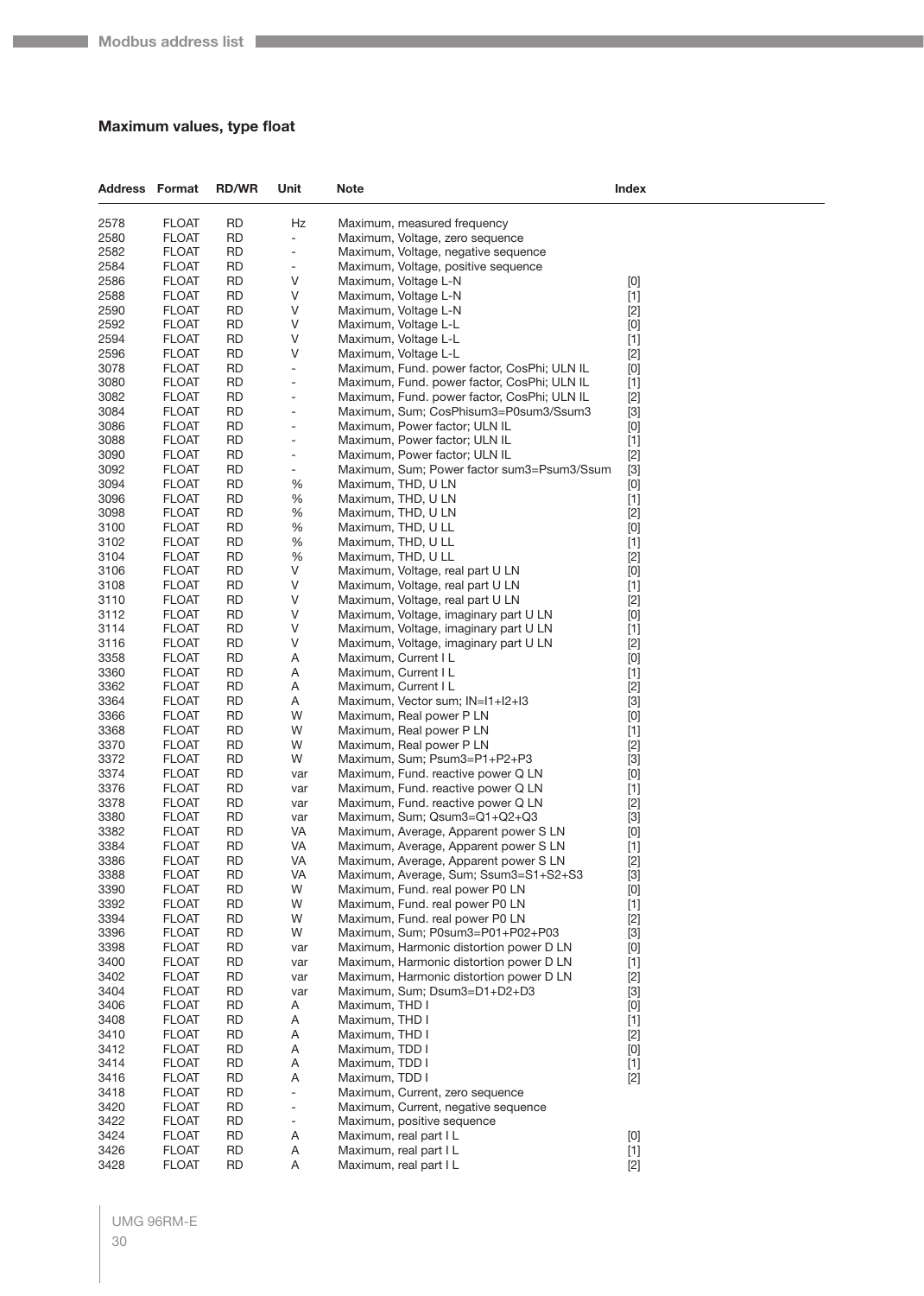## Maximum values, type float

| Address | Format | RD/WR | Unit | Note | Index |
|---|---|---|---|---|---|
| 2578 | FLOAT | RD | Hz | Maximum, measured frequency | |
| 2580 | FLOAT | RD | - | Maximum, Voltage, zero sequence | |
| 2582 | FLOAT | RD | - | Maximum, Voltage, negative sequence | |
| 2584 | FLOAT | RD | - | Maximum, Voltage, positive sequence | |
| 2586 | FLOAT | RD | V | Maximum, Voltage L-N | [0] |
| 2588 | FLOAT | RD | V | Maximum, Voltage L-N | [1] |
| 2590 | FLOAT | RD | V | Maximum, Voltage L-N | [2] |
| 2592 | FLOAT | RD | V | Maximum, Voltage L-L | [0] |
| 2594 | FLOAT | RD | V | Maximum, Voltage L-L | [1] |
| 2596 | FLOAT | RD | V | Maximum, Voltage L-L | [2] |
| 3078 | FLOAT | RD | - | Maximum, Fund. power factor, CosPhi; ULN IL | [0] |
| 3080 | FLOAT | RD | - | Maximum, Fund. power factor, CosPhi; ULN IL | [1] |
| 3082 | FLOAT | RD | - | Maximum, Fund. power factor, CosPhi; ULN IL | [2] |
| 3084 | FLOAT | RD | - | Maximum, Sum; CosPhisum3=P0sum3/Ssum3 | [3] |
| 3086 | FLOAT | RD | - | Maximum, Power factor; ULN IL | [0] |
| 3088 | FLOAT | RD | - | Maximum, Power factor; ULN IL | [1] |
| 3090 | FLOAT | RD | - | Maximum, Power factor; ULN IL | [2] |
| 3092 | FLOAT | RD | - | Maximum, Sum; Power factor sum3=Psum3/Ssum | [3] |
| 3094 | FLOAT | RD | % | Maximum, THD, U LN | [0] |
| 3096 | FLOAT | RD | % | Maximum, THD, U LN | [1] |
| 3098 | FLOAT | RD | % | Maximum, THD, U LN | [2] |
| 3100 | FLOAT | RD | % | Maximum, THD, U LL | [0] |
| 3102 | FLOAT | RD | % | Maximum, THD, U LL | [1] |
| 3104 | FLOAT | RD | % | Maximum, THD, U LL | [2] |
| 3106 | FLOAT | RD | V | Maximum, Voltage, real part U LN | [0] |
| 3108 | FLOAT | RD | V | Maximum, Voltage, real part U LN | [1] |
| 3110 | FLOAT | RD | V | Maximum, Voltage, real part U LN | [2] |
| 3112 | FLOAT | RD | V | Maximum, Voltage, imaginary part U LN | [0] |
| 3114 | FLOAT | RD | V | Maximum, Voltage, imaginary part U LN | [1] |
| 3116 | FLOAT | RD | V | Maximum, Voltage, imaginary part U LN | [2] |
| 3358 | FLOAT | RD | A | Maximum, Current I L | [0] |
| 3360 | FLOAT | RD | A | Maximum, Current I L | [1] |
| 3362 | FLOAT | RD | A | Maximum, Current I L | [2] |
| 3364 | FLOAT | RD | A | Maximum, Vector sum; IN=I1+I2+I3 | [3] |
| 3366 | FLOAT | RD | W | Maximum, Real power P LN | [0] |
| 3368 | FLOAT | RD | W | Maximum, Real power P LN | [1] |
| 3370 | FLOAT | RD | W | Maximum, Real power P LN | [2] |
| 3372 | FLOAT | RD | W | Maximum, Sum; Psum3=P1+P2+P3 | [3] |
| 3374 | FLOAT | RD | var | Maximum, Fund. reactive power Q LN | [0] |
| 3376 | FLOAT | RD | var | Maximum, Fund. reactive power Q LN | [1] |
| 3378 | FLOAT | RD | var | Maximum, Fund. reactive power Q LN | [2] |
| 3380 | FLOAT | RD | var | Maximum, Sum; Qsum3=Q1+Q2+Q3 | [3] |
| 3382 | FLOAT | RD | VA | Maximum, Average, Apparent power S LN | [0] |
| 3384 | FLOAT | RD | VA | Maximum, Average, Apparent power S LN | [1] |
| 3386 | FLOAT | RD | VA | Maximum, Average, Apparent power S LN | [2] |
| 3388 | FLOAT | RD | VA | Maximum, Average, Sum; Ssum3=S1+S2+S3 | [3] |
| 3390 | FLOAT | RD | W | Maximum, Fund. real power P0 LN | [0] |
| 3392 | FLOAT | RD | W | Maximum, Fund. real power P0 LN | [1] |
| 3394 | FLOAT | RD | W | Maximum, Fund. real power P0 LN | [2] |
| 3396 | FLOAT | RD | W | Maximum, Sum; P0sum3=P01+P02+P03 | [3] |
| 3398 | FLOAT | RD | var | Maximum, Harmonic distortion power D LN | [0] |
| 3400 | FLOAT | RD | var | Maximum, Harmonic distortion power D LN | [1] |
| 3402 | FLOAT | RD | var | Maximum, Harmonic distortion power D LN | [2] |
| 3404 | FLOAT | RD | var | Maximum, Sum; Dsum3=D1+D2+D3 | [3] |
| 3406 | FLOAT | RD | A | Maximum, THD I | [0] |
| 3408 | FLOAT | RD | A | Maximum, THD I | [1] |
| 3410 | FLOAT | RD | A | Maximum, THD I | [2] |
| 3412 | FLOAT | RD | A | Maximum, TDD I | [0] |
| 3414 | FLOAT | RD | A | Maximum, TDD I | [1] |
| 3416 | FLOAT | RD | A | Maximum, TDD I | [2] |
| 3418 | FLOAT | RD | - | Maximum, Current, zero sequence | |
| 3420 | FLOAT | RD | - | Maximum, Current, negative sequence | |
| 3422 | FLOAT | RD | - | Maximum, positive sequence | |
| 3424 | FLOAT | RD | A | Maximum, real part I L | [0] |
| 3426 | FLOAT | RD | A | Maximum, real part I L | [1] |
| 3428 | FLOAT | RD | A | Maximum, real part I L | [2] |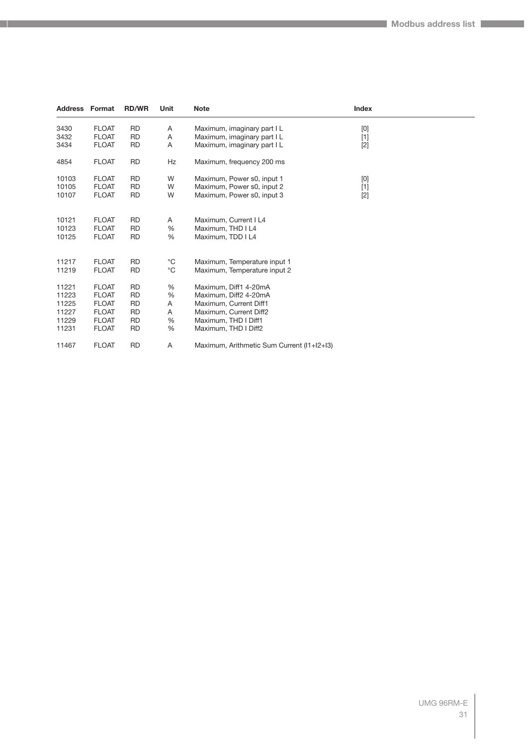| Address | Format | RD/WR | Unit | Note | Index |
|---|---|---|---|---|---|
| 3430 | FLOAT | RD | A | Maximum, imaginary part I L | [0] |
| 3432 | FLOAT | RD | A | Maximum, imaginary part I L | [1] |
| 3434 | FLOAT | RD | A | Maximum, imaginary part I L | [2] |
| 4854 | FLOAT | RD | Hz | Maximum, frequency 200 ms | |
| 10103 | FLOAT | RD | W | Maximum, Power s0, input 1 | [0] |
| 10105 | FLOAT | RD | W | Maximum, Power s0, input 2 | [1] |
| 10107 | FLOAT | RD | W | Maximum, Power s0, input 3 | [2] |
| 10121 | FLOAT | RD | A | Maximum, Current I L4 | |
| 10123 | FLOAT | RD | % | Maximum, THD I L4 | |
| 10125 | FLOAT | RD | % | Maximum, TDD I L4 | |
| 11217 | FLOAT | RD | °C | Maximum, Temperature input 1 | |
| 11219 | FLOAT | RD | °C | Maximum, Temperature input 2 | |
| 11221 | FLOAT | RD | % | Maximum, Diff1 4-20mA | |
| 11223 | FLOAT | RD | % | Maximum, Diff2 4-20mA | |
| 11225 | FLOAT | RD | A | Maximum, Current Diff1 | |
| 11227 | FLOAT | RD | A | Maximum, Current Diff2 | |
| 11229 | FLOAT | RD | % | Maximum, THD I Diff1 | |
| 11231 | FLOAT | RD | % | Maximum, THD I Diff2 | |
| 11467 | FLOAT | RD | A | Maximum, Arithmetic Sum Current (I1+I2+I3) | |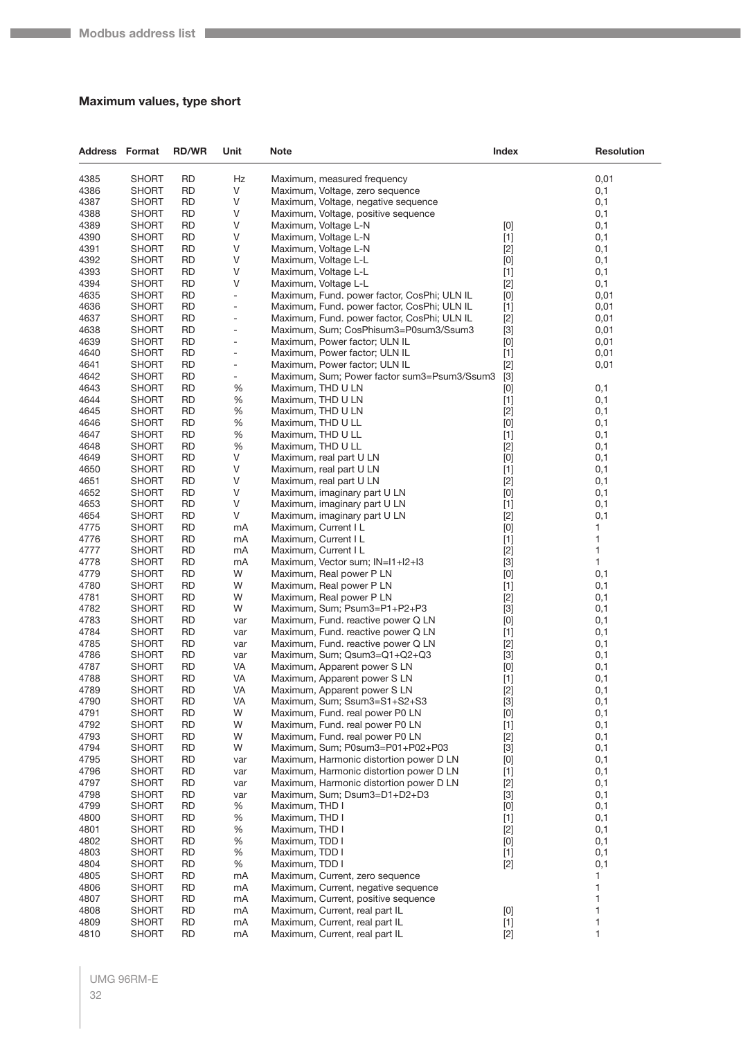## Maximum values, type short

| Address | Format | RD/WR | Unit | Note | Index | Resolution |
|---|---|---|---|---|---|---|
| 4385 | SHORT | RD | Hz | Maximum, measured frequency | | 0,01 |
| 4386 | SHORT | RD | V | Maximum, Voltage, zero sequence | | 0,1 |
| 4387 | SHORT | RD | V | Maximum, Voltage, negative sequence | | 0,1 |
| 4388 | SHORT | RD | V | Maximum, Voltage, positive sequence | | 0,1 |
| 4389 | SHORT | RD | V | Maximum, Voltage L-N | [0] | 0,1 |
| 4390 | SHORT | RD | V | Maximum, Voltage L-N | [1] | 0,1 |
| 4391 | SHORT | RD | V | Maximum, Voltage L-N | [2] | 0,1 |
| 4392 | SHORT | RD | V | Maximum, Voltage L-L | [0] | 0,1 |
| 4393 | SHORT | RD | V | Maximum, Voltage L-L | [1] | 0,1 |
| 4394 | SHORT | RD | V | Maximum, Voltage L-L | [2] | 0,1 |
| 4635 | SHORT | RD | - | Maximum, Fund. power factor, CosPhi; ULN IL | [0] | 0,01 |
| 4636 | SHORT | RD | - | Maximum, Fund. power factor, CosPhi; ULN IL | [1] | 0,01 |
| 4637 | SHORT | RD | - | Maximum, Fund. power factor, CosPhi; ULN IL | [2] | 0,01 |
| 4638 | SHORT | RD | - | Maximum, Sum; CosPhisum3=P0sum3/Ssum3 | [3] | 0,01 |
| 4639 | SHORT | RD | - | Maximum, Power factor; ULN IL | [0] | 0,01 |
| 4640 | SHORT | RD | - | Maximum, Power factor; ULN IL | [1] | 0,01 |
| 4641 | SHORT | RD | - | Maximum, Power factor; ULN IL | [2] | 0,01 |
| 4642 | SHORT | RD | - | Maximum, Sum; Power factor sum3=Psum3/Ssum3 | [3] | |
| 4643 | SHORT | RD | % | Maximum, THD U LN | [0] | 0,1 |
| 4644 | SHORT | RD | % | Maximum, THD U LN | [1] | 0,1 |
| 4645 | SHORT | RD | % | Maximum, THD U LN | [2] | 0,1 |
| 4646 | SHORT | RD | % | Maximum, THD U LL | [0] | 0,1 |
| 4647 | SHORT | RD | % | Maximum, THD U LL | [1] | 0,1 |
| 4648 | SHORT | RD | % | Maximum, THD U LL | [2] | 0,1 |
| 4649 | SHORT | RD | V | Maximum, real part U LN | [0] | 0,1 |
| 4650 | SHORT | RD | V | Maximum, real part U LN | [1] | 0,1 |
| 4651 | SHORT | RD | V | Maximum, real part U LN | [2] | 0,1 |
| 4652 | SHORT | RD | V | Maximum, imaginary part U LN | [0] | 0,1 |
| 4653 | SHORT | RD | V | Maximum, imaginary part U LN | [1] | 0,1 |
| 4654 | SHORT | RD | V | Maximum, imaginary part U LN | [2] | 0,1 |
| 4775 | SHORT | RD | mA | Maximum, Current I L | [0] | 1 |
| 4776 | SHORT | RD | mA | Maximum, Current I L | [1] | 1 |
| 4777 | SHORT | RD | mA | Maximum, Current I L | [2] | 1 |
| 4778 | SHORT | RD | mA | Maximum, Vector sum; IN=I1+I2+I3 | [3] | 1 |
| 4779 | SHORT | RD | W | Maximum, Real power P LN | [0] | 0,1 |
| 4780 | SHORT | RD | W | Maximum, Real power P LN | [1] | 0,1 |
| 4781 | SHORT | RD | W | Maximum, Real power P LN | [2] | 0,1 |
| 4782 | SHORT | RD | W | Maximum, Sum; Psum3=P1+P2+P3 | [3] | 0,1 |
| 4783 | SHORT | RD | var | Maximum, Fund. reactive power Q LN | [0] | 0,1 |
| 4784 | SHORT | RD | var | Maximum, Fund. reactive power Q LN | [1] | 0,1 |
| 4785 | SHORT | RD | var | Maximum, Fund. reactive power Q LN | [2] | 0,1 |
| 4786 | SHORT | RD | var | Maximum, Sum; Qsum3=Q1+Q2+Q3 | [3] | 0,1 |
| 4787 | SHORT | RD | VA | Maximum, Apparent power S LN | [0] | 0,1 |
| 4788 | SHORT | RD | VA | Maximum, Apparent power S LN | [1] | 0,1 |
| 4789 | SHORT | RD | VA | Maximum, Apparent power S LN | [2] | 0,1 |
| 4790 | SHORT | RD | VA | Maximum, Sum; Ssum3=S1+S2+S3 | [3] | 0,1 |
| 4791 | SHORT | RD | W | Maximum, Fund. real power P0 LN | [0] | 0,1 |
| 4792 | SHORT | RD | W | Maximum, Fund. real power P0 LN | [1] | 0,1 |
| 4793 | SHORT | RD | W | Maximum, Fund. real power P0 LN | [2] | 0,1 |
| 4794 | SHORT | RD | W | Maximum, Sum; P0sum3=P01+P02+P03 | [3] | 0,1 |
| 4795 | SHORT | RD | var | Maximum, Harmonic distortion power D LN | [0] | 0,1 |
| 4796 | SHORT | RD | var | Maximum, Harmonic distortion power D LN | [1] | 0,1 |
| 4797 | SHORT | RD | var | Maximum, Harmonic distortion power D LN | [2] | 0,1 |
| 4798 | SHORT | RD | var | Maximum, Sum; Dsum3=D1+D2+D3 | [3] | 0,1 |
| 4799 | SHORT | RD | % | Maximum, THD I | [0] | 0,1 |
| 4800 | SHORT | RD | % | Maximum, THD I | [1] | 0,1 |
| 4801 | SHORT | RD | % | Maximum, THD I | [2] | 0,1 |
| 4802 | SHORT | RD | % | Maximum, TDD I | [0] | 0,1 |
| 4803 | SHORT | RD | % | Maximum, TDD I | [1] | 0,1 |
| 4804 | SHORT | RD | % | Maximum, TDD I | [2] | 0,1 |
| 4805 | SHORT | RD | mA | Maximum, Current, zero sequence | | 1 |
| 4806 | SHORT | RD | mA | Maximum, Current, negative sequence | | 1 |
| 4807 | SHORT | RD | mA | Maximum, Current, positive sequence | | 1 |
| 4808 | SHORT | RD | mA | Maximum, Current, real part IL | [0] | 1 |
| 4809 | SHORT | RD | mA | Maximum, Current, real part IL | [1] | 1 |
| 4810 | SHORT | RD | mA | Maximum, Current, real part IL | [2] | 1 |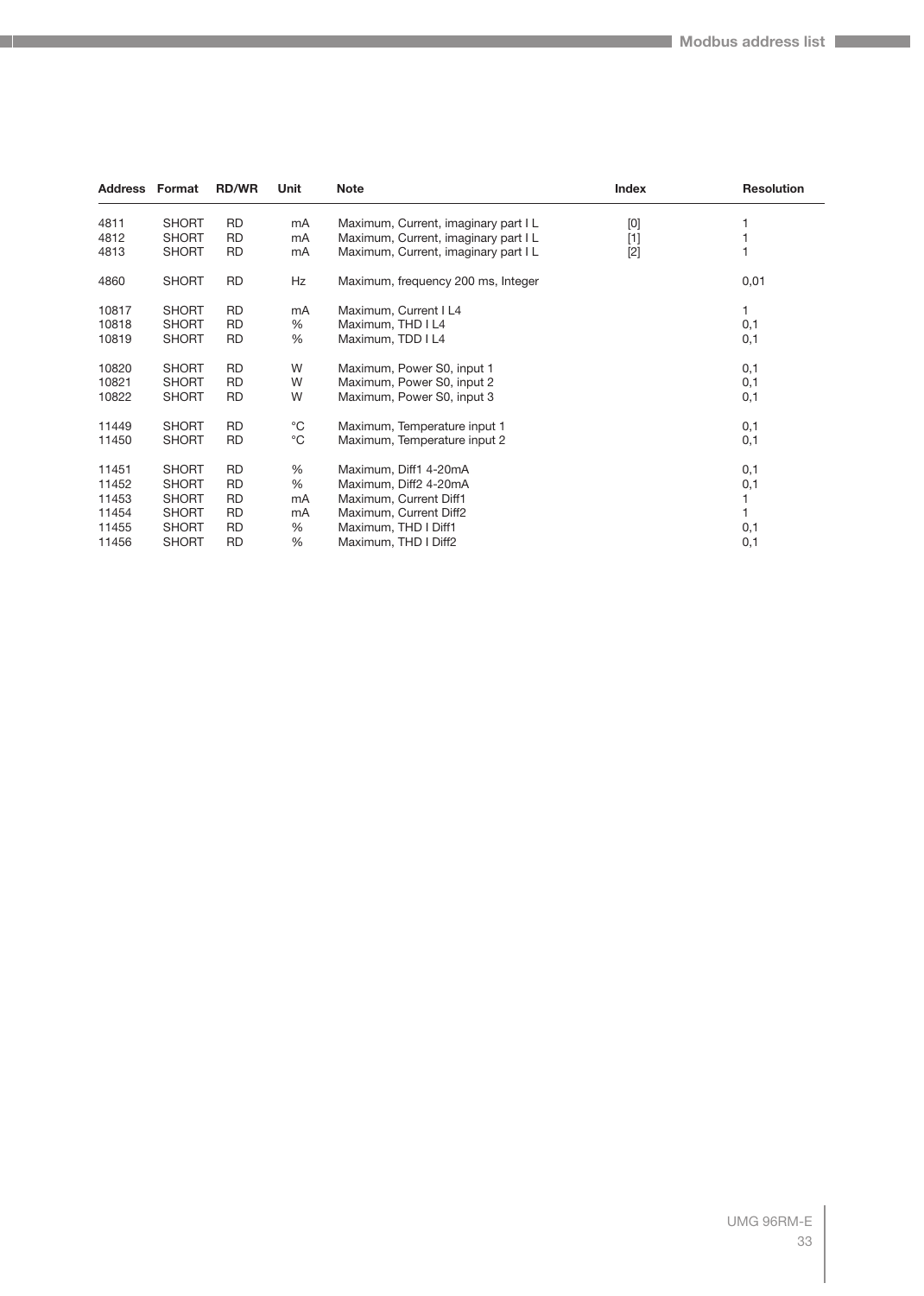| Address | Format | RD/WR | Unit | Note | Index | Resolution |
|---|---|---|---|---|---|---|
| 4811 | SHORT | RD | mA | Maximum, Current, imaginary part I L | [0] | 1 |
| 4812 | SHORT | RD | mA | Maximum, Current, imaginary part I L | [1] | 1 |
| 4813 | SHORT | RD | mA | Maximum, Current, imaginary part I L | [2] | 1 |
| 4860 | SHORT | RD | Hz | Maximum, frequency 200 ms, Integer | | 0,01 |
| 10817 | SHORT | RD | mA | Maximum, Current I L4 | | 1 |
| 10818 | SHORT | RD | % | Maximum, THD I L4 | | 0,1 |
| 10819 | SHORT | RD | % | Maximum, TDD I L4 | | 0,1 |
| 10820 | SHORT | RD | W | Maximum, Power S0, input 1 | | 0,1 |
| 10821 | SHORT | RD | W | Maximum, Power S0, input 2 | | 0,1 |
| 10822 | SHORT | RD | W | Maximum, Power S0, input 3 | | 0,1 |
| 11449 | SHORT | RD | °C | Maximum, Temperature input 1 | | 0,1 |
| 11450 | SHORT | RD | °C | Maximum, Temperature input 2 | | 0,1 |
| 11451 | SHORT | RD | % | Maximum, Diff1 4-20mA | | 0,1 |
| 11452 | SHORT | RD | % | Maximum, Diff2 4-20mA | | 0,1 |
| 11453 | SHORT | RD | mA | Maximum, Current Diff1 | | 1 |
| 11454 | SHORT | RD | mA | Maximum, Current Diff2 | | 1 |
| 11455 | SHORT | RD | % | Maximum, THD I Diff1 | | 0,1 |
| 11456 | SHORT | RD | % | Maximum, THD I Diff2 | | 0,1 |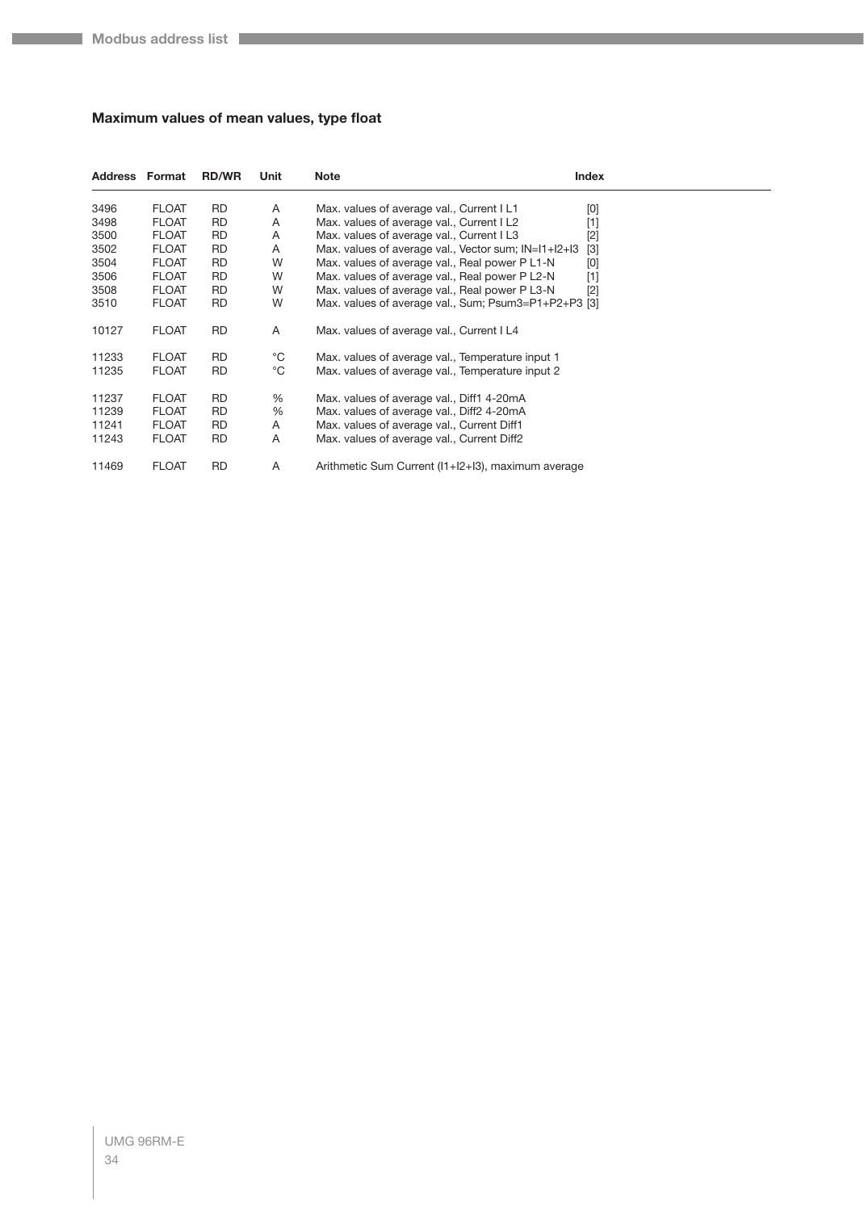### Maximum values of mean values, type float

| Address | Format | RD/WR | Unit | Note | Index |
|---|---|---|---|---|---|
| 3496 | FLOAT | RD | A | Max. values of average val., Current I L1 | [0] |
| 3498 | FLOAT | RD | A | Max. values of average val., Current I L2 | [1] |
| 3500 | FLOAT | RD | A | Max. values of average val., Current I L3 | [2] |
| 3502 | FLOAT | RD | A | Max. values of average val., Vector sum; IN=I1+I2+I3 | [3] |
| 3504 | FLOAT | RD | W | Max. values of average val., Real power P L1-N | [0] |
| 3506 | FLOAT | RD | W | Max. values of average val., Real power P L2-N | [1] |
| 3508 | FLOAT | RD | W | Max. values of average val., Real power P L3-N | [2] |
| 3510 | FLOAT | RD | W | Max. values of average val., Sum; Psum3=P1+P2+P3 | [3] |
| 10127 | FLOAT | RD | A | Max. values of average val., Current I L4 | |
| 11233 | FLOAT | RD | °C | Max. values of average val., Temperature input 1 | |
| 11235 | FLOAT | RD | °C | Max. values of average val., Temperature input 2 | |
| 11237 | FLOAT | RD | % | Max. values of average val., Diff1 4-20mA | |
| 11239 | FLOAT | RD | % | Max. values of average val., Diff2 4-20mA | |
| 11241 | FLOAT | RD | A | Max. values of average val., Current Diff1 | |
| 11243 | FLOAT | RD | A | Max. values of average val., Current Diff2 | |
| 11469 | FLOAT | RD | A | Arithmetic Sum Current (I1+I2+I3), maximum average | |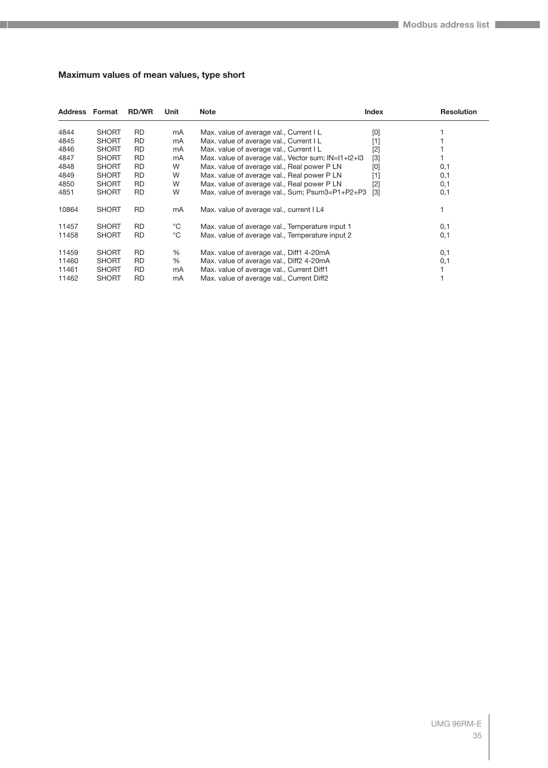## Maximum values of mean values, type short

| Address | Format | RD/WR | Unit | Note | Index | Resolution |
|---|---|---|---|---|---|---|
| 4844 | SHORT | RD | mA | Max. value of average val., Current I L | [0] | 1 |
| 4845 | SHORT | RD | mA | Max. value of average val., Current I L | [1] | 1 |
| 4846 | SHORT | RD | mA | Max. value of average val., Current I L | [2] | 1 |
| 4847 | SHORT | RD | mA | Max. value of average val., Vector sum; IN=I1+I2+I3 | [3] | 1 |
| 4848 | SHORT | RD | W | Max. value of average val., Real power P LN | [0] | 0,1 |
| 4849 | SHORT | RD | W | Max. value of average val., Real power P LN | [1] | 0,1 |
| 4850 | SHORT | RD | W | Max. value of average val., Real power P LN | [2] | 0,1 |
| 4851 | SHORT | RD | W | Max. value of average val., Sum; Psum3=P1+P2+P3 | [3] | 0,1 |
| 10864 | SHORT | RD | mA | Max. value of average val., current I L4 | | 1 |
| 11457 | SHORT | RD | °C | Max. value of average val., Temperature input 1 | | 0,1 |
| 11458 | SHORT | RD | °C | Max. value of average val., Temperature input 2 | | 0,1 |
| 11459 | SHORT | RD | % | Max. value of average val., Diff1 4-20mA | | 0,1 |
| 11460 | SHORT | RD | % | Max. value of average val., Diff2 4-20mA | | 0,1 |
| 11461 | SHORT | RD | mA | Max. value of average val., Current Diff1 | | 1 |
| 11462 | SHORT | RD | mA | Max. value of average val., Current Diff2 | | 1 |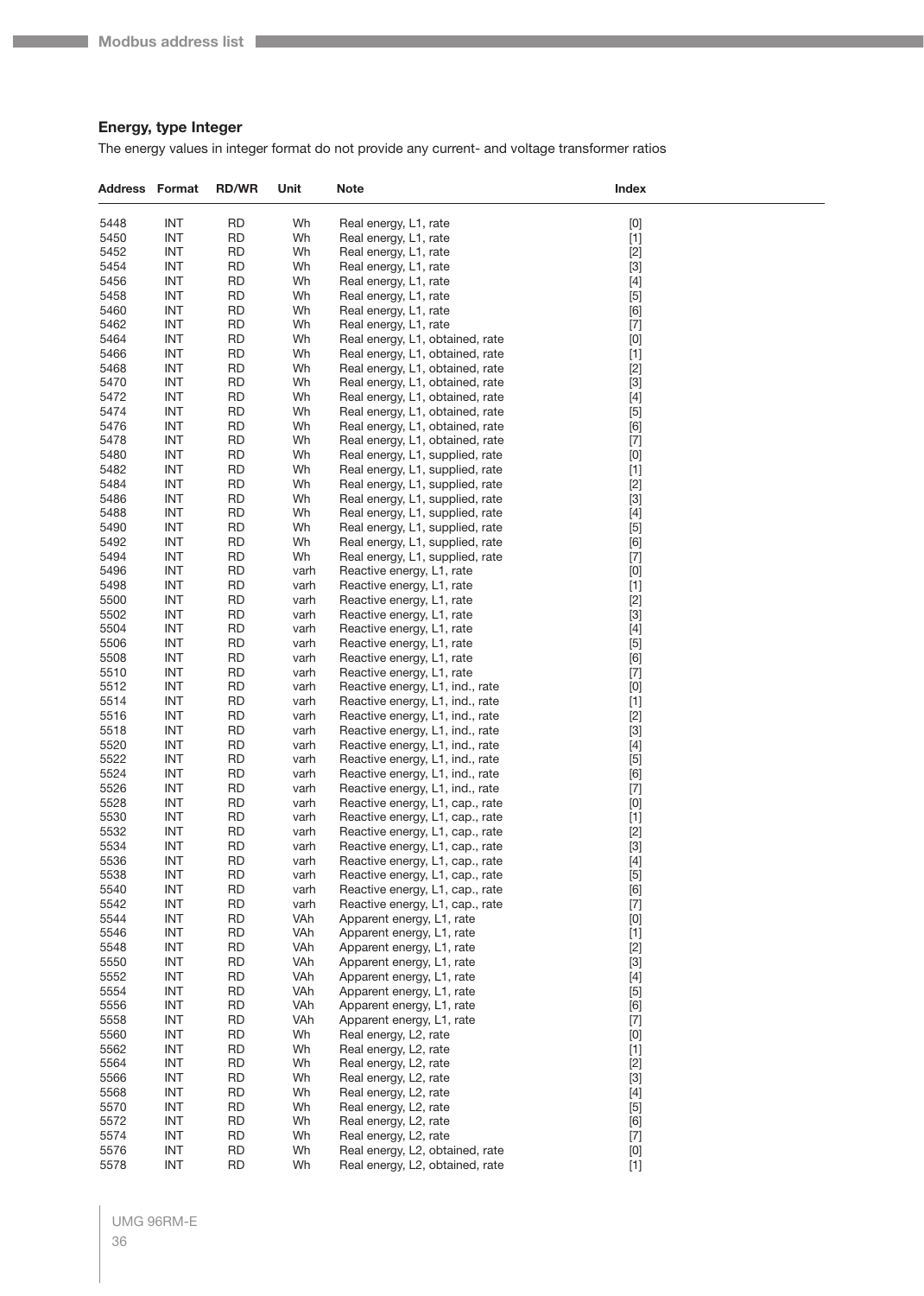### Energy, type Integer

The energy values in integer format do not provide any current- and voltage transformer ratios

| Address | Format | RD/WR | Unit | Note | Index |
|---|---|---|---|---|---|
| 5448 | INT | RD | Wh | Real energy, L1, rate | [0] |
| 5450 | INT | RD | Wh | Real energy, L1, rate | [1] |
| 5452 | INT | RD | Wh | Real energy, L1, rate | [2] |
| 5454 | INT | RD | Wh | Real energy, L1, rate | [3] |
| 5456 | INT | RD | Wh | Real energy, L1, rate | [4] |
| 5458 | INT | RD | Wh | Real energy, L1, rate | [5] |
| 5460 | INT | RD | Wh | Real energy, L1, rate | [6] |
| 5462 | INT | RD | Wh | Real energy, L1, rate | [7] |
| 5464 | INT | RD | Wh | Real energy, L1, obtained, rate | [0] |
| 5466 | INT | RD | Wh | Real energy, L1, obtained, rate | [1] |
| 5468 | INT | RD | Wh | Real energy, L1, obtained, rate | [2] |
| 5470 | INT | RD | Wh | Real energy, L1, obtained, rate | [3] |
| 5472 | INT | RD | Wh | Real energy, L1, obtained, rate | [4] |
| 5474 | INT | RD | Wh | Real energy, L1, obtained, rate | [5] |
| 5476 | INT | RD | Wh | Real energy, L1, obtained, rate | [6] |
| 5478 | INT | RD | Wh | Real energy, L1, obtained, rate | [7] |
| 5480 | INT | RD | Wh | Real energy, L1, supplied, rate | [0] |
| 5482 | INT | RD | Wh | Real energy, L1, supplied, rate | [1] |
| 5484 | INT | RD | Wh | Real energy, L1, supplied, rate | [2] |
| 5486 | INT | RD | Wh | Real energy, L1, supplied, rate | [3] |
| 5488 | INT | RD | Wh | Real energy, L1, supplied, rate | [4] |
| 5490 | INT | RD | Wh | Real energy, L1, supplied, rate | [5] |
| 5492 | INT | RD | Wh | Real energy, L1, supplied, rate | [6] |
| 5494 | INT | RD | Wh | Real energy, L1, supplied, rate | [7] |
| 5496 | INT | RD | varh | Reactive energy, L1, rate | [0] |
| 5498 | INT | RD | varh | Reactive energy, L1, rate | [1] |
| 5500 | INT | RD | varh | Reactive energy, L1, rate | [2] |
| 5502 | INT | RD | varh | Reactive energy, L1, rate | [3] |
| 5504 | INT | RD | varh | Reactive energy, L1, rate | [4] |
| 5506 | INT | RD | varh | Reactive energy, L1, rate | [5] |
| 5508 | INT | RD | varh | Reactive energy, L1, rate | [6] |
| 5510 | INT | RD | varh | Reactive energy, L1, rate | [7] |
| 5512 | INT | RD | varh | Reactive energy, L1, ind., rate | [0] |
| 5514 | INT | RD | varh | Reactive energy, L1, ind., rate | [1] |
| 5516 | INT | RD | varh | Reactive energy, L1, ind., rate | [2] |
| 5518 | INT | RD | varh | Reactive energy, L1, ind., rate | [3] |
| 5520 | INT | RD | varh | Reactive energy, L1, ind., rate | [4] |
| 5522 | INT | RD | varh | Reactive energy, L1, ind., rate | [5] |
| 5524 | INT | RD | varh | Reactive energy, L1, ind., rate | [6] |
| 5526 | INT | RD | varh | Reactive energy, L1, ind., rate | [7] |
| 5528 | INT | RD | varh | Reactive energy, L1, cap., rate | [0] |
| 5530 | INT | RD | varh | Reactive energy, L1, cap., rate | [1] |
| 5532 | INT | RD | varh | Reactive energy, L1, cap., rate | [2] |
| 5534 | INT | RD | varh | Reactive energy, L1, cap., rate | [3] |
| 5536 | INT | RD | varh | Reactive energy, L1, cap., rate | [4] |
| 5538 | INT | RD | varh | Reactive energy, L1, cap., rate | [5] |
| 5540 | INT | RD | varh | Reactive energy, L1, cap., rate | [6] |
| 5542 | INT | RD | varh | Reactive energy, L1, cap., rate | [7] |
| 5544 | INT | RD | VAh | Apparent energy, L1, rate | [0] |
| 5546 | INT | RD | VAh | Apparent energy, L1, rate | [1] |
| 5548 | INT | RD | VAh | Apparent energy, L1, rate | [2] |
| 5550 | INT | RD | VAh | Apparent energy, L1, rate | [3] |
| 5552 | INT | RD | VAh | Apparent energy, L1, rate | [4] |
| 5554 | INT | RD | VAh | Apparent energy, L1, rate | [5] |
| 5556 | INT | RD | VAh | Apparent energy, L1, rate | [6] |
| 5558 | INT | RD | VAh | Apparent energy, L1, rate | [7] |
| 5560 | INT | RD | Wh | Real energy, L2, rate | [0] |
| 5562 | INT | RD | Wh | Real energy, L2, rate | [1] |
| 5564 | INT | RD | Wh | Real energy, L2, rate | [2] |
| 5566 | INT | RD | Wh | Real energy, L2, rate | [3] |
| 5568 | INT | RD | Wh | Real energy, L2, rate | [4] |
| 5570 | INT | RD | Wh | Real energy, L2, rate | [5] |
| 5572 | INT | RD | Wh | Real energy, L2, rate | [6] |
| 5574 | INT | RD | Wh | Real energy, L2, rate | [7] |
| 5576 | INT | RD | Wh | Real energy, L2, obtained, rate | [0] |
| 5578 | INT | RD | Wh | Real energy, L2, obtained, rate | [1] |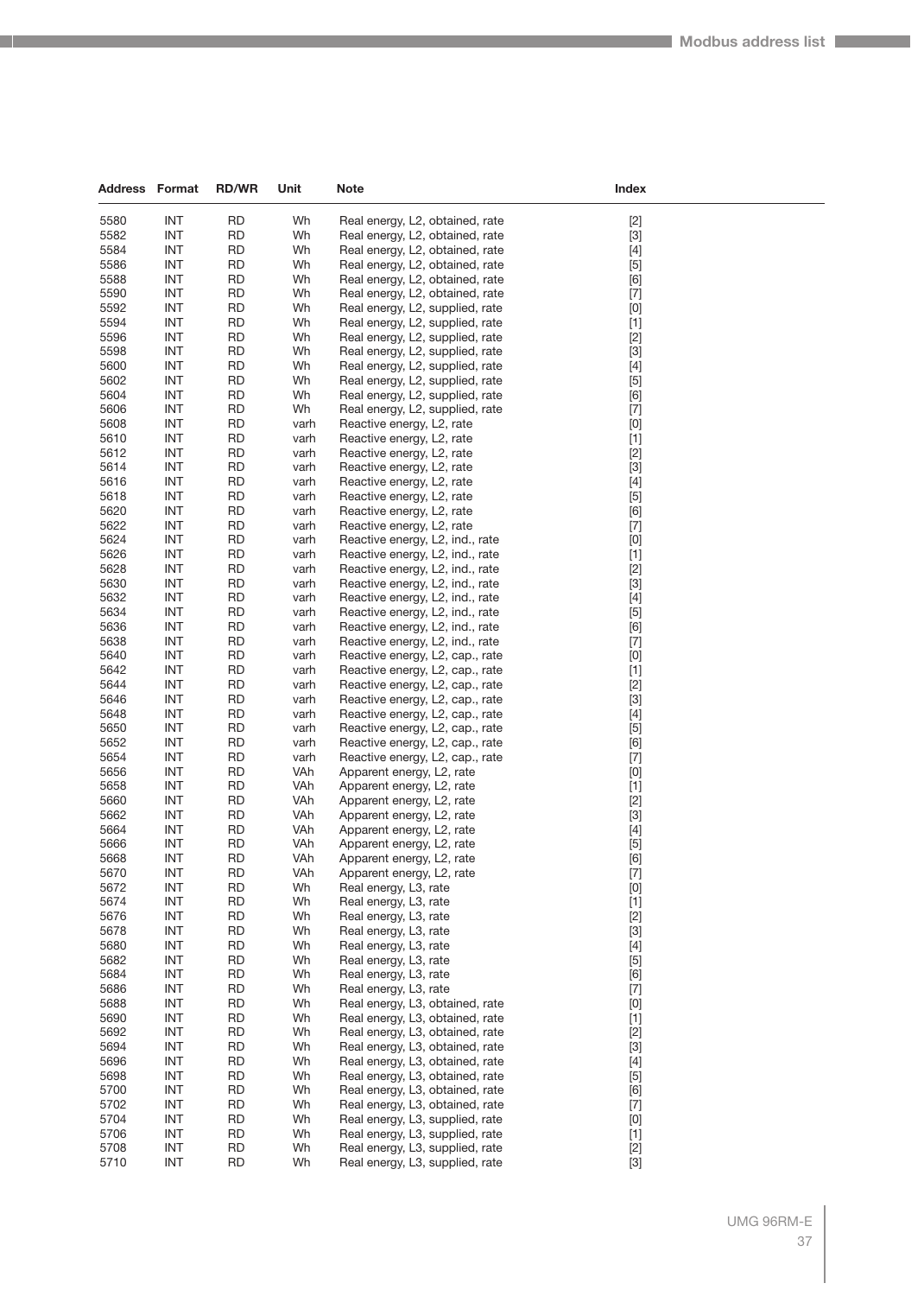| Address | Format | RD/WR | Unit | Note | Index |
|---|---|---|---|---|---|
| 5580 | INT | RD | Wh | Real energy, L2, obtained, rate | [2] |
| 5582 | INT | RD | Wh | Real energy, L2, obtained, rate | [3] |
| 5584 | INT | RD | Wh | Real energy, L2, obtained, rate | [4] |
| 5586 | INT | RD | Wh | Real energy, L2, obtained, rate | [5] |
| 5588 | INT | RD | Wh | Real energy, L2, obtained, rate | [6] |
| 5590 | INT | RD | Wh | Real energy, L2, obtained, rate | [7] |
| 5592 | INT | RD | Wh | Real energy, L2, supplied, rate | [0] |
| 5594 | INT | RD | Wh | Real energy, L2, supplied, rate | [1] |
| 5596 | INT | RD | Wh | Real energy, L2, supplied, rate | [2] |
| 5598 | INT | RD | Wh | Real energy, L2, supplied, rate | [3] |
| 5600 | INT | RD | Wh | Real energy, L2, supplied, rate | [4] |
| 5602 | INT | RD | Wh | Real energy, L2, supplied, rate | [5] |
| 5604 | INT | RD | Wh | Real energy, L2, supplied, rate | [6] |
| 5606 | INT | RD | Wh | Real energy, L2, supplied, rate | [7] |
| 5608 | INT | RD | varh | Reactive energy, L2, rate | [0] |
| 5610 | INT | RD | varh | Reactive energy, L2, rate | [1] |
| 5612 | INT | RD | varh | Reactive energy, L2, rate | [2] |
| 5614 | INT | RD | varh | Reactive energy, L2, rate | [3] |
| 5616 | INT | RD | varh | Reactive energy, L2, rate | [4] |
| 5618 | INT | RD | varh | Reactive energy, L2, rate | [5] |
| 5620 | INT | RD | varh | Reactive energy, L2, rate | [6] |
| 5622 | INT | RD | varh | Reactive energy, L2, rate | [7] |
| 5624 | INT | RD | varh | Reactive energy, L2, ind., rate | [0] |
| 5626 | INT | RD | varh | Reactive energy, L2, ind., rate | [1] |
| 5628 | INT | RD | varh | Reactive energy, L2, ind., rate | [2] |
| 5630 | INT | RD | varh | Reactive energy, L2, ind., rate | [3] |
| 5632 | INT | RD | varh | Reactive energy, L2, ind., rate | [4] |
| 5634 | INT | RD | varh | Reactive energy, L2, ind., rate | [5] |
| 5636 | INT | RD | varh | Reactive energy, L2, ind., rate | [6] |
| 5638 | INT | RD | varh | Reactive energy, L2, ind., rate | [7] |
| 5640 | INT | RD | varh | Reactive energy, L2, cap., rate | [0] |
| 5642 | INT | RD | varh | Reactive energy, L2, cap., rate | [1] |
| 5644 | INT | RD | varh | Reactive energy, L2, cap., rate | [2] |
| 5646 | INT | RD | varh | Reactive energy, L2, cap., rate | [3] |
| 5648 | INT | RD | varh | Reactive energy, L2, cap., rate | [4] |
| 5650 | INT | RD | varh | Reactive energy, L2, cap., rate | [5] |
| 5652 | INT | RD | varh | Reactive energy, L2, cap., rate | [6] |
| 5654 | INT | RD | varh | Reactive energy, L2, cap., rate | [7] |
| 5656 | INT | RD | VAh | Apparent energy, L2, rate | [0] |
| 5658 | INT | RD | VAh | Apparent energy, L2, rate | [1] |
| 5660 | INT | RD | VAh | Apparent energy, L2, rate | [2] |
| 5662 | INT | RD | VAh | Apparent energy, L2, rate | [3] |
| 5664 | INT | RD | VAh | Apparent energy, L2, rate | [4] |
| 5666 | INT | RD | VAh | Apparent energy, L2, rate | [5] |
| 5668 | INT | RD | VAh | Apparent energy, L2, rate | [6] |
| 5670 | INT | RD | VAh | Apparent energy, L2, rate | [7] |
| 5672 | INT | RD | Wh | Real energy, L3, rate | [0] |
| 5674 | INT | RD | Wh | Real energy, L3, rate | [1] |
| 5676 | INT | RD | Wh | Real energy, L3, rate | [2] |
| 5678 | INT | RD | Wh | Real energy, L3, rate | [3] |
| 5680 | INT | RD | Wh | Real energy, L3, rate | [4] |
| 5682 | INT | RD | Wh | Real energy, L3, rate | [5] |
| 5684 | INT | RD | Wh | Real energy, L3, rate | [6] |
| 5686 | INT | RD | Wh | Real energy, L3, rate | [7] |
| 5688 | INT | RD | Wh | Real energy, L3, obtained, rate | [0] |
| 5690 | INT | RD | Wh | Real energy, L3, obtained, rate | [1] |
| 5692 | INT | RD | Wh | Real energy, L3, obtained, rate | [2] |
| 5694 | INT | RD | Wh | Real energy, L3, obtained, rate | [3] |
| 5696 | INT | RD | Wh | Real energy, L3, obtained, rate | [4] |
| 5698 | INT | RD | Wh | Real energy, L3, obtained, rate | [5] |
| 5700 | INT | RD | Wh | Real energy, L3, obtained, rate | [6] |
| 5702 | INT | RD | Wh | Real energy, L3, obtained, rate | [7] |
| 5704 | INT | RD | Wh | Real energy, L3, supplied, rate | [0] |
| 5706 | INT | RD | Wh | Real energy, L3, supplied, rate | [1] |
| 5708 | INT | RD | Wh | Real energy, L3, supplied, rate | [2] |
| 5710 | INT | RD | Wh | Real energy, L3, supplied, rate | [3] |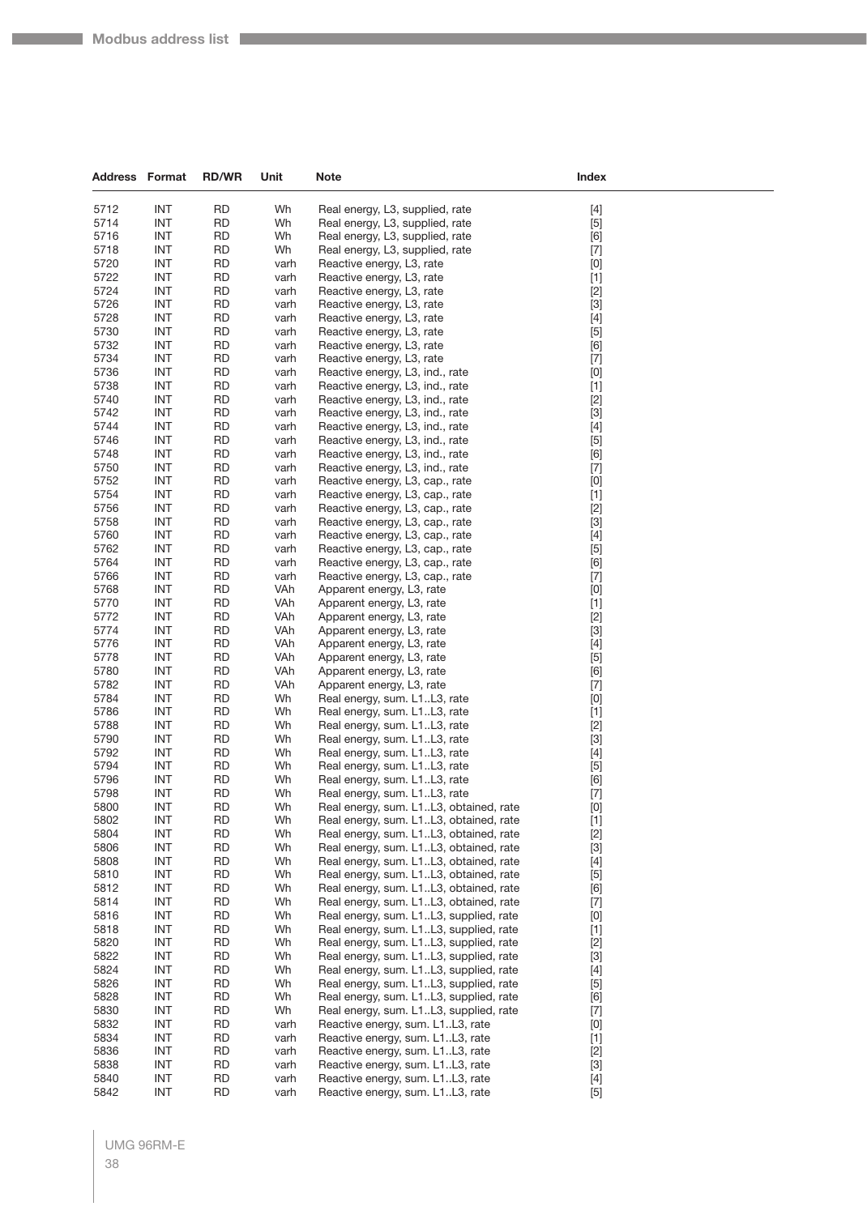| Address | Format | RD/WR | Unit | Note | Index |
|---|---|---|---|---|---|
| 5712 | INT | RD | Wh | Real energy, L3, supplied, rate | [4] |
| 5714 | INT | RD | Wh | Real energy, L3, supplied, rate | [5] |
| 5716 | INT | RD | Wh | Real energy, L3, supplied, rate | [6] |
| 5718 | INT | RD | Wh | Real energy, L3, supplied, rate | [7] |
| 5720 | INT | RD | varh | Reactive energy, L3, rate | [0] |
| 5722 | INT | RD | varh | Reactive energy, L3, rate | [1] |
| 5724 | INT | RD | varh | Reactive energy, L3, rate | [2] |
| 5726 | INT | RD | varh | Reactive energy, L3, rate | [3] |
| 5728 | INT | RD | varh | Reactive energy, L3, rate | [4] |
| 5730 | INT | RD | varh | Reactive energy, L3, rate | [5] |
| 5732 | INT | RD | varh | Reactive energy, L3, rate | [6] |
| 5734 | INT | RD | varh | Reactive energy, L3, rate | [7] |
| 5736 | INT | RD | varh | Reactive energy, L3, ind., rate | [0] |
| 5738 | INT | RD | varh | Reactive energy, L3, ind., rate | [1] |
| 5740 | INT | RD | varh | Reactive energy, L3, ind., rate | [2] |
| 5742 | INT | RD | varh | Reactive energy, L3, ind., rate | [3] |
| 5744 | INT | RD | varh | Reactive energy, L3, ind., rate | [4] |
| 5746 | INT | RD | varh | Reactive energy, L3, ind., rate | [5] |
| 5748 | INT | RD | varh | Reactive energy, L3, ind., rate | [6] |
| 5750 | INT | RD | varh | Reactive energy, L3, ind., rate | [7] |
| 5752 | INT | RD | varh | Reactive energy, L3, cap., rate | [0] |
| 5754 | INT | RD | varh | Reactive energy, L3, cap., rate | [1] |
| 5756 | INT | RD | varh | Reactive energy, L3, cap., rate | [2] |
| 5758 | INT | RD | varh | Reactive energy, L3, cap., rate | [3] |
| 5760 | INT | RD | varh | Reactive energy, L3, cap., rate | [4] |
| 5762 | INT | RD | varh | Reactive energy, L3, cap., rate | [5] |
| 5764 | INT | RD | varh | Reactive energy, L3, cap., rate | [6] |
| 5766 | INT | RD | varh | Reactive energy, L3, cap., rate | [7] |
| 5768 | INT | RD | VAh | Apparent energy, L3, rate | [0] |
| 5770 | INT | RD | VAh | Apparent energy, L3, rate | [1] |
| 5772 | INT | RD | VAh | Apparent energy, L3, rate | [2] |
| 5774 | INT | RD | VAh | Apparent energy, L3, rate | [3] |
| 5776 | INT | RD | VAh | Apparent energy, L3, rate | [4] |
| 5778 | INT | RD | VAh | Apparent energy, L3, rate | [5] |
| 5780 | INT | RD | VAh | Apparent energy, L3, rate | [6] |
| 5782 | INT | RD | VAh | Apparent energy, L3, rate | [7] |
| 5784 | INT | RD | Wh | Real energy, sum. L1..L3, rate | [0] |
| 5786 | INT | RD | Wh | Real energy, sum. L1..L3, rate | [1] |
| 5788 | INT | RD | Wh | Real energy, sum. L1..L3, rate | [2] |
| 5790 | INT | RD | Wh | Real energy, sum. L1..L3, rate | [3] |
| 5792 | INT | RD | Wh | Real energy, sum. L1..L3, rate | [4] |
| 5794 | INT | RD | Wh | Real energy, sum. L1..L3, rate | [5] |
| 5796 | INT | RD | Wh | Real energy, sum. L1..L3, rate | [6] |
| 5798 | INT | RD | Wh | Real energy, sum. L1..L3, rate | [7] |
| 5800 | INT | RD | Wh | Real energy, sum. L1..L3, obtained, rate | [0] |
| 5802 | INT | RD | Wh | Real energy, sum. L1..L3, obtained, rate | [1] |
| 5804 | INT | RD | Wh | Real energy, sum. L1..L3, obtained, rate | [2] |
| 5806 | INT | RD | Wh | Real energy, sum. L1..L3, obtained, rate | [3] |
| 5808 | INT | RD | Wh | Real energy, sum. L1..L3, obtained, rate | [4] |
| 5810 | INT | RD | Wh | Real energy, sum. L1..L3, obtained, rate | [5] |
| 5812 | INT | RD | Wh | Real energy, sum. L1..L3, obtained, rate | [6] |
| 5814 | INT | RD | Wh | Real energy, sum. L1..L3, obtained, rate | [7] |
| 5816 | INT | RD | Wh | Real energy, sum. L1..L3, supplied, rate | [0] |
| 5818 | INT | RD | Wh | Real energy, sum. L1..L3, supplied, rate | [1] |
| 5820 | INT | RD | Wh | Real energy, sum. L1..L3, supplied, rate | [2] |
| 5822 | INT | RD | Wh | Real energy, sum. L1..L3, supplied, rate | [3] |
| 5824 | INT | RD | Wh | Real energy, sum. L1..L3, supplied, rate | [4] |
| 5826 | INT | RD | Wh | Real energy, sum. L1..L3, supplied, rate | [5] |
| 5828 | INT | RD | Wh | Real energy, sum. L1..L3, supplied, rate | [6] |
| 5830 | INT | RD | Wh | Real energy, sum. L1..L3, supplied, rate | [7] |
| 5832 | INT | RD | varh | Reactive energy, sum. L1..L3, rate | [0] |
| 5834 | INT | RD | varh | Reactive energy, sum. L1..L3, rate | [1] |
| 5836 | INT | RD | varh | Reactive energy, sum. L1..L3, rate | [2] |
| 5838 | INT | RD | varh | Reactive energy, sum. L1..L3, rate | [3] |
| 5840 | INT | RD | varh | Reactive energy, sum. L1..L3, rate | [4] |
| 5842 | INT | RD | varh | Reactive energy, sum. L1..L3, rate | [5] |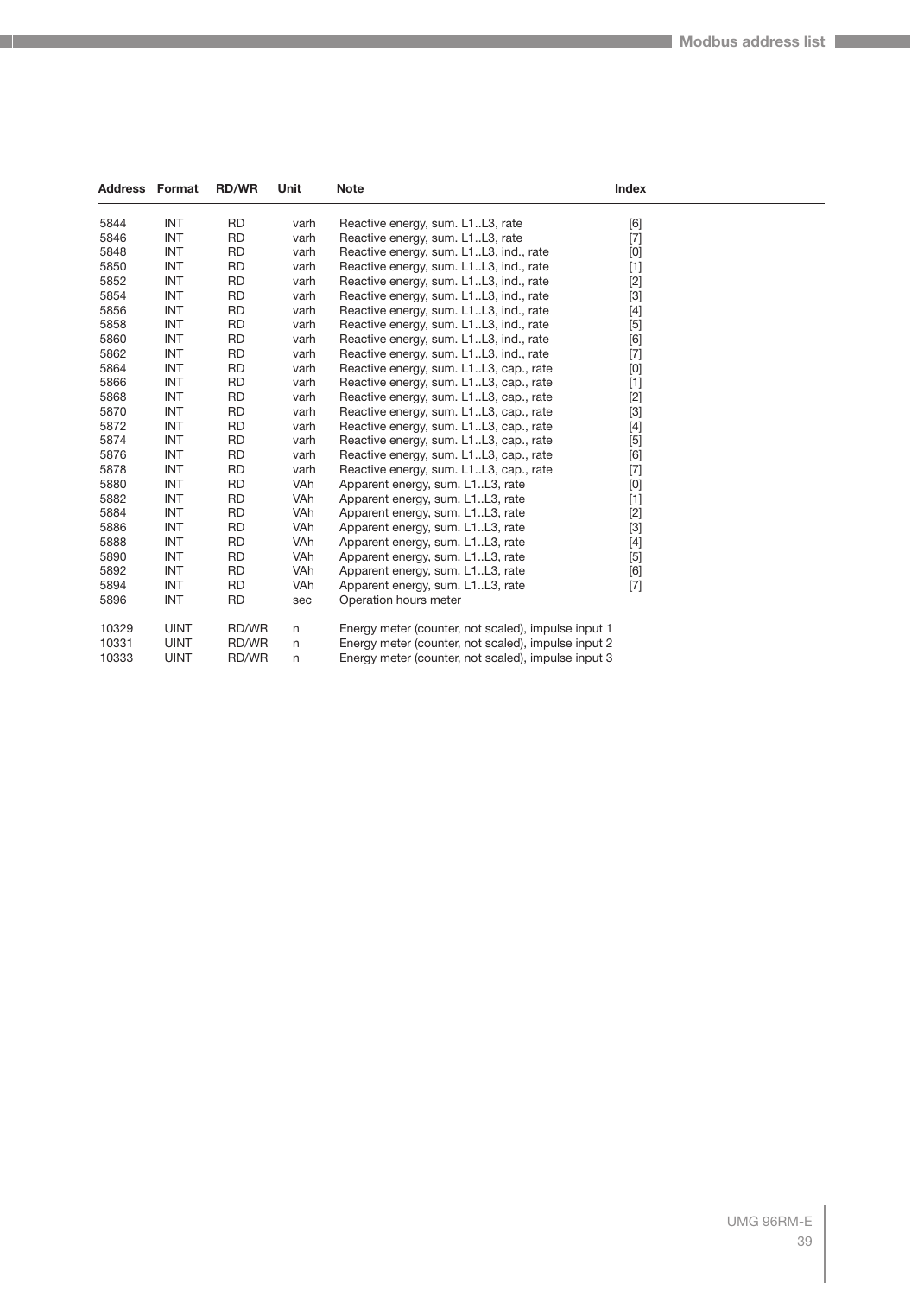| Address | Format | RD/WR | Unit | Note | Index |
|---|---|---|---|---|---|
| 5844 | INT | RD | varh | Reactive energy, sum. L1..L3, rate | [6] |
| 5846 | INT | RD | varh | Reactive energy, sum. L1..L3, rate | [7] |
| 5848 | INT | RD | varh | Reactive energy, sum. L1..L3, ind., rate | [0] |
| 5850 | INT | RD | varh | Reactive energy, sum. L1..L3, ind., rate | [1] |
| 5852 | INT | RD | varh | Reactive energy, sum. L1..L3, ind., rate | [2] |
| 5854 | INT | RD | varh | Reactive energy, sum. L1..L3, ind., rate | [3] |
| 5856 | INT | RD | varh | Reactive energy, sum. L1..L3, ind., rate | [4] |
| 5858 | INT | RD | varh | Reactive energy, sum. L1..L3, ind., rate | [5] |
| 5860 | INT | RD | varh | Reactive energy, sum. L1..L3, ind., rate | [6] |
| 5862 | INT | RD | varh | Reactive energy, sum. L1..L3, ind., rate | [7] |
| 5864 | INT | RD | varh | Reactive energy, sum. L1..L3, cap., rate | [0] |
| 5866 | INT | RD | varh | Reactive energy, sum. L1..L3, cap., rate | [1] |
| 5868 | INT | RD | varh | Reactive energy, sum. L1..L3, cap., rate | [2] |
| 5870 | INT | RD | varh | Reactive energy, sum. L1..L3, cap., rate | [3] |
| 5872 | INT | RD | varh | Reactive energy, sum. L1..L3, cap., rate | [4] |
| 5874 | INT | RD | varh | Reactive energy, sum. L1..L3, cap., rate | [5] |
| 5876 | INT | RD | varh | Reactive energy, sum. L1..L3, cap., rate | [6] |
| 5878 | INT | RD | varh | Reactive energy, sum. L1..L3, cap., rate | [7] |
| 5880 | INT | RD | VAh | Apparent energy, sum. L1..L3, rate | [0] |
| 5882 | INT | RD | VAh | Apparent energy, sum. L1..L3, rate | [1] |
| 5884 | INT | RD | VAh | Apparent energy, sum. L1..L3, rate | [2] |
| 5886 | INT | RD | VAh | Apparent energy, sum. L1..L3, rate | [3] |
| 5888 | INT | RD | VAh | Apparent energy, sum. L1..L3, rate | [4] |
| 5890 | INT | RD | VAh | Apparent energy, sum. L1..L3, rate | [5] |
| 5892 | INT | RD | VAh | Apparent energy, sum. L1..L3, rate | [6] |
| 5894 | INT | RD | VAh | Apparent energy, sum. L1..L3, rate | [7] |
| 5896 | INT | RD | sec | Operation hours meter | |
| 10329 | UINT | RD/WR | n | Energy meter (counter, not scaled), impulse input 1 | |
| 10331 | UINT | RD/WR | n | Energy meter (counter, not scaled), impulse input 2 | |
| 10333 | UINT | RD/WR | n | Energy meter (counter, not scaled), impulse input 3 | |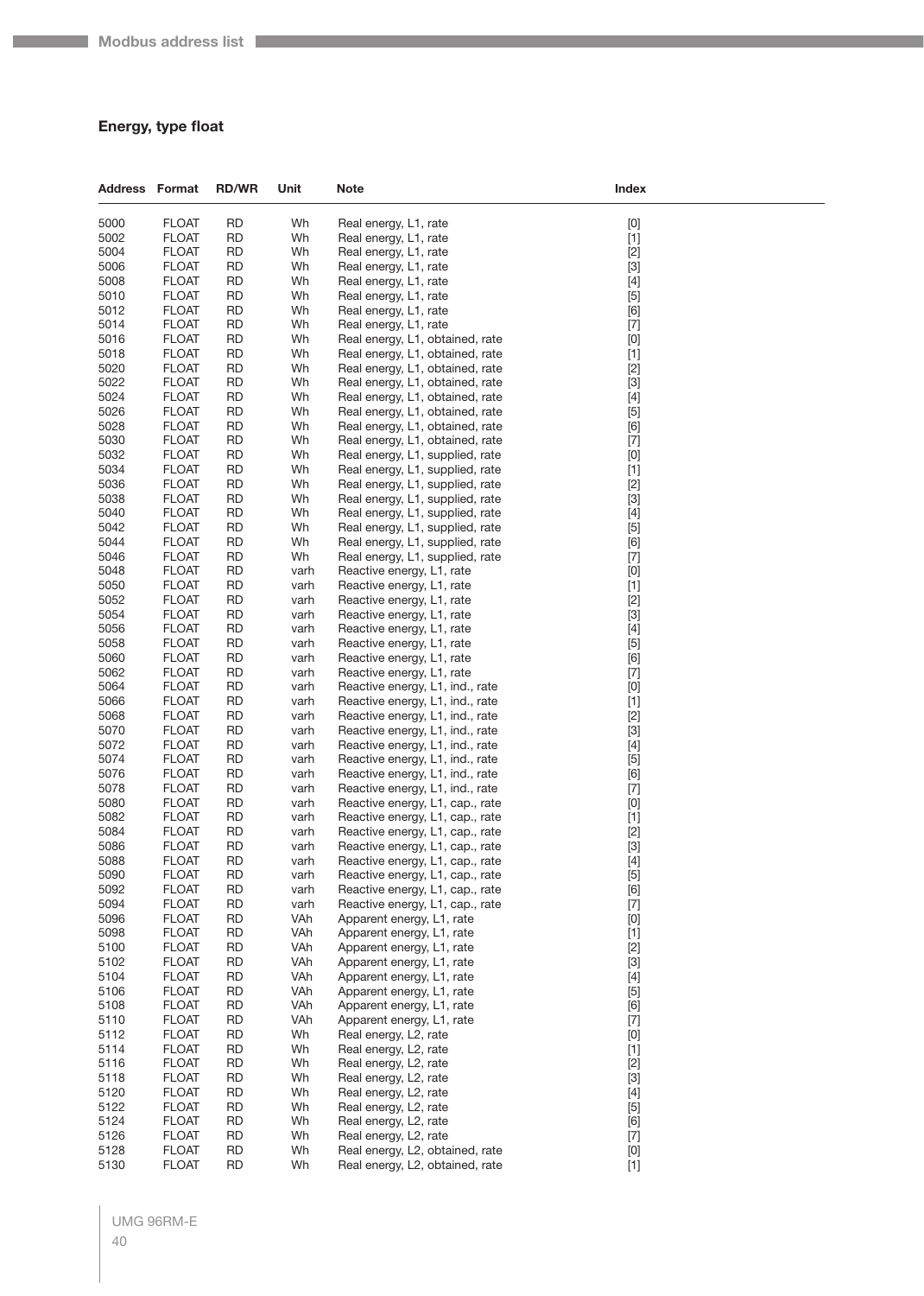## Energy, type float

| Address | Format | RD/WR | Unit | Note | Index |
|---|---|---|---|---|---|
| 5000 | FLOAT | RD | Wh | Real energy, L1, rate | [0] |
| 5002 | FLOAT | RD | Wh | Real energy, L1, rate | [1] |
| 5004 | FLOAT | RD | Wh | Real energy, L1, rate | [2] |
| 5006 | FLOAT | RD | Wh | Real energy, L1, rate | [3] |
| 5008 | FLOAT | RD | Wh | Real energy, L1, rate | [4] |
| 5010 | FLOAT | RD | Wh | Real energy, L1, rate | [5] |
| 5012 | FLOAT | RD | Wh | Real energy, L1, rate | [6] |
| 5014 | FLOAT | RD | Wh | Real energy, L1, rate | [7] |
| 5016 | FLOAT | RD | Wh | Real energy, L1, obtained, rate | [0] |
| 5018 | FLOAT | RD | Wh | Real energy, L1, obtained, rate | [1] |
| 5020 | FLOAT | RD | Wh | Real energy, L1, obtained, rate | [2] |
| 5022 | FLOAT | RD | Wh | Real energy, L1, obtained, rate | [3] |
| 5024 | FLOAT | RD | Wh | Real energy, L1, obtained, rate | [4] |
| 5026 | FLOAT | RD | Wh | Real energy, L1, obtained, rate | [5] |
| 5028 | FLOAT | RD | Wh | Real energy, L1, obtained, rate | [6] |
| 5030 | FLOAT | RD | Wh | Real energy, L1, obtained, rate | [7] |
| 5032 | FLOAT | RD | Wh | Real energy, L1, supplied, rate | [0] |
| 5034 | FLOAT | RD | Wh | Real energy, L1, supplied, rate | [1] |
| 5036 | FLOAT | RD | Wh | Real energy, L1, supplied, rate | [2] |
| 5038 | FLOAT | RD | Wh | Real energy, L1, supplied, rate | [3] |
| 5040 | FLOAT | RD | Wh | Real energy, L1, supplied, rate | [4] |
| 5042 | FLOAT | RD | Wh | Real energy, L1, supplied, rate | [5] |
| 5044 | FLOAT | RD | Wh | Real energy, L1, supplied, rate | [6] |
| 5046 | FLOAT | RD | Wh | Real energy, L1, supplied, rate | [7] |
| 5048 | FLOAT | RD | varh | Reactive energy, L1, rate | [0] |
| 5050 | FLOAT | RD | varh | Reactive energy, L1, rate | [1] |
| 5052 | FLOAT | RD | varh | Reactive energy, L1, rate | [2] |
| 5054 | FLOAT | RD | varh | Reactive energy, L1, rate | [3] |
| 5056 | FLOAT | RD | varh | Reactive energy, L1, rate | [4] |
| 5058 | FLOAT | RD | varh | Reactive energy, L1, rate | [5] |
| 5060 | FLOAT | RD | varh | Reactive energy, L1, rate | [6] |
| 5062 | FLOAT | RD | varh | Reactive energy, L1, rate | [7] |
| 5064 | FLOAT | RD | varh | Reactive energy, L1, ind., rate | [0] |
| 5066 | FLOAT | RD | varh | Reactive energy, L1, ind., rate | [1] |
| 5068 | FLOAT | RD | varh | Reactive energy, L1, ind., rate | [2] |
| 5070 | FLOAT | RD | varh | Reactive energy, L1, ind., rate | [3] |
| 5072 | FLOAT | RD | varh | Reactive energy, L1, ind., rate | [4] |
| 5074 | FLOAT | RD | varh | Reactive energy, L1, ind., rate | [5] |
| 5076 | FLOAT | RD | varh | Reactive energy, L1, ind., rate | [6] |
| 5078 | FLOAT | RD | varh | Reactive energy, L1, ind., rate | [7] |
| 5080 | FLOAT | RD | varh | Reactive energy, L1, cap., rate | [0] |
| 5082 | FLOAT | RD | varh | Reactive energy, L1, cap., rate | [1] |
| 5084 | FLOAT | RD | varh | Reactive energy, L1, cap., rate | [2] |
| 5086 | FLOAT | RD | varh | Reactive energy, L1, cap., rate | [3] |
| 5088 | FLOAT | RD | varh | Reactive energy, L1, cap., rate | [4] |
| 5090 | FLOAT | RD | varh | Reactive energy, L1, cap., rate | [5] |
| 5092 | FLOAT | RD | varh | Reactive energy, L1, cap., rate | [6] |
| 5094 | FLOAT | RD | varh | Reactive energy, L1, cap., rate | [7] |
| 5096 | FLOAT | RD | VAh | Apparent energy, L1, rate | [0] |
| 5098 | FLOAT | RD | VAh | Apparent energy, L1, rate | [1] |
| 5100 | FLOAT | RD | VAh | Apparent energy, L1, rate | [2] |
| 5102 | FLOAT | RD | VAh | Apparent energy, L1, rate | [3] |
| 5104 | FLOAT | RD | VAh | Apparent energy, L1, rate | [4] |
| 5106 | FLOAT | RD | VAh | Apparent energy, L1, rate | [5] |
| 5108 | FLOAT | RD | VAh | Apparent energy, L1, rate | [6] |
| 5110 | FLOAT | RD | VAh | Apparent energy, L1, rate | [7] |
| 5112 | FLOAT | RD | Wh | Real energy, L2, rate | [0] |
| 5114 | FLOAT | RD | Wh | Real energy, L2, rate | [1] |
| 5116 | FLOAT | RD | Wh | Real energy, L2, rate | [2] |
| 5118 | FLOAT | RD | Wh | Real energy, L2, rate | [3] |
| 5120 | FLOAT | RD | Wh | Real energy, L2, rate | [4] |
| 5122 | FLOAT | RD | Wh | Real energy, L2, rate | [5] |
| 5124 | FLOAT | RD | Wh | Real energy, L2, rate | [6] |
| 5126 | FLOAT | RD | Wh | Real energy, L2, rate | [7] |
| 5128 | FLOAT | RD | Wh | Real energy, L2, obtained, rate | [0] |
| 5130 | FLOAT | RD | Wh | Real energy, L2, obtained, rate | [1] |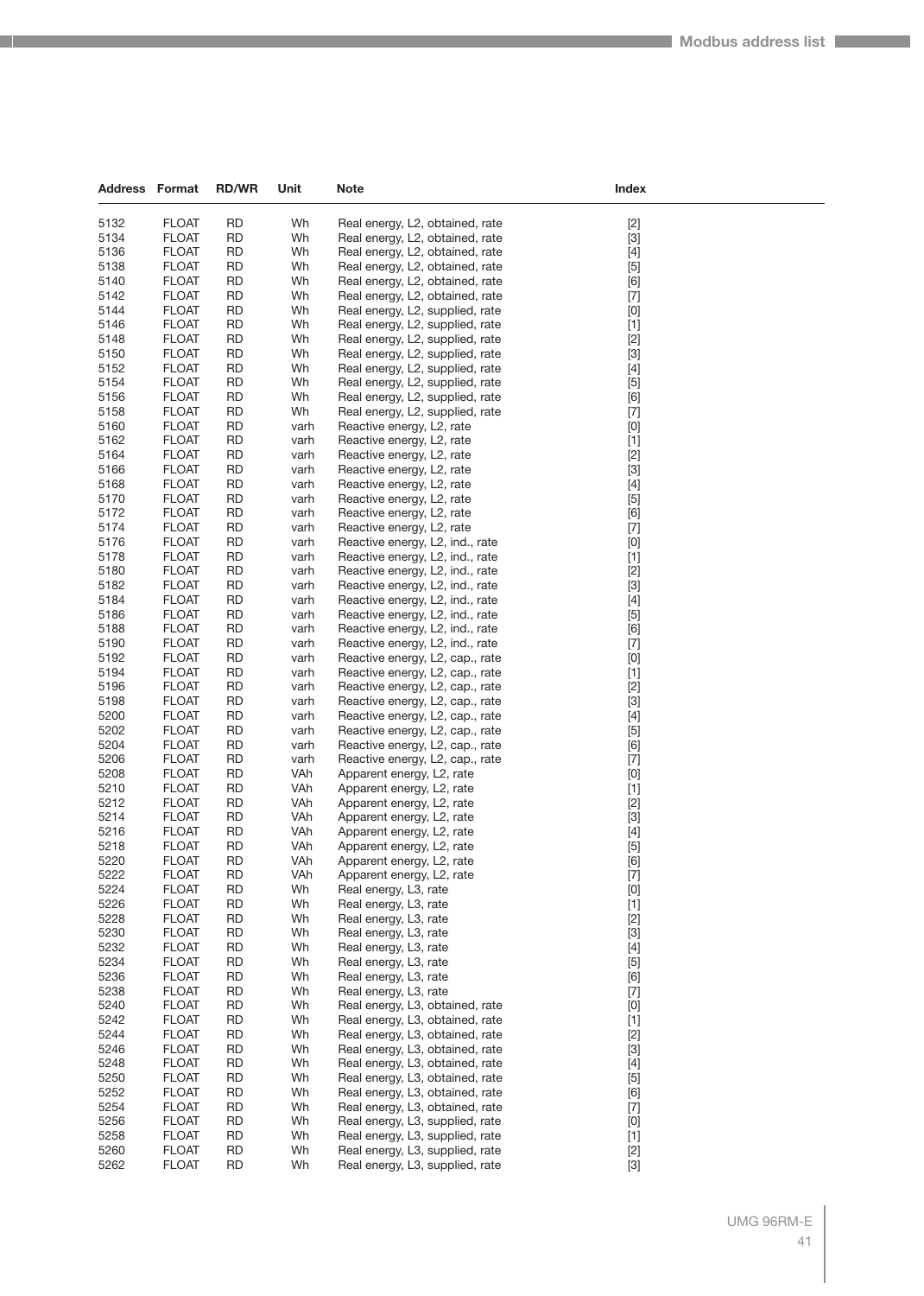| Address | Format | RD/WR | Unit | Note | Index |
|---|---|---|---|---|---|
| 5132 | FLOAT | RD | Wh | Real energy, L2, obtained, rate | [2] |
| 5134 | FLOAT | RD | Wh | Real energy, L2, obtained, rate | [3] |
| 5136 | FLOAT | RD | Wh | Real energy, L2, obtained, rate | [4] |
| 5138 | FLOAT | RD | Wh | Real energy, L2, obtained, rate | [5] |
| 5140 | FLOAT | RD | Wh | Real energy, L2, obtained, rate | [6] |
| 5142 | FLOAT | RD | Wh | Real energy, L2, obtained, rate | [7] |
| 5144 | FLOAT | RD | Wh | Real energy, L2, supplied, rate | [0] |
| 5146 | FLOAT | RD | Wh | Real energy, L2, supplied, rate | [1] |
| 5148 | FLOAT | RD | Wh | Real energy, L2, supplied, rate | [2] |
| 5150 | FLOAT | RD | Wh | Real energy, L2, supplied, rate | [3] |
| 5152 | FLOAT | RD | Wh | Real energy, L2, supplied, rate | [4] |
| 5154 | FLOAT | RD | Wh | Real energy, L2, supplied, rate | [5] |
| 5156 | FLOAT | RD | Wh | Real energy, L2, supplied, rate | [6] |
| 5158 | FLOAT | RD | Wh | Real energy, L2, supplied, rate | [7] |
| 5160 | FLOAT | RD | varh | Reactive energy, L2, rate | [0] |
| 5162 | FLOAT | RD | varh | Reactive energy, L2, rate | [1] |
| 5164 | FLOAT | RD | varh | Reactive energy, L2, rate | [2] |
| 5166 | FLOAT | RD | varh | Reactive energy, L2, rate | [3] |
| 5168 | FLOAT | RD | varh | Reactive energy, L2, rate | [4] |
| 5170 | FLOAT | RD | varh | Reactive energy, L2, rate | [5] |
| 5172 | FLOAT | RD | varh | Reactive energy, L2, rate | [6] |
| 5174 | FLOAT | RD | varh | Reactive energy, L2, rate | [7] |
| 5176 | FLOAT | RD | varh | Reactive energy, L2, ind., rate | [0] |
| 5178 | FLOAT | RD | varh | Reactive energy, L2, ind., rate | [1] |
| 5180 | FLOAT | RD | varh | Reactive energy, L2, ind., rate | [2] |
| 5182 | FLOAT | RD | varh | Reactive energy, L2, ind., rate | [3] |
| 5184 | FLOAT | RD | varh | Reactive energy, L2, ind., rate | [4] |
| 5186 | FLOAT | RD | varh | Reactive energy, L2, ind., rate | [5] |
| 5188 | FLOAT | RD | varh | Reactive energy, L2, ind., rate | [6] |
| 5190 | FLOAT | RD | varh | Reactive energy, L2, ind., rate | [7] |
| 5192 | FLOAT | RD | varh | Reactive energy, L2, cap., rate | [0] |
| 5194 | FLOAT | RD | varh | Reactive energy, L2, cap., rate | [1] |
| 5196 | FLOAT | RD | varh | Reactive energy, L2, cap., rate | [2] |
| 5198 | FLOAT | RD | varh | Reactive energy, L2, cap., rate | [3] |
| 5200 | FLOAT | RD | varh | Reactive energy, L2, cap., rate | [4] |
| 5202 | FLOAT | RD | varh | Reactive energy, L2, cap., rate | [5] |
| 5204 | FLOAT | RD | varh | Reactive energy, L2, cap., rate | [6] |
| 5206 | FLOAT | RD | varh | Reactive energy, L2, cap., rate | [7] |
| 5208 | FLOAT | RD | VAh | Apparent energy, L2, rate | [0] |
| 5210 | FLOAT | RD | VAh | Apparent energy, L2, rate | [1] |
| 5212 | FLOAT | RD | VAh | Apparent energy, L2, rate | [2] |
| 5214 | FLOAT | RD | VAh | Apparent energy, L2, rate | [3] |
| 5216 | FLOAT | RD | VAh | Apparent energy, L2, rate | [4] |
| 5218 | FLOAT | RD | VAh | Apparent energy, L2, rate | [5] |
| 5220 | FLOAT | RD | VAh | Apparent energy, L2, rate | [6] |
| 5222 | FLOAT | RD | VAh | Apparent energy, L2, rate | [7] |
| 5224 | FLOAT | RD | Wh | Real energy, L3, rate | [0] |
| 5226 | FLOAT | RD | Wh | Real energy, L3, rate | [1] |
| 5228 | FLOAT | RD | Wh | Real energy, L3, rate | [2] |
| 5230 | FLOAT | RD | Wh | Real energy, L3, rate | [3] |
| 5232 | FLOAT | RD | Wh | Real energy, L3, rate | [4] |
| 5234 | FLOAT | RD | Wh | Real energy, L3, rate | [5] |
| 5236 | FLOAT | RD | Wh | Real energy, L3, rate | [6] |
| 5238 | FLOAT | RD | Wh | Real energy, L3, rate | [7] |
| 5240 | FLOAT | RD | Wh | Real energy, L3, obtained, rate | [0] |
| 5242 | FLOAT | RD | Wh | Real energy, L3, obtained, rate | [1] |
| 5244 | FLOAT | RD | Wh | Real energy, L3, obtained, rate | [2] |
| 5246 | FLOAT | RD | Wh | Real energy, L3, obtained, rate | [3] |
| 5248 | FLOAT | RD | Wh | Real energy, L3, obtained, rate | [4] |
| 5250 | FLOAT | RD | Wh | Real energy, L3, obtained, rate | [5] |
| 5252 | FLOAT | RD | Wh | Real energy, L3, obtained, rate | [6] |
| 5254 | FLOAT | RD | Wh | Real energy, L3, obtained, rate | [7] |
| 5256 | FLOAT | RD | Wh | Real energy, L3, supplied, rate | [0] |
| 5258 | FLOAT | RD | Wh | Real energy, L3, supplied, rate | [1] |
| 5260 | FLOAT | RD | Wh | Real energy, L3, supplied, rate | [2] |
| 5262 | FLOAT | RD | Wh | Real energy, L3, supplied, rate | [3] |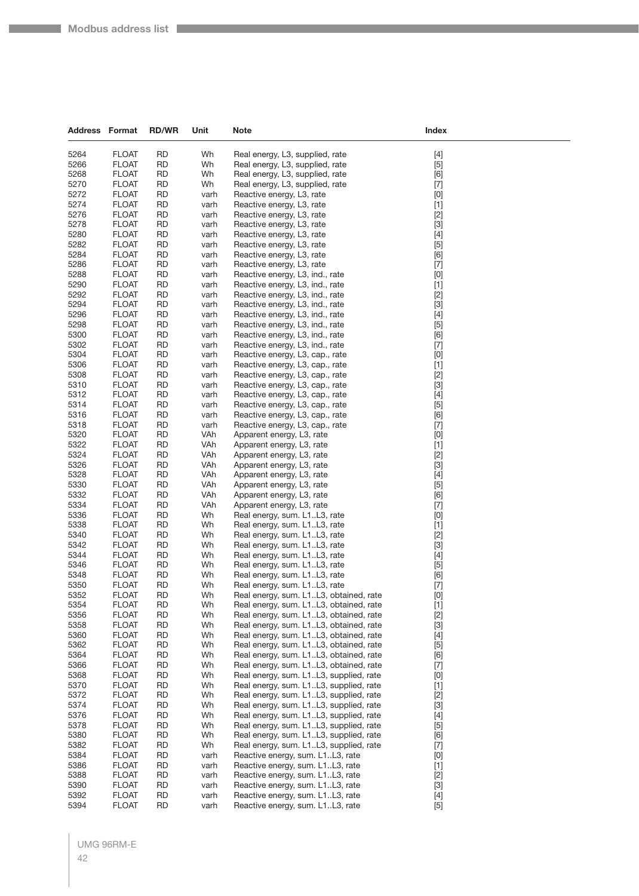| Address | Format | RD/WR | Unit | Note | Index |
|---|---|---|---|---|---|
| 5264 | FLOAT | RD | Wh | Real energy, L3, supplied, rate | [4] |
| 5266 | FLOAT | RD | Wh | Real energy, L3, supplied, rate | [5] |
| 5268 | FLOAT | RD | Wh | Real energy, L3, supplied, rate | [6] |
| 5270 | FLOAT | RD | Wh | Real energy, L3, supplied, rate | [7] |
| 5272 | FLOAT | RD | varh | Reactive energy, L3, rate | [0] |
| 5274 | FLOAT | RD | varh | Reactive energy, L3, rate | [1] |
| 5276 | FLOAT | RD | varh | Reactive energy, L3, rate | [2] |
| 5278 | FLOAT | RD | varh | Reactive energy, L3, rate | [3] |
| 5280 | FLOAT | RD | varh | Reactive energy, L3, rate | [4] |
| 5282 | FLOAT | RD | varh | Reactive energy, L3, rate | [5] |
| 5284 | FLOAT | RD | varh | Reactive energy, L3, rate | [6] |
| 5286 | FLOAT | RD | varh | Reactive energy, L3, rate | [7] |
| 5288 | FLOAT | RD | varh | Reactive energy, L3, ind., rate | [0] |
| 5290 | FLOAT | RD | varh | Reactive energy, L3, ind., rate | [1] |
| 5292 | FLOAT | RD | varh | Reactive energy, L3, ind., rate | [2] |
| 5294 | FLOAT | RD | varh | Reactive energy, L3, ind., rate | [3] |
| 5296 | FLOAT | RD | varh | Reactive energy, L3, ind., rate | [4] |
| 5298 | FLOAT | RD | varh | Reactive energy, L3, ind., rate | [5] |
| 5300 | FLOAT | RD | varh | Reactive energy, L3, ind., rate | [6] |
| 5302 | FLOAT | RD | varh | Reactive energy, L3, ind., rate | [7] |
| 5304 | FLOAT | RD | varh | Reactive energy, L3, cap., rate | [0] |
| 5306 | FLOAT | RD | varh | Reactive energy, L3, cap., rate | [1] |
| 5308 | FLOAT | RD | varh | Reactive energy, L3, cap., rate | [2] |
| 5310 | FLOAT | RD | varh | Reactive energy, L3, cap., rate | [3] |
| 5312 | FLOAT | RD | varh | Reactive energy, L3, cap., rate | [4] |
| 5314 | FLOAT | RD | varh | Reactive energy, L3, cap., rate | [5] |
| 5316 | FLOAT | RD | varh | Reactive energy, L3, cap., rate | [6] |
| 5318 | FLOAT | RD | varh | Reactive energy, L3, cap., rate | [7] |
| 5320 | FLOAT | RD | VAh | Apparent energy, L3, rate | [0] |
| 5322 | FLOAT | RD | VAh | Apparent energy, L3, rate | [1] |
| 5324 | FLOAT | RD | VAh | Apparent energy, L3, rate | [2] |
| 5326 | FLOAT | RD | VAh | Apparent energy, L3, rate | [3] |
| 5328 | FLOAT | RD | VAh | Apparent energy, L3, rate | [4] |
| 5330 | FLOAT | RD | VAh | Apparent energy, L3, rate | [5] |
| 5332 | FLOAT | RD | VAh | Apparent energy, L3, rate | [6] |
| 5334 | FLOAT | RD | VAh | Apparent energy, L3, rate | [7] |
| 5336 | FLOAT | RD | Wh | Real energy, sum. L1..L3, rate | [0] |
| 5338 | FLOAT | RD | Wh | Real energy, sum. L1..L3, rate | [1] |
| 5340 | FLOAT | RD | Wh | Real energy, sum. L1..L3, rate | [2] |
| 5342 | FLOAT | RD | Wh | Real energy, sum. L1..L3, rate | [3] |
| 5344 | FLOAT | RD | Wh | Real energy, sum. L1..L3, rate | [4] |
| 5346 | FLOAT | RD | Wh | Real energy, sum. L1..L3, rate | [5] |
| 5348 | FLOAT | RD | Wh | Real energy, sum. L1..L3, rate | [6] |
| 5350 | FLOAT | RD | Wh | Real energy, sum. L1..L3, rate | [7] |
| 5352 | FLOAT | RD | Wh | Real energy, sum. L1..L3, obtained, rate | [0] |
| 5354 | FLOAT | RD | Wh | Real energy, sum. L1..L3, obtained, rate | [1] |
| 5356 | FLOAT | RD | Wh | Real energy, sum. L1..L3, obtained, rate | [2] |
| 5358 | FLOAT | RD | Wh | Real energy, sum. L1..L3, obtained, rate | [3] |
| 5360 | FLOAT | RD | Wh | Real energy, sum. L1..L3, obtained, rate | [4] |
| 5362 | FLOAT | RD | Wh | Real energy, sum. L1..L3, obtained, rate | [5] |
| 5364 | FLOAT | RD | Wh | Real energy, sum. L1..L3, obtained, rate | [6] |
| 5366 | FLOAT | RD | Wh | Real energy, sum. L1..L3, obtained, rate | [7] |
| 5368 | FLOAT | RD | Wh | Real energy, sum. L1..L3, supplied, rate | [0] |
| 5370 | FLOAT | RD | Wh | Real energy, sum. L1..L3, supplied, rate | [1] |
| 5372 | FLOAT | RD | Wh | Real energy, sum. L1..L3, supplied, rate | [2] |
| 5374 | FLOAT | RD | Wh | Real energy, sum. L1..L3, supplied, rate | [3] |
| 5376 | FLOAT | RD | Wh | Real energy, sum. L1..L3, supplied, rate | [4] |
| 5378 | FLOAT | RD | Wh | Real energy, sum. L1..L3, supplied, rate | [5] |
| 5380 | FLOAT | RD | Wh | Real energy, sum. L1..L3, supplied, rate | [6] |
| 5382 | FLOAT | RD | Wh | Real energy, sum. L1..L3, supplied, rate | [7] |
| 5384 | FLOAT | RD | varh | Reactive energy, sum. L1..L3, rate | [0] |
| 5386 | FLOAT | RD | varh | Reactive energy, sum. L1..L3, rate | [1] |
| 5388 | FLOAT | RD | varh | Reactive energy, sum. L1..L3, rate | [2] |
| 5390 | FLOAT | RD | varh | Reactive energy, sum. L1..L3, rate | [3] |
| 5392 | FLOAT | RD | varh | Reactive energy, sum. L1..L3, rate | [4] |
| 5394 | FLOAT | RD | varh | Reactive energy, sum. L1..L3, rate | [5] |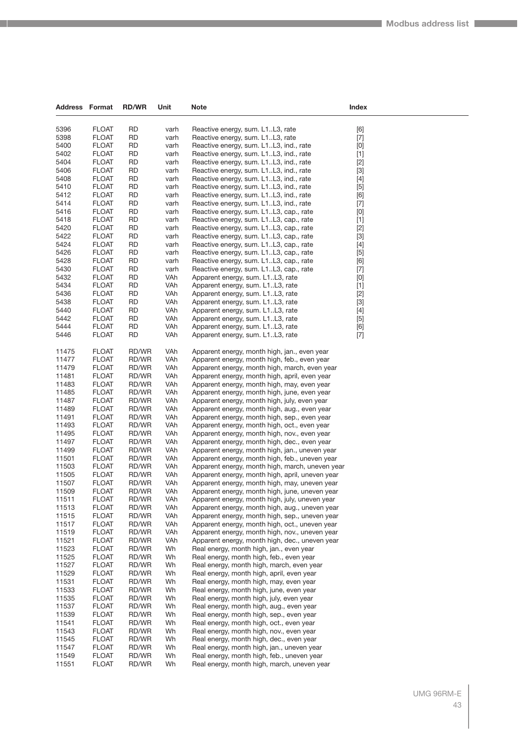| Address | Format | RD/WR | Unit | Note | Index |
|---|---|---|---|---|---|
| 5396 | FLOAT | RD | varh | Reactive energy, sum. L1..L3, rate | [6] |
| 5398 | FLOAT | RD | varh | Reactive energy, sum. L1..L3, rate | [7] |
| 5400 | FLOAT | RD | varh | Reactive energy, sum. L1..L3, ind., rate | [0] |
| 5402 | FLOAT | RD | varh | Reactive energy, sum. L1..L3, ind., rate | [1] |
| 5404 | FLOAT | RD | varh | Reactive energy, sum. L1..L3, ind., rate | [2] |
| 5406 | FLOAT | RD | varh | Reactive energy, sum. L1..L3, ind., rate | [3] |
| 5408 | FLOAT | RD | varh | Reactive energy, sum. L1..L3, ind., rate | [4] |
| 5410 | FLOAT | RD | varh | Reactive energy, sum. L1..L3, ind., rate | [5] |
| 5412 | FLOAT | RD | varh | Reactive energy, sum. L1..L3, ind., rate | [6] |
| 5414 | FLOAT | RD | varh | Reactive energy, sum. L1..L3, ind., rate | [7] |
| 5416 | FLOAT | RD | varh | Reactive energy, sum. L1..L3, cap., rate | [0] |
| 5418 | FLOAT | RD | varh | Reactive energy, sum. L1..L3, cap., rate | [1] |
| 5420 | FLOAT | RD | varh | Reactive energy, sum. L1..L3, cap., rate | [2] |
| 5422 | FLOAT | RD | varh | Reactive energy, sum. L1..L3, cap., rate | [3] |
| 5424 | FLOAT | RD | varh | Reactive energy, sum. L1..L3, cap., rate | [4] |
| 5426 | FLOAT | RD | varh | Reactive energy, sum. L1..L3, cap., rate | [5] |
| 5428 | FLOAT | RD | varh | Reactive energy, sum. L1..L3, cap., rate | [6] |
| 5430 | FLOAT | RD | varh | Reactive energy, sum. L1..L3, cap., rate | [7] |
| 5432 | FLOAT | RD | VAh | Apparent energy, sum. L1..L3, rate | [0] |
| 5434 | FLOAT | RD | VAh | Apparent energy, sum. L1..L3, rate | [1] |
| 5436 | FLOAT | RD | VAh | Apparent energy, sum. L1..L3, rate | [2] |
| 5438 | FLOAT | RD | VAh | Apparent energy, sum. L1..L3, rate | [3] |
| 5440 | FLOAT | RD | VAh | Apparent energy, sum. L1..L3, rate | [4] |
| 5442 | FLOAT | RD | VAh | Apparent energy, sum. L1..L3, rate | [5] |
| 5444 | FLOAT | RD | VAh | Apparent energy, sum. L1..L3, rate | [6] |
| 5446 | FLOAT | RD | VAh | Apparent energy, sum. L1..L3, rate | [7] |
| 11475 | FLOAT | RD/WR | VAh | Apparent energy, month high, jan., even year | |
| 11477 | FLOAT | RD/WR | VAh | Apparent energy, month high, feb., even year | |
| 11479 | FLOAT | RD/WR | VAh | Apparent energy, month high, march, even year | |
| 11481 | FLOAT | RD/WR | VAh | Apparent energy, month high, april, even year | |
| 11483 | FLOAT | RD/WR | VAh | Apparent energy, month high, may, even year | |
| 11485 | FLOAT | RD/WR | VAh | Apparent energy, month high, june, even year | |
| 11487 | FLOAT | RD/WR | VAh | Apparent energy, month high, july, even year | |
| 11489 | FLOAT | RD/WR | VAh | Apparent energy, month high, aug., even year | |
| 11491 | FLOAT | RD/WR | VAh | Apparent energy, month high, sep., even year | |
| 11493 | FLOAT | RD/WR | VAh | Apparent energy, month high, oct., even year | |
| 11495 | FLOAT | RD/WR | VAh | Apparent energy, month high, nov., even year | |
| 11497 | FLOAT | RD/WR | VAh | Apparent energy, month high, dec., even year | |
| 11499 | FLOAT | RD/WR | VAh | Apparent energy, month high, jan., uneven year | |
| 11501 | FLOAT | RD/WR | VAh | Apparent energy, month high, feb., uneven year | |
| 11503 | FLOAT | RD/WR | VAh | Apparent energy, month high, march, uneven year | |
| 11505 | FLOAT | RD/WR | VAh | Apparent energy, month high, april, uneven year | |
| 11507 | FLOAT | RD/WR | VAh | Apparent energy, month high, may, uneven year | |
| 11509 | FLOAT | RD/WR | VAh | Apparent energy, month high, june, uneven year | |
| 11511 | FLOAT | RD/WR | VAh | Apparent energy, month high, july, uneven year | |
| 11513 | FLOAT | RD/WR | VAh | Apparent energy, month high, aug., uneven year | |
| 11515 | FLOAT | RD/WR | VAh | Apparent energy, month high, sep., uneven year | |
| 11517 | FLOAT | RD/WR | VAh | Apparent energy, month high, oct., uneven year | |
| 11519 | FLOAT | RD/WR | VAh | Apparent energy, month high, nov., uneven year | |
| 11521 | FLOAT | RD/WR | VAh | Apparent energy, month high, dec., uneven year | |
| 11523 | FLOAT | RD/WR | Wh | Real energy, month high, jan., even year | |
| 11525 | FLOAT | RD/WR | Wh | Real energy, month high, feb., even year | |
| 11527 | FLOAT | RD/WR | Wh | Real energy, month high, march, even year | |
| 11529 | FLOAT | RD/WR | Wh | Real energy, month high, april, even year | |
| 11531 | FLOAT | RD/WR | Wh | Real energy, month high, may, even year | |
| 11533 | FLOAT | RD/WR | Wh | Real energy, month high, june, even year | |
| 11535 | FLOAT | RD/WR | Wh | Real energy, month high, july, even year | |
| 11537 | FLOAT | RD/WR | Wh | Real energy, month high, aug., even year | |
| 11539 | FLOAT | RD/WR | Wh | Real energy, month high, sep., even year | |
| 11541 | FLOAT | RD/WR | Wh | Real energy, month high, oct., even year | |
| 11543 | FLOAT | RD/WR | Wh | Real energy, month high, nov., even year | |
| 11545 | FLOAT | RD/WR | Wh | Real energy, month high, dec., even year | |
| 11547 | FLOAT | RD/WR | Wh | Real energy, month high, jan., uneven year | |
| 11549 | FLOAT | RD/WR | Wh | Real energy, month high, feb., uneven year | |
| 11551 | FLOAT | RD/WR | Wh | Real energy, month high, march, uneven year | |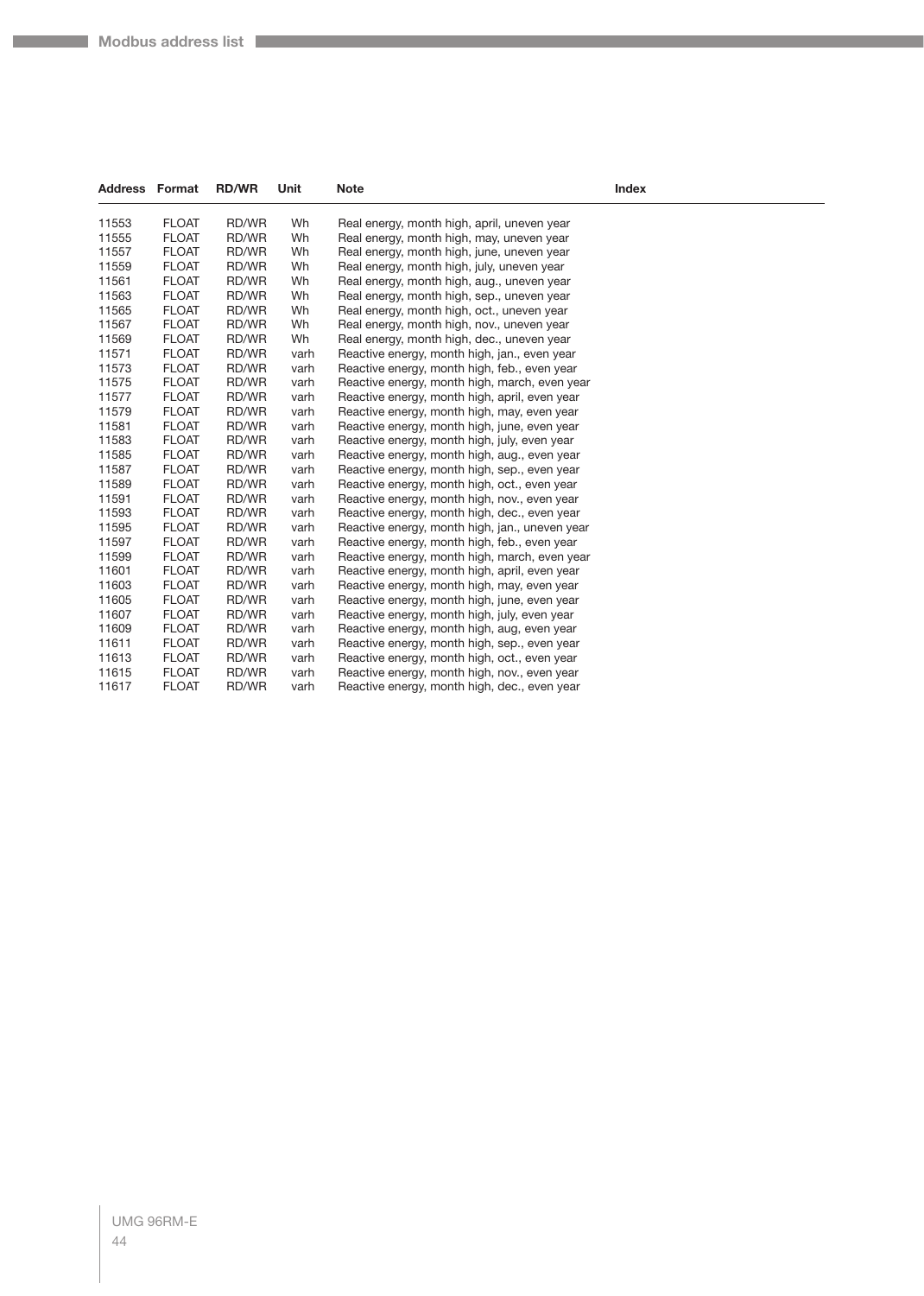| Address | Format | RD/WR | Unit | Note | Index |
|---|---|---|---|---|---|
| 11553 | FLOAT | RD/WR | Wh | Real energy, month high, april, uneven year | |
| 11555 | FLOAT | RD/WR | Wh | Real energy, month high, may, uneven year | |
| 11557 | FLOAT | RD/WR | Wh | Real energy, month high, june, uneven year | |
| 11559 | FLOAT | RD/WR | Wh | Real energy, month high, july, uneven year | |
| 11561 | FLOAT | RD/WR | Wh | Real energy, month high, aug., uneven year | |
| 11563 | FLOAT | RD/WR | Wh | Real energy, month high, sep., uneven year | |
| 11565 | FLOAT | RD/WR | Wh | Real energy, month high, oct., uneven year | |
| 11567 | FLOAT | RD/WR | Wh | Real energy, month high, nov., uneven year | |
| 11569 | FLOAT | RD/WR | Wh | Real energy, month high, dec., uneven year | |
| 11571 | FLOAT | RD/WR | varh | Reactive energy, month high, jan., even year | |
| 11573 | FLOAT | RD/WR | varh | Reactive energy, month high, feb., even year | |
| 11575 | FLOAT | RD/WR | varh | Reactive energy, month high, march, even year | |
| 11577 | FLOAT | RD/WR | varh | Reactive energy, month high, april, even year | |
| 11579 | FLOAT | RD/WR | varh | Reactive energy, month high, may, even year | |
| 11581 | FLOAT | RD/WR | varh | Reactive energy, month high, june, even year | |
| 11583 | FLOAT | RD/WR | varh | Reactive energy, month high, july, even year | |
| 11585 | FLOAT | RD/WR | varh | Reactive energy, month high, aug., even year | |
| 11587 | FLOAT | RD/WR | varh | Reactive energy, month high, sep., even year | |
| 11589 | FLOAT | RD/WR | varh | Reactive energy, month high, oct., even year | |
| 11591 | FLOAT | RD/WR | varh | Reactive energy, month high, nov., even year | |
| 11593 | FLOAT | RD/WR | varh | Reactive energy, month high, dec., even year | |
| 11595 | FLOAT | RD/WR | varh | Reactive energy, month high, jan., uneven year | |
| 11597 | FLOAT | RD/WR | varh | Reactive energy, month high, feb., even year | |
| 11599 | FLOAT | RD/WR | varh | Reactive energy, month high, march, even year | |
| 11601 | FLOAT | RD/WR | varh | Reactive energy, month high, april, even year | |
| 11603 | FLOAT | RD/WR | varh | Reactive energy, month high, may, even year | |
| 11605 | FLOAT | RD/WR | varh | Reactive energy, month high, june, even year | |
| 11607 | FLOAT | RD/WR | varh | Reactive energy, month high, july, even year | |
| 11609 | FLOAT | RD/WR | varh | Reactive energy, month high, aug, even year | |
| 11611 | FLOAT | RD/WR | varh | Reactive energy, month high, sep., even year | |
| 11613 | FLOAT | RD/WR | varh | Reactive energy, month high, oct., even year | |
| 11615 | FLOAT | RD/WR | varh | Reactive energy, month high, nov., even year | |
| 11617 | FLOAT | RD/WR | varh | Reactive energy, month high, dec., even year | |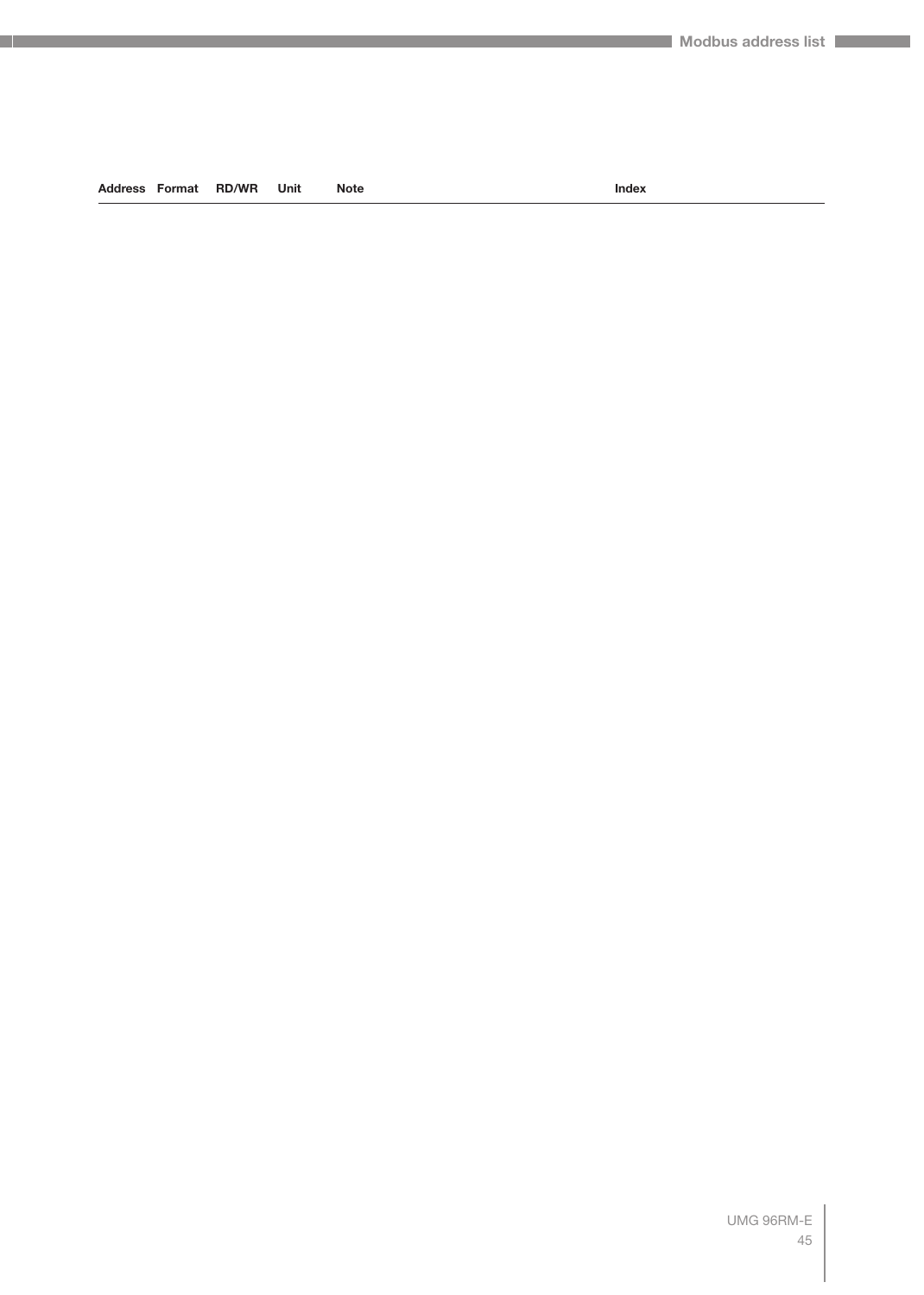| Address | Format | RD/WR | Unit | Note | Index |
|---|---|---|---|---|---|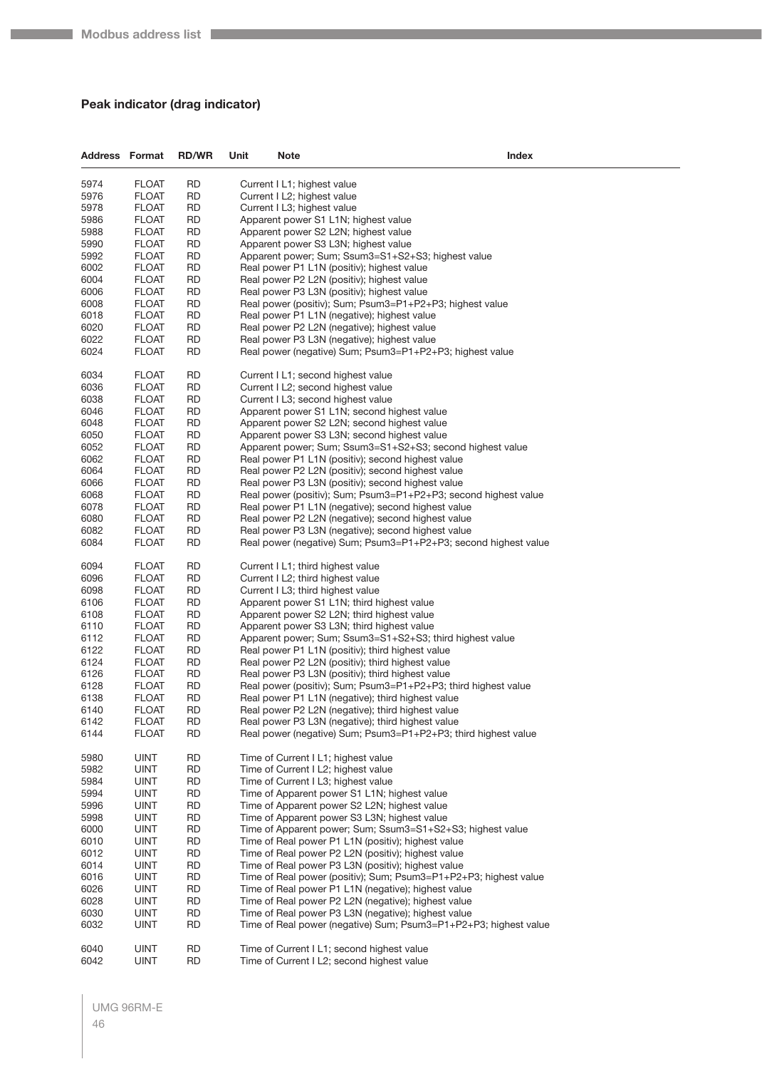## Peak indicator (drag indicator)

| Address | Format | RD/WR | Unit | Note | Index |
|---|---|---|---|---|---|
| 5974 | FLOAT | RD | | Current I L1; highest value | |
| 5976 | FLOAT | RD | | Current I L2; highest value | |
| 5978 | FLOAT | RD | | Current I L3; highest value | |
| 5986 | FLOAT | RD | | Apparent power S1 L1N; highest value | |
| 5988 | FLOAT | RD | | Apparent power S2 L2N; highest value | |
| 5990 | FLOAT | RD | | Apparent power S3 L3N; highest value | |
| 5992 | FLOAT | RD | | Apparent power; Sum; Ssum3=S1+S2+S3; highest value | |
| 6002 | FLOAT | RD | | Real power P1 L1N (positiv); highest value | |
| 6004 | FLOAT | RD | | Real power P2 L2N (positiv); highest value | |
| 6006 | FLOAT | RD | | Real power P3 L3N (positiv); highest value | |
| 6008 | FLOAT | RD | | Real power (positiv); Sum; Psum3=P1+P2+P3; highest value | |
| 6018 | FLOAT | RD | | Real power P1 L1N (negative); highest value | |
| 6020 | FLOAT | RD | | Real power P2 L2N (negative); highest value | |
| 6022 | FLOAT | RD | | Real power P3 L3N (negative); highest value | |
| 6024 | FLOAT | RD | | Real power (negative) Sum; Psum3=P1+P2+P3; highest value | |
| | | | | | |
| 6034 | FLOAT | RD | | Current I L1; second highest value | |
| 6036 | FLOAT | RD | | Current I L2; second highest value | |
| 6038 | FLOAT | RD | | Current I L3; second highest value | |
| 6046 | FLOAT | RD | | Apparent power S1 L1N; second highest value | |
| 6048 | FLOAT | RD | | Apparent power S2 L2N; second highest value | |
| 6050 | FLOAT | RD | | Apparent power S3 L3N; second highest value | |
| 6052 | FLOAT | RD | | Apparent power; Sum; Ssum3=S1+S2+S3; second highest value | |
| 6062 | FLOAT | RD | | Real power P1 L1N (positiv); second highest value | |
| 6064 | FLOAT | RD | | Real power P2 L2N (positiv); second highest value | |
| 6066 | FLOAT | RD | | Real power P3 L3N (positiv); second highest value | |
| 6068 | FLOAT | RD | | Real power (positiv); Sum; Psum3=P1+P2+P3; second highest value | |
| 6078 | FLOAT | RD | | Real power P1 L1N (negative); second highest value | |
| 6080 | FLOAT | RD | | Real power P2 L2N (negative); second highest value | |
| 6082 | FLOAT | RD | | Real power P3 L3N (negative); second highest value | |
| 6084 | FLOAT | RD | | Real power (negative) Sum; Psum3=P1+P2+P3; second highest value | |
| | | | | | |
| 6094 | FLOAT | RD | | Current I L1; third highest value | |
| 6096 | FLOAT | RD | | Current I L2; third highest value | |
| 6098 | FLOAT | RD | | Current I L3; third highest value | |
| 6106 | FLOAT | RD | | Apparent power S1 L1N; third highest value | |
| 6108 | FLOAT | RD | | Apparent power S2 L2N; third highest value | |
| 6110 | FLOAT | RD | | Apparent power S3 L3N; third highest value | |
| 6112 | FLOAT | RD | | Apparent power; Sum; Ssum3=S1+S2+S3; third highest value | |
| 6122 | FLOAT | RD | | Real power P1 L1N (positiv); third highest value | |
| 6124 | FLOAT | RD | | Real power P2 L2N (positiv); third highest value | |
| 6126 | FLOAT | RD | | Real power P3 L3N (positiv); third highest value | |
| 6128 | FLOAT | RD | | Real power (positiv); Sum; Psum3=P1+P2+P3; third highest value | |
| 6138 | FLOAT | RD | | Real power P1 L1N (negative); third highest value | |
| 6140 | FLOAT | RD | | Real power P2 L2N (negative); third highest value | |
| 6142 | FLOAT | RD | | Real power P3 L3N (negative); third highest value | |
| 6144 | FLOAT | RD | | Real power (negative) Sum; Psum3=P1+P2+P3; third highest value | |
| | | | | | |
| 5980 | UINT | RD | | Time of Current I L1; highest value | |
| 5982 | UINT | RD | | Time of Current I L2; highest value | |
| 5984 | UINT | RD | | Time of Current I L3; highest value | |
| 5994 | UINT | RD | | Time of Apparent power S1 L1N; highest value | |
| 5996 | UINT | RD | | Time of Apparent power S2 L2N; highest value | |
| 5998 | UINT | RD | | Time of Apparent power S3 L3N; highest value | |
| 6000 | UINT | RD | | Time of Apparent power; Sum; Ssum3=S1+S2+S3; highest value | |
| 6010 | UINT | RD | | Time of Real power P1 L1N (positiv); highest value | |
| 6012 | UINT | RD | | Time of Real power P2 L2N (positiv); highest value | |
| 6014 | UINT | RD | | Time of Real power P3 L3N (positiv); highest value | |
| 6016 | UINT | RD | | Time of Real power (positiv); Sum; Psum3=P1+P2+P3; highest value | |
| 6026 | UINT | RD | | Time of Real power P1 L1N (negative); highest value | |
| 6028 | UINT | RD | | Time of Real power P2 L2N (negative); highest value | |
| 6030 | UINT | RD | | Time of Real power P3 L3N (negative); highest value | |
| 6032 | UINT | RD | | Time of Real power (negative) Sum; Psum3=P1+P2+P3; highest value | |
| | | | | | |
| 6040 | UINT | RD | | Time of Current I L1; second highest value | |
| 6042 | UINT | RD | | Time of Current I L2; second highest value | |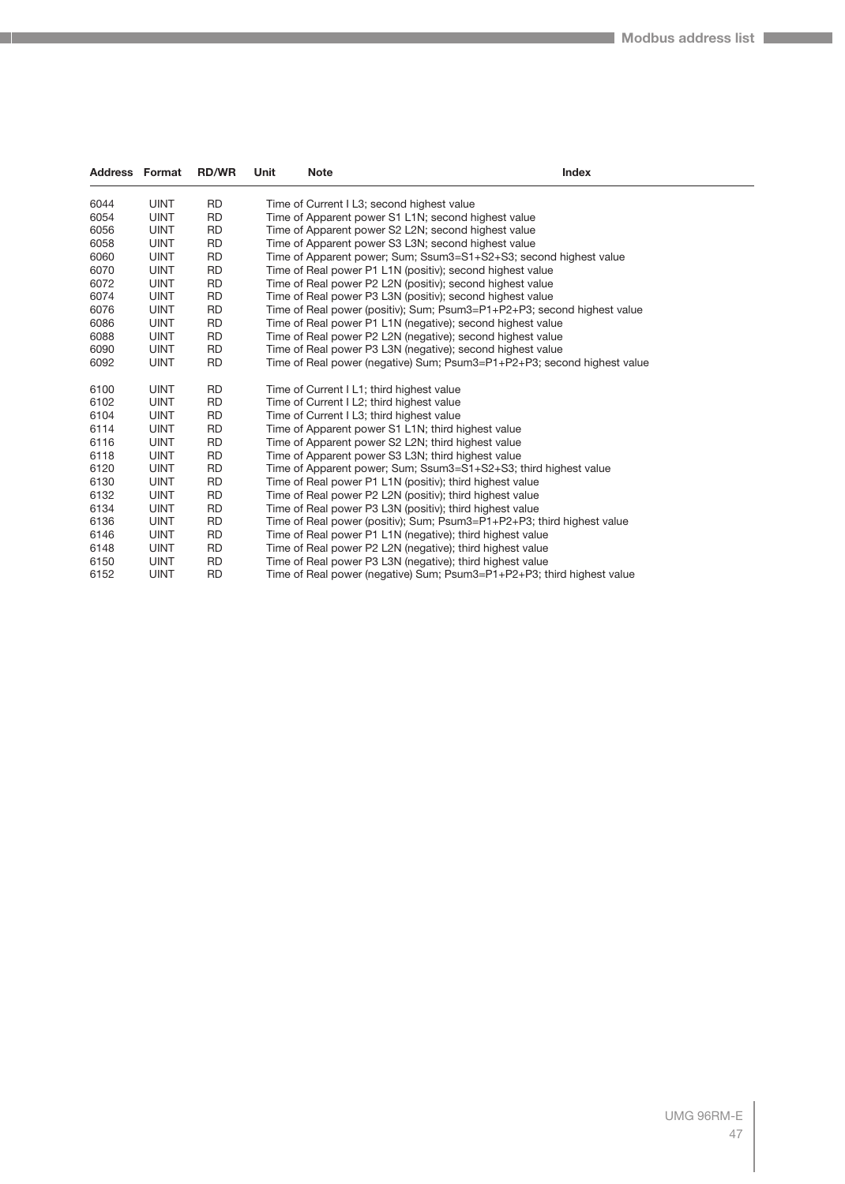| Address | Format | RD/WR | Unit | Note | Index |
|---|---|---|---|---|---|
| 6044 | UINT | RD | | Time of Current I L3; second highest value | |
| 6054 | UINT | RD | | Time of Apparent power S1 L1N; second highest value | |
| 6056 | UINT | RD | | Time of Apparent power S2 L2N; second highest value | |
| 6058 | UINT | RD | | Time of Apparent power S3 L3N; second highest value | |
| 6060 | UINT | RD | | Time of Apparent power; Sum; Ssum3=S1+S2+S3; second highest value | |
| 6070 | UINT | RD | | Time of Real power P1 L1N (positiv); second highest value | |
| 6072 | UINT | RD | | Time of Real power P2 L2N (positiv); second highest value | |
| 6074 | UINT | RD | | Time of Real power P3 L3N (positiv); second highest value | |
| 6076 | UINT | RD | | Time of Real power (positiv); Sum; Psum3=P1+P2+P3; second highest value | |
| 6086 | UINT | RD | | Time of Real power P1 L1N (negative); second highest value | |
| 6088 | UINT | RD | | Time of Real power P2 L2N (negative); second highest value | |
| 6090 | UINT | RD | | Time of Real power P3 L3N (negative); second highest value | |
| 6092 | UINT | RD | | Time of Real power (negative) Sum; Psum3=P1+P2+P3; second highest value | |
| 6100 | UINT | RD | | Time of Current I L1; third highest value | |
| 6102 | UINT | RD | | Time of Current I L2; third highest value | |
| 6104 | UINT | RD | | Time of Current I L3; third highest value | |
| 6114 | UINT | RD | | Time of Apparent power S1 L1N; third highest value | |
| 6116 | UINT | RD | | Time of Apparent power S2 L2N; third highest value | |
| 6118 | UINT | RD | | Time of Apparent power S3 L3N; third highest value | |
| 6120 | UINT | RD | | Time of Apparent power; Sum; Ssum3=S1+S2+S3; third highest value | |
| 6130 | UINT | RD | | Time of Real power P1 L1N (positiv); third highest value | |
| 6132 | UINT | RD | | Time of Real power P2 L2N (positiv); third highest value | |
| 6134 | UINT | RD | | Time of Real power P3 L3N (positiv); third highest value | |
| 6136 | UINT | RD | | Time of Real power (positiv); Sum; Psum3=P1+P2+P3; third highest value | |
| 6146 | UINT | RD | | Time of Real power P1 L1N (negative); third highest value | |
| 6148 | UINT | RD | | Time of Real power P2 L2N (negative); third highest value | |
| 6150 | UINT | RD | | Time of Real power P3 L3N (negative); third highest value | |
| 6152 | UINT | RD | | Time of Real power (negative) Sum; Psum3=P1+P2+P3; third highest value | |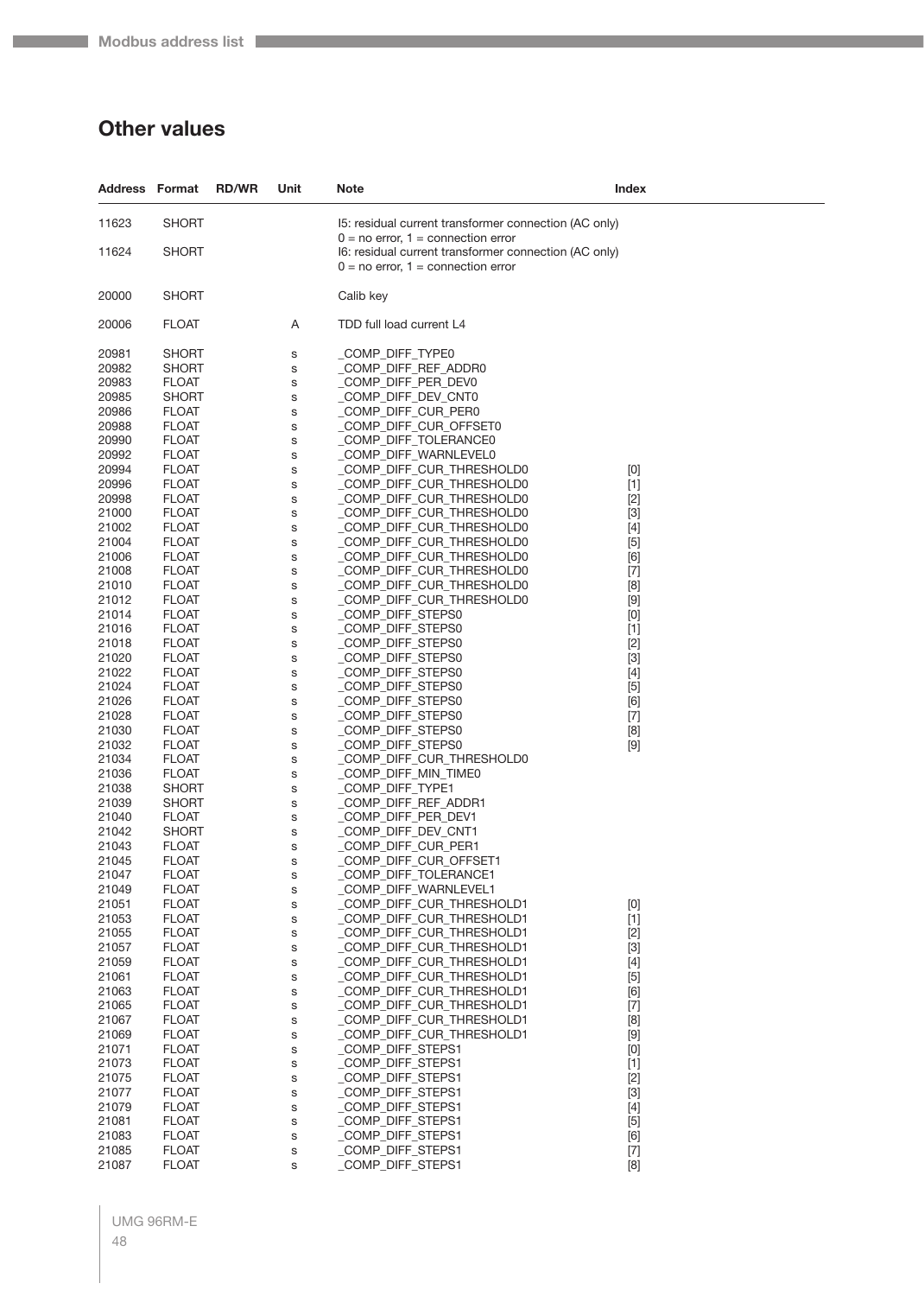## Other values

| Address | Format | RD/WR | Unit | Note | Index |
|---|---|---|---|---|---|
| 11623 | SHORT | | | I5: residual current transformer connection (AC only) 0 = no error, 1 = connection error | |
| 11624 | SHORT | | | I6: residual current transformer connection (AC only) 0 = no error, 1 = connection error | |
| 20000 | SHORT | | | Calib key | |
| 20006 | FLOAT | | A | TDD full load current L4 | |
| 20981 | SHORT | | s | _COMP_DIFF_TYPE0 | |
| 20982 | SHORT | | s | _COMP_DIFF_REF_ADDR0 | |
| 20983 | FLOAT | | s | _COMP_DIFF_PER_DEV0 | |
| 20985 | SHORT | | s | _COMP_DIFF_DEV_CNT0 | |
| 20986 | FLOAT | | s | _COMP_DIFF_CUR_PER0 | |
| 20988 | FLOAT | | s | _COMP_DIFF_CUR_OFFSET0 | |
| 20990 | FLOAT | | s | _COMP_DIFF_TOLERANCE0 | |
| 20992 | FLOAT | | s | _COMP_DIFF_WARNLEVEL0 | |
| 20994 | FLOAT | | s | _COMP_DIFF_CUR_THRESHOLD0 | [0] |
| 20996 | FLOAT | | s | _COMP_DIFF_CUR_THRESHOLD0 | [1] |
| 20998 | FLOAT | | s | _COMP_DIFF_CUR_THRESHOLD0 | [2] |
| 21000 | FLOAT | | s | _COMP_DIFF_CUR_THRESHOLD0 | [3] |
| 21002 | FLOAT | | s | _COMP_DIFF_CUR_THRESHOLD0 | [4] |
| 21004 | FLOAT | | s | _COMP_DIFF_CUR_THRESHOLD0 | [5] |
| 21006 | FLOAT | | s | _COMP_DIFF_CUR_THRESHOLD0 | [6] |
| 21008 | FLOAT | | s | _COMP_DIFF_CUR_THRESHOLD0 | [7] |
| 21010 | FLOAT | | s | _COMP_DIFF_CUR_THRESHOLD0 | [8] |
| 21012 | FLOAT | | s | _COMP_DIFF_CUR_THRESHOLD0 | [9] |
| 21014 | FLOAT | | s | _COMP_DIFF_STEPS0 | [0] |
| 21016 | FLOAT | | s | _COMP_DIFF_STEPS0 | [1] |
| 21018 | FLOAT | | s | _COMP_DIFF_STEPS0 | [2] |
| 21020 | FLOAT | | s | _COMP_DIFF_STEPS0 | [3] |
| 21022 | FLOAT | | s | _COMP_DIFF_STEPS0 | [4] |
| 21024 | FLOAT | | s | _COMP_DIFF_STEPS0 | [5] |
| 21026 | FLOAT | | s | _COMP_DIFF_STEPS0 | [6] |
| 21028 | FLOAT | | s | _COMP_DIFF_STEPS0 | [7] |
| 21030 | FLOAT | | s | _COMP_DIFF_STEPS0 | [8] |
| 21032 | FLOAT | | s | _COMP_DIFF_STEPS0 | [9] |
| 21034 | FLOAT | | s | _COMP_DIFF_CUR_THRESHOLD0 | |
| 21036 | FLOAT | | s | _COMP_DIFF_MIN_TIME0 | |
| 21038 | SHORT | | s | _COMP_DIFF_TYPE1 | |
| 21039 | SHORT | | s | _COMP_DIFF_REF_ADDR1 | |
| 21040 | FLOAT | | s | _COMP_DIFF_PER_DEV1 | |
| 21042 | SHORT | | s | _COMP_DIFF_DEV_CNT1 | |
| 21043 | FLOAT | | s | _COMP_DIFF_CUR_PER1 | |
| 21045 | FLOAT | | s | _COMP_DIFF_CUR_OFFSET1 | |
| 21047 | FLOAT | | s | _COMP_DIFF_TOLERANCE1 | |
| 21049 | FLOAT | | s | _COMP_DIFF_WARNLEVEL1 | |
| 21051 | FLOAT | | s | _COMP_DIFF_CUR_THRESHOLD1 | [0] |
| 21053 | FLOAT | | s | _COMP_DIFF_CUR_THRESHOLD1 | [1] |
| 21055 | FLOAT | | s | _COMP_DIFF_CUR_THRESHOLD1 | [2] |
| 21057 | FLOAT | | s | _COMP_DIFF_CUR_THRESHOLD1 | [3] |
| 21059 | FLOAT | | s | _COMP_DIFF_CUR_THRESHOLD1 | [4] |
| 21061 | FLOAT | | s | _COMP_DIFF_CUR_THRESHOLD1 | [5] |
| 21063 | FLOAT | | s | _COMP_DIFF_CUR_THRESHOLD1 | [6] |
| 21065 | FLOAT | | s | _COMP_DIFF_CUR_THRESHOLD1 | [7] |
| 21067 | FLOAT | | s | _COMP_DIFF_CUR_THRESHOLD1 | [8] |
| 21069 | FLOAT | | s | _COMP_DIFF_CUR_THRESHOLD1 | [9] |
| 21071 | FLOAT | | s | _COMP_DIFF_STEPS1 | [0] |
| 21073 | FLOAT | | s | _COMP_DIFF_STEPS1 | [1] |
| 21075 | FLOAT | | s | _COMP_DIFF_STEPS1 | [2] |
| 21077 | FLOAT | | s | _COMP_DIFF_STEPS1 | [3] |
| 21079 | FLOAT | | s | _COMP_DIFF_STEPS1 | [4] |
| 21081 | FLOAT | | s | _COMP_DIFF_STEPS1 | [5] |
| 21083 | FLOAT | | s | _COMP_DIFF_STEPS1 | [6] |
| 21085 | FLOAT | | s | _COMP_DIFF_STEPS1 | [7] |
| 21087 | FLOAT | | s | _COMP_DIFF_STEPS1 | [8] |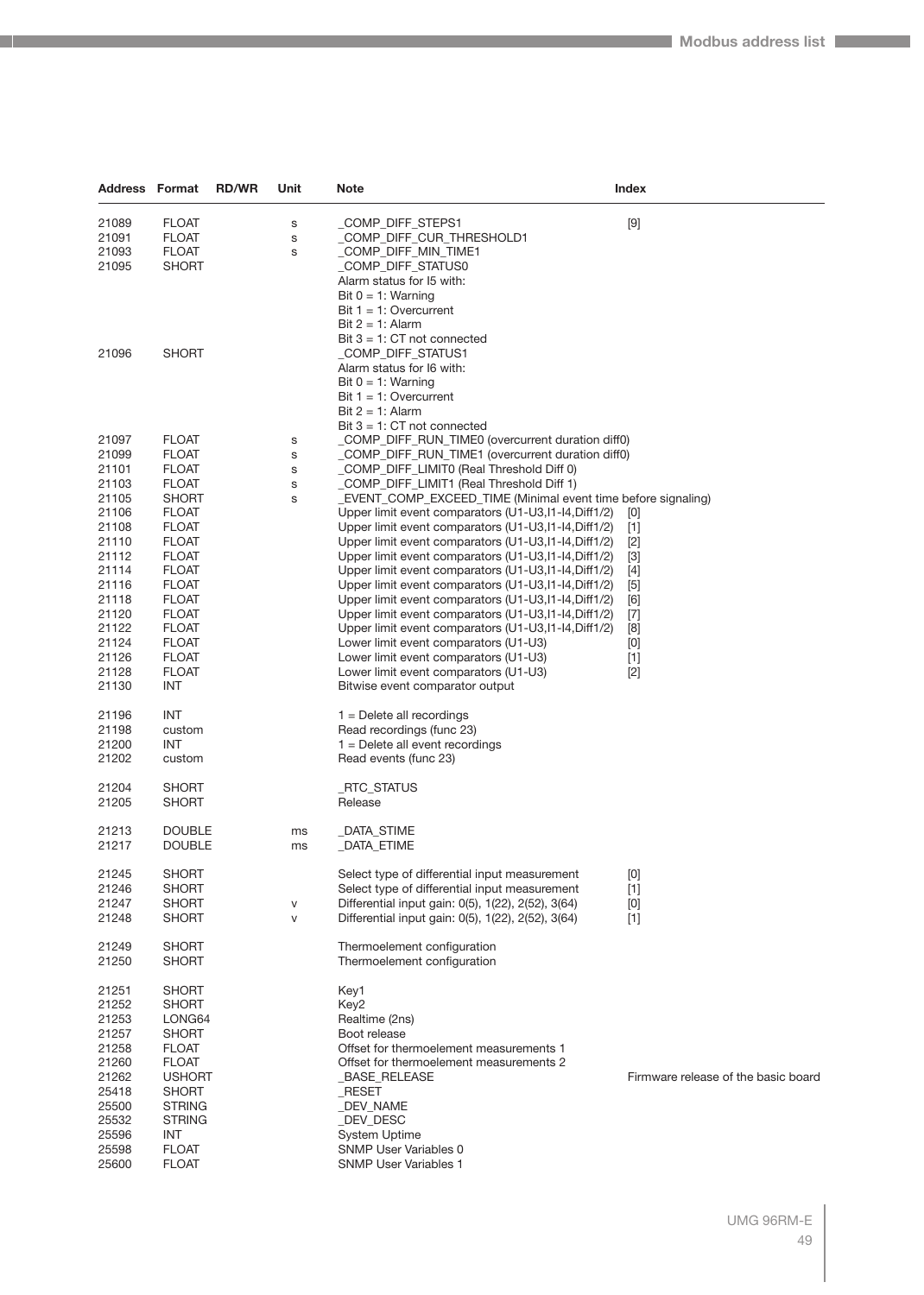| Address | Format | RD/WR | Unit | Note | Index |
|---|---|---|---|---|---|
| 21089 | FLOAT | | s | _COMP_DIFF_STEPS1 | [9] |
| 21091 | FLOAT | | s | _COMP_DIFF_CUR_THRESHOLD1 | |
| 21093 | FLOAT | | s | _COMP_DIFF_MIN_TIME1 | |
| 21095 | SHORT | | | _COMP_DIFF_STATUS0<br>Alarm status for I5 with:<br>Bit 0 = 1: Warning<br>Bit 1 = 1: Overcurrent<br>Bit 2 = 1: Alarm<br>Bit 3 = 1: CT not connected | |
| 21096 | SHORT | | | _COMP_DIFF_STATUS1<br>Alarm status for I6 with:<br>Bit 0 = 1: Warning<br>Bit 1 = 1: Overcurrent<br>Bit 2 = 1: Alarm<br>Bit 3 = 1: CT not connected | |
| 21097 | FLOAT | | s | _COMP_DIFF_RUN_TIME0 (overcurrent duration diff0) | |
| 21099 | FLOAT | | s | _COMP_DIFF_RUN_TIME1 (overcurrent duration diff0) | |
| 21101 | FLOAT | | s | _COMP_DIFF_LIMIT0 (Real Threshold Diff 0) | |
| 21103 | FLOAT | | s | _COMP_DIFF_LIMIT1 (Real Threshold Diff 1) | |
| 21105 | SHORT | | s | _EVENT_COMP_EXCEED_TIME (Minimal event time before signaling) | |
| 21106 | FLOAT | | | Upper limit event comparators (U1-U3,I1-I4,Diff1/2) | [0] |
| 21108 | FLOAT | | | Upper limit event comparators (U1-U3,I1-I4,Diff1/2) | [1] |
| 21110 | FLOAT | | | Upper limit event comparators (U1-U3,I1-I4,Diff1/2) | [2] |
| 21112 | FLOAT | | | Upper limit event comparators (U1-U3,I1-I4,Diff1/2) | [3] |
| 21114 | FLOAT | | | Upper limit event comparators (U1-U3,I1-I4,Diff1/2) | [4] |
| 21116 | FLOAT | | | Upper limit event comparators (U1-U3,I1-I4,Diff1/2) | [5] |
| 21118 | FLOAT | | | Upper limit event comparators (U1-U3,I1-I4,Diff1/2) | [6] |
| 21120 | FLOAT | | | Upper limit event comparators (U1-U3,I1-I4,Diff1/2) | [7] |
| 21122 | FLOAT | | | Upper limit event comparators (U1-U3,I1-I4,Diff1/2) | [8] |
| 21124 | FLOAT | | | Lower limit event comparators (U1-U3) | [0] |
| 21126 | FLOAT | | | Lower limit event comparators (U1-U3) | [1] |
| 21128 | FLOAT | | | Lower limit event comparators (U1-U3) | [2] |
| 21130 | INT | | | Bitwise event comparator output | |
| 21196 | INT | | | 1 = Delete all recordings | |
| 21198 | custom | | | Read recordings (func 23) | |
| 21200 | INT | | | 1 = Delete all event recordings | |
| 21202 | custom | | | Read events (func 23) | |
| 21204 | SHORT | | | _RTC_STATUS | |
| 21205 | SHORT | | | Release | |
| 21213 | DOUBLE | | ms | _DATA_STIME | |
| 21217 | DOUBLE | | ms | _DATA_ETIME | |
| 21245 | SHORT | | | Select type of differential input measurement | [0] |
| 21246 | SHORT | | | Select type of differential input measurement | [1] |
| 21247 | SHORT | | v | Differential input gain: 0(5), 1(22), 2(52), 3(64) | [0] |
| 21248 | SHORT | | v | Differential input gain: 0(5), 1(22), 2(52), 3(64) | [1] |
| 21249 | SHORT | | | Thermoelement configuration | |
| 21250 | SHORT | | | Thermoelement configuration | |
| 21251 | SHORT | | | Key1 | |
| 21252 | SHORT | | | Key2 | |
| 21253 | LONG64 | | | Realtime (2ns) | |
| 21257 | SHORT | | | Boot release | |
| 21258 | FLOAT | | | Offset for thermoelement measurements 1 | |
| 21260 | FLOAT | | | Offset for thermoelement measurements 2 | |
| 21262 | USHORT | | | _BASE_RELEASE | Firmware release of the basic board |
| 25418 | SHORT | | | _RESET | |
| 25500 | STRING | | | _DEV_NAME | |
| 25532 | STRING | | | _DEV_DESC | |
| 25596 | INT | | | System Uptime | |
| 25598 | FLOAT | | | SNMP User Variables 0 | |
| 25600 | FLOAT | | | SNMP User Variables 1 | |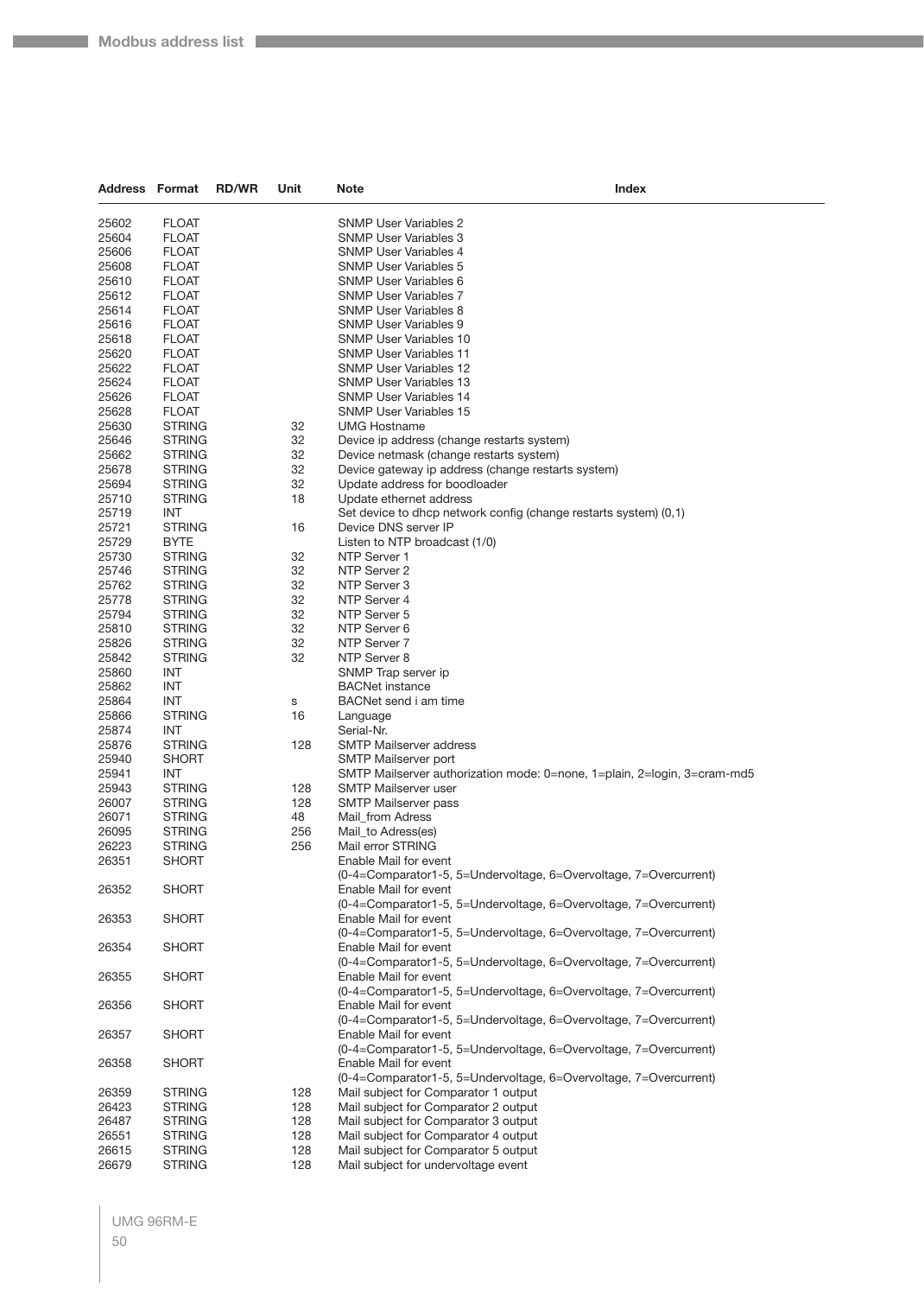| Address | Format | RD/WR | Unit | Note | Index |
|---|---|---|---|---|---|
| 25602 | FLOAT | | | SNMP User Variables 2 | |
| 25604 | FLOAT | | | SNMP User Variables 3 | |
| 25606 | FLOAT | | | SNMP User Variables 4 | |
| 25608 | FLOAT | | | SNMP User Variables 5 | |
| 25610 | FLOAT | | | SNMP User Variables 6 | |
| 25612 | FLOAT | | | SNMP User Variables 7 | |
| 25614 | FLOAT | | | SNMP User Variables 8 | |
| 25616 | FLOAT | | | SNMP User Variables 9 | |
| 25618 | FLOAT | | | SNMP User Variables 10 | |
| 25620 | FLOAT | | | SNMP User Variables 11 | |
| 25622 | FLOAT | | | SNMP User Variables 12 | |
| 25624 | FLOAT | | | SNMP User Variables 13 | |
| 25626 | FLOAT | | | SNMP User Variables 14 | |
| 25628 | FLOAT | | | SNMP User Variables 15 | |
| 25630 | STRING | | 32 | UMG Hostname | |
| 25646 | STRING | | 32 | Device ip address (change restarts system) | |
| 25662 | STRING | | 32 | Device netmask (change restarts system) | |
| 25678 | STRING | | 32 | Device gateway ip address (change restarts system) | |
| 25694 | STRING | | 32 | Update address for boodloader | |
| 25710 | STRING | | 18 | Update ethernet address | |
| 25719 | INT | | | Set device to dhcp network config (change restarts system) (0,1) | |
| 25721 | STRING | | 16 | Device DNS server IP | |
| 25729 | BYTE | | | Listen to NTP broadcast (1/0) | |
| 25730 | STRING | | 32 | NTP Server 1 | |
| 25746 | STRING | | 32 | NTP Server 2 | |
| 25762 | STRING | | 32 | NTP Server 3 | |
| 25778 | STRING | | 32 | NTP Server 4 | |
| 25794 | STRING | | 32 | NTP Server 5 | |
| 25810 | STRING | | 32 | NTP Server 6 | |
| 25826 | STRING | | 32 | NTP Server 7 | |
| 25842 | STRING | | 32 | NTP Server 8 | |
| 25860 | INT | | | SNMP Trap server ip | |
| 25862 | INT | | | BACNet instance | |
| 25864 | INT | | s | BACNet send i am time | |
| 25866 | STRING | | 16 | Language | |
| 25874 | INT | | | Serial-Nr. | |
| 25876 | STRING | | 128 | SMTP Mailserver address | |
| 25940 | SHORT | | | SMTP Mailserver port | |
| 25941 | INT | | | SMTP Mailserver authorization mode: 0=none, 1=plain, 2=login, 3=cram-md5 | |
| 25943 | STRING | | 128 | SMTP Mailserver user | |
| 26007 | STRING | | 128 | SMTP Mailserver pass | |
| 26071 | STRING | | 48 | Mail_from Adress | |
| 26095 | STRING | | 256 | Mail_to Adress(es) | |
| 26223 | STRING | | 256 | Mail error STRING | |
| 26351 | SHORT | | | Enable Mail for event (0-4=Comparator1-5, 5=Undervoltage, 6=Overvoltage, 7=Overcurrent) | |
| 26352 | SHORT | | | Enable Mail for event (0-4=Comparator1-5, 5=Undervoltage, 6=Overvoltage, 7=Overcurrent) | |
| 26353 | SHORT | | | Enable Mail for event (0-4=Comparator1-5, 5=Undervoltage, 6=Overvoltage, 7=Overcurrent) | |
| 26354 | SHORT | | | Enable Mail for event (0-4=Comparator1-5, 5=Undervoltage, 6=Overvoltage, 7=Overcurrent) | |
| 26355 | SHORT | | | Enable Mail for event (0-4=Comparator1-5, 5=Undervoltage, 6=Overvoltage, 7=Overcurrent) | |
| 26356 | SHORT | | | Enable Mail for event (0-4=Comparator1-5, 5=Undervoltage, 6=Overvoltage, 7=Overcurrent) | |
| 26357 | SHORT | | | Enable Mail for event (0-4=Comparator1-5, 5=Undervoltage, 6=Overvoltage, 7=Overcurrent) | |
| 26358 | SHORT | | | Enable Mail for event (0-4=Comparator1-5, 5=Undervoltage, 6=Overvoltage, 7=Overcurrent) | |
| 26359 | STRING | | 128 | Mail subject for Comparator 1 output | |
| 26423 | STRING | | 128 | Mail subject for Comparator 2 output | |
| 26487 | STRING | | 128 | Mail subject for Comparator 3 output | |
| 26551 | STRING | | 128 | Mail subject for Comparator 4 output | |
| 26615 | STRING | | 128 | Mail subject for Comparator 5 output | |
| 26679 | STRING | | 128 | Mail subject for undervoltage event | |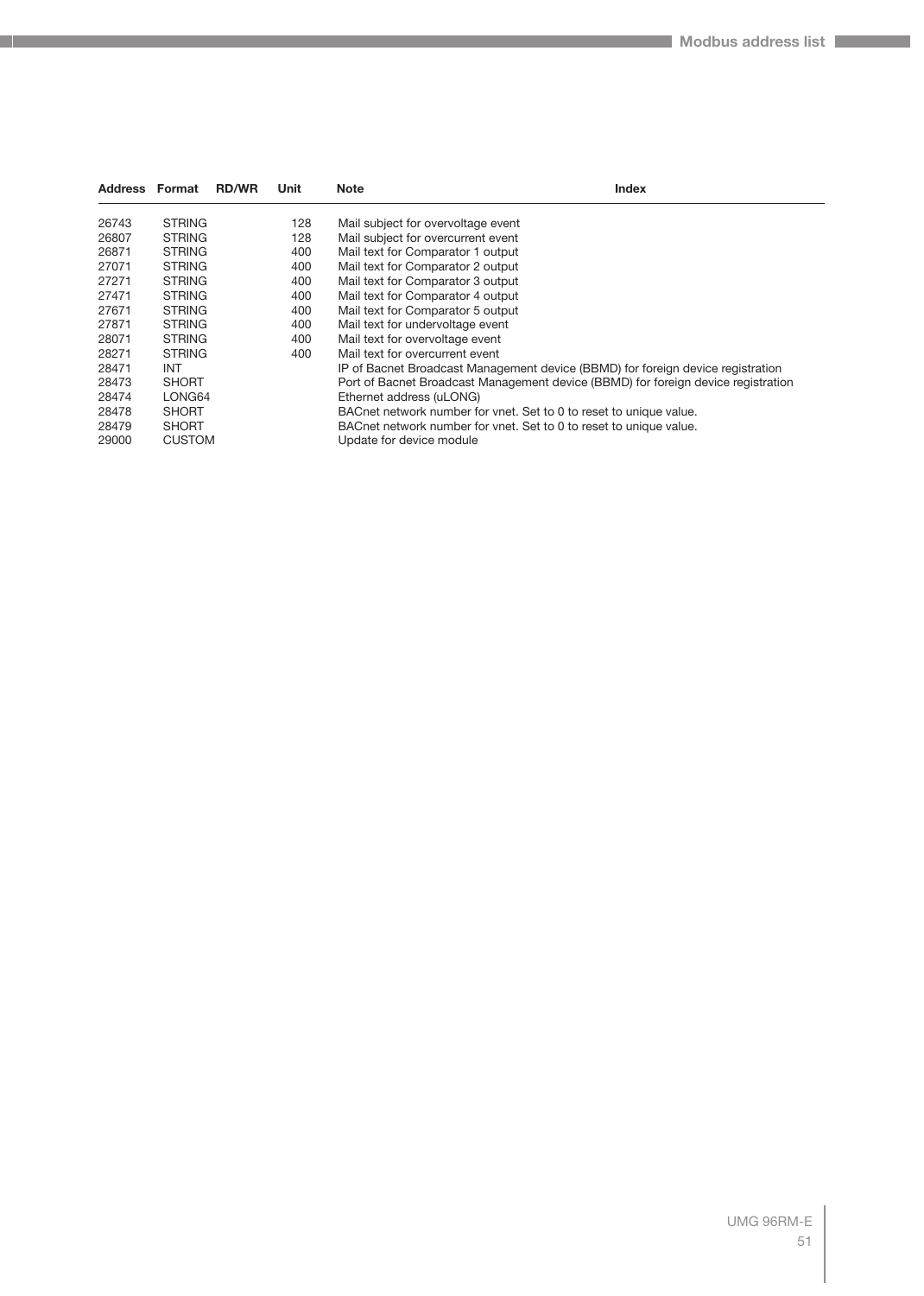| Address | Format | RD/WR | Unit | Note | Index |
|---|---|---|---|---|---|
| 26743 | STRING | | 128 | Mail subject for overvoltage event | |
| 26807 | STRING | | 128 | Mail subject for overcurrent event | |
| 26871 | STRING | | 400 | Mail text for Comparator 1 output | |
| 27071 | STRING | | 400 | Mail text for Comparator 2 output | |
| 27271 | STRING | | 400 | Mail text for Comparator 3 output | |
| 27471 | STRING | | 400 | Mail text for Comparator 4 output | |
| 27671 | STRING | | 400 | Mail text for Comparator 5 output | |
| 27871 | STRING | | 400 | Mail text for undervoltage event | |
| 28071 | STRING | | 400 | Mail text for overvoltage event | |
| 28271 | STRING | | 400 | Mail text for overcurrent event | |
| 28471 | INT | | | IP of Bacnet Broadcast Management device (BBMD) for foreign device registration | |
| 28473 | SHORT | | | Port of Bacnet Broadcast Management device (BBMD) for foreign device registration | |
| 28474 | LONG64 | | | Ethernet address (uLONG) | |
| 28478 | SHORT | | | BACnet network number for vnet. Set to 0 to reset to unique value. | |
| 28479 | SHORT | | | BACnet network number for vnet. Set to 0 to reset to unique value. | |
| 29000 | CUSTOM | | | Update for device module | |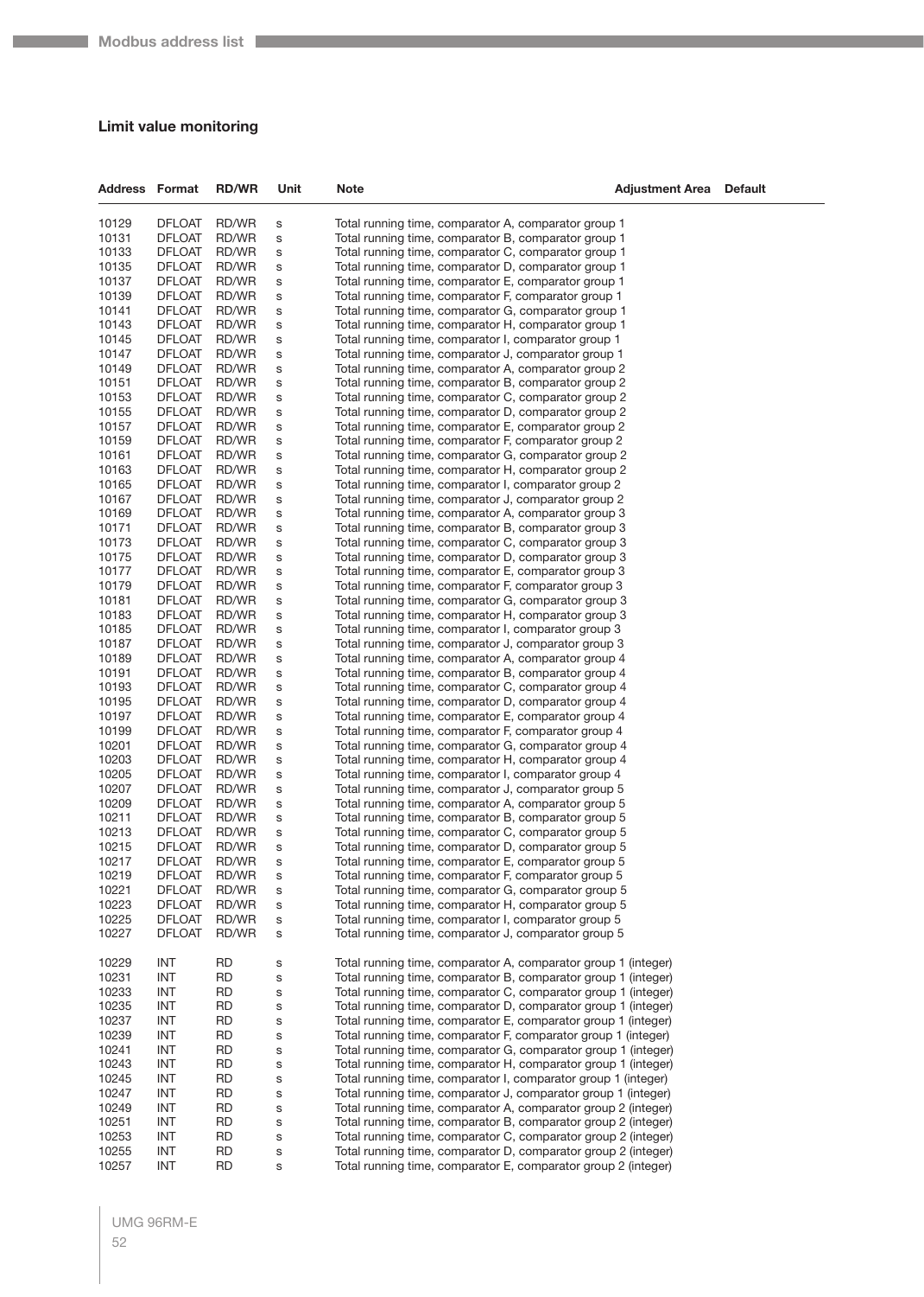## Limit value monitoring

| Address | Format | RD/WR | Unit | Note | Adjustment Area | Default |
|---|---|---|---|---|---|---|
| 10129 | DFLOAT | RD/WR | s | Total running time, comparator A, comparator group 1 | | |
| 10131 | DFLOAT | RD/WR | s | Total running time, comparator B, comparator group 1 | | |
| 10133 | DFLOAT | RD/WR | s | Total running time, comparator C, comparator group 1 | | |
| 10135 | DFLOAT | RD/WR | s | Total running time, comparator D, comparator group 1 | | |
| 10137 | DFLOAT | RD/WR | s | Total running time, comparator E, comparator group 1 | | |
| 10139 | DFLOAT | RD/WR | s | Total running time, comparator F, comparator group 1 | | |
| 10141 | DFLOAT | RD/WR | s | Total running time, comparator G, comparator group 1 | | |
| 10143 | DFLOAT | RD/WR | s | Total running time, comparator H, comparator group 1 | | |
| 10145 | DFLOAT | RD/WR | s | Total running time, comparator I, comparator group 1 | | |
| 10147 | DFLOAT | RD/WR | s | Total running time, comparator J, comparator group 1 | | |
| 10149 | DFLOAT | RD/WR | s | Total running time, comparator A, comparator group 2 | | |
| 10151 | DFLOAT | RD/WR | s | Total running time, comparator B, comparator group 2 | | |
| 10153 | DFLOAT | RD/WR | s | Total running time, comparator C, comparator group 2 | | |
| 10155 | DFLOAT | RD/WR | s | Total running time, comparator D, comparator group 2 | | |
| 10157 | DFLOAT | RD/WR | s | Total running time, comparator E, comparator group 2 | | |
| 10159 | DFLOAT | RD/WR | s | Total running time, comparator F, comparator group 2 | | |
| 10161 | DFLOAT | RD/WR | s | Total running time, comparator G, comparator group 2 | | |
| 10163 | DFLOAT | RD/WR | s | Total running time, comparator H, comparator group 2 | | |
| 10165 | DFLOAT | RD/WR | s | Total running time, comparator I, comparator group 2 | | |
| 10167 | DFLOAT | RD/WR | s | Total running time, comparator J, comparator group 2 | | |
| 10169 | DFLOAT | RD/WR | s | Total running time, comparator A, comparator group 3 | | |
| 10171 | DFLOAT | RD/WR | s | Total running time, comparator B, comparator group 3 | | |
| 10173 | DFLOAT | RD/WR | s | Total running time, comparator C, comparator group 3 | | |
| 10175 | DFLOAT | RD/WR | s | Total running time, comparator D, comparator group 3 | | |
| 10177 | DFLOAT | RD/WR | s | Total running time, comparator E, comparator group 3 | | |
| 10179 | DFLOAT | RD/WR | s | Total running time, comparator F, comparator group 3 | | |
| 10181 | DFLOAT | RD/WR | s | Total running time, comparator G, comparator group 3 | | |
| 10183 | DFLOAT | RD/WR | s | Total running time, comparator H, comparator group 3 | | |
| 10185 | DFLOAT | RD/WR | s | Total running time, comparator I, comparator group 3 | | |
| 10187 | DFLOAT | RD/WR | s | Total running time, comparator J, comparator group 3 | | |
| 10189 | DFLOAT | RD/WR | s | Total running time, comparator A, comparator group 4 | | |
| 10191 | DFLOAT | RD/WR | s | Total running time, comparator B, comparator group 4 | | |
| 10193 | DFLOAT | RD/WR | s | Total running time, comparator C, comparator group 4 | | |
| 10195 | DFLOAT | RD/WR | s | Total running time, comparator D, comparator group 4 | | |
| 10197 | DFLOAT | RD/WR | s | Total running time, comparator E, comparator group 4 | | |
| 10199 | DFLOAT | RD/WR | s | Total running time, comparator F, comparator group 4 | | |
| 10201 | DFLOAT | RD/WR | s | Total running time, comparator G, comparator group 4 | | |
| 10203 | DFLOAT | RD/WR | s | Total running time, comparator H, comparator group 4 | | |
| 10205 | DFLOAT | RD/WR | s | Total running time, comparator I, comparator group 4 | | |
| 10207 | DFLOAT | RD/WR | s | Total running time, comparator J, comparator group 5 | | |
| 10209 | DFLOAT | RD/WR | s | Total running time, comparator A, comparator group 5 | | |
| 10211 | DFLOAT | RD/WR | s | Total running time, comparator B, comparator group 5 | | |
| 10213 | DFLOAT | RD/WR | s | Total running time, comparator C, comparator group 5 | | |
| 10215 | DFLOAT | RD/WR | s | Total running time, comparator D, comparator group 5 | | |
| 10217 | DFLOAT | RD/WR | s | Total running time, comparator E, comparator group 5 | | |
| 10219 | DFLOAT | RD/WR | s | Total running time, comparator F, comparator group 5 | | |
| 10221 | DFLOAT | RD/WR | s | Total running time, comparator G, comparator group 5 | | |
| 10223 | DFLOAT | RD/WR | s | Total running time, comparator H, comparator group 5 | | |
| 10225 | DFLOAT | RD/WR | s | Total running time, comparator I, comparator group 5 | | |
| 10227 | DFLOAT | RD/WR | s | Total running time, comparator J, comparator group 5 | | |
| 10229 | INT | RD | s | Total running time, comparator A, comparator group 1 (integer) | | |
| 10231 | INT | RD | s | Total running time, comparator B, comparator group 1 (integer) | | |
| 10233 | INT | RD | s | Total running time, comparator C, comparator group 1 (integer) | | |
| 10235 | INT | RD | s | Total running time, comparator D, comparator group 1 (integer) | | |
| 10237 | INT | RD | s | Total running time, comparator E, comparator group 1 (integer) | | |
| 10239 | INT | RD | s | Total running time, comparator F, comparator group 1 (integer) | | |
| 10241 | INT | RD | s | Total running time, comparator G, comparator group 1 (integer) | | |
| 10243 | INT | RD | s | Total running time, comparator H, comparator group 1 (integer) | | |
| 10245 | INT | RD | s | Total running time, comparator I, comparator group 1 (integer) | | |
| 10247 | INT | RD | s | Total running time, comparator J, comparator group 1 (integer) | | |
| 10249 | INT | RD | s | Total running time, comparator A, comparator group 2 (integer) | | |
| 10251 | INT | RD | s | Total running time, comparator B, comparator group 2 (integer) | | |
| 10253 | INT | RD | s | Total running time, comparator C, comparator group 2 (integer) | | |
| 10255 | INT | RD | s | Total running time, comparator D, comparator group 2 (integer) | | |
| 10257 | INT | RD | s | Total running time, comparator E, comparator group 2 (integer) | | |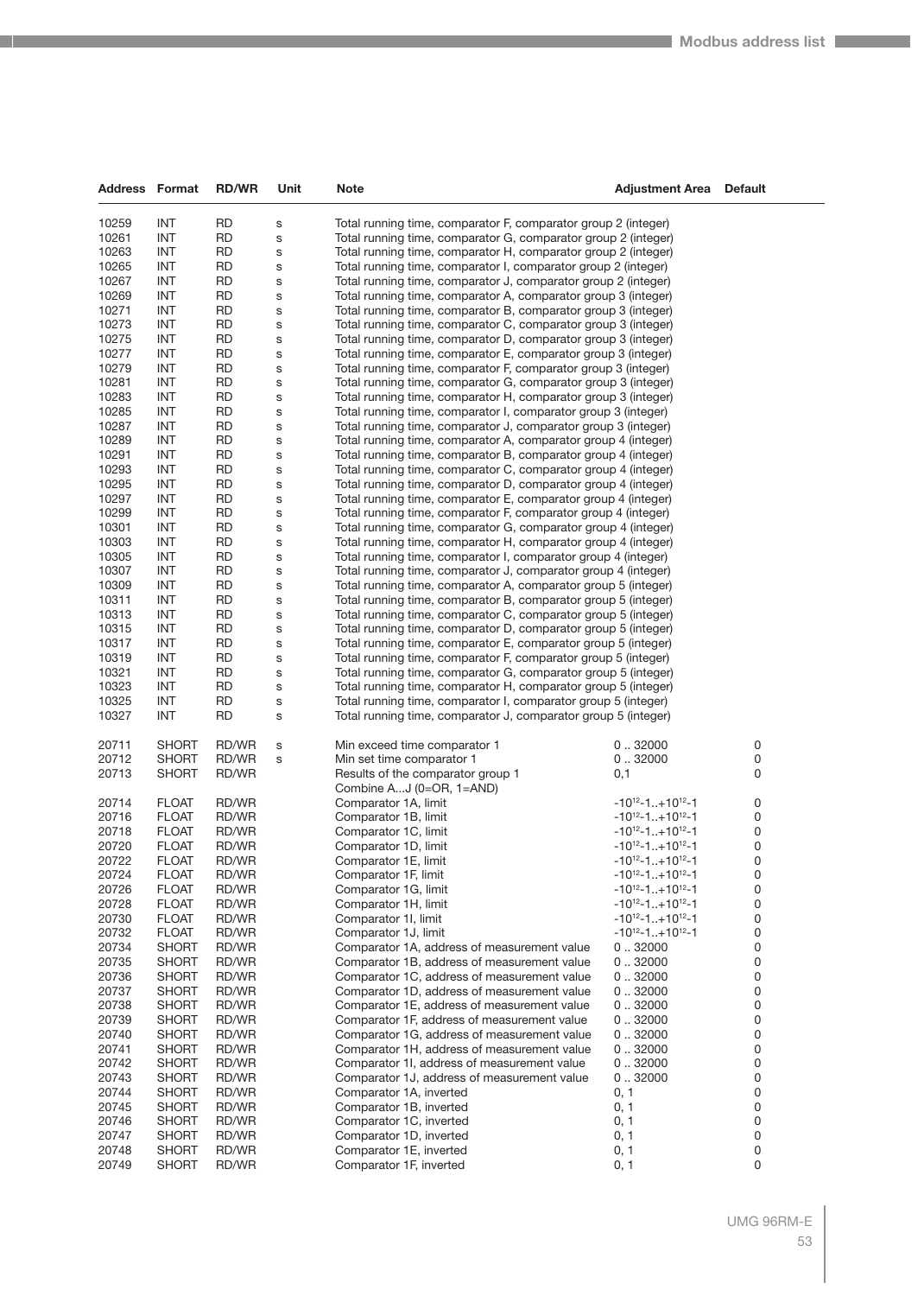| Address | Format | RD/WR | Unit | Note | Adjustment Area | Default |
|---|---|---|---|---|---|---|
| 10259 | INT | RD | s | Total running time, comparator F, comparator group 2 (integer) | | |
| 10261 | INT | RD | s | Total running time, comparator G, comparator group 2 (integer) | | |
| 10263 | INT | RD | s | Total running time, comparator H, comparator group 2 (integer) | | |
| 10265 | INT | RD | s | Total running time, comparator I, comparator group 2 (integer) | | |
| 10267 | INT | RD | s | Total running time, comparator J, comparator group 2 (integer) | | |
| 10269 | INT | RD | s | Total running time, comparator A, comparator group 3 (integer) | | |
| 10271 | INT | RD | s | Total running time, comparator B, comparator group 3 (integer) | | |
| 10273 | INT | RD | s | Total running time, comparator C, comparator group 3 (integer) | | |
| 10275 | INT | RD | s | Total running time, comparator D, comparator group 3 (integer) | | |
| 10277 | INT | RD | s | Total running time, comparator E, comparator group 3 (integer) | | |
| 10279 | INT | RD | s | Total running time, comparator F, comparator group 3 (integer) | | |
| 10281 | INT | RD | s | Total running time, comparator G, comparator group 3 (integer) | | |
| 10283 | INT | RD | s | Total running time, comparator H, comparator group 3 (integer) | | |
| 10285 | INT | RD | s | Total running time, comparator I, comparator group 3 (integer) | | |
| 10287 | INT | RD | s | Total running time, comparator J, comparator group 3 (integer) | | |
| 10289 | INT | RD | s | Total running time, comparator A, comparator group 4 (integer) | | |
| 10291 | INT | RD | s | Total running time, comparator B, comparator group 4 (integer) | | |
| 10293 | INT | RD | s | Total running time, comparator C, comparator group 4 (integer) | | |
| 10295 | INT | RD | s | Total running time, comparator D, comparator group 4 (integer) | | |
| 10297 | INT | RD | s | Total running time, comparator E, comparator group 4 (integer) | | |
| 10299 | INT | RD | s | Total running time, comparator F, comparator group 4 (integer) | | |
| 10301 | INT | RD | s | Total running time, comparator G, comparator group 4 (integer) | | |
| 10303 | INT | RD | s | Total running time, comparator H, comparator group 4 (integer) | | |
| 10305 | INT | RD | s | Total running time, comparator I, comparator group 4 (integer) | | |
| 10307 | INT | RD | s | Total running time, comparator J, comparator group 4 (integer) | | |
| 10309 | INT | RD | s | Total running time, comparator A, comparator group 5 (integer) | | |
| 10311 | INT | RD | s | Total running time, comparator B, comparator group 5 (integer) | | |
| 10313 | INT | RD | s | Total running time, comparator C, comparator group 5 (integer) | | |
| 10315 | INT | RD | s | Total running time, comparator D, comparator group 5 (integer) | | |
| 10317 | INT | RD | s | Total running time, comparator E, comparator group 5 (integer) | | |
| 10319 | INT | RD | s | Total running time, comparator F, comparator group 5 (integer) | | |
| 10321 | INT | RD | s | Total running time, comparator G, comparator group 5 (integer) | | |
| 10323 | INT | RD | s | Total running time, comparator H, comparator group 5 (integer) | | |
| 10325 | INT | RD | s | Total running time, comparator I, comparator group 5 (integer) | | |
| 10327 | INT | RD | s | Total running time, comparator J, comparator group 5 (integer) | | |
| 20711 | SHORT | RD/WR | s | Min exceed time comparator 1 | 0 .. 32000 | 0 |
| 20712 | SHORT | RD/WR | s | Min set time comparator 1 | 0 .. 32000 | 0 |
| 20713 | SHORT | RD/WR | | Results of the comparator group 1 Combine A...J (0=OR, 1=AND) | 0,1 | 0 |
| 20714 | FLOAT | RD/WR | | Comparator 1A, limit | $-10^{12}$-1..+$10^{12}$-1 | 0 |
| 20716 | FLOAT | RD/WR | | Comparator 1B, limit | $-10^{12}$-1..+$10^{12}$-1 | 0 |
| 20718 | FLOAT | RD/WR | | Comparator 1C, limit | $-10^{12}$-1..+$10^{12}$-1 | 0 |
| 20720 | FLOAT | RD/WR | | Comparator 1D, limit | $-10^{12}$-1..+$10^{12}$-1 | 0 |
| 20722 | FLOAT | RD/WR | | Comparator 1E, limit | $-10^{12}$-1..+$10^{12}$-1 | 0 |
| 20724 | FLOAT | RD/WR | | Comparator 1F, limit | $-10^{12}$-1..+$10^{12}$-1 | 0 |
| 20726 | FLOAT | RD/WR | | Comparator 1G, limit | $-10^{12}$-1..+$10^{12}$-1 | 0 |
| 20728 | FLOAT | RD/WR | | Comparator 1H, limit | $-10^{12}$-1..+$10^{12}$-1 | 0 |
| 20730 | FLOAT | RD/WR | | Comparator 1I, limit | $-10^{12}$-1..+$10^{12}$-1 | 0 |
| 20732 | FLOAT | RD/WR | | Comparator 1J, limit | $-10^{12}$-1..+$10^{12}$-1 | 0 |
| 20734 | SHORT | RD/WR | | Comparator 1A, address of measurement value | 0 .. 32000 | 0 |
| 20735 | SHORT | RD/WR | | Comparator 1B, address of measurement value | 0 .. 32000 | 0 |
| 20736 | SHORT | RD/WR | | Comparator 1C, address of measurement value | 0 .. 32000 | 0 |
| 20737 | SHORT | RD/WR | | Comparator 1D, address of measurement value | 0 .. 32000 | 0 |
| 20738 | SHORT | RD/WR | | Comparator 1E, address of measurement value | 0 .. 32000 | 0 |
| 20739 | SHORT | RD/WR | | Comparator 1F, address of measurement value | 0 .. 32000 | 0 |
| 20740 | SHORT | RD/WR | | Comparator 1G, address of measurement value | 0 .. 32000 | 0 |
| 20741 | SHORT | RD/WR | | Comparator 1H, address of measurement value | 0 .. 32000 | 0 |
| 20742 | SHORT | RD/WR | | Comparator 1I, address of measurement value | 0 .. 32000 | 0 |
| 20743 | SHORT | RD/WR | | Comparator 1J, address of measurement value | 0 .. 32000 | 0 |
| 20744 | SHORT | RD/WR | | Comparator 1A, inverted | 0, 1 | 0 |
| 20745 | SHORT | RD/WR | | Comparator 1B, inverted | 0, 1 | 0 |
| 20746 | SHORT | RD/WR | | Comparator 1C, inverted | 0, 1 | 0 |
| 20747 | SHORT | RD/WR | | Comparator 1D, inverted | 0, 1 | 0 |
| 20748 | SHORT | RD/WR | | Comparator 1E, inverted | 0, 1 | 0 |
| 20749 | SHORT | RD/WR | | Comparator 1F, inverted | 0, 1 | 0 |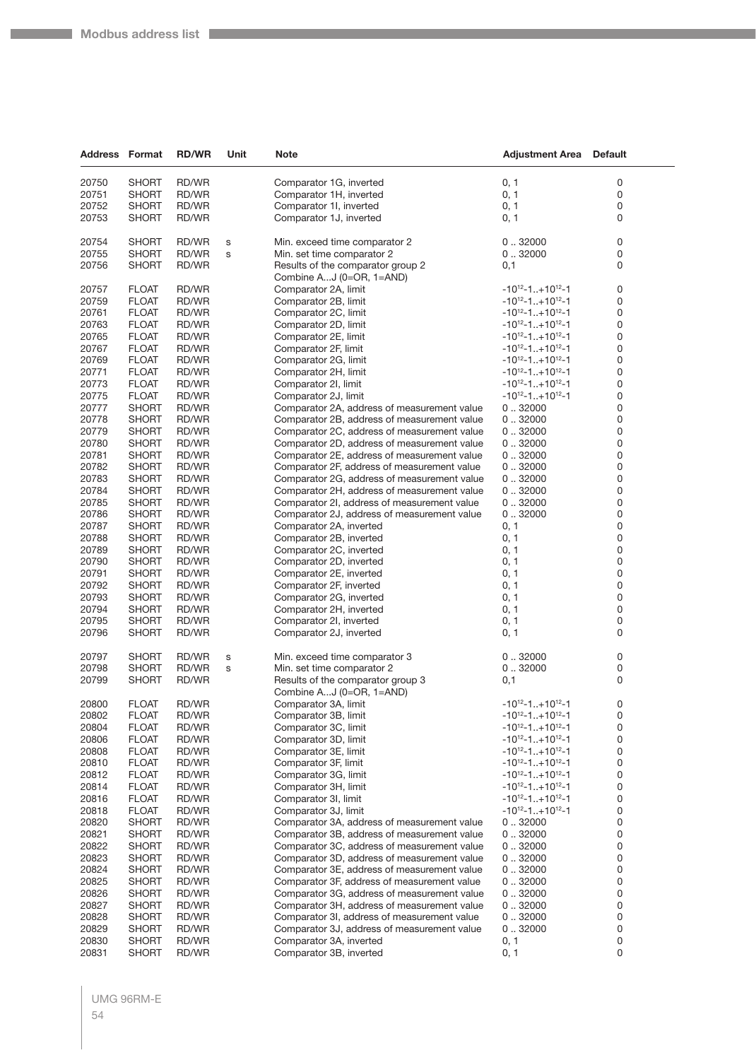| Address | Format | RD/WR | Unit | Note | Adjustment Area | Default |
|---|---|---|---|---|---|---|
| 20750 | SHORT | RD/WR | | Comparator 1G, inverted | 0, 1 | 0 |
| 20751 | SHORT | RD/WR | | Comparator 1H, inverted | 0, 1 | 0 |
| 20752 | SHORT | RD/WR | | Comparator 1I, inverted | 0, 1 | 0 |
| 20753 | SHORT | RD/WR | | Comparator 1J, inverted | 0, 1 | 0 |
| 20754 | SHORT | RD/WR | s | Min. exceed time comparator 2 | 0 .. 32000 | 0 |
| 20755 | SHORT | RD/WR | s | Min. set time comparator 2 | 0 .. 32000 | 0 |
| 20756 | SHORT | RD/WR | | Results of the comparator group 2 Combine A...J (0=OR, 1=AND) | 0,1 | 0 |
| 20757 | FLOAT | RD/WR | | Comparator 2A, limit | $-10^{12}$-1..+$10^{12}$-1 | 0 |
| 20759 | FLOAT | RD/WR | | Comparator 2B, limit | $-10^{12}$-1..+$10^{12}$-1 | 0 |
| 20761 | FLOAT | RD/WR | | Comparator 2C, limit | $-10^{12}$-1..+$10^{12}$-1 | 0 |
| 20763 | FLOAT | RD/WR | | Comparator 2D, limit | $-10^{12}$-1..+$10^{12}$-1 | 0 |
| 20765 | FLOAT | RD/WR | | Comparator 2E, limit | $-10^{12}$-1..+$10^{12}$-1 | 0 |
| 20767 | FLOAT | RD/WR | | Comparator 2F, limit | $-10^{12}$-1..+$10^{12}$-1 | 0 |
| 20769 | FLOAT | RD/WR | | Comparator 2G, limit | $-10^{12}$-1..+$10^{12}$-1 | 0 |
| 20771 | FLOAT | RD/WR | | Comparator 2H, limit | $-10^{12}$-1..+$10^{12}$-1 | 0 |
| 20773 | FLOAT | RD/WR | | Comparator 2I, limit | $-10^{12}$-1..+$10^{12}$-1 | 0 |
| 20775 | FLOAT | RD/WR | | Comparator 2J, limit | $-10^{12}$-1..+$10^{12}$-1 | 0 |
| 20777 | SHORT | RD/WR | | Comparator 2A, address of measurement value | 0 .. 32000 | 0 |
| 20778 | SHORT | RD/WR | | Comparator 2B, address of measurement value | 0 .. 32000 | 0 |
| 20779 | SHORT | RD/WR | | Comparator 2C, address of measurement value | 0 .. 32000 | 0 |
| 20780 | SHORT | RD/WR | | Comparator 2D, address of measurement value | 0 .. 32000 | 0 |
| 20781 | SHORT | RD/WR | | Comparator 2E, address of measurement value | 0 .. 32000 | 0 |
| 20782 | SHORT | RD/WR | | Comparator 2F, address of measurement value | 0 .. 32000 | 0 |
| 20783 | SHORT | RD/WR | | Comparator 2G, address of measurement value | 0 .. 32000 | 0 |
| 20784 | SHORT | RD/WR | | Comparator 2H, address of measurement value | 0 .. 32000 | 0 |
| 20785 | SHORT | RD/WR | | Comparator 2I, address of measurement value | 0 .. 32000 | 0 |
| 20786 | SHORT | RD/WR | | Comparator 2J, address of measurement value | 0 .. 32000 | 0 |
| 20787 | SHORT | RD/WR | | Comparator 2A, inverted | 0, 1 | 0 |
| 20788 | SHORT | RD/WR | | Comparator 2B, inverted | 0, 1 | 0 |
| 20789 | SHORT | RD/WR | | Comparator 2C, inverted | 0, 1 | 0 |
| 20790 | SHORT | RD/WR | | Comparator 2D, inverted | 0, 1 | 0 |
| 20791 | SHORT | RD/WR | | Comparator 2E, inverted | 0, 1 | 0 |
| 20792 | SHORT | RD/WR | | Comparator 2F, inverted | 0, 1 | 0 |
| 20793 | SHORT | RD/WR | | Comparator 2G, inverted | 0, 1 | 0 |
| 20794 | SHORT | RD/WR | | Comparator 2H, inverted | 0, 1 | 0 |
| 20795 | SHORT | RD/WR | | Comparator 2I, inverted | 0, 1 | 0 |
| 20796 | SHORT | RD/WR | | Comparator 2J, inverted | 0, 1 | 0 |
| 20797 | SHORT | RD/WR | s | Min. exceed time comparator 3 | 0 .. 32000 | 0 |
| 20798 | SHORT | RD/WR | s | Min. set time comparator 2 | 0 .. 32000 | 0 |
| 20799 | SHORT | RD/WR | | Results of the comparator group 3 Combine A...J (0=OR, 1=AND) | 0,1 | 0 |
| 20800 | FLOAT | RD/WR | | Comparator 3A, limit | $-10^{12}$-1..+$10^{12}$-1 | 0 |
| 20802 | FLOAT | RD/WR | | Comparator 3B, limit | $-10^{12}$-1..+$10^{12}$-1 | 0 |
| 20804 | FLOAT | RD/WR | | Comparator 3C, limit | $-10^{12}$-1..+$10^{12}$-1 | 0 |
| 20806 | FLOAT | RD/WR | | Comparator 3D, limit | $-10^{12}$-1..+$10^{12}$-1 | 0 |
| 20808 | FLOAT | RD/WR | | Comparator 3E, limit | $-10^{12}$-1..+$10^{12}$-1 | 0 |
| 20810 | FLOAT | RD/WR | | Comparator 3F, limit | $-10^{12}$-1..+$10^{12}$-1 | 0 |
| 20812 | FLOAT | RD/WR | | Comparator 3G, limit | $-10^{12}$-1..+$10^{12}$-1 | 0 |
| 20814 | FLOAT | RD/WR | | Comparator 3H, limit | $-10^{12}$-1..+$10^{12}$-1 | 0 |
| 20816 | FLOAT | RD/WR | | Comparator 3I, limit | $-10^{12}$-1..+$10^{12}$-1 | 0 |
| 20818 | FLOAT | RD/WR | | Comparator 3J, limit | $-10^{12}$-1..+$10^{12}$-1 | 0 |
| 20820 | SHORT | RD/WR | | Comparator 3A, address of measurement value | 0 .. 32000 | 0 |
| 20821 | SHORT | RD/WR | | Comparator 3B, address of measurement value | 0 .. 32000 | 0 |
| 20822 | SHORT | RD/WR | | Comparator 3C, address of measurement value | 0 .. 32000 | 0 |
| 20823 | SHORT | RD/WR | | Comparator 3D, address of measurement value | 0 .. 32000 | 0 |
| 20824 | SHORT | RD/WR | | Comparator 3E, address of measurement value | 0 .. 32000 | 0 |
| 20825 | SHORT | RD/WR | | Comparator 3F, address of measurement value | 0 .. 32000 | 0 |
| 20826 | SHORT | RD/WR | | Comparator 3G, address of measurement value | 0 .. 32000 | 0 |
| 20827 | SHORT | RD/WR | | Comparator 3H, address of measurement value | 0 .. 32000 | 0 |
| 20828 | SHORT | RD/WR | | Comparator 3I, address of measurement value | 0 .. 32000 | 0 |
| 20829 | SHORT | RD/WR | | Comparator 3J, address of measurement value | 0 .. 32000 | 0 |
| 20830 | SHORT | RD/WR | | Comparator 3A, inverted | 0, 1 | 0 |
| 20831 | SHORT | RD/WR | | Comparator 3B, inverted | 0, 1 | 0 |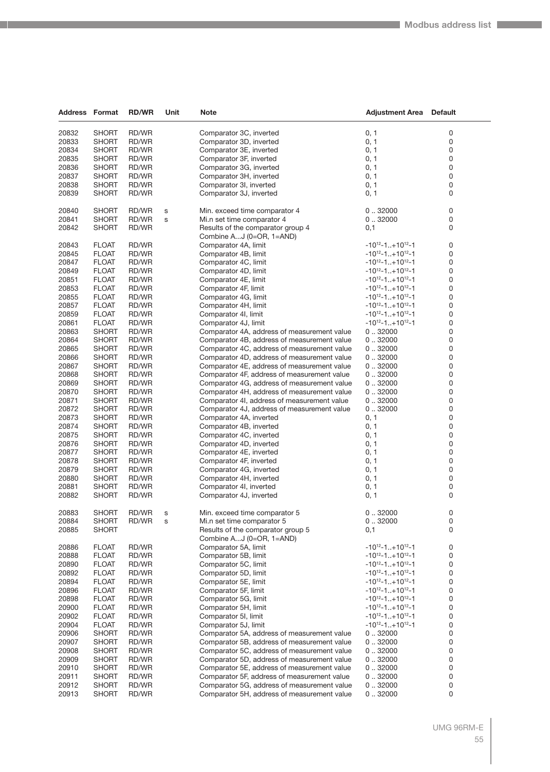| Address | Format | RD/WR | Unit | Note | Adjustment Area | Default |
|---|---|---|---|---|---|---|
| 20832 | SHORT | RD/WR | | Comparator 3C, inverted | 0, 1 | 0 |
| 20833 | SHORT | RD/WR | | Comparator 3D, inverted | 0, 1 | 0 |
| 20834 | SHORT | RD/WR | | Comparator 3E, inverted | 0, 1 | 0 |
| 20835 | SHORT | RD/WR | | Comparator 3F, inverted | 0, 1 | 0 |
| 20836 | SHORT | RD/WR | | Comparator 3G, inverted | 0, 1 | 0 |
| 20837 | SHORT | RD/WR | | Comparator 3H, inverted | 0, 1 | 0 |
| 20838 | SHORT | RD/WR | | Comparator 3I, inverted | 0, 1 | 0 |
| 20839 | SHORT | RD/WR | | Comparator 3J, inverted | 0, 1 | 0 |
| | | | | | | |
| 20840 | SHORT | RD/WR | s | Min. exceed time comparator 4 | 0 .. 32000 | 0 |
| 20841 | SHORT | RD/WR | s | Mi.n set time comparator 4 | 0 .. 32000 | 0 |
| 20842 | SHORT | RD/WR | | Results of the comparator group 4 Combine A...J (0=OR, 1=AND) | 0,1 | 0 |
| 20843 | FLOAT | RD/WR | | Comparator 4A, limit | $-10^{12}-1..+10^{12}-1$ | 0 |
| 20845 | FLOAT | RD/WR | | Comparator 4B, limit | $-10^{12}-1..+10^{12}-1$ | 0 |
| 20847 | FLOAT | RD/WR | | Comparator 4C, limit | $-10^{12}-1..+10^{12}-1$ | 0 |
| 20849 | FLOAT | RD/WR | | Comparator 4D, limit | $-10^{12}-1..+10^{12}-1$ | 0 |
| 20851 | FLOAT | RD/WR | | Comparator 4E, limit | $-10^{12}-1..+10^{12}-1$ | 0 |
| 20853 | FLOAT | RD/WR | | Comparator 4F, limit | $-10^{12}-1..+10^{12}-1$ | 0 |
| 20855 | FLOAT | RD/WR | | Comparator 4G, limit | $-10^{12}-1..+10^{12}-1$ | 0 |
| 20857 | FLOAT | RD/WR | | Comparator 4H, limit | $-10^{12}-1..+10^{12}-1$ | 0 |
| 20859 | FLOAT | RD/WR | | Comparator 4I, limit | $-10^{12}-1..+10^{12}-1$ | 0 |
| 20861 | FLOAT | RD/WR | | Comparator 4J, limit | $-10^{12}-1..+10^{12}-1$ | 0 |
| 20863 | SHORT | RD/WR | | Comparator 4A, address of measurement value | 0 .. 32000 | 0 |
| 20864 | SHORT | RD/WR | | Comparator 4B, address of measurement value | 0 .. 32000 | 0 |
| 20865 | SHORT | RD/WR | | Comparator 4C, address of measurement value | 0 .. 32000 | 0 |
| 20866 | SHORT | RD/WR | | Comparator 4D, address of measurement value | 0 .. 32000 | 0 |
| 20867 | SHORT | RD/WR | | Comparator 4E, address of measurement value | 0 .. 32000 | 0 |
| 20868 | SHORT | RD/WR | | Comparator 4F, address of measurement value | 0 .. 32000 | 0 |
| 20869 | SHORT | RD/WR | | Comparator 4G, address of measurement value | 0 .. 32000 | 0 |
| 20870 | SHORT | RD/WR | | Comparator 4H, address of measurement value | 0 .. 32000 | 0 |
| 20871 | SHORT | RD/WR | | Comparator 4I, address of measurement value | 0 .. 32000 | 0 |
| 20872 | SHORT | RD/WR | | Comparator 4J, address of measurement value | 0 .. 32000 | 0 |
| 20873 | SHORT | RD/WR | | Comparator 4A, inverted | 0, 1 | 0 |
| 20874 | SHORT | RD/WR | | Comparator 4B, inverted | 0, 1 | 0 |
| 20875 | SHORT | RD/WR | | Comparator 4C, inverted | 0, 1 | 0 |
| 20876 | SHORT | RD/WR | | Comparator 4D, inverted | 0, 1 | 0 |
| 20877 | SHORT | RD/WR | | Comparator 4E, inverted | 0, 1 | 0 |
| 20878 | SHORT | RD/WR | | Comparator 4F, inverted | 0, 1 | 0 |
| 20879 | SHORT | RD/WR | | Comparator 4G, inverted | 0, 1 | 0 |
| 20880 | SHORT | RD/WR | | Comparator 4H, inverted | 0, 1 | 0 |
| 20881 | SHORT | RD/WR | | Comparator 4I, inverted | 0, 1 | 0 |
| 20882 | SHORT | RD/WR | | Comparator 4J, inverted | 0, 1 | 0 |
| | | | | | | |
| 20883 | SHORT | RD/WR | s | Min. exceed time comparator 5 | 0 .. 32000 | 0 |
| 20884 | SHORT | RD/WR | s | Mi.n set time comparator 5 | 0 .. 32000 | 0 |
| 20885 | SHORT | | | Results of the comparator group 5 Combine A...J (0=OR, 1=AND) | 0,1 | 0 |
| 20886 | FLOAT | RD/WR | | Comparator 5A, limit | $-10^{12}-1..+10^{12}-1$ | 0 |
| 20888 | FLOAT | RD/WR | | Comparator 5B, limit | $-10^{12}-1..+10^{12}-1$ | 0 |
| 20890 | FLOAT | RD/WR | | Comparator 5C, limit | $-10^{12}-1..+10^{12}-1$ | 0 |
| 20892 | FLOAT | RD/WR | | Comparator 5D, limit | $-10^{12}-1..+10^{12}-1$ | 0 |
| 20894 | FLOAT | RD/WR | | Comparator 5E, limit | $-10^{12}-1..+10^{12}-1$ | 0 |
| 20896 | FLOAT | RD/WR | | Comparator 5F, limit | $-10^{12}-1..+10^{12}-1$ | 0 |
| 20898 | FLOAT | RD/WR | | Comparator 5G, limit | $-10^{12}-1..+10^{12}-1$ | 0 |
| 20900 | FLOAT | RD/WR | | Comparator 5H, limit | $-10^{12}-1..+10^{12}-1$ | 0 |
| 20902 | FLOAT | RD/WR | | Comparator 5I, limit | $-10^{12}-1..+10^{12}-1$ | 0 |
| 20904 | FLOAT | RD/WR | | Comparator 5J, limit | $-10^{12}-1..+10^{12}-1$ | 0 |
| 20906 | SHORT | RD/WR | | Comparator 5A, address of measurement value | 0 .. 32000 | 0 |
| 20907 | SHORT | RD/WR | | Comparator 5B, address of measurement value | 0 .. 32000 | 0 |
| 20908 | SHORT | RD/WR | | Comparator 5C, address of measurement value | 0 .. 32000 | 0 |
| 20909 | SHORT | RD/WR | | Comparator 5D, address of measurement value | 0 .. 32000 | 0 |
| 20910 | SHORT | RD/WR | | Comparator 5E, address of measurement value | 0 .. 32000 | 0 |
| 20911 | SHORT | RD/WR | | Comparator 5F, address of measurement value | 0 .. 32000 | 0 |
| 20912 | SHORT | RD/WR | | Comparator 5G, address of measurement value | 0 .. 32000 | 0 |
| 20913 | SHORT | RD/WR | | Comparator 5H, address of measurement value | 0 .. 32000 | 0 |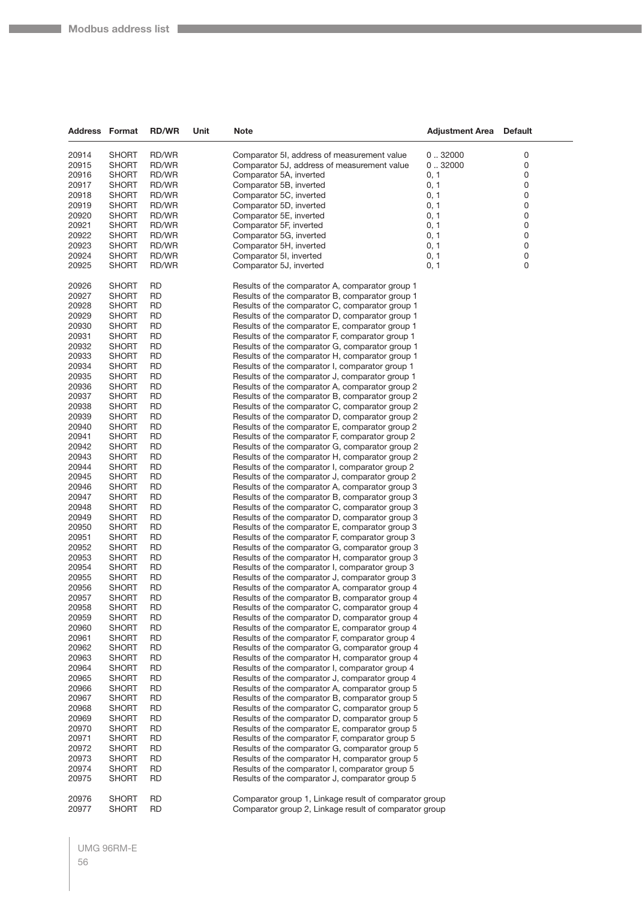| Address | Format | RD/WR | Unit | Note | Adjustment Area | Default |
|---|---|---|---|---|---|---|
| 20914 | SHORT | RD/WR | | Comparator 5I, address of measurement value | 0 .. 32000 | 0 |
| 20915 | SHORT | RD/WR | | Comparator 5J, address of measurement value | 0 .. 32000 | 0 |
| 20916 | SHORT | RD/WR | | Comparator 5A, inverted | 0, 1 | 0 |
| 20917 | SHORT | RD/WR | | Comparator 5B, inverted | 0, 1 | 0 |
| 20918 | SHORT | RD/WR | | Comparator 5C, inverted | 0, 1 | 0 |
| 20919 | SHORT | RD/WR | | Comparator 5D, inverted | 0, 1 | 0 |
| 20920 | SHORT | RD/WR | | Comparator 5E, inverted | 0, 1 | 0 |
| 20921 | SHORT | RD/WR | | Comparator 5F, inverted | 0, 1 | 0 |
| 20922 | SHORT | RD/WR | | Comparator 5G, inverted | 0, 1 | 0 |
| 20923 | SHORT | RD/WR | | Comparator 5H, inverted | 0, 1 | 0 |
| 20924 | SHORT | RD/WR | | Comparator 5I, inverted | 0, 1 | 0 |
| 20925 | SHORT | RD/WR | | Comparator 5J, inverted | 0, 1 | 0 |
| 20926 | SHORT | RD | | Results of the comparator A, comparator group 1 | | |
| 20927 | SHORT | RD | | Results of the comparator B, comparator group 1 | | |
| 20928 | SHORT | RD | | Results of the comparator C, comparator group 1 | | |
| 20929 | SHORT | RD | | Results of the comparator D, comparator group 1 | | |
| 20930 | SHORT | RD | | Results of the comparator E, comparator group 1 | | |
| 20931 | SHORT | RD | | Results of the comparator F, comparator group 1 | | |
| 20932 | SHORT | RD | | Results of the comparator G, comparator group 1 | | |
| 20933 | SHORT | RD | | Results of the comparator H, comparator group 1 | | |
| 20934 | SHORT | RD | | Results of the comparator I, comparator group 1 | | |
| 20935 | SHORT | RD | | Results of the comparator J, comparator group 1 | | |
| 20936 | SHORT | RD | | Results of the comparator A, comparator group 2 | | |
| 20937 | SHORT | RD | | Results of the comparator B, comparator group 2 | | |
| 20938 | SHORT | RD | | Results of the comparator C, comparator group 2 | | |
| 20939 | SHORT | RD | | Results of the comparator D, comparator group 2 | | |
| 20940 | SHORT | RD | | Results of the comparator E, comparator group 2 | | |
| 20941 | SHORT | RD | | Results of the comparator F, comparator group 2 | | |
| 20942 | SHORT | RD | | Results of the comparator G, comparator group 2 | | |
| 20943 | SHORT | RD | | Results of the comparator H, comparator group 2 | | |
| 20944 | SHORT | RD | | Results of the comparator I, comparator group 2 | | |
| 20945 | SHORT | RD | | Results of the comparator J, comparator group 2 | | |
| 20946 | SHORT | RD | | Results of the comparator A, comparator group 3 | | |
| 20947 | SHORT | RD | | Results of the comparator B, comparator group 3 | | |
| 20948 | SHORT | RD | | Results of the comparator C, comparator group 3 | | |
| 20949 | SHORT | RD | | Results of the comparator D, comparator group 3 | | |
| 20950 | SHORT | RD | | Results of the comparator E, comparator group 3 | | |
| 20951 | SHORT | RD | | Results of the comparator F, comparator group 3 | | |
| 20952 | SHORT | RD | | Results of the comparator G, comparator group 3 | | |
| 20953 | SHORT | RD | | Results of the comparator H, comparator group 3 | | |
| 20954 | SHORT | RD | | Results of the comparator I, comparator group 3 | | |
| 20955 | SHORT | RD | | Results of the comparator J, comparator group 3 | | |
| 20956 | SHORT | RD | | Results of the comparator A, comparator group 4 | | |
| 20957 | SHORT | RD | | Results of the comparator B, comparator group 4 | | |
| 20958 | SHORT | RD | | Results of the comparator C, comparator group 4 | | |
| 20959 | SHORT | RD | | Results of the comparator D, comparator group 4 | | |
| 20960 | SHORT | RD | | Results of the comparator E, comparator group 4 | | |
| 20961 | SHORT | RD | | Results of the comparator F, comparator group 4 | | |
| 20962 | SHORT | RD | | Results of the comparator G, comparator group 4 | | |
| 20963 | SHORT | RD | | Results of the comparator H, comparator group 4 | | |
| 20964 | SHORT | RD | | Results of the comparator I, comparator group 4 | | |
| 20965 | SHORT | RD | | Results of the comparator J, comparator group 4 | | |
| 20966 | SHORT | RD | | Results of the comparator A, comparator group 5 | | |
| 20967 | SHORT | RD | | Results of the comparator B, comparator group 5 | | |
| 20968 | SHORT | RD | | Results of the comparator C, comparator group 5 | | |
| 20969 | SHORT | RD | | Results of the comparator D, comparator group 5 | | |
| 20970 | SHORT | RD | | Results of the comparator E, comparator group 5 | | |
| 20971 | SHORT | RD | | Results of the comparator F, comparator group 5 | | |
| 20972 | SHORT | RD | | Results of the comparator G, comparator group 5 | | |
| 20973 | SHORT | RD | | Results of the comparator H, comparator group 5 | | |
| 20974 | SHORT | RD | | Results of the comparator I, comparator group 5 | | |
| 20975 | SHORT | RD | | Results of the comparator J, comparator group 5 | | |
| 20976 | SHORT | RD | | Comparator group 1, Linkage result of comparator group | | |
| 20977 | SHORT | RD | | Comparator group 2, Linkage result of comparator group | | |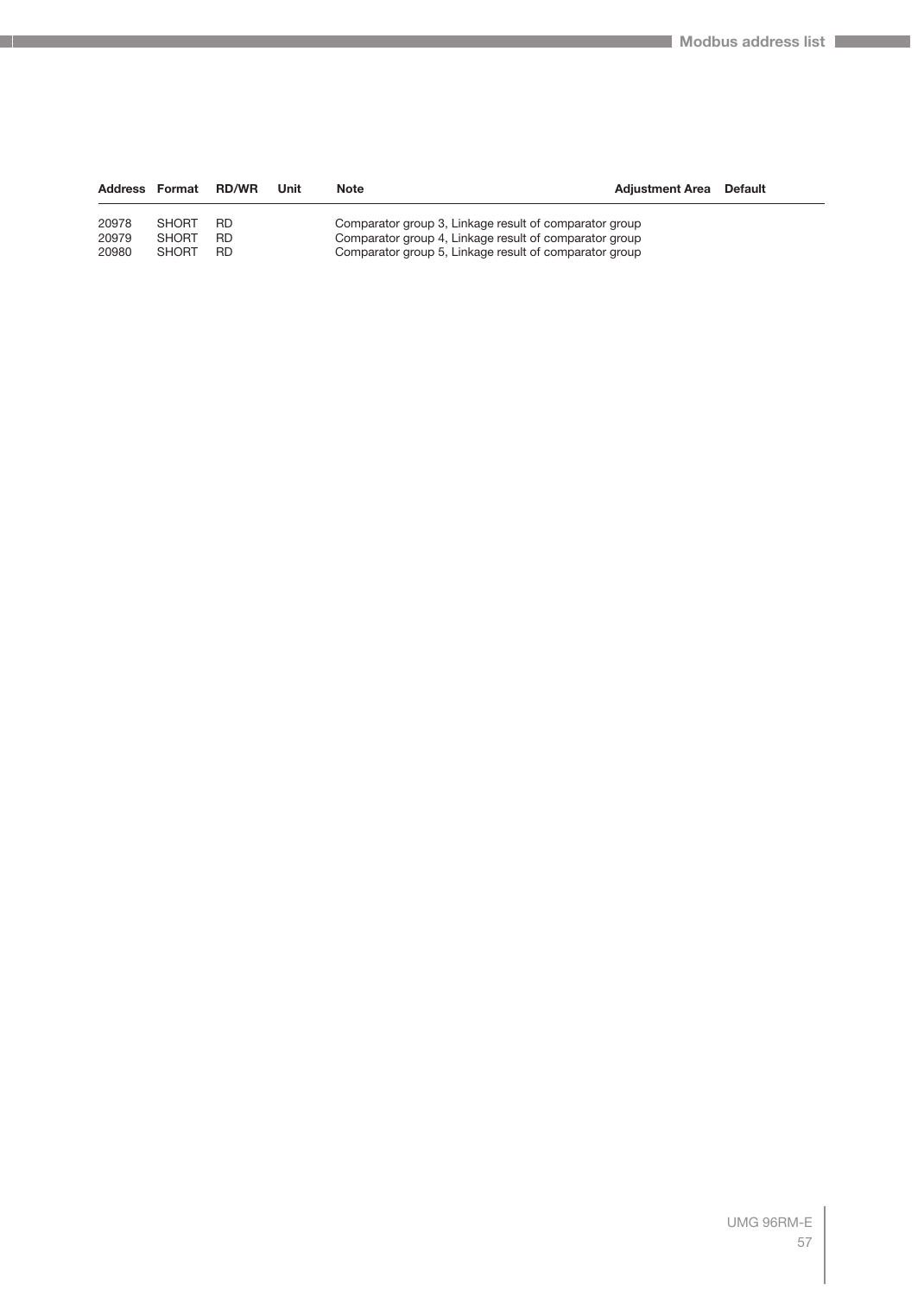| Address | Format | RD/WR | Unit | Note | Adjustment Area | Default |
|---|---|---|---|---|---|---|
| 20978 | SHORT | RD | | Comparator group 3, Linkage result of comparator group | | |
| 20979 | SHORT | RD | | Comparator group 4, Linkage result of comparator group | | |
| 20980 | SHORT | RD | | Comparator group 5, Linkage result of comparator group | | |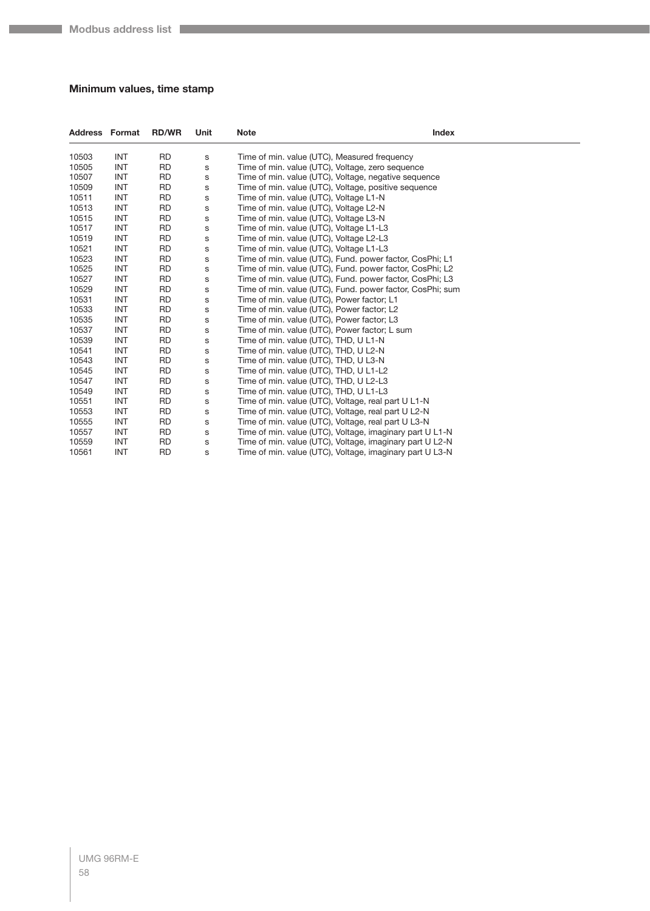## Minimum values, time stamp

| Address | Format | RD/WR | Unit | Note | Index |
|---|---|---|---|---|---|
| 10503 | INT | RD | s | Time of min. value (UTC), Measured frequency | |
| 10505 | INT | RD | s | Time of min. value (UTC), Voltage, zero sequence | |
| 10507 | INT | RD | s | Time of min. value (UTC), Voltage, negative sequence | |
| 10509 | INT | RD | s | Time of min. value (UTC), Voltage, positive sequence | |
| 10511 | INT | RD | s | Time of min. value (UTC), Voltage L1-N | |
| 10513 | INT | RD | s | Time of min. value (UTC), Voltage L2-N | |
| 10515 | INT | RD | s | Time of min. value (UTC), Voltage L3-N | |
| 10517 | INT | RD | s | Time of min. value (UTC), Voltage L1-L3 | |
| 10519 | INT | RD | s | Time of min. value (UTC), Voltage L2-L3 | |
| 10521 | INT | RD | s | Time of min. value (UTC), Voltage L1-L3 | |
| 10523 | INT | RD | s | Time of min. value (UTC), Fund. power factor, CosPhi; L1 | |
| 10525 | INT | RD | s | Time of min. value (UTC), Fund. power factor, CosPhi; L2 | |
| 10527 | INT | RD | s | Time of min. value (UTC), Fund. power factor, CosPhi; L3 | |
| 10529 | INT | RD | s | Time of min. value (UTC), Fund. power factor, CosPhi; sum | |
| 10531 | INT | RD | s | Time of min. value (UTC), Power factor; L1 | |
| 10533 | INT | RD | s | Time of min. value (UTC), Power factor; L2 | |
| 10535 | INT | RD | s | Time of min. value (UTC), Power factor; L3 | |
| 10537 | INT | RD | s | Time of min. value (UTC), Power factor; L sum | |
| 10539 | INT | RD | s | Time of min. value (UTC), THD, U L1-N | |
| 10541 | INT | RD | s | Time of min. value (UTC), THD, U L2-N | |
| 10543 | INT | RD | s | Time of min. value (UTC), THD, U L3-N | |
| 10545 | INT | RD | s | Time of min. value (UTC), THD, U L1-L2 | |
| 10547 | INT | RD | s | Time of min. value (UTC), THD, U L2-L3 | |
| 10549 | INT | RD | s | Time of min. value (UTC), THD, U L1-L3 | |
| 10551 | INT | RD | s | Time of min. value (UTC), Voltage, real part U L1-N | |
| 10553 | INT | RD | s | Time of min. value (UTC), Voltage, real part U L2-N | |
| 10555 | INT | RD | s | Time of min. value (UTC), Voltage, real part U L3-N | |
| 10557 | INT | RD | s | Time of min. value (UTC), Voltage, imaginary part U L1-N | |
| 10559 | INT | RD | s | Time of min. value (UTC), Voltage, imaginary part U L2-N | |
| 10561 | INT | RD | s | Time of min. value (UTC), Voltage, imaginary part U L3-N | |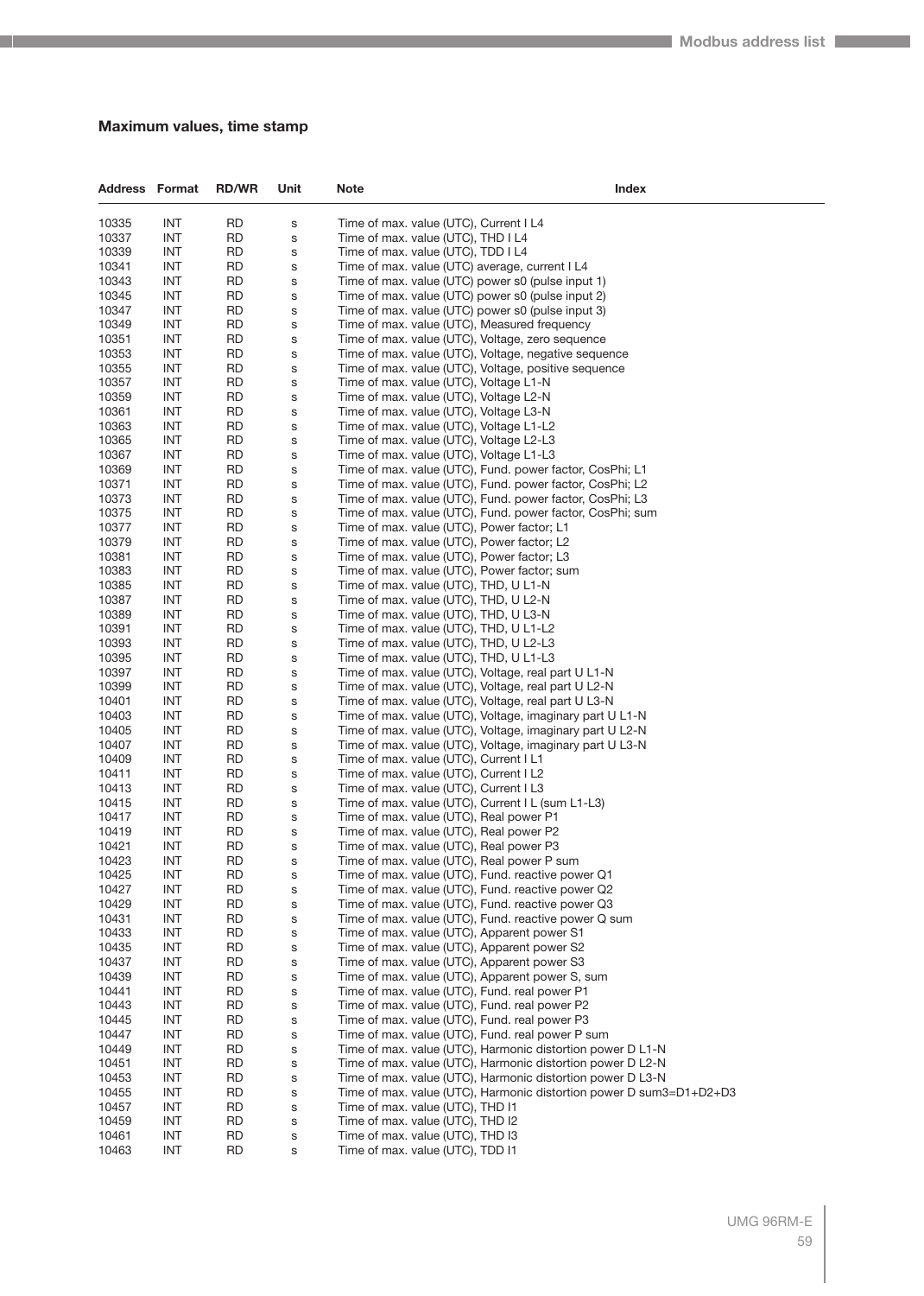### Maximum values, time stamp

| Address | Format | RD/WR | Unit | Note | Index |
|---|---|---|---|---|---|
| 10335 | INT | RD | s | Time of max. value (UTC), Current I L4 | |
| 10337 | INT | RD | s | Time of max. value (UTC), THD I L4 | |
| 10339 | INT | RD | s | Time of max. value (UTC), TDD I L4 | |
| 10341 | INT | RD | s | Time of max. value (UTC) average, current I L4 | |
| 10343 | INT | RD | s | Time of max. value (UTC) power s0 (pulse input 1) | |
| 10345 | INT | RD | s | Time of max. value (UTC) power s0 (pulse input 2) | |
| 10347 | INT | RD | s | Time of max. value (UTC) power s0 (pulse input 3) | |
| 10349 | INT | RD | s | Time of max. value (UTC), Measured frequency | |
| 10351 | INT | RD | s | Time of max. value (UTC), Voltage, zero sequence | |
| 10353 | INT | RD | s | Time of max. value (UTC), Voltage, negative sequence | |
| 10355 | INT | RD | s | Time of max. value (UTC), Voltage, positive sequence | |
| 10357 | INT | RD | s | Time of max. value (UTC), Voltage L1-N | |
| 10359 | INT | RD | s | Time of max. value (UTC), Voltage L2-N | |
| 10361 | INT | RD | s | Time of max. value (UTC), Voltage L3-N | |
| 10363 | INT | RD | s | Time of max. value (UTC), Voltage L1-L2 | |
| 10365 | INT | RD | s | Time of max. value (UTC), Voltage L2-L3 | |
| 10367 | INT | RD | s | Time of max. value (UTC), Voltage L1-L3 | |
| 10369 | INT | RD | s | Time of max. value (UTC), Fund. power factor, CosPhi; L1 | |
| 10371 | INT | RD | s | Time of max. value (UTC), Fund. power factor, CosPhi; L2 | |
| 10373 | INT | RD | s | Time of max. value (UTC), Fund. power factor, CosPhi; L3 | |
| 10375 | INT | RD | s | Time of max. value (UTC), Fund. power factor, CosPhi; sum | |
| 10377 | INT | RD | s | Time of max. value (UTC), Power factor; L1 | |
| 10379 | INT | RD | s | Time of max. value (UTC), Power factor; L2 | |
| 10381 | INT | RD | s | Time of max. value (UTC), Power factor; L3 | |
| 10383 | INT | RD | s | Time of max. value (UTC), Power factor; sum | |
| 10385 | INT | RD | s | Time of max. value (UTC), THD, U L1-N | |
| 10387 | INT | RD | s | Time of max. value (UTC), THD, U L2-N | |
| 10389 | INT | RD | s | Time of max. value (UTC), THD, U L3-N | |
| 10391 | INT | RD | s | Time of max. value (UTC), THD, U L1-L2 | |
| 10393 | INT | RD | s | Time of max. value (UTC), THD, U L2-L3 | |
| 10395 | INT | RD | s | Time of max. value (UTC), THD, U L1-L3 | |
| 10397 | INT | RD | s | Time of max. value (UTC), Voltage, real part U L1-N | |
| 10399 | INT | RD | s | Time of max. value (UTC), Voltage, real part U L2-N | |
| 10401 | INT | RD | s | Time of max. value (UTC), Voltage, real part U L3-N | |
| 10403 | INT | RD | s | Time of max. value (UTC), Voltage, imaginary part U L1-N | |
| 10405 | INT | RD | s | Time of max. value (UTC), Voltage, imaginary part U L2-N | |
| 10407 | INT | RD | s | Time of max. value (UTC), Voltage, imaginary part U L3-N | |
| 10409 | INT | RD | s | Time of max. value (UTC), Current I L1 | |
| 10411 | INT | RD | s | Time of max. value (UTC), Current I L2 | |
| 10413 | INT | RD | s | Time of max. value (UTC), Current I L3 | |
| 10415 | INT | RD | s | Time of max. value (UTC), Current I L (sum L1-L3) | |
| 10417 | INT | RD | s | Time of max. value (UTC), Real power P1 | |
| 10419 | INT | RD | s | Time of max. value (UTC), Real power P2 | |
| 10421 | INT | RD | s | Time of max. value (UTC), Real power P3 | |
| 10423 | INT | RD | s | Time of max. value (UTC), Real power P sum | |
| 10425 | INT | RD | s | Time of max. value (UTC), Fund. reactive power Q1 | |
| 10427 | INT | RD | s | Time of max. value (UTC), Fund. reactive power Q2 | |
| 10429 | INT | RD | s | Time of max. value (UTC), Fund. reactive power Q3 | |
| 10431 | INT | RD | s | Time of max. value (UTC), Fund. reactive power Q sum | |
| 10433 | INT | RD | s | Time of max. value (UTC), Apparent power S1 | |
| 10435 | INT | RD | s | Time of max. value (UTC), Apparent power S2 | |
| 10437 | INT | RD | s | Time of max. value (UTC), Apparent power S3 | |
| 10439 | INT | RD | s | Time of max. value (UTC), Apparent power S, sum | |
| 10441 | INT | RD | s | Time of max. value (UTC), Fund. real power P1 | |
| 10443 | INT | RD | s | Time of max. value (UTC), Fund. real power P2 | |
| 10445 | INT | RD | s | Time of max. value (UTC), Fund. real power P3 | |
| 10447 | INT | RD | s | Time of max. value (UTC), Fund. real power P sum | |
| 10449 | INT | RD | s | Time of max. value (UTC), Harmonic distortion power D L1-N | |
| 10451 | INT | RD | s | Time of max. value (UTC), Harmonic distortion power D L2-N | |
| 10453 | INT | RD | s | Time of max. value (UTC), Harmonic distortion power D L3-N | |
| 10455 | INT | RD | s | Time of max. value (UTC), Harmonic distortion power D sum3=D1+D2+D3 | |
| 10457 | INT | RD | s | Time of max. value (UTC), THD I1 | |
| 10459 | INT | RD | s | Time of max. value (UTC), THD I2 | |
| 10461 | INT | RD | s | Time of max. value (UTC), THD I3 | |
| 10463 | INT | RD | s | Time of max. value (UTC), TDD I1 | |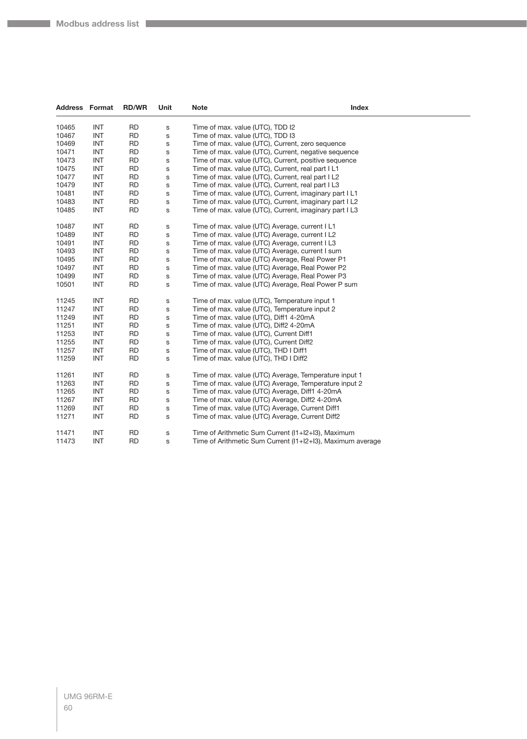| Address | Format | RD/WR | Unit | Note | Index |
|---|---|---|---|---|---|
| 10465 | INT | RD | s | Time of max. value (UTC), TDD I2 | |
| 10467 | INT | RD | s | Time of max. value (UTC), TDD I3 | |
| 10469 | INT | RD | s | Time of max. value (UTC), Current, zero sequence | |
| 10471 | INT | RD | s | Time of max. value (UTC), Current, negative sequence | |
| 10473 | INT | RD | s | Time of max. value (UTC), Current, positive sequence | |
| 10475 | INT | RD | s | Time of max. value (UTC), Current, real part I L1 | |
| 10477 | INT | RD | s | Time of max. value (UTC), Current, real part I L2 | |
| 10479 | INT | RD | s | Time of max. value (UTC), Current, real part I L3 | |
| 10481 | INT | RD | s | Time of max. value (UTC), Current, imaginary part I L1 | |
| 10483 | INT | RD | s | Time of max. value (UTC), Current, imaginary part I L2 | |
| 10485 | INT | RD | s | Time of max. value (UTC), Current, imaginary part I L3 | |
| | | | | | |
| 10487 | INT | RD | s | Time of max. value (UTC) Average, current I L1 | |
| 10489 | INT | RD | s | Time of max. value (UTC) Average, current I L2 | |
| 10491 | INT | RD | s | Time of max. value (UTC) Average, current I L3 | |
| 10493 | INT | RD | s | Time of max. value (UTC) Average, current I sum | |
| 10495 | INT | RD | s | Time of max. value (UTC) Average, Real Power P1 | |
| 10497 | INT | RD | s | Time of max. value (UTC) Average, Real Power P2 | |
| 10499 | INT | RD | s | Time of max. value (UTC) Average, Real Power P3 | |
| 10501 | INT | RD | s | Time of max. value (UTC) Average, Real Power P sum | |
| | | | | | |
| 11245 | INT | RD | s | Time of max. value (UTC), Temperature input 1 | |
| 11247 | INT | RD | s | Time of max. value (UTC), Temperature input 2 | |
| 11249 | INT | RD | s | Time of max. value (UTC), Diff1 4-20mA | |
| 11251 | INT | RD | s | Time of max. value (UTC), Diff2 4-20mA | |
| 11253 | INT | RD | s | Time of max. value (UTC), Current Diff1 | |
| 11255 | INT | RD | s | Time of max. value (UTC), Current Diff2 | |
| 11257 | INT | RD | s | Time of max. value (UTC), THD I Diff1 | |
| 11259 | INT | RD | s | Time of max. value (UTC), THD I Diff2 | |
| | | | | | |
| 11261 | INT | RD | s | Time of max. value (UTC) Average, Temperature input 1 | |
| 11263 | INT | RD | s | Time of max. value (UTC) Average, Temperature input 2 | |
| 11265 | INT | RD | s | Time of max. value (UTC) Average, Diff1 4-20mA | |
| 11267 | INT | RD | s | Time of max. value (UTC) Average, Diff2 4-20mA | |
| 11269 | INT | RD | s | Time of max. value (UTC) Average, Current Diff1 | |
| 11271 | INT | RD | s | Time of max. value (UTC) Average, Current Diff2 | |
| | | | | | |
| 11471 | INT | RD | s | Time of Arithmetic Sum Current (I1+I2+I3), Maximum | |
| 11473 | INT | RD | s | Time of Arithmetic Sum Current (I1+I2+I3), Maximum average | |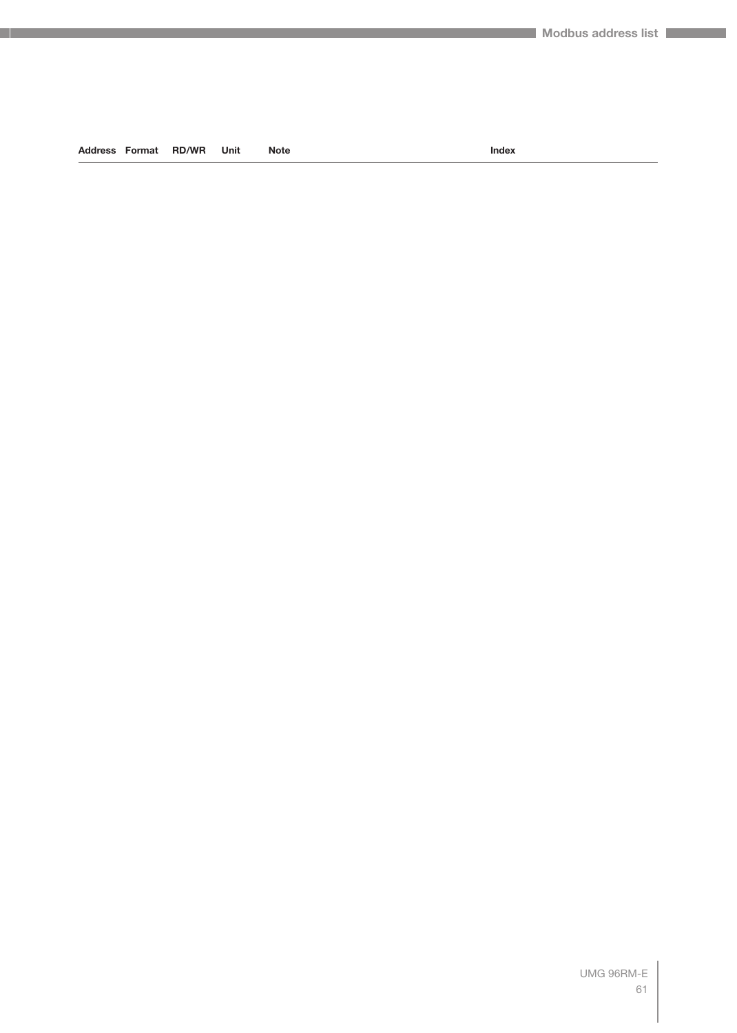| Address | Format | RD/WR | Unit | Note | Index |
|---|---|---|---|---|---|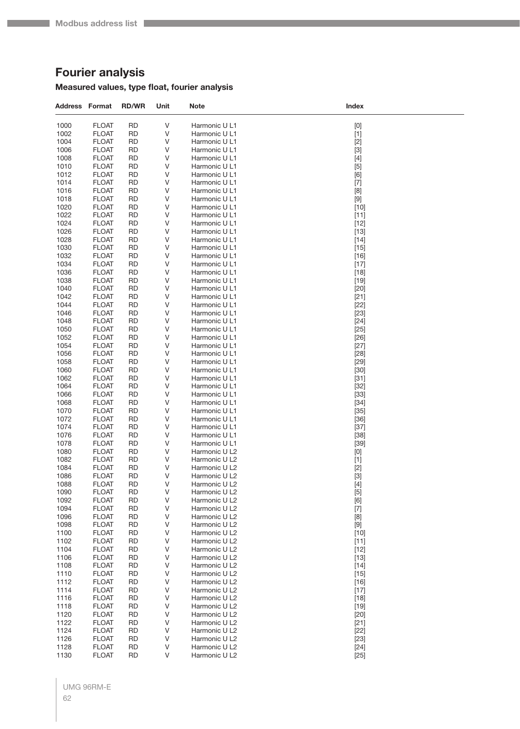## Fourier analysis

### Measured values, type float, fourier analysis

| Address | Format | RD/WR | Unit | Note | Index |
|---|---|---|---|---|---|
| 1000 | FLOAT | RD | V | Harmonic U L1 | [0] |
| 1002 | FLOAT | RD | V | Harmonic U L1 | [1] |
| 1004 | FLOAT | RD | V | Harmonic U L1 | [2] |
| 1006 | FLOAT | RD | V | Harmonic U L1 | [3] |
| 1008 | FLOAT | RD | V | Harmonic U L1 | [4] |
| 1010 | FLOAT | RD | V | Harmonic U L1 | [5] |
| 1012 | FLOAT | RD | V | Harmonic U L1 | [6] |
| 1014 | FLOAT | RD | V | Harmonic U L1 | [7] |
| 1016 | FLOAT | RD | V | Harmonic U L1 | [8] |
| 1018 | FLOAT | RD | V | Harmonic U L1 | [9] |
| 1020 | FLOAT | RD | V | Harmonic U L1 | [10] |
| 1022 | FLOAT | RD | V | Harmonic U L1 | [11] |
| 1024 | FLOAT | RD | V | Harmonic U L1 | [12] |
| 1026 | FLOAT | RD | V | Harmonic U L1 | [13] |
| 1028 | FLOAT | RD | V | Harmonic U L1 | [14] |
| 1030 | FLOAT | RD | V | Harmonic U L1 | [15] |
| 1032 | FLOAT | RD | V | Harmonic U L1 | [16] |
| 1034 | FLOAT | RD | V | Harmonic U L1 | [17] |
| 1036 | FLOAT | RD | V | Harmonic U L1 | [18] |
| 1038 | FLOAT | RD | V | Harmonic U L1 | [19] |
| 1040 | FLOAT | RD | V | Harmonic U L1 | [20] |
| 1042 | FLOAT | RD | V | Harmonic U L1 | [21] |
| 1044 | FLOAT | RD | V | Harmonic U L1 | [22] |
| 1046 | FLOAT | RD | V | Harmonic U L1 | [23] |
| 1048 | FLOAT | RD | V | Harmonic U L1 | [24] |
| 1050 | FLOAT | RD | V | Harmonic U L1 | [25] |
| 1052 | FLOAT | RD | V | Harmonic U L1 | [26] |
| 1054 | FLOAT | RD | V | Harmonic U L1 | [27] |
| 1056 | FLOAT | RD | V | Harmonic U L1 | [28] |
| 1058 | FLOAT | RD | V | Harmonic U L1 | [29] |
| 1060 | FLOAT | RD | V | Harmonic U L1 | [30] |
| 1062 | FLOAT | RD | V | Harmonic U L1 | [31] |
| 1064 | FLOAT | RD | V | Harmonic U L1 | [32] |
| 1066 | FLOAT | RD | V | Harmonic U L1 | [33] |
| 1068 | FLOAT | RD | V | Harmonic U L1 | [34] |
| 1070 | FLOAT | RD | V | Harmonic U L1 | [35] |
| 1072 | FLOAT | RD | V | Harmonic U L1 | [36] |
| 1074 | FLOAT | RD | V | Harmonic U L1 | [37] |
| 1076 | FLOAT | RD | V | Harmonic U L1 | [38] |
| 1078 | FLOAT | RD | V | Harmonic U L1 | [39] |
| 1080 | FLOAT | RD | V | Harmonic U L2 | [0] |
| 1082 | FLOAT | RD | V | Harmonic U L2 | [1] |
| 1084 | FLOAT | RD | V | Harmonic U L2 | [2] |
| 1086 | FLOAT | RD | V | Harmonic U L2 | [3] |
| 1088 | FLOAT | RD | V | Harmonic U L2 | [4] |
| 1090 | FLOAT | RD | V | Harmonic U L2 | [5] |
| 1092 | FLOAT | RD | V | Harmonic U L2 | [6] |
| 1094 | FLOAT | RD | V | Harmonic U L2 | [7] |
| 1096 | FLOAT | RD | V | Harmonic U L2 | [8] |
| 1098 | FLOAT | RD | V | Harmonic U L2 | [9] |
| 1100 | FLOAT | RD | V | Harmonic U L2 | [10] |
| 1102 | FLOAT | RD | V | Harmonic U L2 | [11] |
| 1104 | FLOAT | RD | V | Harmonic U L2 | [12] |
| 1106 | FLOAT | RD | V | Harmonic U L2 | [13] |
| 1108 | FLOAT | RD | V | Harmonic U L2 | [14] |
| 1110 | FLOAT | RD | V | Harmonic U L2 | [15] |
| 1112 | FLOAT | RD | V | Harmonic U L2 | [16] |
| 1114 | FLOAT | RD | V | Harmonic U L2 | [17] |
| 1116 | FLOAT | RD | V | Harmonic U L2 | [18] |
| 1118 | FLOAT | RD | V | Harmonic U L2 | [19] |
| 1120 | FLOAT | RD | V | Harmonic U L2 | [20] |
| 1122 | FLOAT | RD | V | Harmonic U L2 | [21] |
| 1124 | FLOAT | RD | V | Harmonic U L2 | [22] |
| 1126 | FLOAT | RD | V | Harmonic U L2 | [23] |
| 1128 | FLOAT | RD | V | Harmonic U L2 | [24] |
| 1130 | FLOAT | RD | V | Harmonic U L2 | [25] |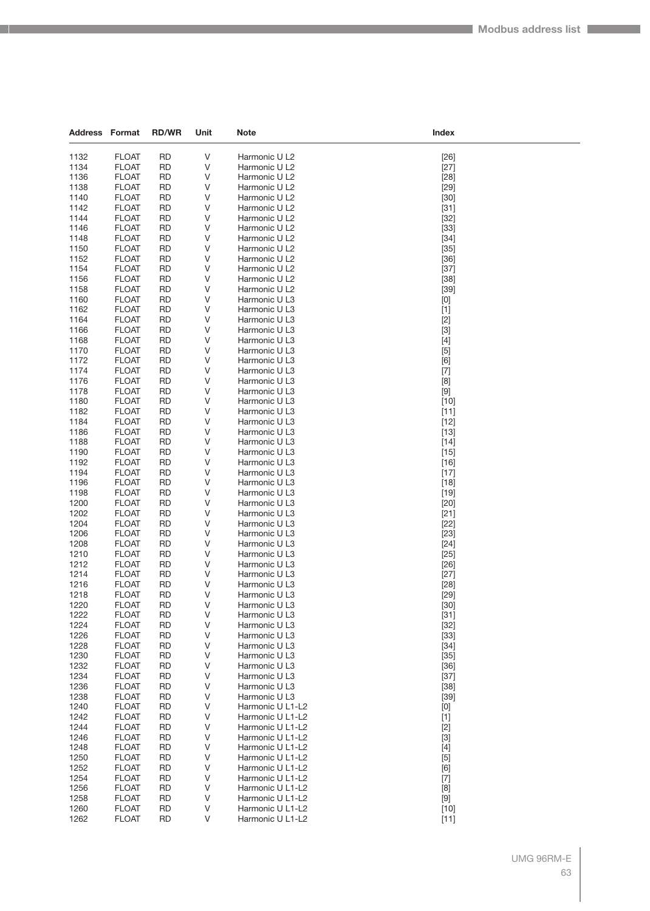| Address | Format | RD/WR | Unit | Note | Index |
|---|---|---|---|---|---|
| 1132 | FLOAT | RD | V | Harmonic U L2 | [26] |
| 1134 | FLOAT | RD | V | Harmonic U L2 | [27] |
| 1136 | FLOAT | RD | V | Harmonic U L2 | [28] |
| 1138 | FLOAT | RD | V | Harmonic U L2 | [29] |
| 1140 | FLOAT | RD | V | Harmonic U L2 | [30] |
| 1142 | FLOAT | RD | V | Harmonic U L2 | [31] |
| 1144 | FLOAT | RD | V | Harmonic U L2 | [32] |
| 1146 | FLOAT | RD | V | Harmonic U L2 | [33] |
| 1148 | FLOAT | RD | V | Harmonic U L2 | [34] |
| 1150 | FLOAT | RD | V | Harmonic U L2 | [35] |
| 1152 | FLOAT | RD | V | Harmonic U L2 | [36] |
| 1154 | FLOAT | RD | V | Harmonic U L2 | [37] |
| 1156 | FLOAT | RD | V | Harmonic U L2 | [38] |
| 1158 | FLOAT | RD | V | Harmonic U L2 | [39] |
| 1160 | FLOAT | RD | V | Harmonic U L3 | [0] |
| 1162 | FLOAT | RD | V | Harmonic U L3 | [1] |
| 1164 | FLOAT | RD | V | Harmonic U L3 | [2] |
| 1166 | FLOAT | RD | V | Harmonic U L3 | [3] |
| 1168 | FLOAT | RD | V | Harmonic U L3 | [4] |
| 1170 | FLOAT | RD | V | Harmonic U L3 | [5] |
| 1172 | FLOAT | RD | V | Harmonic U L3 | [6] |
| 1174 | FLOAT | RD | V | Harmonic U L3 | [7] |
| 1176 | FLOAT | RD | V | Harmonic U L3 | [8] |
| 1178 | FLOAT | RD | V | Harmonic U L3 | [9] |
| 1180 | FLOAT | RD | V | Harmonic U L3 | [10] |
| 1182 | FLOAT | RD | V | Harmonic U L3 | [11] |
| 1184 | FLOAT | RD | V | Harmonic U L3 | [12] |
| 1186 | FLOAT | RD | V | Harmonic U L3 | [13] |
| 1188 | FLOAT | RD | V | Harmonic U L3 | [14] |
| 1190 | FLOAT | RD | V | Harmonic U L3 | [15] |
| 1192 | FLOAT | RD | V | Harmonic U L3 | [16] |
| 1194 | FLOAT | RD | V | Harmonic U L3 | [17] |
| 1196 | FLOAT | RD | V | Harmonic U L3 | [18] |
| 1198 | FLOAT | RD | V | Harmonic U L3 | [19] |
| 1200 | FLOAT | RD | V | Harmonic U L3 | [20] |
| 1202 | FLOAT | RD | V | Harmonic U L3 | [21] |
| 1204 | FLOAT | RD | V | Harmonic U L3 | [22] |
| 1206 | FLOAT | RD | V | Harmonic U L3 | [23] |
| 1208 | FLOAT | RD | V | Harmonic U L3 | [24] |
| 1210 | FLOAT | RD | V | Harmonic U L3 | [25] |
| 1212 | FLOAT | RD | V | Harmonic U L3 | [26] |
| 1214 | FLOAT | RD | V | Harmonic U L3 | [27] |
| 1216 | FLOAT | RD | V | Harmonic U L3 | [28] |
| 1218 | FLOAT | RD | V | Harmonic U L3 | [29] |
| 1220 | FLOAT | RD | V | Harmonic U L3 | [30] |
| 1222 | FLOAT | RD | V | Harmonic U L3 | [31] |
| 1224 | FLOAT | RD | V | Harmonic U L3 | [32] |
| 1226 | FLOAT | RD | V | Harmonic U L3 | [33] |
| 1228 | FLOAT | RD | V | Harmonic U L3 | [34] |
| 1230 | FLOAT | RD | V | Harmonic U L3 | [35] |
| 1232 | FLOAT | RD | V | Harmonic U L3 | [36] |
| 1234 | FLOAT | RD | V | Harmonic U L3 | [37] |
| 1236 | FLOAT | RD | V | Harmonic U L3 | [38] |
| 1238 | FLOAT | RD | V | Harmonic U L3 | [39] |
| 1240 | FLOAT | RD | V | Harmonic U L1-L2 | [0] |
| 1242 | FLOAT | RD | V | Harmonic U L1-L2 | [1] |
| 1244 | FLOAT | RD | V | Harmonic U L1-L2 | [2] |
| 1246 | FLOAT | RD | V | Harmonic U L1-L2 | [3] |
| 1248 | FLOAT | RD | V | Harmonic U L1-L2 | [4] |
| 1250 | FLOAT | RD | V | Harmonic U L1-L2 | [5] |
| 1252 | FLOAT | RD | V | Harmonic U L1-L2 | [6] |
| 1254 | FLOAT | RD | V | Harmonic U L1-L2 | [7] |
| 1256 | FLOAT | RD | V | Harmonic U L1-L2 | [8] |
| 1258 | FLOAT | RD | V | Harmonic U L1-L2 | [9] |
| 1260 | FLOAT | RD | V | Harmonic U L1-L2 | [10] |
| 1262 | FLOAT | RD | V | Harmonic U L1-L2 | [11] |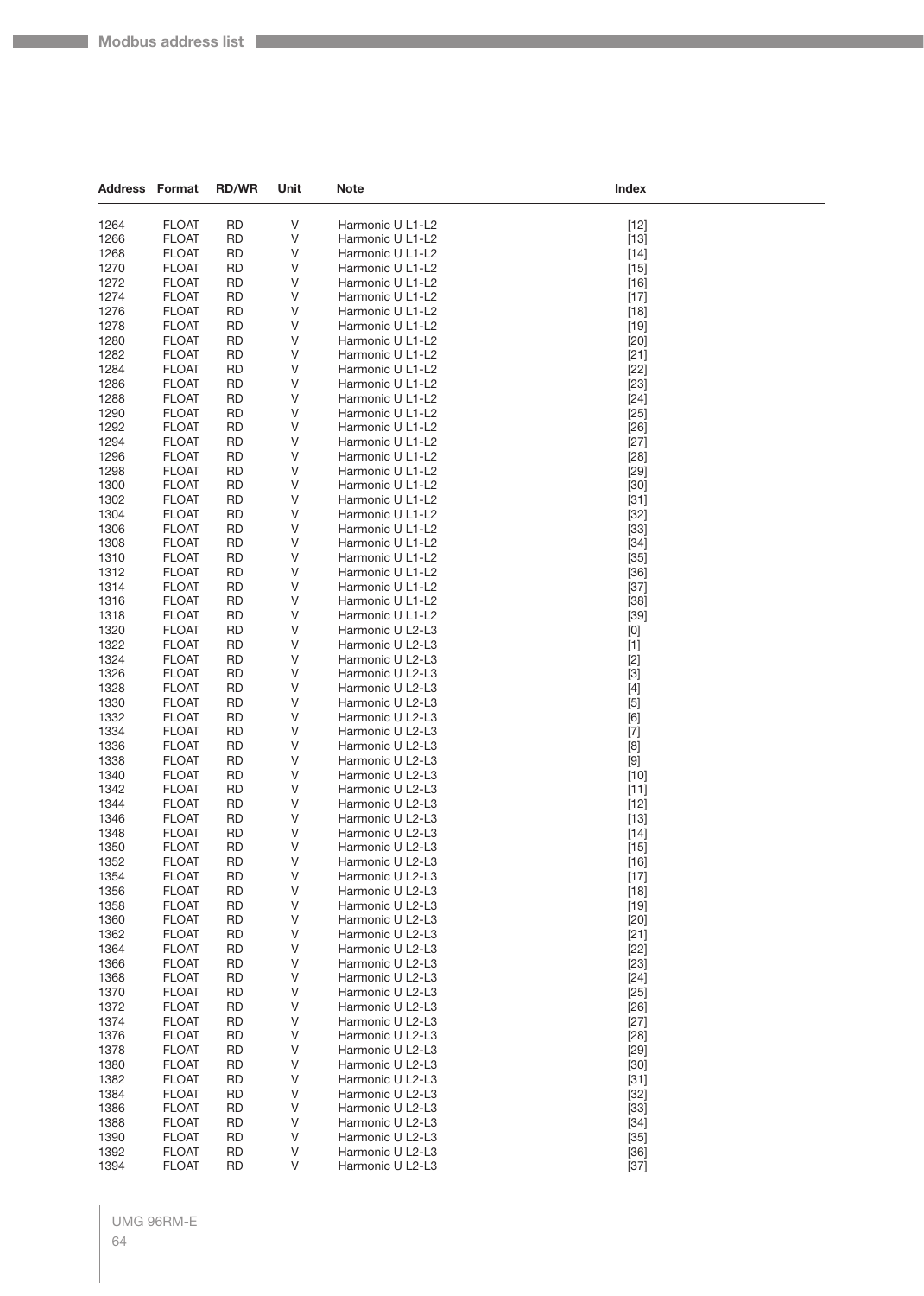| Address | Format | RD/WR | Unit | Note | Index |
|---|---|---|---|---|---|
| 1264 | FLOAT | RD | V | Harmonic U L1-L2 | [12] |
| 1266 | FLOAT | RD | V | Harmonic U L1-L2 | [13] |
| 1268 | FLOAT | RD | V | Harmonic U L1-L2 | [14] |
| 1270 | FLOAT | RD | V | Harmonic U L1-L2 | [15] |
| 1272 | FLOAT | RD | V | Harmonic U L1-L2 | [16] |
| 1274 | FLOAT | RD | V | Harmonic U L1-L2 | [17] |
| 1276 | FLOAT | RD | V | Harmonic U L1-L2 | [18] |
| 1278 | FLOAT | RD | V | Harmonic U L1-L2 | [19] |
| 1280 | FLOAT | RD | V | Harmonic U L1-L2 | [20] |
| 1282 | FLOAT | RD | V | Harmonic U L1-L2 | [21] |
| 1284 | FLOAT | RD | V | Harmonic U L1-L2 | [22] |
| 1286 | FLOAT | RD | V | Harmonic U L1-L2 | [23] |
| 1288 | FLOAT | RD | V | Harmonic U L1-L2 | [24] |
| 1290 | FLOAT | RD | V | Harmonic U L1-L2 | [25] |
| 1292 | FLOAT | RD | V | Harmonic U L1-L2 | [26] |
| 1294 | FLOAT | RD | V | Harmonic U L1-L2 | [27] |
| 1296 | FLOAT | RD | V | Harmonic U L1-L2 | [28] |
| 1298 | FLOAT | RD | V | Harmonic U L1-L2 | [29] |
| 1300 | FLOAT | RD | V | Harmonic U L1-L2 | [30] |
| 1302 | FLOAT | RD | V | Harmonic U L1-L2 | [31] |
| 1304 | FLOAT | RD | V | Harmonic U L1-L2 | [32] |
| 1306 | FLOAT | RD | V | Harmonic U L1-L2 | [33] |
| 1308 | FLOAT | RD | V | Harmonic U L1-L2 | [34] |
| 1310 | FLOAT | RD | V | Harmonic U L1-L2 | [35] |
| 1312 | FLOAT | RD | V | Harmonic U L1-L2 | [36] |
| 1314 | FLOAT | RD | V | Harmonic U L1-L2 | [37] |
| 1316 | FLOAT | RD | V | Harmonic U L1-L2 | [38] |
| 1318 | FLOAT | RD | V | Harmonic U L1-L2 | [39] |
| 1320 | FLOAT | RD | V | Harmonic U L2-L3 | [0] |
| 1322 | FLOAT | RD | V | Harmonic U L2-L3 | [1] |
| 1324 | FLOAT | RD | V | Harmonic U L2-L3 | [2] |
| 1326 | FLOAT | RD | V | Harmonic U L2-L3 | [3] |
| 1328 | FLOAT | RD | V | Harmonic U L2-L3 | [4] |
| 1330 | FLOAT | RD | V | Harmonic U L2-L3 | [5] |
| 1332 | FLOAT | RD | V | Harmonic U L2-L3 | [6] |
| 1334 | FLOAT | RD | V | Harmonic U L2-L3 | [7] |
| 1336 | FLOAT | RD | V | Harmonic U L2-L3 | [8] |
| 1338 | FLOAT | RD | V | Harmonic U L2-L3 | [9] |
| 1340 | FLOAT | RD | V | Harmonic U L2-L3 | [10] |
| 1342 | FLOAT | RD | V | Harmonic U L2-L3 | [11] |
| 1344 | FLOAT | RD | V | Harmonic U L2-L3 | [12] |
| 1346 | FLOAT | RD | V | Harmonic U L2-L3 | [13] |
| 1348 | FLOAT | RD | V | Harmonic U L2-L3 | [14] |
| 1350 | FLOAT | RD | V | Harmonic U L2-L3 | [15] |
| 1352 | FLOAT | RD | V | Harmonic U L2-L3 | [16] |
| 1354 | FLOAT | RD | V | Harmonic U L2-L3 | [17] |
| 1356 | FLOAT | RD | V | Harmonic U L2-L3 | [18] |
| 1358 | FLOAT | RD | V | Harmonic U L2-L3 | [19] |
| 1360 | FLOAT | RD | V | Harmonic U L2-L3 | [20] |
| 1362 | FLOAT | RD | V | Harmonic U L2-L3 | [21] |
| 1364 | FLOAT | RD | V | Harmonic U L2-L3 | [22] |
| 1366 | FLOAT | RD | V | Harmonic U L2-L3 | [23] |
| 1368 | FLOAT | RD | V | Harmonic U L2-L3 | [24] |
| 1370 | FLOAT | RD | V | Harmonic U L2-L3 | [25] |
| 1372 | FLOAT | RD | V | Harmonic U L2-L3 | [26] |
| 1374 | FLOAT | RD | V | Harmonic U L2-L3 | [27] |
| 1376 | FLOAT | RD | V | Harmonic U L2-L3 | [28] |
| 1378 | FLOAT | RD | V | Harmonic U L2-L3 | [29] |
| 1380 | FLOAT | RD | V | Harmonic U L2-L3 | [30] |
| 1382 | FLOAT | RD | V | Harmonic U L2-L3 | [31] |
| 1384 | FLOAT | RD | V | Harmonic U L2-L3 | [32] |
| 1386 | FLOAT | RD | V | Harmonic U L2-L3 | [33] |
| 1388 | FLOAT | RD | V | Harmonic U L2-L3 | [34] |
| 1390 | FLOAT | RD | V | Harmonic U L2-L3 | [35] |
| 1392 | FLOAT | RD | V | Harmonic U L2-L3 | [36] |
| 1394 | FLOAT | RD | V | Harmonic U L2-L3 | [37] |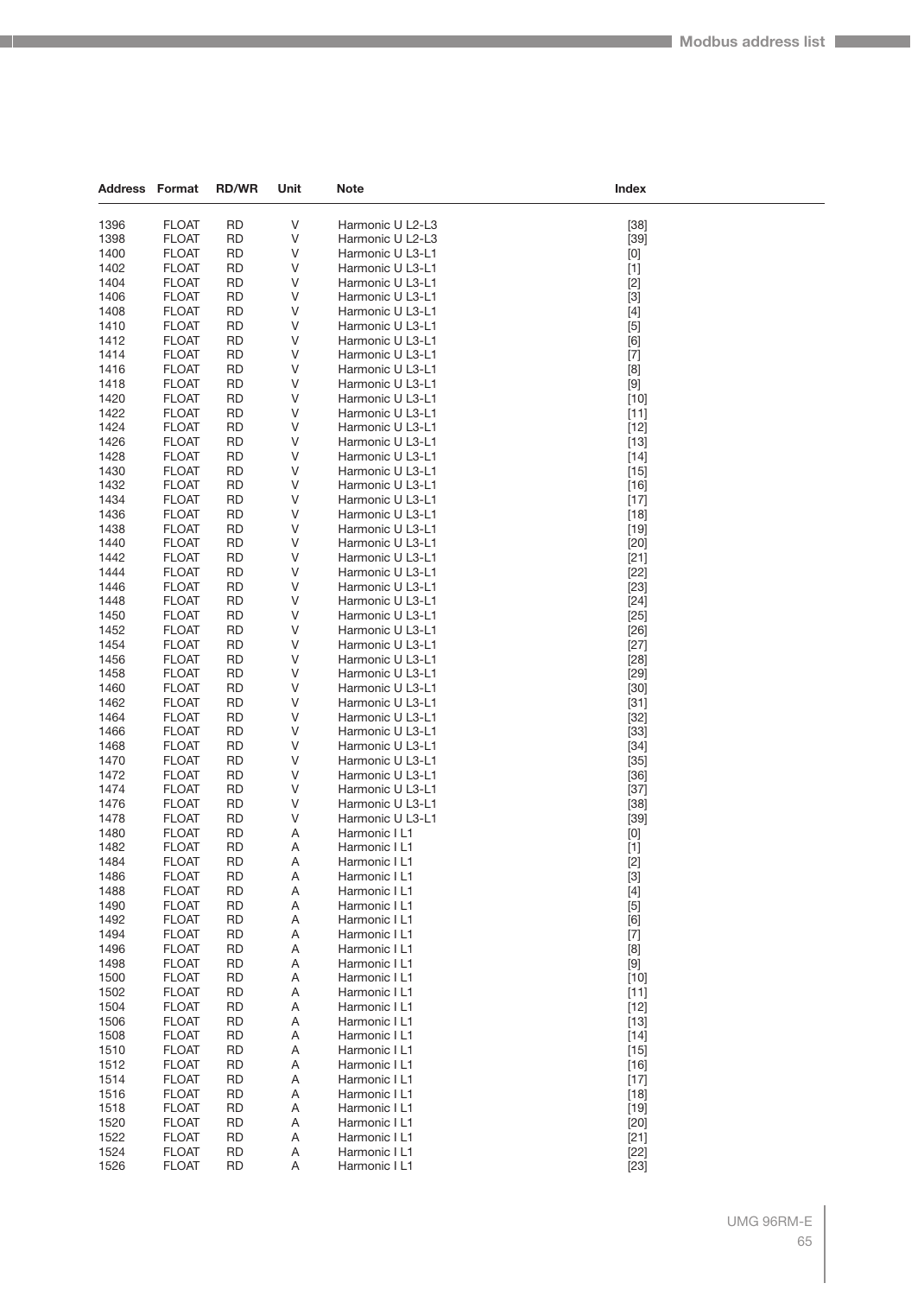| Address | Format | RD/WR | Unit | Note | Index |
|---|---|---|---|---|---|
| 1396 | FLOAT | RD | V | Harmonic U L2-L3 | [38] |
| 1398 | FLOAT | RD | V | Harmonic U L2-L3 | [39] |
| 1400 | FLOAT | RD | V | Harmonic U L3-L1 | [0] |
| 1402 | FLOAT | RD | V | Harmonic U L3-L1 | [1] |
| 1404 | FLOAT | RD | V | Harmonic U L3-L1 | [2] |
| 1406 | FLOAT | RD | V | Harmonic U L3-L1 | [3] |
| 1408 | FLOAT | RD | V | Harmonic U L3-L1 | [4] |
| 1410 | FLOAT | RD | V | Harmonic U L3-L1 | [5] |
| 1412 | FLOAT | RD | V | Harmonic U L3-L1 | [6] |
| 1414 | FLOAT | RD | V | Harmonic U L3-L1 | [7] |
| 1416 | FLOAT | RD | V | Harmonic U L3-L1 | [8] |
| 1418 | FLOAT | RD | V | Harmonic U L3-L1 | [9] |
| 1420 | FLOAT | RD | V | Harmonic U L3-L1 | [10] |
| 1422 | FLOAT | RD | V | Harmonic U L3-L1 | [11] |
| 1424 | FLOAT | RD | V | Harmonic U L3-L1 | [12] |
| 1426 | FLOAT | RD | V | Harmonic U L3-L1 | [13] |
| 1428 | FLOAT | RD | V | Harmonic U L3-L1 | [14] |
| 1430 | FLOAT | RD | V | Harmonic U L3-L1 | [15] |
| 1432 | FLOAT | RD | V | Harmonic U L3-L1 | [16] |
| 1434 | FLOAT | RD | V | Harmonic U L3-L1 | [17] |
| 1436 | FLOAT | RD | V | Harmonic U L3-L1 | [18] |
| 1438 | FLOAT | RD | V | Harmonic U L3-L1 | [19] |
| 1440 | FLOAT | RD | V | Harmonic U L3-L1 | [20] |
| 1442 | FLOAT | RD | V | Harmonic U L3-L1 | [21] |
| 1444 | FLOAT | RD | V | Harmonic U L3-L1 | [22] |
| 1446 | FLOAT | RD | V | Harmonic U L3-L1 | [23] |
| 1448 | FLOAT | RD | V | Harmonic U L3-L1 | [24] |
| 1450 | FLOAT | RD | V | Harmonic U L3-L1 | [25] |
| 1452 | FLOAT | RD | V | Harmonic U L3-L1 | [26] |
| 1454 | FLOAT | RD | V | Harmonic U L3-L1 | [27] |
| 1456 | FLOAT | RD | V | Harmonic U L3-L1 | [28] |
| 1458 | FLOAT | RD | V | Harmonic U L3-L1 | [29] |
| 1460 | FLOAT | RD | V | Harmonic U L3-L1 | [30] |
| 1462 | FLOAT | RD | V | Harmonic U L3-L1 | [31] |
| 1464 | FLOAT | RD | V | Harmonic U L3-L1 | [32] |
| 1466 | FLOAT | RD | V | Harmonic U L3-L1 | [33] |
| 1468 | FLOAT | RD | V | Harmonic U L3-L1 | [34] |
| 1470 | FLOAT | RD | V | Harmonic U L3-L1 | [35] |
| 1472 | FLOAT | RD | V | Harmonic U L3-L1 | [36] |
| 1474 | FLOAT | RD | V | Harmonic U L3-L1 | [37] |
| 1476 | FLOAT | RD | V | Harmonic U L3-L1 | [38] |
| 1478 | FLOAT | RD | V | Harmonic U L3-L1 | [39] |
| 1480 | FLOAT | RD | A | Harmonic I L1 | [0] |
| 1482 | FLOAT | RD | A | Harmonic I L1 | [1] |
| 1484 | FLOAT | RD | A | Harmonic I L1 | [2] |
| 1486 | FLOAT | RD | A | Harmonic I L1 | [3] |
| 1488 | FLOAT | RD | A | Harmonic I L1 | [4] |
| 1490 | FLOAT | RD | A | Harmonic I L1 | [5] |
| 1492 | FLOAT | RD | A | Harmonic I L1 | [6] |
| 1494 | FLOAT | RD | A | Harmonic I L1 | [7] |
| 1496 | FLOAT | RD | A | Harmonic I L1 | [8] |
| 1498 | FLOAT | RD | A | Harmonic I L1 | [9] |
| 1500 | FLOAT | RD | A | Harmonic I L1 | [10] |
| 1502 | FLOAT | RD | A | Harmonic I L1 | [11] |
| 1504 | FLOAT | RD | A | Harmonic I L1 | [12] |
| 1506 | FLOAT | RD | A | Harmonic I L1 | [13] |
| 1508 | FLOAT | RD | A | Harmonic I L1 | [14] |
| 1510 | FLOAT | RD | A | Harmonic I L1 | [15] |
| 1512 | FLOAT | RD | A | Harmonic I L1 | [16] |
| 1514 | FLOAT | RD | A | Harmonic I L1 | [17] |
| 1516 | FLOAT | RD | A | Harmonic I L1 | [18] |
| 1518 | FLOAT | RD | A | Harmonic I L1 | [19] |
| 1520 | FLOAT | RD | A | Harmonic I L1 | [20] |
| 1522 | FLOAT | RD | A | Harmonic I L1 | [21] |
| 1524 | FLOAT | RD | A | Harmonic I L1 | [22] |
| 1526 | FLOAT | RD | A | Harmonic I L1 | [23] |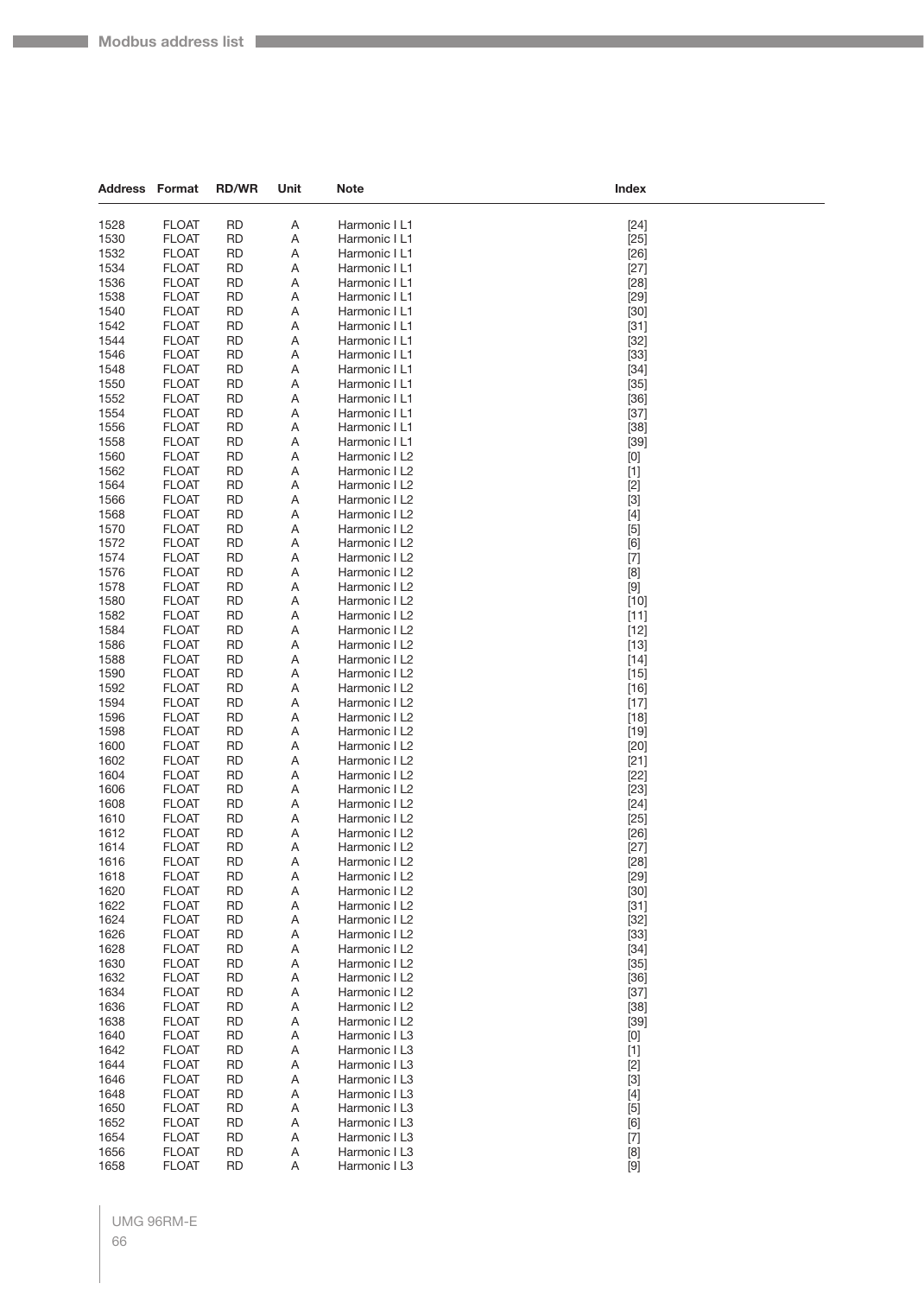| Address | Format | RD/WR | Unit | Note | Index |
|---|---|---|---|---|---|
| 1528 | FLOAT | RD | A | Harmonic I L1 | [24] |
| 1530 | FLOAT | RD | A | Harmonic I L1 | [25] |
| 1532 | FLOAT | RD | A | Harmonic I L1 | [26] |
| 1534 | FLOAT | RD | A | Harmonic I L1 | [27] |
| 1536 | FLOAT | RD | A | Harmonic I L1 | [28] |
| 1538 | FLOAT | RD | A | Harmonic I L1 | [29] |
| 1540 | FLOAT | RD | A | Harmonic I L1 | [30] |
| 1542 | FLOAT | RD | A | Harmonic I L1 | [31] |
| 1544 | FLOAT | RD | A | Harmonic I L1 | [32] |
| 1546 | FLOAT | RD | A | Harmonic I L1 | [33] |
| 1548 | FLOAT | RD | A | Harmonic I L1 | [34] |
| 1550 | FLOAT | RD | A | Harmonic I L1 | [35] |
| 1552 | FLOAT | RD | A | Harmonic I L1 | [36] |
| 1554 | FLOAT | RD | A | Harmonic I L1 | [37] |
| 1556 | FLOAT | RD | A | Harmonic I L1 | [38] |
| 1558 | FLOAT | RD | A | Harmonic I L1 | [39] |
| 1560 | FLOAT | RD | A | Harmonic I L2 | [0] |
| 1562 | FLOAT | RD | A | Harmonic I L2 | [1] |
| 1564 | FLOAT | RD | A | Harmonic I L2 | [2] |
| 1566 | FLOAT | RD | A | Harmonic I L2 | [3] |
| 1568 | FLOAT | RD | A | Harmonic I L2 | [4] |
| 1570 | FLOAT | RD | A | Harmonic I L2 | [5] |
| 1572 | FLOAT | RD | A | Harmonic I L2 | [6] |
| 1574 | FLOAT | RD | A | Harmonic I L2 | [7] |
| 1576 | FLOAT | RD | A | Harmonic I L2 | [8] |
| 1578 | FLOAT | RD | A | Harmonic I L2 | [9] |
| 1580 | FLOAT | RD | A | Harmonic I L2 | [10] |
| 1582 | FLOAT | RD | A | Harmonic I L2 | [11] |
| 1584 | FLOAT | RD | A | Harmonic I L2 | [12] |
| 1586 | FLOAT | RD | A | Harmonic I L2 | [13] |
| 1588 | FLOAT | RD | A | Harmonic I L2 | [14] |
| 1590 | FLOAT | RD | A | Harmonic I L2 | [15] |
| 1592 | FLOAT | RD | A | Harmonic I L2 | [16] |
| 1594 | FLOAT | RD | A | Harmonic I L2 | [17] |
| 1596 | FLOAT | RD | A | Harmonic I L2 | [18] |
| 1598 | FLOAT | RD | A | Harmonic I L2 | [19] |
| 1600 | FLOAT | RD | A | Harmonic I L2 | [20] |
| 1602 | FLOAT | RD | A | Harmonic I L2 | [21] |
| 1604 | FLOAT | RD | A | Harmonic I L2 | [22] |
| 1606 | FLOAT | RD | A | Harmonic I L2 | [23] |
| 1608 | FLOAT | RD | A | Harmonic I L2 | [24] |
| 1610 | FLOAT | RD | A | Harmonic I L2 | [25] |
| 1612 | FLOAT | RD | A | Harmonic I L2 | [26] |
| 1614 | FLOAT | RD | A | Harmonic I L2 | [27] |
| 1616 | FLOAT | RD | A | Harmonic I L2 | [28] |
| 1618 | FLOAT | RD | A | Harmonic I L2 | [29] |
| 1620 | FLOAT | RD | A | Harmonic I L2 | [30] |
| 1622 | FLOAT | RD | A | Harmonic I L2 | [31] |
| 1624 | FLOAT | RD | A | Harmonic I L2 | [32] |
| 1626 | FLOAT | RD | A | Harmonic I L2 | [33] |
| 1628 | FLOAT | RD | A | Harmonic I L2 | [34] |
| 1630 | FLOAT | RD | A | Harmonic I L2 | [35] |
| 1632 | FLOAT | RD | A | Harmonic I L2 | [36] |
| 1634 | FLOAT | RD | A | Harmonic I L2 | [37] |
| 1636 | FLOAT | RD | A | Harmonic I L2 | [38] |
| 1638 | FLOAT | RD | A | Harmonic I L2 | [39] |
| 1640 | FLOAT | RD | A | Harmonic I L3 | [0] |
| 1642 | FLOAT | RD | A | Harmonic I L3 | [1] |
| 1644 | FLOAT | RD | A | Harmonic I L3 | [2] |
| 1646 | FLOAT | RD | A | Harmonic I L3 | [3] |
| 1648 | FLOAT | RD | A | Harmonic I L3 | [4] |
| 1650 | FLOAT | RD | A | Harmonic I L3 | [5] |
| 1652 | FLOAT | RD | A | Harmonic I L3 | [6] |
| 1654 | FLOAT | RD | A | Harmonic I L3 | [7] |
| 1656 | FLOAT | RD | A | Harmonic I L3 | [8] |
| 1658 | FLOAT | RD | A | Harmonic I L3 | [9] |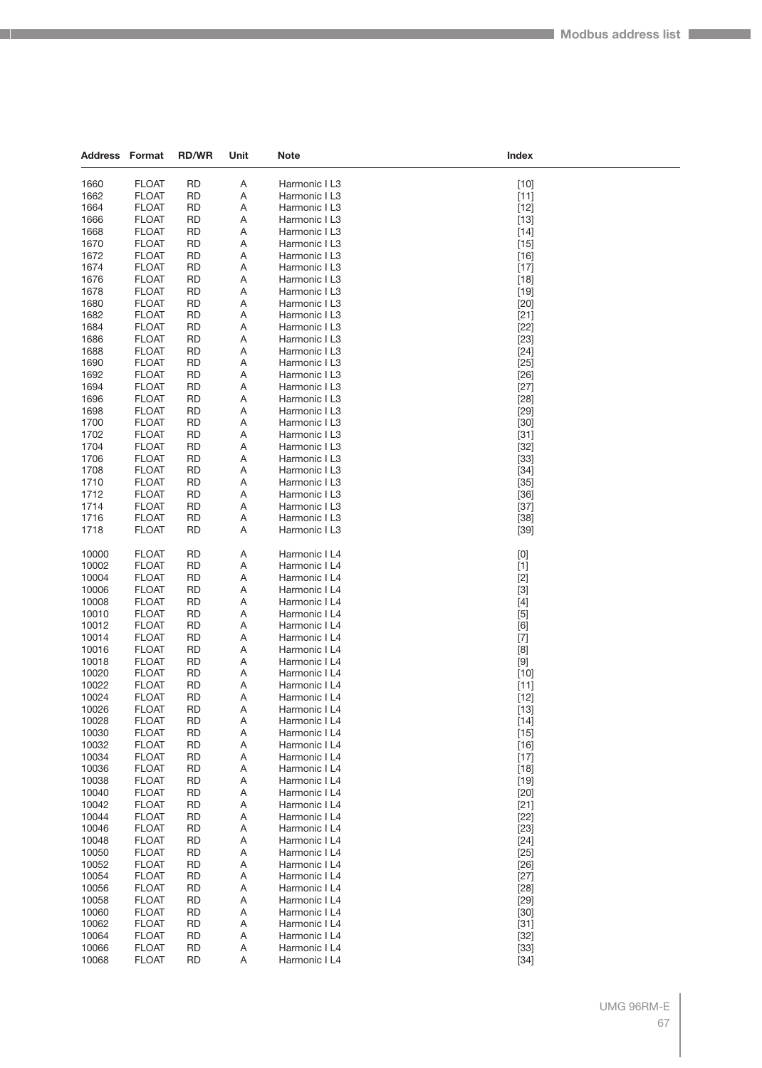| Address | Format | RD/WR | Unit | Note | Index |
|---|---|---|---|---|---|
| 1660 | FLOAT | RD | A | Harmonic I L3 | [10] |
| 1662 | FLOAT | RD | A | Harmonic I L3 | [11] |
| 1664 | FLOAT | RD | A | Harmonic I L3 | [12] |
| 1666 | FLOAT | RD | A | Harmonic I L3 | [13] |
| 1668 | FLOAT | RD | A | Harmonic I L3 | [14] |
| 1670 | FLOAT | RD | A | Harmonic I L3 | [15] |
| 1672 | FLOAT | RD | A | Harmonic I L3 | [16] |
| 1674 | FLOAT | RD | A | Harmonic I L3 | [17] |
| 1676 | FLOAT | RD | A | Harmonic I L3 | [18] |
| 1678 | FLOAT | RD | A | Harmonic I L3 | [19] |
| 1680 | FLOAT | RD | A | Harmonic I L3 | [20] |
| 1682 | FLOAT | RD | A | Harmonic I L3 | [21] |
| 1684 | FLOAT | RD | A | Harmonic I L3 | [22] |
| 1686 | FLOAT | RD | A | Harmonic I L3 | [23] |
| 1688 | FLOAT | RD | A | Harmonic I L3 | [24] |
| 1690 | FLOAT | RD | A | Harmonic I L3 | [25] |
| 1692 | FLOAT | RD | A | Harmonic I L3 | [26] |
| 1694 | FLOAT | RD | A | Harmonic I L3 | [27] |
| 1696 | FLOAT | RD | A | Harmonic I L3 | [28] |
| 1698 | FLOAT | RD | A | Harmonic I L3 | [29] |
| 1700 | FLOAT | RD | A | Harmonic I L3 | [30] |
| 1702 | FLOAT | RD | A | Harmonic I L3 | [31] |
| 1704 | FLOAT | RD | A | Harmonic I L3 | [32] |
| 1706 | FLOAT | RD | A | Harmonic I L3 | [33] |
| 1708 | FLOAT | RD | A | Harmonic I L3 | [34] |
| 1710 | FLOAT | RD | A | Harmonic I L3 | [35] |
| 1712 | FLOAT | RD | A | Harmonic I L3 | [36] |
| 1714 | FLOAT | RD | A | Harmonic I L3 | [37] |
| 1716 | FLOAT | RD | A | Harmonic I L3 | [38] |
| 1718 | FLOAT | RD | A | Harmonic I L3 | [39] |
| 10000 | FLOAT | RD | A | Harmonic I L4 | [0] |
| 10002 | FLOAT | RD | A | Harmonic I L4 | [1] |
| 10004 | FLOAT | RD | A | Harmonic I L4 | [2] |
| 10006 | FLOAT | RD | A | Harmonic I L4 | [3] |
| 10008 | FLOAT | RD | A | Harmonic I L4 | [4] |
| 10010 | FLOAT | RD | A | Harmonic I L4 | [5] |
| 10012 | FLOAT | RD | A | Harmonic I L4 | [6] |
| 10014 | FLOAT | RD | A | Harmonic I L4 | [7] |
| 10016 | FLOAT | RD | A | Harmonic I L4 | [8] |
| 10018 | FLOAT | RD | A | Harmonic I L4 | [9] |
| 10020 | FLOAT | RD | A | Harmonic I L4 | [10] |
| 10022 | FLOAT | RD | A | Harmonic I L4 | [11] |
| 10024 | FLOAT | RD | A | Harmonic I L4 | [12] |
| 10026 | FLOAT | RD | A | Harmonic I L4 | [13] |
| 10028 | FLOAT | RD | A | Harmonic I L4 | [14] |
| 10030 | FLOAT | RD | A | Harmonic I L4 | [15] |
| 10032 | FLOAT | RD | A | Harmonic I L4 | [16] |
| 10034 | FLOAT | RD | A | Harmonic I L4 | [17] |
| 10036 | FLOAT | RD | A | Harmonic I L4 | [18] |
| 10038 | FLOAT | RD | A | Harmonic I L4 | [19] |
| 10040 | FLOAT | RD | A | Harmonic I L4 | [20] |
| 10042 | FLOAT | RD | A | Harmonic I L4 | [21] |
| 10044 | FLOAT | RD | A | Harmonic I L4 | [22] |
| 10046 | FLOAT | RD | A | Harmonic I L4 | [23] |
| 10048 | FLOAT | RD | A | Harmonic I L4 | [24] |
| 10050 | FLOAT | RD | A | Harmonic I L4 | [25] |
| 10052 | FLOAT | RD | A | Harmonic I L4 | [26] |
| 10054 | FLOAT | RD | A | Harmonic I L4 | [27] |
| 10056 | FLOAT | RD | A | Harmonic I L4 | [28] |
| 10058 | FLOAT | RD | A | Harmonic I L4 | [29] |
| 10060 | FLOAT | RD | A | Harmonic I L4 | [30] |
| 10062 | FLOAT | RD | A | Harmonic I L4 | [31] |
| 10064 | FLOAT | RD | A | Harmonic I L4 | [32] |
| 10066 | FLOAT | RD | A | Harmonic I L4 | [33] |
| 10068 | FLOAT | RD | A | Harmonic I L4 | [34] |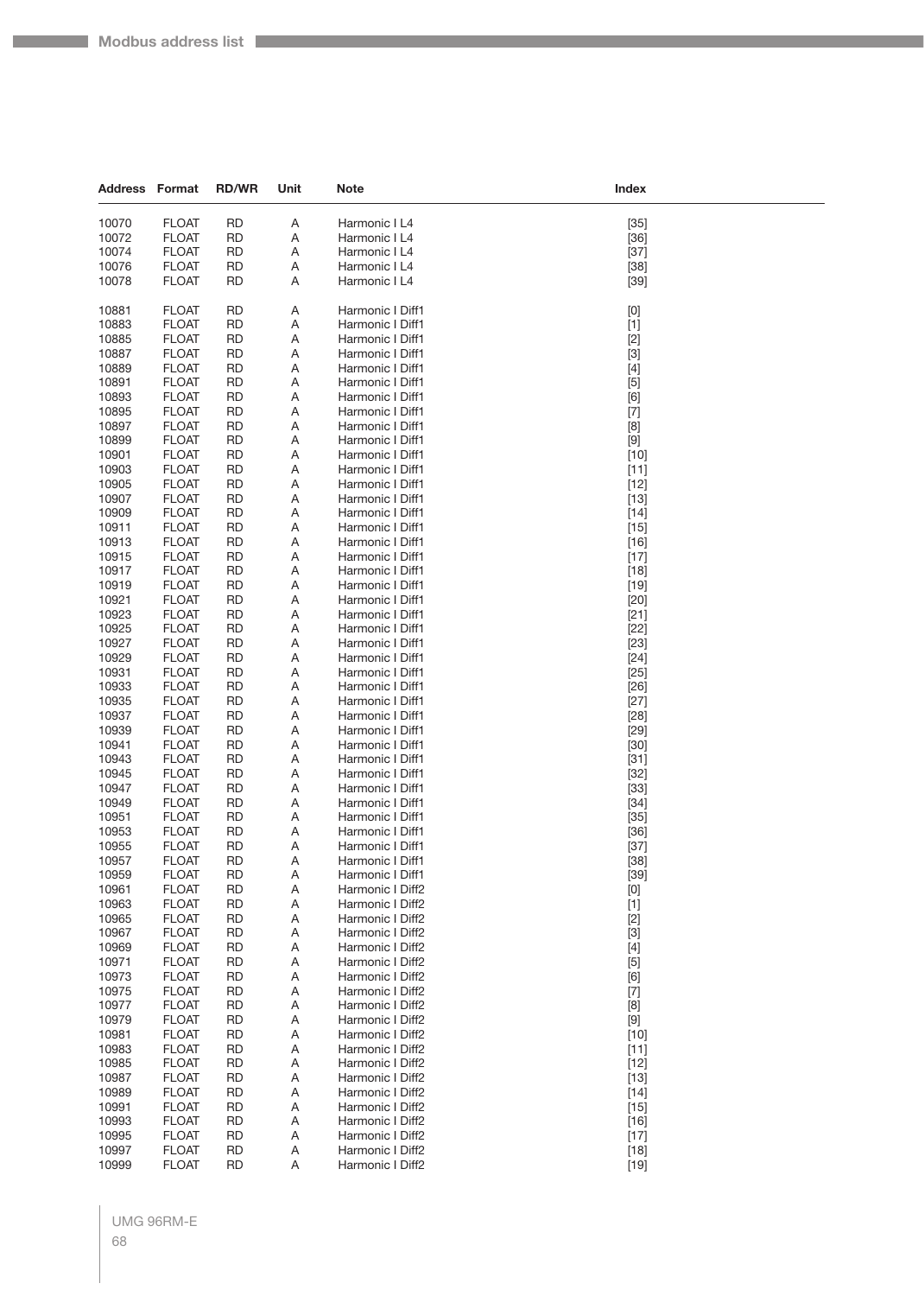| Address | Format | RD/WR | Unit | Note | Index |
|---|---|---|---|---|---|
| 10070 | FLOAT | RD | A | Harmonic I L4 | [35] |
| 10072 | FLOAT | RD | A | Harmonic I L4 | [36] |
| 10074 | FLOAT | RD | A | Harmonic I L4 | [37] |
| 10076 | FLOAT | RD | A | Harmonic I L4 | [38] |
| 10078 | FLOAT | RD | A | Harmonic I L4 | [39] |
| | | | | | |
| 10881 | FLOAT | RD | A | Harmonic I Diff1 | [0] |
| 10883 | FLOAT | RD | A | Harmonic I Diff1 | [1] |
| 10885 | FLOAT | RD | A | Harmonic I Diff1 | [2] |
| 10887 | FLOAT | RD | A | Harmonic I Diff1 | [3] |
| 10889 | FLOAT | RD | A | Harmonic I Diff1 | [4] |
| 10891 | FLOAT | RD | A | Harmonic I Diff1 | [5] |
| 10893 | FLOAT | RD | A | Harmonic I Diff1 | [6] |
| 10895 | FLOAT | RD | A | Harmonic I Diff1 | [7] |
| 10897 | FLOAT | RD | A | Harmonic I Diff1 | [8] |
| 10899 | FLOAT | RD | A | Harmonic I Diff1 | [9] |
| 10901 | FLOAT | RD | A | Harmonic I Diff1 | [10] |
| 10903 | FLOAT | RD | A | Harmonic I Diff1 | [11] |
| 10905 | FLOAT | RD | A | Harmonic I Diff1 | [12] |
| 10907 | FLOAT | RD | A | Harmonic I Diff1 | [13] |
| 10909 | FLOAT | RD | A | Harmonic I Diff1 | [14] |
| 10911 | FLOAT | RD | A | Harmonic I Diff1 | [15] |
| 10913 | FLOAT | RD | A | Harmonic I Diff1 | [16] |
| 10915 | FLOAT | RD | A | Harmonic I Diff1 | [17] |
| 10917 | FLOAT | RD | A | Harmonic I Diff1 | [18] |
| 10919 | FLOAT | RD | A | Harmonic I Diff1 | [19] |
| 10921 | FLOAT | RD | A | Harmonic I Diff1 | [20] |
| 10923 | FLOAT | RD | A | Harmonic I Diff1 | [21] |
| 10925 | FLOAT | RD | A | Harmonic I Diff1 | [22] |
| 10927 | FLOAT | RD | A | Harmonic I Diff1 | [23] |
| 10929 | FLOAT | RD | A | Harmonic I Diff1 | [24] |
| 10931 | FLOAT | RD | A | Harmonic I Diff1 | [25] |
| 10933 | FLOAT | RD | A | Harmonic I Diff1 | [26] |
| 10935 | FLOAT | RD | A | Harmonic I Diff1 | [27] |
| 10937 | FLOAT | RD | A | Harmonic I Diff1 | [28] |
| 10939 | FLOAT | RD | A | Harmonic I Diff1 | [29] |
| 10941 | FLOAT | RD | A | Harmonic I Diff1 | [30] |
| 10943 | FLOAT | RD | A | Harmonic I Diff1 | [31] |
| 10945 | FLOAT | RD | A | Harmonic I Diff1 | [32] |
| 10947 | FLOAT | RD | A | Harmonic I Diff1 | [33] |
| 10949 | FLOAT | RD | A | Harmonic I Diff1 | [34] |
| 10951 | FLOAT | RD | A | Harmonic I Diff1 | [35] |
| 10953 | FLOAT | RD | A | Harmonic I Diff1 | [36] |
| 10955 | FLOAT | RD | A | Harmonic I Diff1 | [37] |
| 10957 | FLOAT | RD | A | Harmonic I Diff1 | [38] |
| 10959 | FLOAT | RD | A | Harmonic I Diff1 | [39] |
| 10961 | FLOAT | RD | A | Harmonic I Diff2 | [0] |
| 10963 | FLOAT | RD | A | Harmonic I Diff2 | [1] |
| 10965 | FLOAT | RD | A | Harmonic I Diff2 | [2] |
| 10967 | FLOAT | RD | A | Harmonic I Diff2 | [3] |
| 10969 | FLOAT | RD | A | Harmonic I Diff2 | [4] |
| 10971 | FLOAT | RD | A | Harmonic I Diff2 | [5] |
| 10973 | FLOAT | RD | A | Harmonic I Diff2 | [6] |
| 10975 | FLOAT | RD | A | Harmonic I Diff2 | [7] |
| 10977 | FLOAT | RD | A | Harmonic I Diff2 | [8] |
| 10979 | FLOAT | RD | A | Harmonic I Diff2 | [9] |
| 10981 | FLOAT | RD | A | Harmonic I Diff2 | [10] |
| 10983 | FLOAT | RD | A | Harmonic I Diff2 | [11] |
| 10985 | FLOAT | RD | A | Harmonic I Diff2 | [12] |
| 10987 | FLOAT | RD | A | Harmonic I Diff2 | [13] |
| 10989 | FLOAT | RD | A | Harmonic I Diff2 | [14] |
| 10991 | FLOAT | RD | A | Harmonic I Diff2 | [15] |
| 10993 | FLOAT | RD | A | Harmonic I Diff2 | [16] |
| 10995 | FLOAT | RD | A | Harmonic I Diff2 | [17] |
| 10997 | FLOAT | RD | A | Harmonic I Diff2 | [18] |
| 10999 | FLOAT | RD | A | Harmonic I Diff2 | [19] |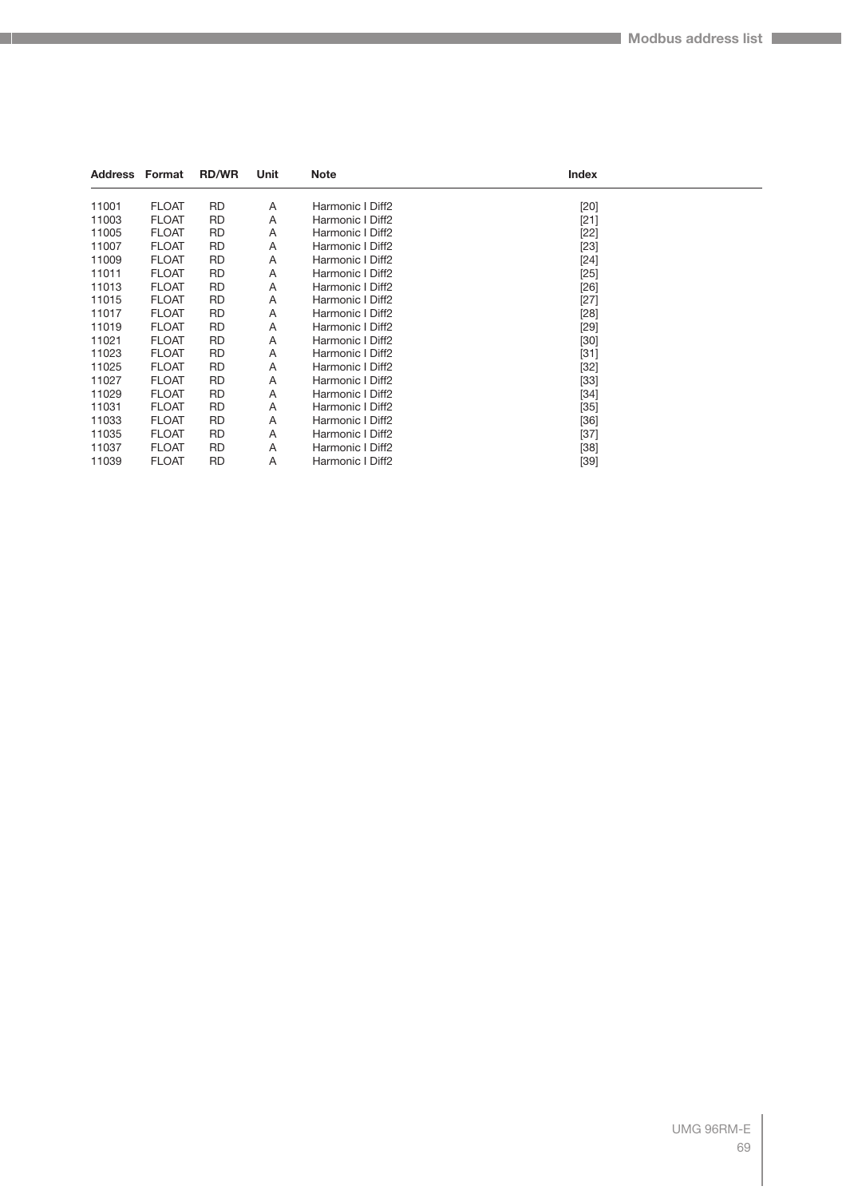| Address | Format | RD/WR | Unit | Note | Index |
|---|---|---|---|---|---|
| 11001 | FLOAT | RD | A | Harmonic I Diff2 | [20] |
| 11003 | FLOAT | RD | A | Harmonic I Diff2 | [21] |
| 11005 | FLOAT | RD | A | Harmonic I Diff2 | [22] |
| 11007 | FLOAT | RD | A | Harmonic I Diff2 | [23] |
| 11009 | FLOAT | RD | A | Harmonic I Diff2 | [24] |
| 11011 | FLOAT | RD | A | Harmonic I Diff2 | [25] |
| 11013 | FLOAT | RD | A | Harmonic I Diff2 | [26] |
| 11015 | FLOAT | RD | A | Harmonic I Diff2 | [27] |
| 11017 | FLOAT | RD | A | Harmonic I Diff2 | [28] |
| 11019 | FLOAT | RD | A | Harmonic I Diff2 | [29] |
| 11021 | FLOAT | RD | A | Harmonic I Diff2 | [30] |
| 11023 | FLOAT | RD | A | Harmonic I Diff2 | [31] |
| 11025 | FLOAT | RD | A | Harmonic I Diff2 | [32] |
| 11027 | FLOAT | RD | A | Harmonic I Diff2 | [33] |
| 11029 | FLOAT | RD | A | Harmonic I Diff2 | [34] |
| 11031 | FLOAT | RD | A | Harmonic I Diff2 | [35] |
| 11033 | FLOAT | RD | A | Harmonic I Diff2 | [36] |
| 11035 | FLOAT | RD | A | Harmonic I Diff2 | [37] |
| 11037 | FLOAT | RD | A | Harmonic I Diff2 | [38] |
| 11039 | FLOAT | RD | A | Harmonic I Diff2 | [39] |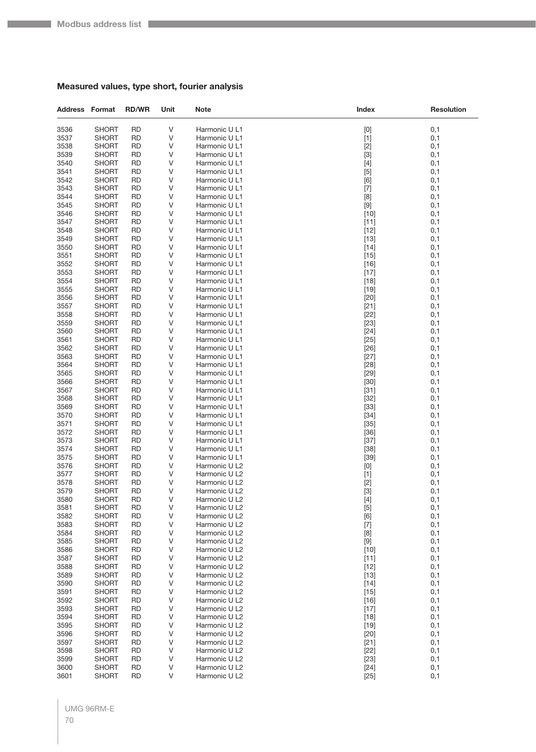### Measured values, type short, fourier analysis

| Address | Format | RD/WR | Unit | Note | Index | Resolution |
|---|---|---|---|---|---|---|
| 3536 | SHORT | RD | V | Harmonic U L1 | [0] | 0,1 |
| 3537 | SHORT | RD | V | Harmonic U L1 | [1] | 0,1 |
| 3538 | SHORT | RD | V | Harmonic U L1 | [2] | 0,1 |
| 3539 | SHORT | RD | V | Harmonic U L1 | [3] | 0,1 |
| 3540 | SHORT | RD | V | Harmonic U L1 | [4] | 0,1 |
| 3541 | SHORT | RD | V | Harmonic U L1 | [5] | 0,1 |
| 3542 | SHORT | RD | V | Harmonic U L1 | [6] | 0,1 |
| 3543 | SHORT | RD | V | Harmonic U L1 | [7] | 0,1 |
| 3544 | SHORT | RD | V | Harmonic U L1 | [8] | 0,1 |
| 3545 | SHORT | RD | V | Harmonic U L1 | [9] | 0,1 |
| 3546 | SHORT | RD | V | Harmonic U L1 | [10] | 0,1 |
| 3547 | SHORT | RD | V | Harmonic U L1 | [11] | 0,1 |
| 3548 | SHORT | RD | V | Harmonic U L1 | [12] | 0,1 |
| 3549 | SHORT | RD | V | Harmonic U L1 | [13] | 0,1 |
| 3550 | SHORT | RD | V | Harmonic U L1 | [14] | 0,1 |
| 3551 | SHORT | RD | V | Harmonic U L1 | [15] | 0,1 |
| 3552 | SHORT | RD | V | Harmonic U L1 | [16] | 0,1 |
| 3553 | SHORT | RD | V | Harmonic U L1 | [17] | 0,1 |
| 3554 | SHORT | RD | V | Harmonic U L1 | [18] | 0,1 |
| 3555 | SHORT | RD | V | Harmonic U L1 | [19] | 0,1 |
| 3556 | SHORT | RD | V | Harmonic U L1 | [20] | 0,1 |
| 3557 | SHORT | RD | V | Harmonic U L1 | [21] | 0,1 |
| 3558 | SHORT | RD | V | Harmonic U L1 | [22] | 0,1 |
| 3559 | SHORT | RD | V | Harmonic U L1 | [23] | 0,1 |
| 3560 | SHORT | RD | V | Harmonic U L1 | [24] | 0,1 |
| 3561 | SHORT | RD | V | Harmonic U L1 | [25] | 0,1 |
| 3562 | SHORT | RD | V | Harmonic U L1 | [26] | 0,1 |
| 3563 | SHORT | RD | V | Harmonic U L1 | [27] | 0,1 |
| 3564 | SHORT | RD | V | Harmonic U L1 | [28] | 0,1 |
| 3565 | SHORT | RD | V | Harmonic U L1 | [29] | 0,1 |
| 3566 | SHORT | RD | V | Harmonic U L1 | [30] | 0,1 |
| 3567 | SHORT | RD | V | Harmonic U L1 | [31] | 0,1 |
| 3568 | SHORT | RD | V | Harmonic U L1 | [32] | 0,1 |
| 3569 | SHORT | RD | V | Harmonic U L1 | [33] | 0,1 |
| 3570 | SHORT | RD | V | Harmonic U L1 | [34] | 0,1 |
| 3571 | SHORT | RD | V | Harmonic U L1 | [35] | 0,1 |
| 3572 | SHORT | RD | V | Harmonic U L1 | [36] | 0,1 |
| 3573 | SHORT | RD | V | Harmonic U L1 | [37] | 0,1 |
| 3574 | SHORT | RD | V | Harmonic U L1 | [38] | 0,1 |
| 3575 | SHORT | RD | V | Harmonic U L1 | [39] | 0,1 |
| 3576 | SHORT | RD | V | Harmonic U L2 | [0] | 0,1 |
| 3577 | SHORT | RD | V | Harmonic U L2 | [1] | 0,1 |
| 3578 | SHORT | RD | V | Harmonic U L2 | [2] | 0,1 |
| 3579 | SHORT | RD | V | Harmonic U L2 | [3] | 0,1 |
| 3580 | SHORT | RD | V | Harmonic U L2 | [4] | 0,1 |
| 3581 | SHORT | RD | V | Harmonic U L2 | [5] | 0,1 |
| 3582 | SHORT | RD | V | Harmonic U L2 | [6] | 0,1 |
| 3583 | SHORT | RD | V | Harmonic U L2 | [7] | 0,1 |
| 3584 | SHORT | RD | V | Harmonic U L2 | [8] | 0,1 |
| 3585 | SHORT | RD | V | Harmonic U L2 | [9] | 0,1 |
| 3586 | SHORT | RD | V | Harmonic U L2 | [10] | 0,1 |
| 3587 | SHORT | RD | V | Harmonic U L2 | [11] | 0,1 |
| 3588 | SHORT | RD | V | Harmonic U L2 | [12] | 0,1 |
| 3589 | SHORT | RD | V | Harmonic U L2 | [13] | 0,1 |
| 3590 | SHORT | RD | V | Harmonic U L2 | [14] | 0,1 |
| 3591 | SHORT | RD | V | Harmonic U L2 | [15] | 0,1 |
| 3592 | SHORT | RD | V | Harmonic U L2 | [16] | 0,1 |
| 3593 | SHORT | RD | V | Harmonic U L2 | [17] | 0,1 |
| 3594 | SHORT | RD | V | Harmonic U L2 | [18] | 0,1 |
| 3595 | SHORT | RD | V | Harmonic U L2 | [19] | 0,1 |
| 3596 | SHORT | RD | V | Harmonic U L2 | [20] | 0,1 |
| 3597 | SHORT | RD | V | Harmonic U L2 | [21] | 0,1 |
| 3598 | SHORT | RD | V | Harmonic U L2 | [22] | 0,1 |
| 3599 | SHORT | RD | V | Harmonic U L2 | [23] | 0,1 |
| 3600 | SHORT | RD | V | Harmonic U L2 | [24] | 0,1 |
| 3601 | SHORT | RD | V | Harmonic U L2 | [25] | 0,1 |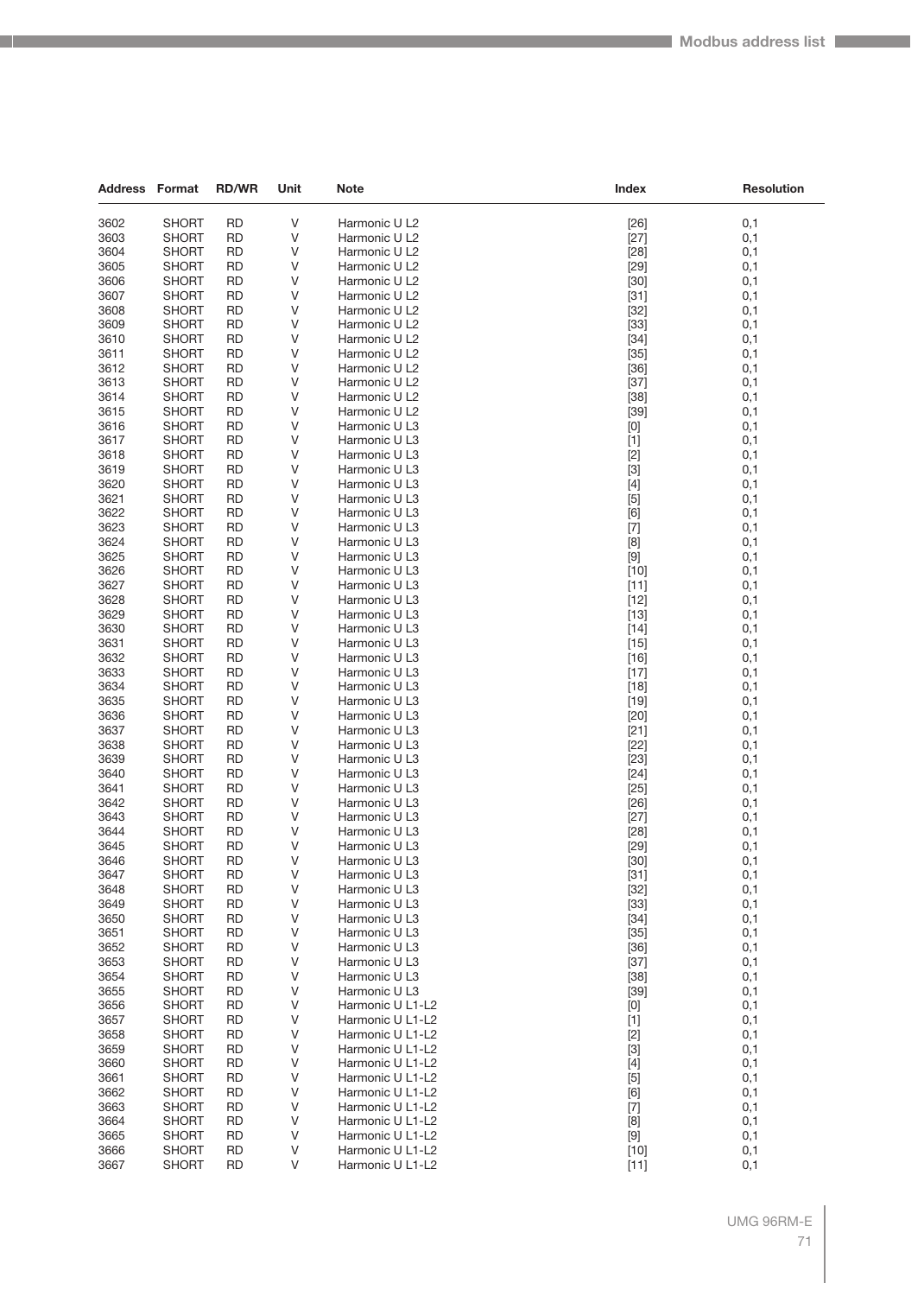| Address | Format | RD/WR | Unit | Note | Index | Resolution |
|---|---|---|---|---|---|---|
| 3602 | SHORT | RD | V | Harmonic U L2 | [26] | 0,1 |
| 3603 | SHORT | RD | V | Harmonic U L2 | [27] | 0,1 |
| 3604 | SHORT | RD | V | Harmonic U L2 | [28] | 0,1 |
| 3605 | SHORT | RD | V | Harmonic U L2 | [29] | 0,1 |
| 3606 | SHORT | RD | V | Harmonic U L2 | [30] | 0,1 |
| 3607 | SHORT | RD | V | Harmonic U L2 | [31] | 0,1 |
| 3608 | SHORT | RD | V | Harmonic U L2 | [32] | 0,1 |
| 3609 | SHORT | RD | V | Harmonic U L2 | [33] | 0,1 |
| 3610 | SHORT | RD | V | Harmonic U L2 | [34] | 0,1 |
| 3611 | SHORT | RD | V | Harmonic U L2 | [35] | 0,1 |
| 3612 | SHORT | RD | V | Harmonic U L2 | [36] | 0,1 |
| 3613 | SHORT | RD | V | Harmonic U L2 | [37] | 0,1 |
| 3614 | SHORT | RD | V | Harmonic U L2 | [38] | 0,1 |
| 3615 | SHORT | RD | V | Harmonic U L2 | [39] | 0,1 |
| 3616 | SHORT | RD | V | Harmonic U L3 | [0] | 0,1 |
| 3617 | SHORT | RD | V | Harmonic U L3 | [1] | 0,1 |
| 3618 | SHORT | RD | V | Harmonic U L3 | [2] | 0,1 |
| 3619 | SHORT | RD | V | Harmonic U L3 | [3] | 0,1 |
| 3620 | SHORT | RD | V | Harmonic U L3 | [4] | 0,1 |
| 3621 | SHORT | RD | V | Harmonic U L3 | [5] | 0,1 |
| 3622 | SHORT | RD | V | Harmonic U L3 | [6] | 0,1 |
| 3623 | SHORT | RD | V | Harmonic U L3 | [7] | 0,1 |
| 3624 | SHORT | RD | V | Harmonic U L3 | [8] | 0,1 |
| 3625 | SHORT | RD | V | Harmonic U L3 | [9] | 0,1 |
| 3626 | SHORT | RD | V | Harmonic U L3 | [10] | 0,1 |
| 3627 | SHORT | RD | V | Harmonic U L3 | [11] | 0,1 |
| 3628 | SHORT | RD | V | Harmonic U L3 | [12] | 0,1 |
| 3629 | SHORT | RD | V | Harmonic U L3 | [13] | 0,1 |
| 3630 | SHORT | RD | V | Harmonic U L3 | [14] | 0,1 |
| 3631 | SHORT | RD | V | Harmonic U L3 | [15] | 0,1 |
| 3632 | SHORT | RD | V | Harmonic U L3 | [16] | 0,1 |
| 3633 | SHORT | RD | V | Harmonic U L3 | [17] | 0,1 |
| 3634 | SHORT | RD | V | Harmonic U L3 | [18] | 0,1 |
| 3635 | SHORT | RD | V | Harmonic U L3 | [19] | 0,1 |
| 3636 | SHORT | RD | V | Harmonic U L3 | [20] | 0,1 |
| 3637 | SHORT | RD | V | Harmonic U L3 | [21] | 0,1 |
| 3638 | SHORT | RD | V | Harmonic U L3 | [22] | 0,1 |
| 3639 | SHORT | RD | V | Harmonic U L3 | [23] | 0,1 |
| 3640 | SHORT | RD | V | Harmonic U L3 | [24] | 0,1 |
| 3641 | SHORT | RD | V | Harmonic U L3 | [25] | 0,1 |
| 3642 | SHORT | RD | V | Harmonic U L3 | [26] | 0,1 |
| 3643 | SHORT | RD | V | Harmonic U L3 | [27] | 0,1 |
| 3644 | SHORT | RD | V | Harmonic U L3 | [28] | 0,1 |
| 3645 | SHORT | RD | V | Harmonic U L3 | [29] | 0,1 |
| 3646 | SHORT | RD | V | Harmonic U L3 | [30] | 0,1 |
| 3647 | SHORT | RD | V | Harmonic U L3 | [31] | 0,1 |
| 3648 | SHORT | RD | V | Harmonic U L3 | [32] | 0,1 |
| 3649 | SHORT | RD | V | Harmonic U L3 | [33] | 0,1 |
| 3650 | SHORT | RD | V | Harmonic U L3 | [34] | 0,1 |
| 3651 | SHORT | RD | V | Harmonic U L3 | [35] | 0,1 |
| 3652 | SHORT | RD | V | Harmonic U L3 | [36] | 0,1 |
| 3653 | SHORT | RD | V | Harmonic U L3 | [37] | 0,1 |
| 3654 | SHORT | RD | V | Harmonic U L3 | [38] | 0,1 |
| 3655 | SHORT | RD | V | Harmonic U L3 | [39] | 0,1 |
| 3656 | SHORT | RD | V | Harmonic U L1-L2 | [0] | 0,1 |
| 3657 | SHORT | RD | V | Harmonic U L1-L2 | [1] | 0,1 |
| 3658 | SHORT | RD | V | Harmonic U L1-L2 | [2] | 0,1 |
| 3659 | SHORT | RD | V | Harmonic U L1-L2 | [3] | 0,1 |
| 3660 | SHORT | RD | V | Harmonic U L1-L2 | [4] | 0,1 |
| 3661 | SHORT | RD | V | Harmonic U L1-L2 | [5] | 0,1 |
| 3662 | SHORT | RD | V | Harmonic U L1-L2 | [6] | 0,1 |
| 3663 | SHORT | RD | V | Harmonic U L1-L2 | [7] | 0,1 |
| 3664 | SHORT | RD | V | Harmonic U L1-L2 | [8] | 0,1 |
| 3665 | SHORT | RD | V | Harmonic U L1-L2 | [9] | 0,1 |
| 3666 | SHORT | RD | V | Harmonic U L1-L2 | [10] | 0,1 |
| 3667 | SHORT | RD | V | Harmonic U L1-L2 | [11] | 0,1 |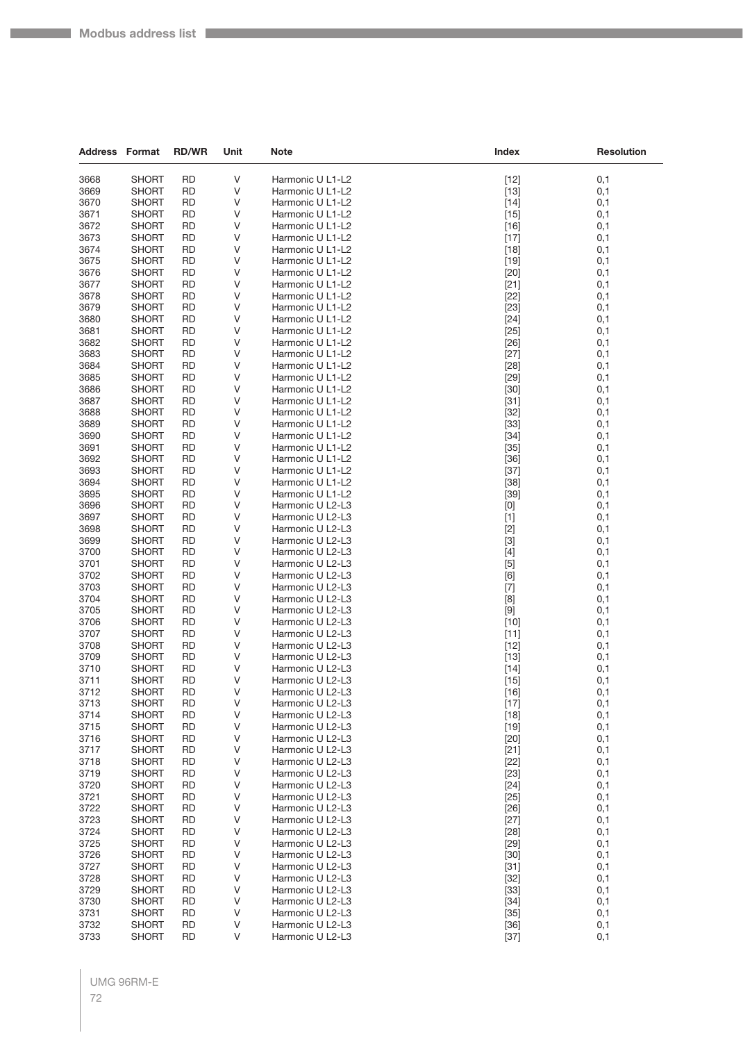| Address | Format | RD/WR | Unit | Note | Index | Resolution |
|---|---|---|---|---|---|---|
| 3668 | SHORT | RD | V | Harmonic U L1-L2 | [12] | 0,1 |
| 3669 | SHORT | RD | V | Harmonic U L1-L2 | [13] | 0,1 |
| 3670 | SHORT | RD | V | Harmonic U L1-L2 | [14] | 0,1 |
| 3671 | SHORT | RD | V | Harmonic U L1-L2 | [15] | 0,1 |
| 3672 | SHORT | RD | V | Harmonic U L1-L2 | [16] | 0,1 |
| 3673 | SHORT | RD | V | Harmonic U L1-L2 | [17] | 0,1 |
| 3674 | SHORT | RD | V | Harmonic U L1-L2 | [18] | 0,1 |
| 3675 | SHORT | RD | V | Harmonic U L1-L2 | [19] | 0,1 |
| 3676 | SHORT | RD | V | Harmonic U L1-L2 | [20] | 0,1 |
| 3677 | SHORT | RD | V | Harmonic U L1-L2 | [21] | 0,1 |
| 3678 | SHORT | RD | V | Harmonic U L1-L2 | [22] | 0,1 |
| 3679 | SHORT | RD | V | Harmonic U L1-L2 | [23] | 0,1 |
| 3680 | SHORT | RD | V | Harmonic U L1-L2 | [24] | 0,1 |
| 3681 | SHORT | RD | V | Harmonic U L1-L2 | [25] | 0,1 |
| 3682 | SHORT | RD | V | Harmonic U L1-L2 | [26] | 0,1 |
| 3683 | SHORT | RD | V | Harmonic U L1-L2 | [27] | 0,1 |
| 3684 | SHORT | RD | V | Harmonic U L1-L2 | [28] | 0,1 |
| 3685 | SHORT | RD | V | Harmonic U L1-L2 | [29] | 0,1 |
| 3686 | SHORT | RD | V | Harmonic U L1-L2 | [30] | 0,1 |
| 3687 | SHORT | RD | V | Harmonic U L1-L2 | [31] | 0,1 |
| 3688 | SHORT | RD | V | Harmonic U L1-L2 | [32] | 0,1 |
| 3689 | SHORT | RD | V | Harmonic U L1-L2 | [33] | 0,1 |
| 3690 | SHORT | RD | V | Harmonic U L1-L2 | [34] | 0,1 |
| 3691 | SHORT | RD | V | Harmonic U L1-L2 | [35] | 0,1 |
| 3692 | SHORT | RD | V | Harmonic U L1-L2 | [36] | 0,1 |
| 3693 | SHORT | RD | V | Harmonic U L1-L2 | [37] | 0,1 |
| 3694 | SHORT | RD | V | Harmonic U L1-L2 | [38] | 0,1 |
| 3695 | SHORT | RD | V | Harmonic U L1-L2 | [39] | 0,1 |
| 3696 | SHORT | RD | V | Harmonic U L2-L3 | [0] | 0,1 |
| 3697 | SHORT | RD | V | Harmonic U L2-L3 | [1] | 0,1 |
| 3698 | SHORT | RD | V | Harmonic U L2-L3 | [2] | 0,1 |
| 3699 | SHORT | RD | V | Harmonic U L2-L3 | [3] | 0,1 |
| 3700 | SHORT | RD | V | Harmonic U L2-L3 | [4] | 0,1 |
| 3701 | SHORT | RD | V | Harmonic U L2-L3 | [5] | 0,1 |
| 3702 | SHORT | RD | V | Harmonic U L2-L3 | [6] | 0,1 |
| 3703 | SHORT | RD | V | Harmonic U L2-L3 | [7] | 0,1 |
| 3704 | SHORT | RD | V | Harmonic U L2-L3 | [8] | 0,1 |
| 3705 | SHORT | RD | V | Harmonic U L2-L3 | [9] | 0,1 |
| 3706 | SHORT | RD | V | Harmonic U L2-L3 | [10] | 0,1 |
| 3707 | SHORT | RD | V | Harmonic U L2-L3 | [11] | 0,1 |
| 3708 | SHORT | RD | V | Harmonic U L2-L3 | [12] | 0,1 |
| 3709 | SHORT | RD | V | Harmonic U L2-L3 | [13] | 0,1 |
| 3710 | SHORT | RD | V | Harmonic U L2-L3 | [14] | 0,1 |
| 3711 | SHORT | RD | V | Harmonic U L2-L3 | [15] | 0,1 |
| 3712 | SHORT | RD | V | Harmonic U L2-L3 | [16] | 0,1 |
| 3713 | SHORT | RD | V | Harmonic U L2-L3 | [17] | 0,1 |
| 3714 | SHORT | RD | V | Harmonic U L2-L3 | [18] | 0,1 |
| 3715 | SHORT | RD | V | Harmonic U L2-L3 | [19] | 0,1 |
| 3716 | SHORT | RD | V | Harmonic U L2-L3 | [20] | 0,1 |
| 3717 | SHORT | RD | V | Harmonic U L2-L3 | [21] | 0,1 |
| 3718 | SHORT | RD | V | Harmonic U L2-L3 | [22] | 0,1 |
| 3719 | SHORT | RD | V | Harmonic U L2-L3 | [23] | 0,1 |
| 3720 | SHORT | RD | V | Harmonic U L2-L3 | [24] | 0,1 |
| 3721 | SHORT | RD | V | Harmonic U L2-L3 | [25] | 0,1 |
| 3722 | SHORT | RD | V | Harmonic U L2-L3 | [26] | 0,1 |
| 3723 | SHORT | RD | V | Harmonic U L2-L3 | [27] | 0,1 |
| 3724 | SHORT | RD | V | Harmonic U L2-L3 | [28] | 0,1 |
| 3725 | SHORT | RD | V | Harmonic U L2-L3 | [29] | 0,1 |
| 3726 | SHORT | RD | V | Harmonic U L2-L3 | [30] | 0,1 |
| 3727 | SHORT | RD | V | Harmonic U L2-L3 | [31] | 0,1 |
| 3728 | SHORT | RD | V | Harmonic U L2-L3 | [32] | 0,1 |
| 3729 | SHORT | RD | V | Harmonic U L2-L3 | [33] | 0,1 |
| 3730 | SHORT | RD | V | Harmonic U L2-L3 | [34] | 0,1 |
| 3731 | SHORT | RD | V | Harmonic U L2-L3 | [35] | 0,1 |
| 3732 | SHORT | RD | V | Harmonic U L2-L3 | [36] | 0,1 |
| 3733 | SHORT | RD | V | Harmonic U L2-L3 | [37] | 0,1 |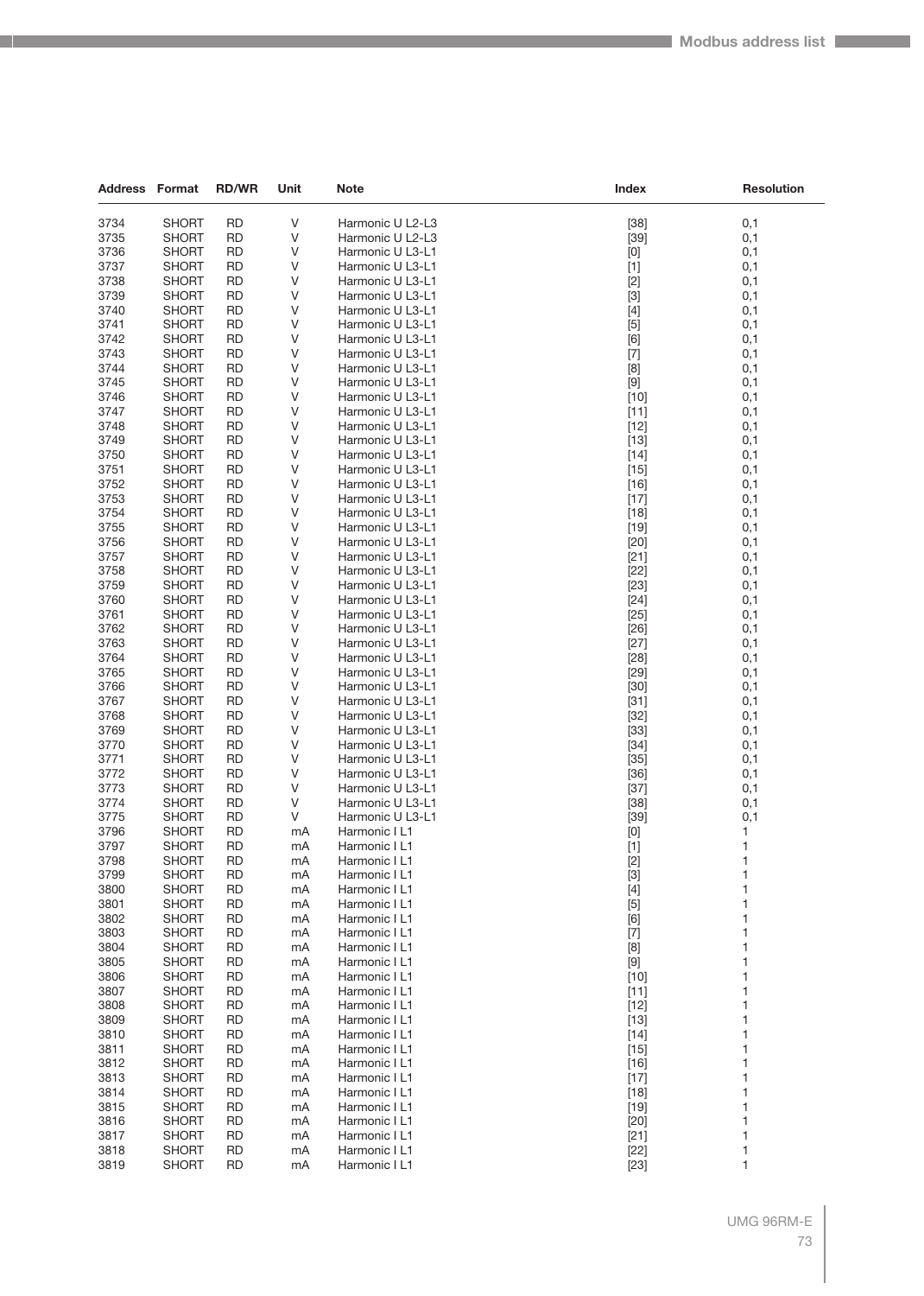| Address | Format | RD/WR | Unit | Note | Index | Resolution |
|---|---|---|---|---|---|---|
| 3734 | SHORT | RD | V | Harmonic U L2-L3 | [38] | 0,1 |
| 3735 | SHORT | RD | V | Harmonic U L2-L3 | [39] | 0,1 |
| 3736 | SHORT | RD | V | Harmonic U L3-L1 | [0] | 0,1 |
| 3737 | SHORT | RD | V | Harmonic U L3-L1 | [1] | 0,1 |
| 3738 | SHORT | RD | V | Harmonic U L3-L1 | [2] | 0,1 |
| 3739 | SHORT | RD | V | Harmonic U L3-L1 | [3] | 0,1 |
| 3740 | SHORT | RD | V | Harmonic U L3-L1 | [4] | 0,1 |
| 3741 | SHORT | RD | V | Harmonic U L3-L1 | [5] | 0,1 |
| 3742 | SHORT | RD | V | Harmonic U L3-L1 | [6] | 0,1 |
| 3743 | SHORT | RD | V | Harmonic U L3-L1 | [7] | 0,1 |
| 3744 | SHORT | RD | V | Harmonic U L3-L1 | [8] | 0,1 |
| 3745 | SHORT | RD | V | Harmonic U L3-L1 | [9] | 0,1 |
| 3746 | SHORT | RD | V | Harmonic U L3-L1 | [10] | 0,1 |
| 3747 | SHORT | RD | V | Harmonic U L3-L1 | [11] | 0,1 |
| 3748 | SHORT | RD | V | Harmonic U L3-L1 | [12] | 0,1 |
| 3749 | SHORT | RD | V | Harmonic U L3-L1 | [13] | 0,1 |
| 3750 | SHORT | RD | V | Harmonic U L3-L1 | [14] | 0,1 |
| 3751 | SHORT | RD | V | Harmonic U L3-L1 | [15] | 0,1 |
| 3752 | SHORT | RD | V | Harmonic U L3-L1 | [16] | 0,1 |
| 3753 | SHORT | RD | V | Harmonic U L3-L1 | [17] | 0,1 |
| 3754 | SHORT | RD | V | Harmonic U L3-L1 | [18] | 0,1 |
| 3755 | SHORT | RD | V | Harmonic U L3-L1 | [19] | 0,1 |
| 3756 | SHORT | RD | V | Harmonic U L3-L1 | [20] | 0,1 |
| 3757 | SHORT | RD | V | Harmonic U L3-L1 | [21] | 0,1 |
| 3758 | SHORT | RD | V | Harmonic U L3-L1 | [22] | 0,1 |
| 3759 | SHORT | RD | V | Harmonic U L3-L1 | [23] | 0,1 |
| 3760 | SHORT | RD | V | Harmonic U L3-L1 | [24] | 0,1 |
| 3761 | SHORT | RD | V | Harmonic U L3-L1 | [25] | 0,1 |
| 3762 | SHORT | RD | V | Harmonic U L3-L1 | [26] | 0,1 |
| 3763 | SHORT | RD | V | Harmonic U L3-L1 | [27] | 0,1 |
| 3764 | SHORT | RD | V | Harmonic U L3-L1 | [28] | 0,1 |
| 3765 | SHORT | RD | V | Harmonic U L3-L1 | [29] | 0,1 |
| 3766 | SHORT | RD | V | Harmonic U L3-L1 | [30] | 0,1 |
| 3767 | SHORT | RD | V | Harmonic U L3-L1 | [31] | 0,1 |
| 3768 | SHORT | RD | V | Harmonic U L3-L1 | [32] | 0,1 |
| 3769 | SHORT | RD | V | Harmonic U L3-L1 | [33] | 0,1 |
| 3770 | SHORT | RD | V | Harmonic U L3-L1 | [34] | 0,1 |
| 3771 | SHORT | RD | V | Harmonic U L3-L1 | [35] | 0,1 |
| 3772 | SHORT | RD | V | Harmonic U L3-L1 | [36] | 0,1 |
| 3773 | SHORT | RD | V | Harmonic U L3-L1 | [37] | 0,1 |
| 3774 | SHORT | RD | V | Harmonic U L3-L1 | [38] | 0,1 |
| 3775 | SHORT | RD | V | Harmonic U L3-L1 | [39] | 0,1 |
| 3796 | SHORT | RD | mA | Harmonic I L1 | [0] | 1 |
| 3797 | SHORT | RD | mA | Harmonic I L1 | [1] | 1 |
| 3798 | SHORT | RD | mA | Harmonic I L1 | [2] | 1 |
| 3799 | SHORT | RD | mA | Harmonic I L1 | [3] | 1 |
| 3800 | SHORT | RD | mA | Harmonic I L1 | [4] | 1 |
| 3801 | SHORT | RD | mA | Harmonic I L1 | [5] | 1 |
| 3802 | SHORT | RD | mA | Harmonic I L1 | [6] | 1 |
| 3803 | SHORT | RD | mA | Harmonic I L1 | [7] | 1 |
| 3804 | SHORT | RD | mA | Harmonic I L1 | [8] | 1 |
| 3805 | SHORT | RD | mA | Harmonic I L1 | [9] | 1 |
| 3806 | SHORT | RD | mA | Harmonic I L1 | [10] | 1 |
| 3807 | SHORT | RD | mA | Harmonic I L1 | [11] | 1 |
| 3808 | SHORT | RD | mA | Harmonic I L1 | [12] | 1 |
| 3809 | SHORT | RD | mA | Harmonic I L1 | [13] | 1 |
| 3810 | SHORT | RD | mA | Harmonic I L1 | [14] | 1 |
| 3811 | SHORT | RD | mA | Harmonic I L1 | [15] | 1 |
| 3812 | SHORT | RD | mA | Harmonic I L1 | [16] | 1 |
| 3813 | SHORT | RD | mA | Harmonic I L1 | [17] | 1 |
| 3814 | SHORT | RD | mA | Harmonic I L1 | [18] | 1 |
| 3815 | SHORT | RD | mA | Harmonic I L1 | [19] | 1 |
| 3816 | SHORT | RD | mA | Harmonic I L1 | [20] | 1 |
| 3817 | SHORT | RD | mA | Harmonic I L1 | [21] | 1 |
| 3818 | SHORT | RD | mA | Harmonic I L1 | [22] | 1 |
| 3819 | SHORT | RD | mA | Harmonic I L1 | [23] | 1 |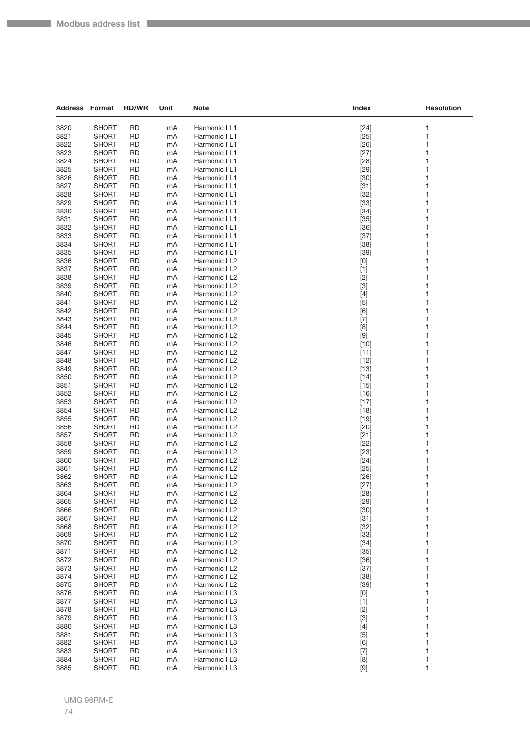| Address | Format | RD/WR | Unit | Note | Index | Resolution |
|---|---|---|---|---|---|---|
| 3820 | SHORT | RD | mA | Harmonic I L1 | [24] | 1 |
| 3821 | SHORT | RD | mA | Harmonic I L1 | [25] | 1 |
| 3822 | SHORT | RD | mA | Harmonic I L1 | [26] | 1 |
| 3823 | SHORT | RD | mA | Harmonic I L1 | [27] | 1 |
| 3824 | SHORT | RD | mA | Harmonic I L1 | [28] | 1 |
| 3825 | SHORT | RD | mA | Harmonic I L1 | [29] | 1 |
| 3826 | SHORT | RD | mA | Harmonic I L1 | [30] | 1 |
| 3827 | SHORT | RD | mA | Harmonic I L1 | [31] | 1 |
| 3828 | SHORT | RD | mA | Harmonic I L1 | [32] | 1 |
| 3829 | SHORT | RD | mA | Harmonic I L1 | [33] | 1 |
| 3830 | SHORT | RD | mA | Harmonic I L1 | [34] | 1 |
| 3831 | SHORT | RD | mA | Harmonic I L1 | [35] | 1 |
| 3832 | SHORT | RD | mA | Harmonic I L1 | [36] | 1 |
| 3833 | SHORT | RD | mA | Harmonic I L1 | [37] | 1 |
| 3834 | SHORT | RD | mA | Harmonic I L1 | [38] | 1 |
| 3835 | SHORT | RD | mA | Harmonic I L1 | [39] | 1 |
| 3836 | SHORT | RD | mA | Harmonic I L2 | [0] | 1 |
| 3837 | SHORT | RD | mA | Harmonic I L2 | [1] | 1 |
| 3838 | SHORT | RD | mA | Harmonic I L2 | [2] | 1 |
| 3839 | SHORT | RD | mA | Harmonic I L2 | [3] | 1 |
| 3840 | SHORT | RD | mA | Harmonic I L2 | [4] | 1 |
| 3841 | SHORT | RD | mA | Harmonic I L2 | [5] | 1 |
| 3842 | SHORT | RD | mA | Harmonic I L2 | [6] | 1 |
| 3843 | SHORT | RD | mA | Harmonic I L2 | [7] | 1 |
| 3844 | SHORT | RD | mA | Harmonic I L2 | [8] | 1 |
| 3845 | SHORT | RD | mA | Harmonic I L2 | [9] | 1 |
| 3846 | SHORT | RD | mA | Harmonic I L2 | [10] | 1 |
| 3847 | SHORT | RD | mA | Harmonic I L2 | [11] | 1 |
| 3848 | SHORT | RD | mA | Harmonic I L2 | [12] | 1 |
| 3849 | SHORT | RD | mA | Harmonic I L2 | [13] | 1 |
| 3850 | SHORT | RD | mA | Harmonic I L2 | [14] | 1 |
| 3851 | SHORT | RD | mA | Harmonic I L2 | [15] | 1 |
| 3852 | SHORT | RD | mA | Harmonic I L2 | [16] | 1 |
| 3853 | SHORT | RD | mA | Harmonic I L2 | [17] | 1 |
| 3854 | SHORT | RD | mA | Harmonic I L2 | [18] | 1 |
| 3855 | SHORT | RD | mA | Harmonic I L2 | [19] | 1 |
| 3856 | SHORT | RD | mA | Harmonic I L2 | [20] | 1 |
| 3857 | SHORT | RD | mA | Harmonic I L2 | [21] | 1 |
| 3858 | SHORT | RD | mA | Harmonic I L2 | [22] | 1 |
| 3859 | SHORT | RD | mA | Harmonic I L2 | [23] | 1 |
| 3860 | SHORT | RD | mA | Harmonic I L2 | [24] | 1 |
| 3861 | SHORT | RD | mA | Harmonic I L2 | [25] | 1 |
| 3862 | SHORT | RD | mA | Harmonic I L2 | [26] | 1 |
| 3863 | SHORT | RD | mA | Harmonic I L2 | [27] | 1 |
| 3864 | SHORT | RD | mA | Harmonic I L2 | [28] | 1 |
| 3865 | SHORT | RD | mA | Harmonic I L2 | [29] | 1 |
| 3866 | SHORT | RD | mA | Harmonic I L2 | [30] | 1 |
| 3867 | SHORT | RD | mA | Harmonic I L2 | [31] | 1 |
| 3868 | SHORT | RD | mA | Harmonic I L2 | [32] | 1 |
| 3869 | SHORT | RD | mA | Harmonic I L2 | [33] | 1 |
| 3870 | SHORT | RD | mA | Harmonic I L2 | [34] | 1 |
| 3871 | SHORT | RD | mA | Harmonic I L2 | [35] | 1 |
| 3872 | SHORT | RD | mA | Harmonic I L2 | [36] | 1 |
| 3873 | SHORT | RD | mA | Harmonic I L2 | [37] | 1 |
| 3874 | SHORT | RD | mA | Harmonic I L2 | [38] | 1 |
| 3875 | SHORT | RD | mA | Harmonic I L2 | [39] | 1 |
| 3876 | SHORT | RD | mA | Harmonic I L3 | [0] | 1 |
| 3877 | SHORT | RD | mA | Harmonic I L3 | [1] | 1 |
| 3878 | SHORT | RD | mA | Harmonic I L3 | [2] | 1 |
| 3879 | SHORT | RD | mA | Harmonic I L3 | [3] | 1 |
| 3880 | SHORT | RD | mA | Harmonic I L3 | [4] | 1 |
| 3881 | SHORT | RD | mA | Harmonic I L3 | [5] | 1 |
| 3882 | SHORT | RD | mA | Harmonic I L3 | [6] | 1 |
| 3883 | SHORT | RD | mA | Harmonic I L3 | [7] | 1 |
| 3884 | SHORT | RD | mA | Harmonic I L3 | [8] | 1 |
| 3885 | SHORT | RD | mA | Harmonic I L3 | [9] | 1 |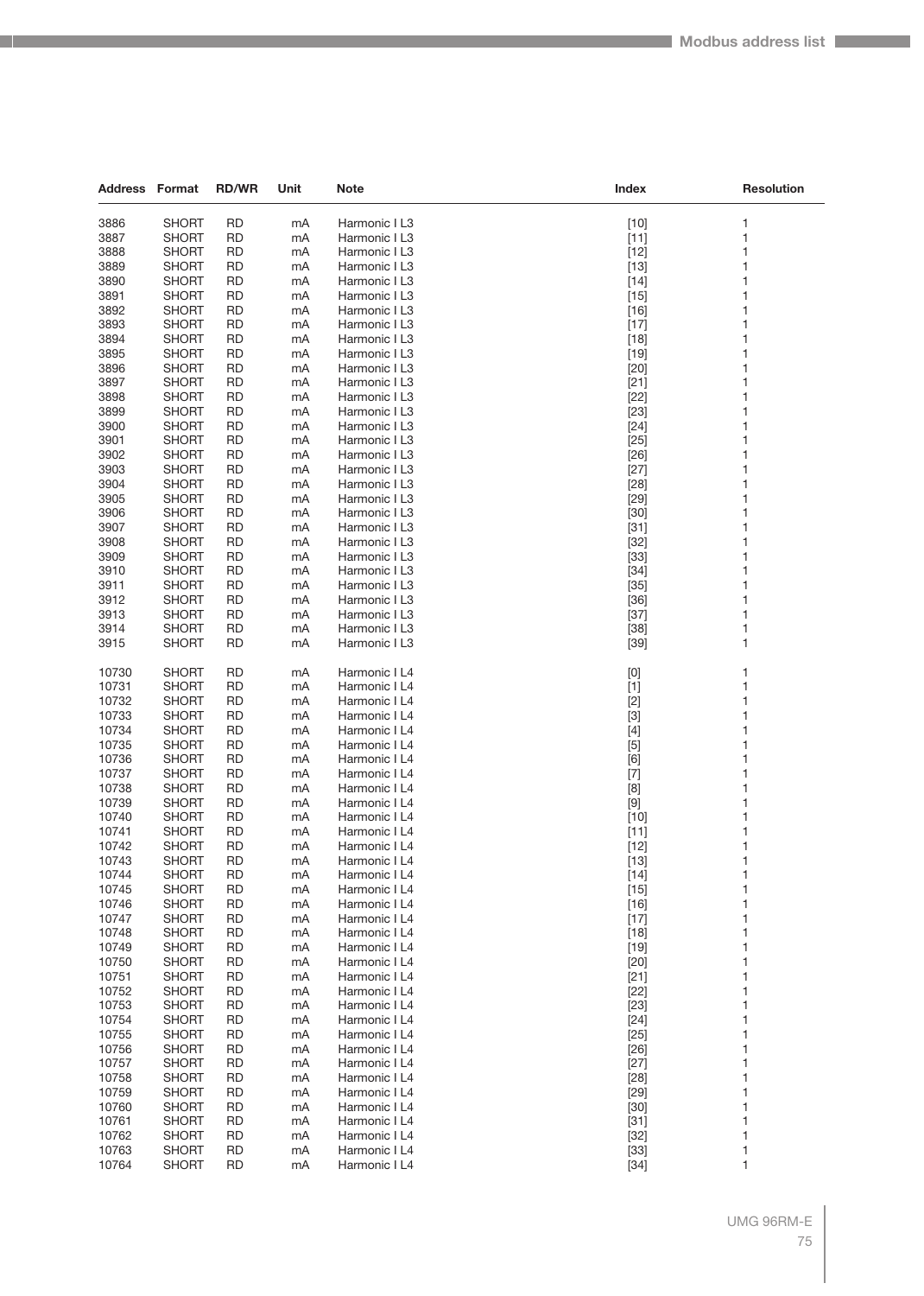| Address | Format | RD/WR | Unit | Note | Index | Resolution |
|---|---|---|---|---|---|---|
| 3886 | SHORT | RD | mA | Harmonic I L3 | [10] | 1 |
| 3887 | SHORT | RD | mA | Harmonic I L3 | [11] | 1 |
| 3888 | SHORT | RD | mA | Harmonic I L3 | [12] | 1 |
| 3889 | SHORT | RD | mA | Harmonic I L3 | [13] | 1 |
| 3890 | SHORT | RD | mA | Harmonic I L3 | [14] | 1 |
| 3891 | SHORT | RD | mA | Harmonic I L3 | [15] | 1 |
| 3892 | SHORT | RD | mA | Harmonic I L3 | [16] | 1 |
| 3893 | SHORT | RD | mA | Harmonic I L3 | [17] | 1 |
| 3894 | SHORT | RD | mA | Harmonic I L3 | [18] | 1 |
| 3895 | SHORT | RD | mA | Harmonic I L3 | [19] | 1 |
| 3896 | SHORT | RD | mA | Harmonic I L3 | [20] | 1 |
| 3897 | SHORT | RD | mA | Harmonic I L3 | [21] | 1 |
| 3898 | SHORT | RD | mA | Harmonic I L3 | [22] | 1 |
| 3899 | SHORT | RD | mA | Harmonic I L3 | [23] | 1 |
| 3900 | SHORT | RD | mA | Harmonic I L3 | [24] | 1 |
| 3901 | SHORT | RD | mA | Harmonic I L3 | [25] | 1 |
| 3902 | SHORT | RD | mA | Harmonic I L3 | [26] | 1 |
| 3903 | SHORT | RD | mA | Harmonic I L3 | [27] | 1 |
| 3904 | SHORT | RD | mA | Harmonic I L3 | [28] | 1 |
| 3905 | SHORT | RD | mA | Harmonic I L3 | [29] | 1 |
| 3906 | SHORT | RD | mA | Harmonic I L3 | [30] | 1 |
| 3907 | SHORT | RD | mA | Harmonic I L3 | [31] | 1 |
| 3908 | SHORT | RD | mA | Harmonic I L3 | [32] | 1 |
| 3909 | SHORT | RD | mA | Harmonic I L3 | [33] | 1 |
| 3910 | SHORT | RD | mA | Harmonic I L3 | [34] | 1 |
| 3911 | SHORT | RD | mA | Harmonic I L3 | [35] | 1 |
| 3912 | SHORT | RD | mA | Harmonic I L3 | [36] | 1 |
| 3913 | SHORT | RD | mA | Harmonic I L3 | [37] | 1 |
| 3914 | SHORT | RD | mA | Harmonic I L3 | [38] | 1 |
| 3915 | SHORT | RD | mA | Harmonic I L3 | [39] | 1 |
| 10730 | SHORT | RD | mA | Harmonic I L4 | [0] | 1 |
| 10731 | SHORT | RD | mA | Harmonic I L4 | [1] | 1 |
| 10732 | SHORT | RD | mA | Harmonic I L4 | [2] | 1 |
| 10733 | SHORT | RD | mA | Harmonic I L4 | [3] | 1 |
| 10734 | SHORT | RD | mA | Harmonic I L4 | [4] | 1 |
| 10735 | SHORT | RD | mA | Harmonic I L4 | [5] | 1 |
| 10736 | SHORT | RD | mA | Harmonic I L4 | [6] | 1 |
| 10737 | SHORT | RD | mA | Harmonic I L4 | [7] | 1 |
| 10738 | SHORT | RD | mA | Harmonic I L4 | [8] | 1 |
| 10739 | SHORT | RD | mA | Harmonic I L4 | [9] | 1 |
| 10740 | SHORT | RD | mA | Harmonic I L4 | [10] | 1 |
| 10741 | SHORT | RD | mA | Harmonic I L4 | [11] | 1 |
| 10742 | SHORT | RD | mA | Harmonic I L4 | [12] | 1 |
| 10743 | SHORT | RD | mA | Harmonic I L4 | [13] | 1 |
| 10744 | SHORT | RD | mA | Harmonic I L4 | [14] | 1 |
| 10745 | SHORT | RD | mA | Harmonic I L4 | [15] | 1 |
| 10746 | SHORT | RD | mA | Harmonic I L4 | [16] | 1 |
| 10747 | SHORT | RD | mA | Harmonic I L4 | [17] | 1 |
| 10748 | SHORT | RD | mA | Harmonic I L4 | [18] | 1 |
| 10749 | SHORT | RD | mA | Harmonic I L4 | [19] | 1 |
| 10750 | SHORT | RD | mA | Harmonic I L4 | [20] | 1 |
| 10751 | SHORT | RD | mA | Harmonic I L4 | [21] | 1 |
| 10752 | SHORT | RD | mA | Harmonic I L4 | [22] | 1 |
| 10753 | SHORT | RD | mA | Harmonic I L4 | [23] | 1 |
| 10754 | SHORT | RD | mA | Harmonic I L4 | [24] | 1 |
| 10755 | SHORT | RD | mA | Harmonic I L4 | [25] | 1 |
| 10756 | SHORT | RD | mA | Harmonic I L4 | [26] | 1 |
| 10757 | SHORT | RD | mA | Harmonic I L4 | [27] | 1 |
| 10758 | SHORT | RD | mA | Harmonic I L4 | [28] | 1 |
| 10759 | SHORT | RD | mA | Harmonic I L4 | [29] | 1 |
| 10760 | SHORT | RD | mA | Harmonic I L4 | [30] | 1 |
| 10761 | SHORT | RD | mA | Harmonic I L4 | [31] | 1 |
| 10762 | SHORT | RD | mA | Harmonic I L4 | [32] | 1 |
| 10763 | SHORT | RD | mA | Harmonic I L4 | [33] | 1 |
| 10764 | SHORT | RD | mA | Harmonic I L4 | [34] | 1 |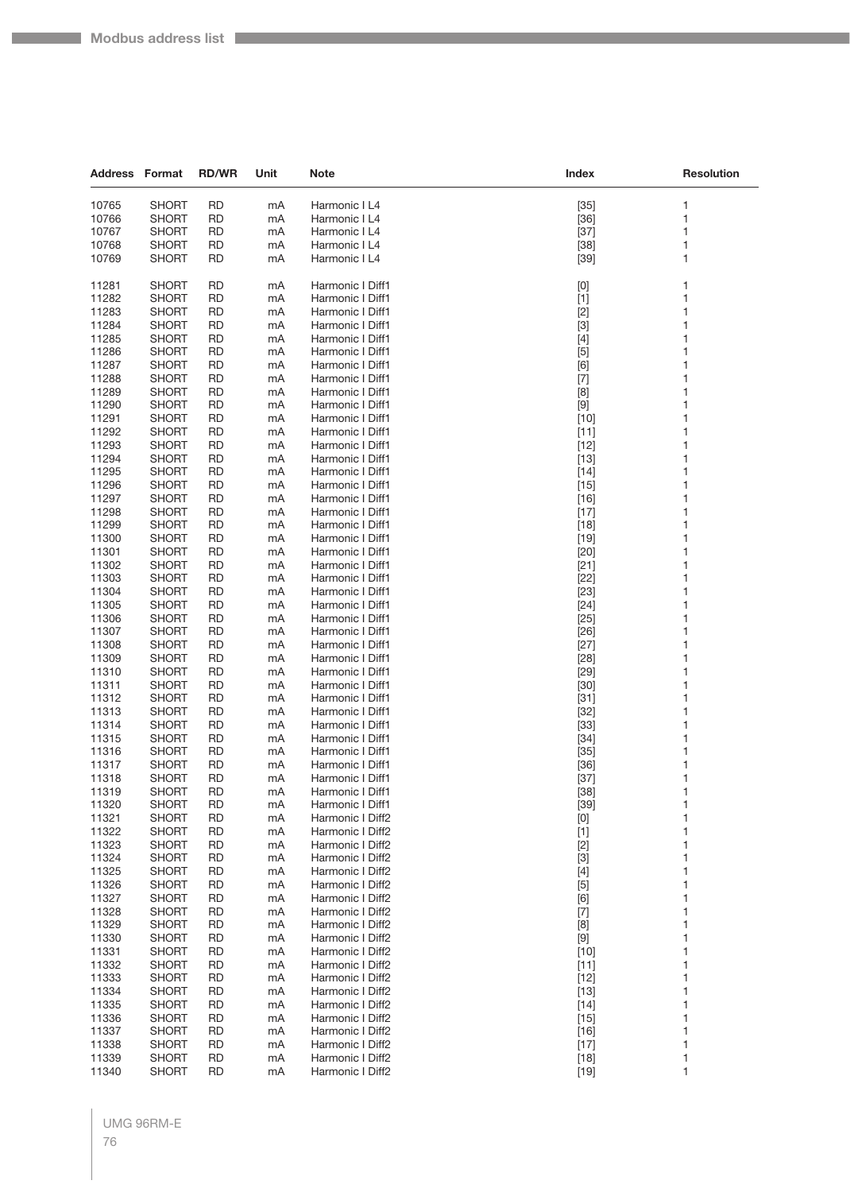| Address | Format | RD/WR | Unit | Note | Index | Resolution |
|---|---|---|---|---|---|---|
| 10765 | SHORT | RD | mA | Harmonic I L4 | [35] | 1 |
| 10766 | SHORT | RD | mA | Harmonic I L4 | [36] | 1 |
| 10767 | SHORT | RD | mA | Harmonic I L4 | [37] | 1 |
| 10768 | SHORT | RD | mA | Harmonic I L4 | [38] | 1 |
| 10769 | SHORT | RD | mA | Harmonic I L4 | [39] | 1 |
| 11281 | SHORT | RD | mA | Harmonic I Diff1 | [0] | 1 |
| 11282 | SHORT | RD | mA | Harmonic I Diff1 | [1] | 1 |
| 11283 | SHORT | RD | mA | Harmonic I Diff1 | [2] | 1 |
| 11284 | SHORT | RD | mA | Harmonic I Diff1 | [3] | 1 |
| 11285 | SHORT | RD | mA | Harmonic I Diff1 | [4] | 1 |
| 11286 | SHORT | RD | mA | Harmonic I Diff1 | [5] | 1 |
| 11287 | SHORT | RD | mA | Harmonic I Diff1 | [6] | 1 |
| 11288 | SHORT | RD | mA | Harmonic I Diff1 | [7] | 1 |
| 11289 | SHORT | RD | mA | Harmonic I Diff1 | [8] | 1 |
| 11290 | SHORT | RD | mA | Harmonic I Diff1 | [9] | 1 |
| 11291 | SHORT | RD | mA | Harmonic I Diff1 | [10] | 1 |
| 11292 | SHORT | RD | mA | Harmonic I Diff1 | [11] | 1 |
| 11293 | SHORT | RD | mA | Harmonic I Diff1 | [12] | 1 |
| 11294 | SHORT | RD | mA | Harmonic I Diff1 | [13] | 1 |
| 11295 | SHORT | RD | mA | Harmonic I Diff1 | [14] | 1 |
| 11296 | SHORT | RD | mA | Harmonic I Diff1 | [15] | 1 |
| 11297 | SHORT | RD | mA | Harmonic I Diff1 | [16] | 1 |
| 11298 | SHORT | RD | mA | Harmonic I Diff1 | [17] | 1 |
| 11299 | SHORT | RD | mA | Harmonic I Diff1 | [18] | 1 |
| 11300 | SHORT | RD | mA | Harmonic I Diff1 | [19] | 1 |
| 11301 | SHORT | RD | mA | Harmonic I Diff1 | [20] | 1 |
| 11302 | SHORT | RD | mA | Harmonic I Diff1 | [21] | 1 |
| 11303 | SHORT | RD | mA | Harmonic I Diff1 | [22] | 1 |
| 11304 | SHORT | RD | mA | Harmonic I Diff1 | [23] | 1 |
| 11305 | SHORT | RD | mA | Harmonic I Diff1 | [24] | 1 |
| 11306 | SHORT | RD | mA | Harmonic I Diff1 | [25] | 1 |
| 11307 | SHORT | RD | mA | Harmonic I Diff1 | [26] | 1 |
| 11308 | SHORT | RD | mA | Harmonic I Diff1 | [27] | 1 |
| 11309 | SHORT | RD | mA | Harmonic I Diff1 | [28] | 1 |
| 11310 | SHORT | RD | mA | Harmonic I Diff1 | [29] | 1 |
| 11311 | SHORT | RD | mA | Harmonic I Diff1 | [30] | 1 |
| 11312 | SHORT | RD | mA | Harmonic I Diff1 | [31] | 1 |
| 11313 | SHORT | RD | mA | Harmonic I Diff1 | [32] | 1 |
| 11314 | SHORT | RD | mA | Harmonic I Diff1 | [33] | 1 |
| 11315 | SHORT | RD | mA | Harmonic I Diff1 | [34] | 1 |
| 11316 | SHORT | RD | mA | Harmonic I Diff1 | [35] | 1 |
| 11317 | SHORT | RD | mA | Harmonic I Diff1 | [36] | 1 |
| 11318 | SHORT | RD | mA | Harmonic I Diff1 | [37] | 1 |
| 11319 | SHORT | RD | mA | Harmonic I Diff1 | [38] | 1 |
| 11320 | SHORT | RD | mA | Harmonic I Diff1 | [39] | 1 |
| 11321 | SHORT | RD | mA | Harmonic I Diff2 | [0] | 1 |
| 11322 | SHORT | RD | mA | Harmonic I Diff2 | [1] | 1 |
| 11323 | SHORT | RD | mA | Harmonic I Diff2 | [2] | 1 |
| 11324 | SHORT | RD | mA | Harmonic I Diff2 | [3] | 1 |
| 11325 | SHORT | RD | mA | Harmonic I Diff2 | [4] | 1 |
| 11326 | SHORT | RD | mA | Harmonic I Diff2 | [5] | 1 |
| 11327 | SHORT | RD | mA | Harmonic I Diff2 | [6] | 1 |
| 11328 | SHORT | RD | mA | Harmonic I Diff2 | [7] | 1 |
| 11329 | SHORT | RD | mA | Harmonic I Diff2 | [8] | 1 |
| 11330 | SHORT | RD | mA | Harmonic I Diff2 | [9] | 1 |
| 11331 | SHORT | RD | mA | Harmonic I Diff2 | [10] | 1 |
| 11332 | SHORT | RD | mA | Harmonic I Diff2 | [11] | 1 |
| 11333 | SHORT | RD | mA | Harmonic I Diff2 | [12] | 1 |
| 11334 | SHORT | RD | mA | Harmonic I Diff2 | [13] | 1 |
| 11335 | SHORT | RD | mA | Harmonic I Diff2 | [14] | 1 |
| 11336 | SHORT | RD | mA | Harmonic I Diff2 | [15] | 1 |
| 11337 | SHORT | RD | mA | Harmonic I Diff2 | [16] | 1 |
| 11338 | SHORT | RD | mA | Harmonic I Diff2 | [17] | 1 |
| 11339 | SHORT | RD | mA | Harmonic I Diff2 | [18] | 1 |
| 11340 | SHORT | RD | mA | Harmonic I Diff2 | [19] | 1 |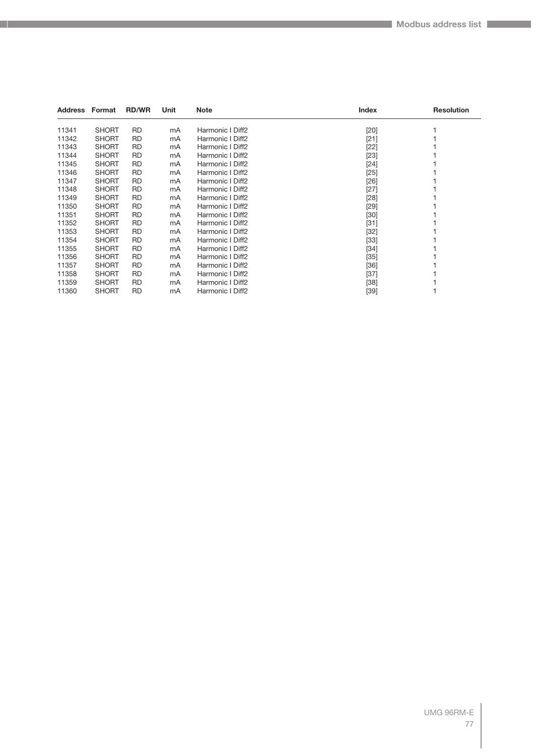| Address | Format | RD/WR | Unit | Note | Index | Resolution |
|---|---|---|---|---|---|---|
| 11341 | SHORT | RD | mA | Harmonic I Diff2 | [20] | 1 |
| 11342 | SHORT | RD | mA | Harmonic I Diff2 | [21] | 1 |
| 11343 | SHORT | RD | mA | Harmonic I Diff2 | [22] | 1 |
| 11344 | SHORT | RD | mA | Harmonic I Diff2 | [23] | 1 |
| 11345 | SHORT | RD | mA | Harmonic I Diff2 | [24] | 1 |
| 11346 | SHORT | RD | mA | Harmonic I Diff2 | [25] | 1 |
| 11347 | SHORT | RD | mA | Harmonic I Diff2 | [26] | 1 |
| 11348 | SHORT | RD | mA | Harmonic I Diff2 | [27] | 1 |
| 11349 | SHORT | RD | mA | Harmonic I Diff2 | [28] | 1 |
| 11350 | SHORT | RD | mA | Harmonic I Diff2 | [29] | 1 |
| 11351 | SHORT | RD | mA | Harmonic I Diff2 | [30] | 1 |
| 11352 | SHORT | RD | mA | Harmonic I Diff2 | [31] | 1 |
| 11353 | SHORT | RD | mA | Harmonic I Diff2 | [32] | 1 |
| 11354 | SHORT | RD | mA | Harmonic I Diff2 | [33] | 1 |
| 11355 | SHORT | RD | mA | Harmonic I Diff2 | [34] | 1 |
| 11356 | SHORT | RD | mA | Harmonic I Diff2 | [35] | 1 |
| 11357 | SHORT | RD | mA | Harmonic I Diff2 | [36] | 1 |
| 11358 | SHORT | RD | mA | Harmonic I Diff2 | [37] | 1 |
| 11359 | SHORT | RD | mA | Harmonic I Diff2 | [38] | 1 |
| 11360 | SHORT | RD | mA | Harmonic I Diff2 | [39] | 1 |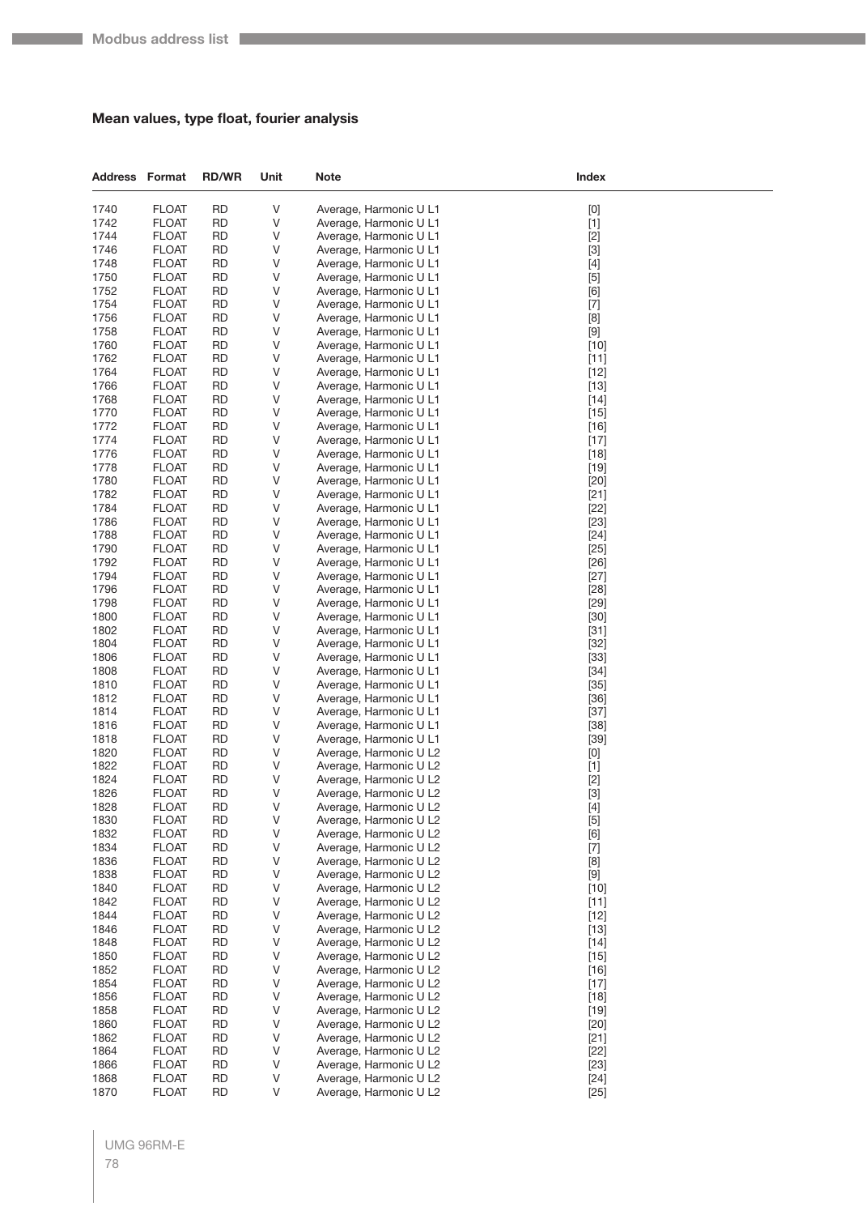### Mean values, type float, fourier analysis

| Address | Format | RD/WR | Unit | Note | Index |
|---|---|---|---|---|---|
| 1740 | FLOAT | RD | V | Average, Harmonic U L1 | [0] |
| 1742 | FLOAT | RD | V | Average, Harmonic U L1 | [1] |
| 1744 | FLOAT | RD | V | Average, Harmonic U L1 | [2] |
| 1746 | FLOAT | RD | V | Average, Harmonic U L1 | [3] |
| 1748 | FLOAT | RD | V | Average, Harmonic U L1 | [4] |
| 1750 | FLOAT | RD | V | Average, Harmonic U L1 | [5] |
| 1752 | FLOAT | RD | V | Average, Harmonic U L1 | [6] |
| 1754 | FLOAT | RD | V | Average, Harmonic U L1 | [7] |
| 1756 | FLOAT | RD | V | Average, Harmonic U L1 | [8] |
| 1758 | FLOAT | RD | V | Average, Harmonic U L1 | [9] |
| 1760 | FLOAT | RD | V | Average, Harmonic U L1 | [10] |
| 1762 | FLOAT | RD | V | Average, Harmonic U L1 | [11] |
| 1764 | FLOAT | RD | V | Average, Harmonic U L1 | [12] |
| 1766 | FLOAT | RD | V | Average, Harmonic U L1 | [13] |
| 1768 | FLOAT | RD | V | Average, Harmonic U L1 | [14] |
| 1770 | FLOAT | RD | V | Average, Harmonic U L1 | [15] |
| 1772 | FLOAT | RD | V | Average, Harmonic U L1 | [16] |
| 1774 | FLOAT | RD | V | Average, Harmonic U L1 | [17] |
| 1776 | FLOAT | RD | V | Average, Harmonic U L1 | [18] |
| 1778 | FLOAT | RD | V | Average, Harmonic U L1 | [19] |
| 1780 | FLOAT | RD | V | Average, Harmonic U L1 | [20] |
| 1782 | FLOAT | RD | V | Average, Harmonic U L1 | [21] |
| 1784 | FLOAT | RD | V | Average, Harmonic U L1 | [22] |
| 1786 | FLOAT | RD | V | Average, Harmonic U L1 | [23] |
| 1788 | FLOAT | RD | V | Average, Harmonic U L1 | [24] |
| 1790 | FLOAT | RD | V | Average, Harmonic U L1 | [25] |
| 1792 | FLOAT | RD | V | Average, Harmonic U L1 | [26] |
| 1794 | FLOAT | RD | V | Average, Harmonic U L1 | [27] |
| 1796 | FLOAT | RD | V | Average, Harmonic U L1 | [28] |
| 1798 | FLOAT | RD | V | Average, Harmonic U L1 | [29] |
| 1800 | FLOAT | RD | V | Average, Harmonic U L1 | [30] |
| 1802 | FLOAT | RD | V | Average, Harmonic U L1 | [31] |
| 1804 | FLOAT | RD | V | Average, Harmonic U L1 | [32] |
| 1806 | FLOAT | RD | V | Average, Harmonic U L1 | [33] |
| 1808 | FLOAT | RD | V | Average, Harmonic U L1 | [34] |
| 1810 | FLOAT | RD | V | Average, Harmonic U L1 | [35] |
| 1812 | FLOAT | RD | V | Average, Harmonic U L1 | [36] |
| 1814 | FLOAT | RD | V | Average, Harmonic U L1 | [37] |
| 1816 | FLOAT | RD | V | Average, Harmonic U L1 | [38] |
| 1818 | FLOAT | RD | V | Average, Harmonic U L1 | [39] |
| 1820 | FLOAT | RD | V | Average, Harmonic U L2 | [0] |
| 1822 | FLOAT | RD | V | Average, Harmonic U L2 | [1] |
| 1824 | FLOAT | RD | V | Average, Harmonic U L2 | [2] |
| 1826 | FLOAT | RD | V | Average, Harmonic U L2 | [3] |
| 1828 | FLOAT | RD | V | Average, Harmonic U L2 | [4] |
| 1830 | FLOAT | RD | V | Average, Harmonic U L2 | [5] |
| 1832 | FLOAT | RD | V | Average, Harmonic U L2 | [6] |
| 1834 | FLOAT | RD | V | Average, Harmonic U L2 | [7] |
| 1836 | FLOAT | RD | V | Average, Harmonic U L2 | [8] |
| 1838 | FLOAT | RD | V | Average, Harmonic U L2 | [9] |
| 1840 | FLOAT | RD | V | Average, Harmonic U L2 | [10] |
| 1842 | FLOAT | RD | V | Average, Harmonic U L2 | [11] |
| 1844 | FLOAT | RD | V | Average, Harmonic U L2 | [12] |
| 1846 | FLOAT | RD | V | Average, Harmonic U L2 | [13] |
| 1848 | FLOAT | RD | V | Average, Harmonic U L2 | [14] |
| 1850 | FLOAT | RD | V | Average, Harmonic U L2 | [15] |
| 1852 | FLOAT | RD | V | Average, Harmonic U L2 | [16] |
| 1854 | FLOAT | RD | V | Average, Harmonic U L2 | [17] |
| 1856 | FLOAT | RD | V | Average, Harmonic U L2 | [18] |
| 1858 | FLOAT | RD | V | Average, Harmonic U L2 | [19] |
| 1860 | FLOAT | RD | V | Average, Harmonic U L2 | [20] |
| 1862 | FLOAT | RD | V | Average, Harmonic U L2 | [21] |
| 1864 | FLOAT | RD | V | Average, Harmonic U L2 | [22] |
| 1866 | FLOAT | RD | V | Average, Harmonic U L2 | [23] |
| 1868 | FLOAT | RD | V | Average, Harmonic U L2 | [24] |
| 1870 | FLOAT | RD | V | Average, Harmonic U L2 | [25] |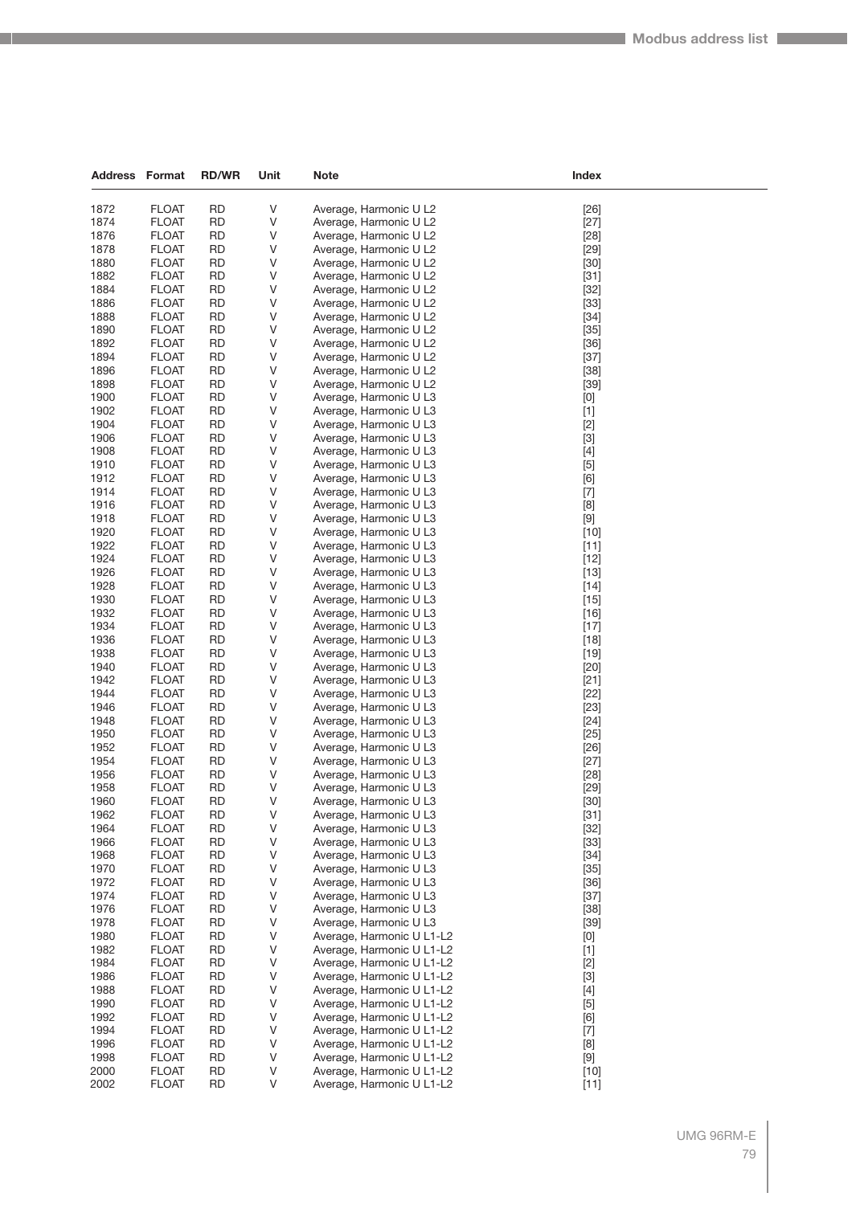| Address | Format | RD/WR | Unit | Note | Index |
|---|---|---|---|---|---|
| 1872 | FLOAT | RD | V | Average, Harmonic U L2 | [26] |
| 1874 | FLOAT | RD | V | Average, Harmonic U L2 | [27] |
| 1876 | FLOAT | RD | V | Average, Harmonic U L2 | [28] |
| 1878 | FLOAT | RD | V | Average, Harmonic U L2 | [29] |
| 1880 | FLOAT | RD | V | Average, Harmonic U L2 | [30] |
| 1882 | FLOAT | RD | V | Average, Harmonic U L2 | [31] |
| 1884 | FLOAT | RD | V | Average, Harmonic U L2 | [32] |
| 1886 | FLOAT | RD | V | Average, Harmonic U L2 | [33] |
| 1888 | FLOAT | RD | V | Average, Harmonic U L2 | [34] |
| 1890 | FLOAT | RD | V | Average, Harmonic U L2 | [35] |
| 1892 | FLOAT | RD | V | Average, Harmonic U L2 | [36] |
| 1894 | FLOAT | RD | V | Average, Harmonic U L2 | [37] |
| 1896 | FLOAT | RD | V | Average, Harmonic U L2 | [38] |
| 1898 | FLOAT | RD | V | Average, Harmonic U L2 | [39] |
| 1900 | FLOAT | RD | V | Average, Harmonic U L3 | [0] |
| 1902 | FLOAT | RD | V | Average, Harmonic U L3 | [1] |
| 1904 | FLOAT | RD | V | Average, Harmonic U L3 | [2] |
| 1906 | FLOAT | RD | V | Average, Harmonic U L3 | [3] |
| 1908 | FLOAT | RD | V | Average, Harmonic U L3 | [4] |
| 1910 | FLOAT | RD | V | Average, Harmonic U L3 | [5] |
| 1912 | FLOAT | RD | V | Average, Harmonic U L3 | [6] |
| 1914 | FLOAT | RD | V | Average, Harmonic U L3 | [7] |
| 1916 | FLOAT | RD | V | Average, Harmonic U L3 | [8] |
| 1918 | FLOAT | RD | V | Average, Harmonic U L3 | [9] |
| 1920 | FLOAT | RD | V | Average, Harmonic U L3 | [10] |
| 1922 | FLOAT | RD | V | Average, Harmonic U L3 | [11] |
| 1924 | FLOAT | RD | V | Average, Harmonic U L3 | [12] |
| 1926 | FLOAT | RD | V | Average, Harmonic U L3 | [13] |
| 1928 | FLOAT | RD | V | Average, Harmonic U L3 | [14] |
| 1930 | FLOAT | RD | V | Average, Harmonic U L3 | [15] |
| 1932 | FLOAT | RD | V | Average, Harmonic U L3 | [16] |
| 1934 | FLOAT | RD | V | Average, Harmonic U L3 | [17] |
| 1936 | FLOAT | RD | V | Average, Harmonic U L3 | [18] |
| 1938 | FLOAT | RD | V | Average, Harmonic U L3 | [19] |
| 1940 | FLOAT | RD | V | Average, Harmonic U L3 | [20] |
| 1942 | FLOAT | RD | V | Average, Harmonic U L3 | [21] |
| 1944 | FLOAT | RD | V | Average, Harmonic U L3 | [22] |
| 1946 | FLOAT | RD | V | Average, Harmonic U L3 | [23] |
| 1948 | FLOAT | RD | V | Average, Harmonic U L3 | [24] |
| 1950 | FLOAT | RD | V | Average, Harmonic U L3 | [25] |
| 1952 | FLOAT | RD | V | Average, Harmonic U L3 | [26] |
| 1954 | FLOAT | RD | V | Average, Harmonic U L3 | [27] |
| 1956 | FLOAT | RD | V | Average, Harmonic U L3 | [28] |
| 1958 | FLOAT | RD | V | Average, Harmonic U L3 | [29] |
| 1960 | FLOAT | RD | V | Average, Harmonic U L3 | [30] |
| 1962 | FLOAT | RD | V | Average, Harmonic U L3 | [31] |
| 1964 | FLOAT | RD | V | Average, Harmonic U L3 | [32] |
| 1966 | FLOAT | RD | V | Average, Harmonic U L3 | [33] |
| 1968 | FLOAT | RD | V | Average, Harmonic U L3 | [34] |
| 1970 | FLOAT | RD | V | Average, Harmonic U L3 | [35] |
| 1972 | FLOAT | RD | V | Average, Harmonic U L3 | [36] |
| 1974 | FLOAT | RD | V | Average, Harmonic U L3 | [37] |
| 1976 | FLOAT | RD | V | Average, Harmonic U L3 | [38] |
| 1978 | FLOAT | RD | V | Average, Harmonic U L3 | [39] |
| 1980 | FLOAT | RD | V | Average, Harmonic U L1-L2 | [0] |
| 1982 | FLOAT | RD | V | Average, Harmonic U L1-L2 | [1] |
| 1984 | FLOAT | RD | V | Average, Harmonic U L1-L2 | [2] |
| 1986 | FLOAT | RD | V | Average, Harmonic U L1-L2 | [3] |
| 1988 | FLOAT | RD | V | Average, Harmonic U L1-L2 | [4] |
| 1990 | FLOAT | RD | V | Average, Harmonic U L1-L2 | [5] |
| 1992 | FLOAT | RD | V | Average, Harmonic U L1-L2 | [6] |
| 1994 | FLOAT | RD | V | Average, Harmonic U L1-L2 | [7] |
| 1996 | FLOAT | RD | V | Average, Harmonic U L1-L2 | [8] |
| 1998 | FLOAT | RD | V | Average, Harmonic U L1-L2 | [9] |
| 2000 | FLOAT | RD | V | Average, Harmonic U L1-L2 | [10] |
| 2002 | FLOAT | RD | V | Average, Harmonic U L1-L2 | [11] |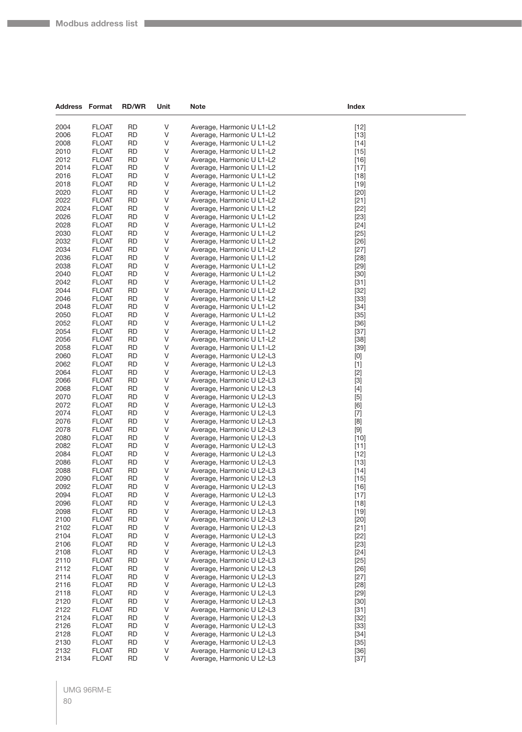| Address | Format | RD/WR | Unit | Note | Index |
|---|---|---|---|---|---|
| 2004 | FLOAT | RD | V | Average, Harmonic U L1-L2 | [12] |
| 2006 | FLOAT | RD | V | Average, Harmonic U L1-L2 | [13] |
| 2008 | FLOAT | RD | V | Average, Harmonic U L1-L2 | [14] |
| 2010 | FLOAT | RD | V | Average, Harmonic U L1-L2 | [15] |
| 2012 | FLOAT | RD | V | Average, Harmonic U L1-L2 | [16] |
| 2014 | FLOAT | RD | V | Average, Harmonic U L1-L2 | [17] |
| 2016 | FLOAT | RD | V | Average, Harmonic U L1-L2 | [18] |
| 2018 | FLOAT | RD | V | Average, Harmonic U L1-L2 | [19] |
| 2020 | FLOAT | RD | V | Average, Harmonic U L1-L2 | [20] |
| 2022 | FLOAT | RD | V | Average, Harmonic U L1-L2 | [21] |
| 2024 | FLOAT | RD | V | Average, Harmonic U L1-L2 | [22] |
| 2026 | FLOAT | RD | V | Average, Harmonic U L1-L2 | [23] |
| 2028 | FLOAT | RD | V | Average, Harmonic U L1-L2 | [24] |
| 2030 | FLOAT | RD | V | Average, Harmonic U L1-L2 | [25] |
| 2032 | FLOAT | RD | V | Average, Harmonic U L1-L2 | [26] |
| 2034 | FLOAT | RD | V | Average, Harmonic U L1-L2 | [27] |
| 2036 | FLOAT | RD | V | Average, Harmonic U L1-L2 | [28] |
| 2038 | FLOAT | RD | V | Average, Harmonic U L1-L2 | [29] |
| 2040 | FLOAT | RD | V | Average, Harmonic U L1-L2 | [30] |
| 2042 | FLOAT | RD | V | Average, Harmonic U L1-L2 | [31] |
| 2044 | FLOAT | RD | V | Average, Harmonic U L1-L2 | [32] |
| 2046 | FLOAT | RD | V | Average, Harmonic U L1-L2 | [33] |
| 2048 | FLOAT | RD | V | Average, Harmonic U L1-L2 | [34] |
| 2050 | FLOAT | RD | V | Average, Harmonic U L1-L2 | [35] |
| 2052 | FLOAT | RD | V | Average, Harmonic U L1-L2 | [36] |
| 2054 | FLOAT | RD | V | Average, Harmonic U L1-L2 | [37] |
| 2056 | FLOAT | RD | V | Average, Harmonic U L1-L2 | [38] |
| 2058 | FLOAT | RD | V | Average, Harmonic U L1-L2 | [39] |
| 2060 | FLOAT | RD | V | Average, Harmonic U L2-L3 | [0] |
| 2062 | FLOAT | RD | V | Average, Harmonic U L2-L3 | [1] |
| 2064 | FLOAT | RD | V | Average, Harmonic U L2-L3 | [2] |
| 2066 | FLOAT | RD | V | Average, Harmonic U L2-L3 | [3] |
| 2068 | FLOAT | RD | V | Average, Harmonic U L2-L3 | [4] |
| 2070 | FLOAT | RD | V | Average, Harmonic U L2-L3 | [5] |
| 2072 | FLOAT | RD | V | Average, Harmonic U L2-L3 | [6] |
| 2074 | FLOAT | RD | V | Average, Harmonic U L2-L3 | [7] |
| 2076 | FLOAT | RD | V | Average, Harmonic U L2-L3 | [8] |
| 2078 | FLOAT | RD | V | Average, Harmonic U L2-L3 | [9] |
| 2080 | FLOAT | RD | V | Average, Harmonic U L2-L3 | [10] |
| 2082 | FLOAT | RD | V | Average, Harmonic U L2-L3 | [11] |
| 2084 | FLOAT | RD | V | Average, Harmonic U L2-L3 | [12] |
| 2086 | FLOAT | RD | V | Average, Harmonic U L2-L3 | [13] |
| 2088 | FLOAT | RD | V | Average, Harmonic U L2-L3 | [14] |
| 2090 | FLOAT | RD | V | Average, Harmonic U L2-L3 | [15] |
| 2092 | FLOAT | RD | V | Average, Harmonic U L2-L3 | [16] |
| 2094 | FLOAT | RD | V | Average, Harmonic U L2-L3 | [17] |
| 2096 | FLOAT | RD | V | Average, Harmonic U L2-L3 | [18] |
| 2098 | FLOAT | RD | V | Average, Harmonic U L2-L3 | [19] |
| 2100 | FLOAT | RD | V | Average, Harmonic U L2-L3 | [20] |
| 2102 | FLOAT | RD | V | Average, Harmonic U L2-L3 | [21] |
| 2104 | FLOAT | RD | V | Average, Harmonic U L2-L3 | [22] |
| 2106 | FLOAT | RD | V | Average, Harmonic U L2-L3 | [23] |
| 2108 | FLOAT | RD | V | Average, Harmonic U L2-L3 | [24] |
| 2110 | FLOAT | RD | V | Average, Harmonic U L2-L3 | [25] |
| 2112 | FLOAT | RD | V | Average, Harmonic U L2-L3 | [26] |
| 2114 | FLOAT | RD | V | Average, Harmonic U L2-L3 | [27] |
| 2116 | FLOAT | RD | V | Average, Harmonic U L2-L3 | [28] |
| 2118 | FLOAT | RD | V | Average, Harmonic U L2-L3 | [29] |
| 2120 | FLOAT | RD | V | Average, Harmonic U L2-L3 | [30] |
| 2122 | FLOAT | RD | V | Average, Harmonic U L2-L3 | [31] |
| 2124 | FLOAT | RD | V | Average, Harmonic U L2-L3 | [32] |
| 2126 | FLOAT | RD | V | Average, Harmonic U L2-L3 | [33] |
| 2128 | FLOAT | RD | V | Average, Harmonic U L2-L3 | [34] |
| 2130 | FLOAT | RD | V | Average, Harmonic U L2-L3 | [35] |
| 2132 | FLOAT | RD | V | Average, Harmonic U L2-L3 | [36] |
| 2134 | FLOAT | RD | V | Average, Harmonic U L2-L3 | [37] |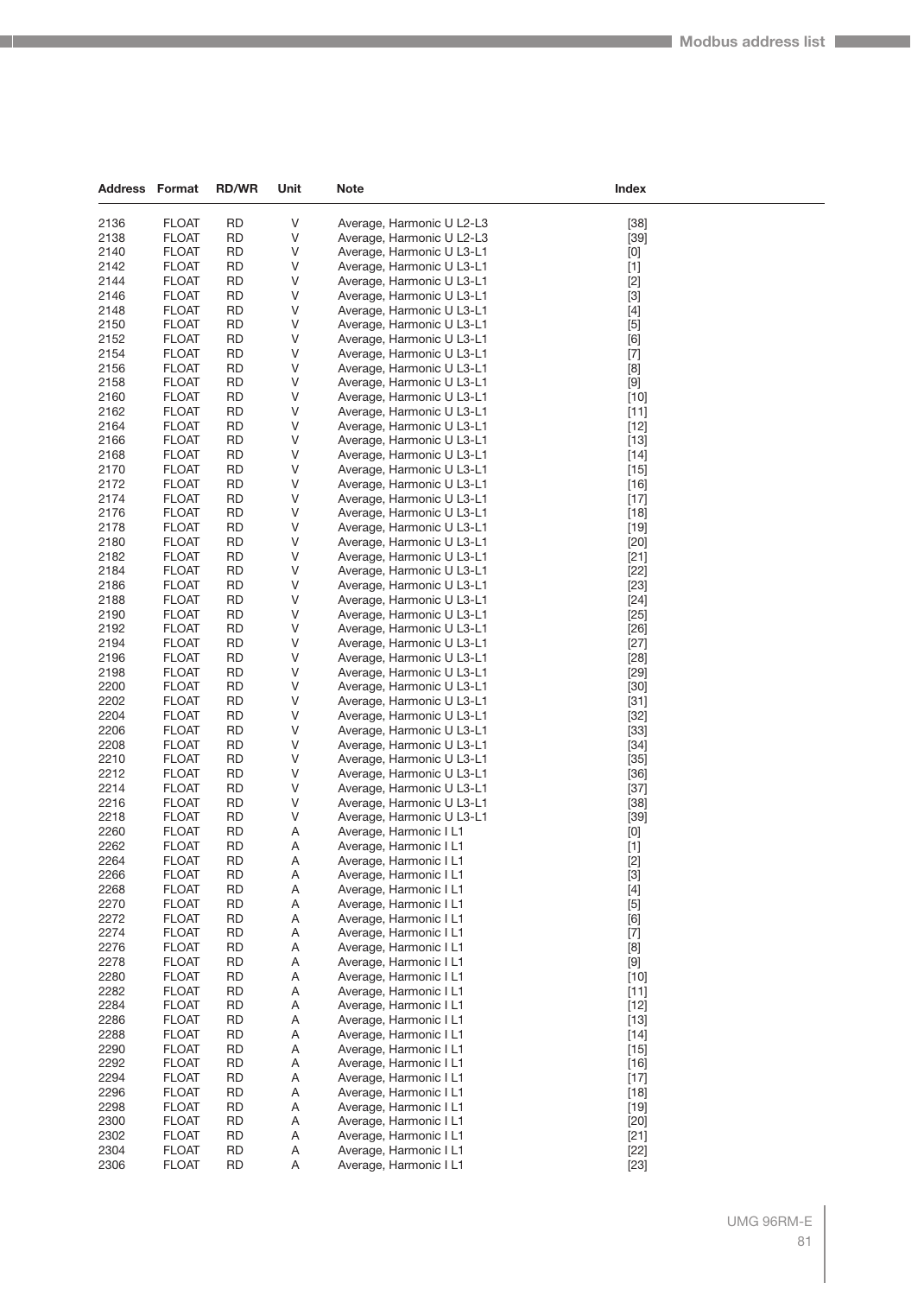| Address | Format | RD/WR | Unit | Note | Index |
|---|---|---|---|---|---|
| 2136 | FLOAT | RD | V | Average, Harmonic U L2-L3 | [38] |
| 2138 | FLOAT | RD | V | Average, Harmonic U L2-L3 | [39] |
| 2140 | FLOAT | RD | V | Average, Harmonic U L3-L1 | [0] |
| 2142 | FLOAT | RD | V | Average, Harmonic U L3-L1 | [1] |
| 2144 | FLOAT | RD | V | Average, Harmonic U L3-L1 | [2] |
| 2146 | FLOAT | RD | V | Average, Harmonic U L3-L1 | [3] |
| 2148 | FLOAT | RD | V | Average, Harmonic U L3-L1 | [4] |
| 2150 | FLOAT | RD | V | Average, Harmonic U L3-L1 | [5] |
| 2152 | FLOAT | RD | V | Average, Harmonic U L3-L1 | [6] |
| 2154 | FLOAT | RD | V | Average, Harmonic U L3-L1 | [7] |
| 2156 | FLOAT | RD | V | Average, Harmonic U L3-L1 | [8] |
| 2158 | FLOAT | RD | V | Average, Harmonic U L3-L1 | [9] |
| 2160 | FLOAT | RD | V | Average, Harmonic U L3-L1 | [10] |
| 2162 | FLOAT | RD | V | Average, Harmonic U L3-L1 | [11] |
| 2164 | FLOAT | RD | V | Average, Harmonic U L3-L1 | [12] |
| 2166 | FLOAT | RD | V | Average, Harmonic U L3-L1 | [13] |
| 2168 | FLOAT | RD | V | Average, Harmonic U L3-L1 | [14] |
| 2170 | FLOAT | RD | V | Average, Harmonic U L3-L1 | [15] |
| 2172 | FLOAT | RD | V | Average, Harmonic U L3-L1 | [16] |
| 2174 | FLOAT | RD | V | Average, Harmonic U L3-L1 | [17] |
| 2176 | FLOAT | RD | V | Average, Harmonic U L3-L1 | [18] |
| 2178 | FLOAT | RD | V | Average, Harmonic U L3-L1 | [19] |
| 2180 | FLOAT | RD | V | Average, Harmonic U L3-L1 | [20] |
| 2182 | FLOAT | RD | V | Average, Harmonic U L3-L1 | [21] |
| 2184 | FLOAT | RD | V | Average, Harmonic U L3-L1 | [22] |
| 2186 | FLOAT | RD | V | Average, Harmonic U L3-L1 | [23] |
| 2188 | FLOAT | RD | V | Average, Harmonic U L3-L1 | [24] |
| 2190 | FLOAT | RD | V | Average, Harmonic U L3-L1 | [25] |
| 2192 | FLOAT | RD | V | Average, Harmonic U L3-L1 | [26] |
| 2194 | FLOAT | RD | V | Average, Harmonic U L3-L1 | [27] |
| 2196 | FLOAT | RD | V | Average, Harmonic U L3-L1 | [28] |
| 2198 | FLOAT | RD | V | Average, Harmonic U L3-L1 | [29] |
| 2200 | FLOAT | RD | V | Average, Harmonic U L3-L1 | [30] |
| 2202 | FLOAT | RD | V | Average, Harmonic U L3-L1 | [31] |
| 2204 | FLOAT | RD | V | Average, Harmonic U L3-L1 | [32] |
| 2206 | FLOAT | RD | V | Average, Harmonic U L3-L1 | [33] |
| 2208 | FLOAT | RD | V | Average, Harmonic U L3-L1 | [34] |
| 2210 | FLOAT | RD | V | Average, Harmonic U L3-L1 | [35] |
| 2212 | FLOAT | RD | V | Average, Harmonic U L3-L1 | [36] |
| 2214 | FLOAT | RD | V | Average, Harmonic U L3-L1 | [37] |
| 2216 | FLOAT | RD | V | Average, Harmonic U L3-L1 | [38] |
| 2218 | FLOAT | RD | V | Average, Harmonic U L3-L1 | [39] |
| 2260 | FLOAT | RD | A | Average, Harmonic I L1 | [0] |
| 2262 | FLOAT | RD | A | Average, Harmonic I L1 | [1] |
| 2264 | FLOAT | RD | A | Average, Harmonic I L1 | [2] |
| 2266 | FLOAT | RD | A | Average, Harmonic I L1 | [3] |
| 2268 | FLOAT | RD | A | Average, Harmonic I L1 | [4] |
| 2270 | FLOAT | RD | A | Average, Harmonic I L1 | [5] |
| 2272 | FLOAT | RD | A | Average, Harmonic I L1 | [6] |
| 2274 | FLOAT | RD | A | Average, Harmonic I L1 | [7] |
| 2276 | FLOAT | RD | A | Average, Harmonic I L1 | [8] |
| 2278 | FLOAT | RD | A | Average, Harmonic I L1 | [9] |
| 2280 | FLOAT | RD | A | Average, Harmonic I L1 | [10] |
| 2282 | FLOAT | RD | A | Average, Harmonic I L1 | [11] |
| 2284 | FLOAT | RD | A | Average, Harmonic I L1 | [12] |
| 2286 | FLOAT | RD | A | Average, Harmonic I L1 | [13] |
| 2288 | FLOAT | RD | A | Average, Harmonic I L1 | [14] |
| 2290 | FLOAT | RD | A | Average, Harmonic I L1 | [15] |
| 2292 | FLOAT | RD | A | Average, Harmonic I L1 | [16] |
| 2294 | FLOAT | RD | A | Average, Harmonic I L1 | [17] |
| 2296 | FLOAT | RD | A | Average, Harmonic I L1 | [18] |
| 2298 | FLOAT | RD | A | Average, Harmonic I L1 | [19] |
| 2300 | FLOAT | RD | A | Average, Harmonic I L1 | [20] |
| 2302 | FLOAT | RD | A | Average, Harmonic I L1 | [21] |
| 2304 | FLOAT | RD | A | Average, Harmonic I L1 | [22] |
| 2306 | FLOAT | RD | A | Average, Harmonic I L1 | [23] |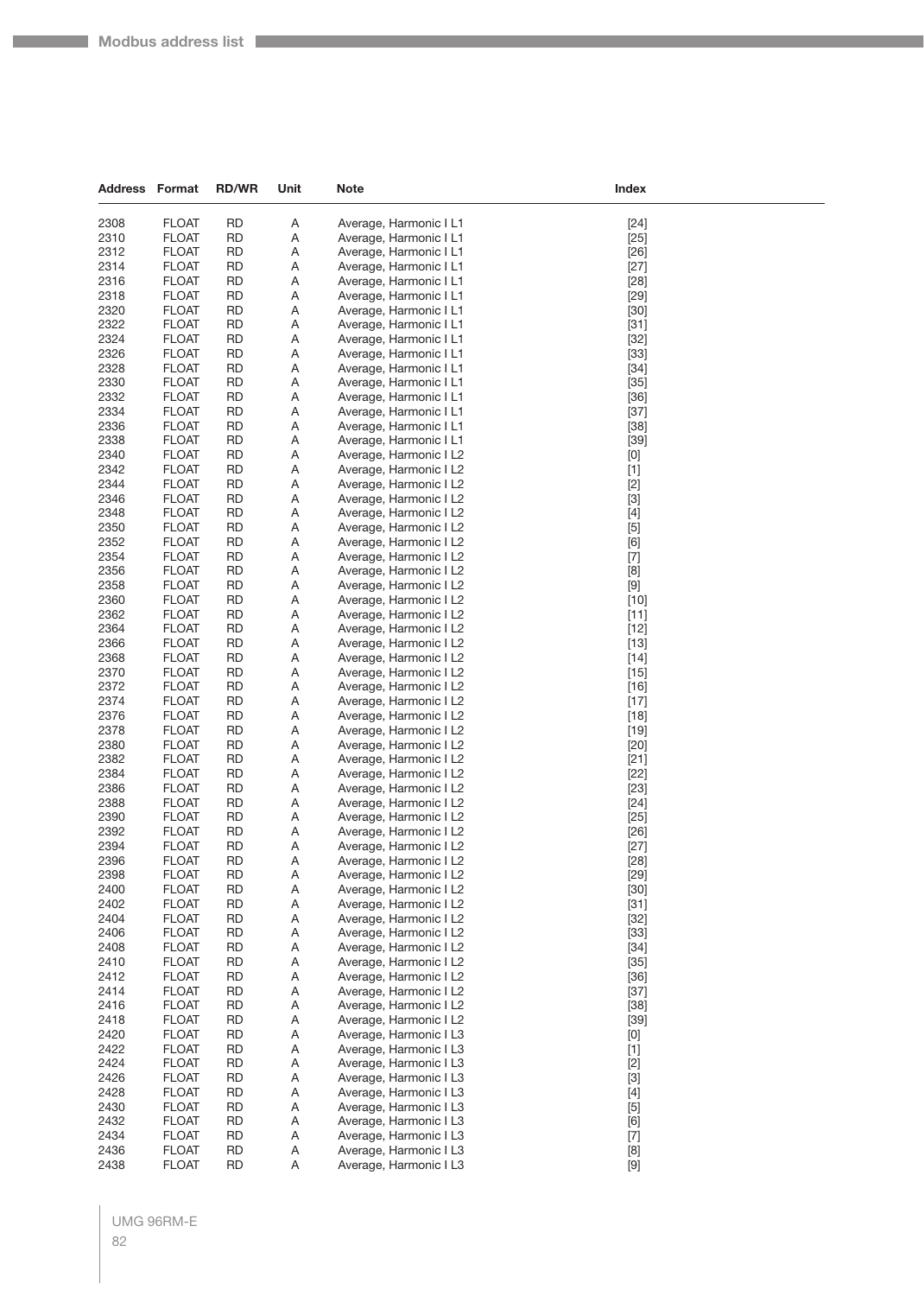| Address | Format | RD/WR | Unit | Note | Index |
|---|---|---|---|---|---|
| 2308 | FLOAT | RD | A | Average, Harmonic I L1 | [24] |
| 2310 | FLOAT | RD | A | Average, Harmonic I L1 | [25] |
| 2312 | FLOAT | RD | A | Average, Harmonic I L1 | [26] |
| 2314 | FLOAT | RD | A | Average, Harmonic I L1 | [27] |
| 2316 | FLOAT | RD | A | Average, Harmonic I L1 | [28] |
| 2318 | FLOAT | RD | A | Average, Harmonic I L1 | [29] |
| 2320 | FLOAT | RD | A | Average, Harmonic I L1 | [30] |
| 2322 | FLOAT | RD | A | Average, Harmonic I L1 | [31] |
| 2324 | FLOAT | RD | A | Average, Harmonic I L1 | [32] |
| 2326 | FLOAT | RD | A | Average, Harmonic I L1 | [33] |
| 2328 | FLOAT | RD | A | Average, Harmonic I L1 | [34] |
| 2330 | FLOAT | RD | A | Average, Harmonic I L1 | [35] |
| 2332 | FLOAT | RD | A | Average, Harmonic I L1 | [36] |
| 2334 | FLOAT | RD | A | Average, Harmonic I L1 | [37] |
| 2336 | FLOAT | RD | A | Average, Harmonic I L1 | [38] |
| 2338 | FLOAT | RD | A | Average, Harmonic I L1 | [39] |
| 2340 | FLOAT | RD | A | Average, Harmonic I L2 | [0] |
| 2342 | FLOAT | RD | A | Average, Harmonic I L2 | [1] |
| 2344 | FLOAT | RD | A | Average, Harmonic I L2 | [2] |
| 2346 | FLOAT | RD | A | Average, Harmonic I L2 | [3] |
| 2348 | FLOAT | RD | A | Average, Harmonic I L2 | [4] |
| 2350 | FLOAT | RD | A | Average, Harmonic I L2 | [5] |
| 2352 | FLOAT | RD | A | Average, Harmonic I L2 | [6] |
| 2354 | FLOAT | RD | A | Average, Harmonic I L2 | [7] |
| 2356 | FLOAT | RD | A | Average, Harmonic I L2 | [8] |
| 2358 | FLOAT | RD | A | Average, Harmonic I L2 | [9] |
| 2360 | FLOAT | RD | A | Average, Harmonic I L2 | [10] |
| 2362 | FLOAT | RD | A | Average, Harmonic I L2 | [11] |
| 2364 | FLOAT | RD | A | Average, Harmonic I L2 | [12] |
| 2366 | FLOAT | RD | A | Average, Harmonic I L2 | [13] |
| 2368 | FLOAT | RD | A | Average, Harmonic I L2 | [14] |
| 2370 | FLOAT | RD | A | Average, Harmonic I L2 | [15] |
| 2372 | FLOAT | RD | A | Average, Harmonic I L2 | [16] |
| 2374 | FLOAT | RD | A | Average, Harmonic I L2 | [17] |
| 2376 | FLOAT | RD | A | Average, Harmonic I L2 | [18] |
| 2378 | FLOAT | RD | A | Average, Harmonic I L2 | [19] |
| 2380 | FLOAT | RD | A | Average, Harmonic I L2 | [20] |
| 2382 | FLOAT | RD | A | Average, Harmonic I L2 | [21] |
| 2384 | FLOAT | RD | A | Average, Harmonic I L2 | [22] |
| 2386 | FLOAT | RD | A | Average, Harmonic I L2 | [23] |
| 2388 | FLOAT | RD | A | Average, Harmonic I L2 | [24] |
| 2390 | FLOAT | RD | A | Average, Harmonic I L2 | [25] |
| 2392 | FLOAT | RD | A | Average, Harmonic I L2 | [26] |
| 2394 | FLOAT | RD | A | Average, Harmonic I L2 | [27] |
| 2396 | FLOAT | RD | A | Average, Harmonic I L2 | [28] |
| 2398 | FLOAT | RD | A | Average, Harmonic I L2 | [29] |
| 2400 | FLOAT | RD | A | Average, Harmonic I L2 | [30] |
| 2402 | FLOAT | RD | A | Average, Harmonic I L2 | [31] |
| 2404 | FLOAT | RD | A | Average, Harmonic I L2 | [32] |
| 2406 | FLOAT | RD | A | Average, Harmonic I L2 | [33] |
| 2408 | FLOAT | RD | A | Average, Harmonic I L2 | [34] |
| 2410 | FLOAT | RD | A | Average, Harmonic I L2 | [35] |
| 2412 | FLOAT | RD | A | Average, Harmonic I L2 | [36] |
| 2414 | FLOAT | RD | A | Average, Harmonic I L2 | [37] |
| 2416 | FLOAT | RD | A | Average, Harmonic I L2 | [38] |
| 2418 | FLOAT | RD | A | Average, Harmonic I L2 | [39] |
| 2420 | FLOAT | RD | A | Average, Harmonic I L3 | [0] |
| 2422 | FLOAT | RD | A | Average, Harmonic I L3 | [1] |
| 2424 | FLOAT | RD | A | Average, Harmonic I L3 | [2] |
| 2426 | FLOAT | RD | A | Average, Harmonic I L3 | [3] |
| 2428 | FLOAT | RD | A | Average, Harmonic I L3 | [4] |
| 2430 | FLOAT | RD | A | Average, Harmonic I L3 | [5] |
| 2432 | FLOAT | RD | A | Average, Harmonic I L3 | [6] |
| 2434 | FLOAT | RD | A | Average, Harmonic I L3 | [7] |
| 2436 | FLOAT | RD | A | Average, Harmonic I L3 | [8] |
| 2438 | FLOAT | RD | A | Average, Harmonic I L3 | [9] |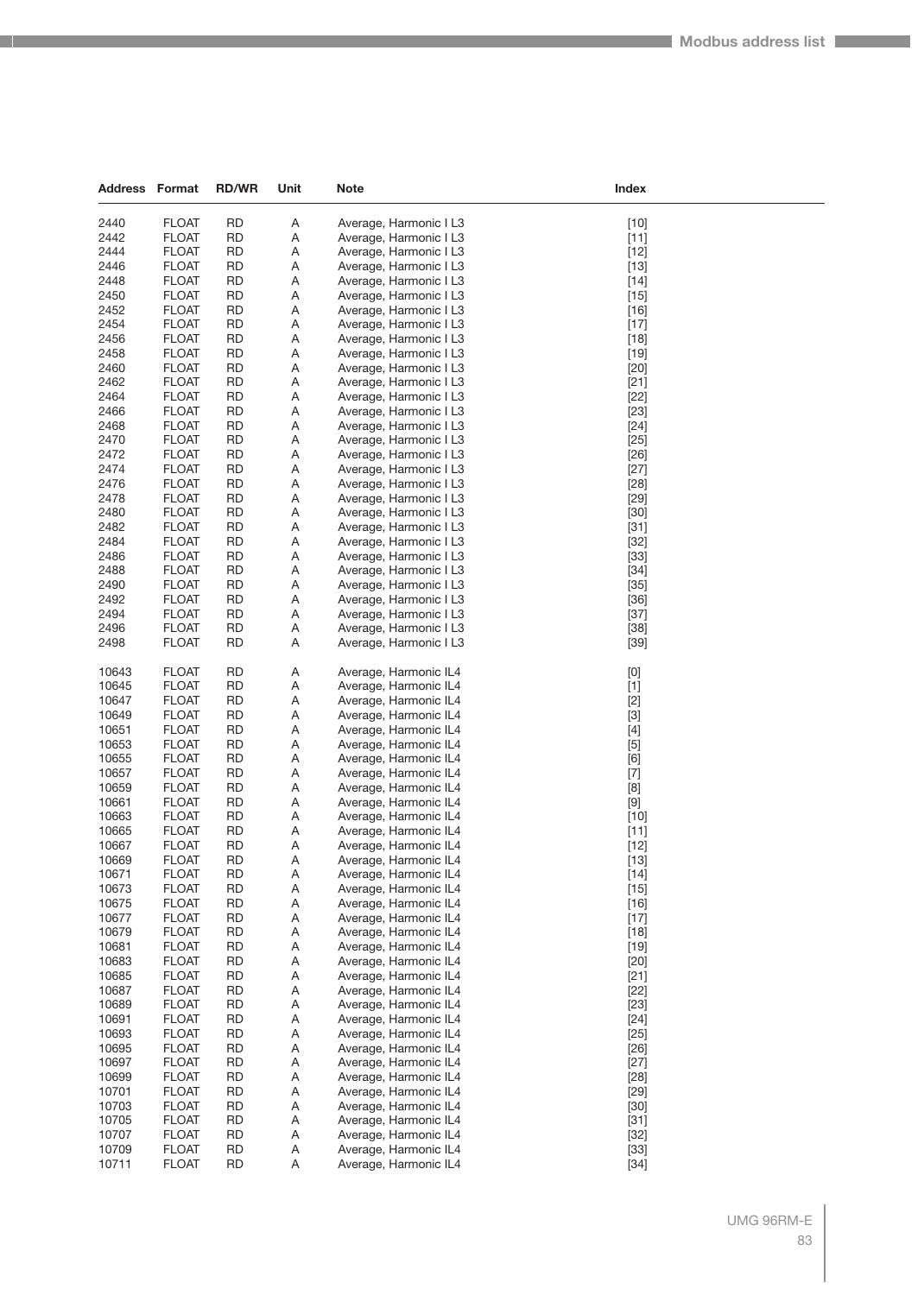| Address | Format | RD/WR | Unit | Note | Index |
|---|---|---|---|---|---|
| 2440 | FLOAT | RD | A | Average, Harmonic I L3 | [10] |
| 2442 | FLOAT | RD | A | Average, Harmonic I L3 | [11] |
| 2444 | FLOAT | RD | A | Average, Harmonic I L3 | [12] |
| 2446 | FLOAT | RD | A | Average, Harmonic I L3 | [13] |
| 2448 | FLOAT | RD | A | Average, Harmonic I L3 | [14] |
| 2450 | FLOAT | RD | A | Average, Harmonic I L3 | [15] |
| 2452 | FLOAT | RD | A | Average, Harmonic I L3 | [16] |
| 2454 | FLOAT | RD | A | Average, Harmonic I L3 | [17] |
| 2456 | FLOAT | RD | A | Average, Harmonic I L3 | [18] |
| 2458 | FLOAT | RD | A | Average, Harmonic I L3 | [19] |
| 2460 | FLOAT | RD | A | Average, Harmonic I L3 | [20] |
| 2462 | FLOAT | RD | A | Average, Harmonic I L3 | [21] |
| 2464 | FLOAT | RD | A | Average, Harmonic I L3 | [22] |
| 2466 | FLOAT | RD | A | Average, Harmonic I L3 | [23] |
| 2468 | FLOAT | RD | A | Average, Harmonic I L3 | [24] |
| 2470 | FLOAT | RD | A | Average, Harmonic I L3 | [25] |
| 2472 | FLOAT | RD | A | Average, Harmonic I L3 | [26] |
| 2474 | FLOAT | RD | A | Average, Harmonic I L3 | [27] |
| 2476 | FLOAT | RD | A | Average, Harmonic I L3 | [28] |
| 2478 | FLOAT | RD | A | Average, Harmonic I L3 | [29] |
| 2480 | FLOAT | RD | A | Average, Harmonic I L3 | [30] |
| 2482 | FLOAT | RD | A | Average, Harmonic I L3 | [31] |
| 2484 | FLOAT | RD | A | Average, Harmonic I L3 | [32] |
| 2486 | FLOAT | RD | A | Average, Harmonic I L3 | [33] |
| 2488 | FLOAT | RD | A | Average, Harmonic I L3 | [34] |
| 2490 | FLOAT | RD | A | Average, Harmonic I L3 | [35] |
| 2492 | FLOAT | RD | A | Average, Harmonic I L3 | [36] |
| 2494 | FLOAT | RD | A | Average, Harmonic I L3 | [37] |
| 2496 | FLOAT | RD | A | Average, Harmonic I L3 | [38] |
| 2498 | FLOAT | RD | A | Average, Harmonic I L3 | [39] |
| 10643 | FLOAT | RD | A | Average, Harmonic IL4 | [0] |
| 10645 | FLOAT | RD | A | Average, Harmonic IL4 | [1] |
| 10647 | FLOAT | RD | A | Average, Harmonic IL4 | [2] |
| 10649 | FLOAT | RD | A | Average, Harmonic IL4 | [3] |
| 10651 | FLOAT | RD | A | Average, Harmonic IL4 | [4] |
| 10653 | FLOAT | RD | A | Average, Harmonic IL4 | [5] |
| 10655 | FLOAT | RD | A | Average, Harmonic IL4 | [6] |
| 10657 | FLOAT | RD | A | Average, Harmonic IL4 | [7] |
| 10659 | FLOAT | RD | A | Average, Harmonic IL4 | [8] |
| 10661 | FLOAT | RD | A | Average, Harmonic IL4 | [9] |
| 10663 | FLOAT | RD | A | Average, Harmonic IL4 | [10] |
| 10665 | FLOAT | RD | A | Average, Harmonic IL4 | [11] |
| 10667 | FLOAT | RD | A | Average, Harmonic IL4 | [12] |
| 10669 | FLOAT | RD | A | Average, Harmonic IL4 | [13] |
| 10671 | FLOAT | RD | A | Average, Harmonic IL4 | [14] |
| 10673 | FLOAT | RD | A | Average, Harmonic IL4 | [15] |
| 10675 | FLOAT | RD | A | Average, Harmonic IL4 | [16] |
| 10677 | FLOAT | RD | A | Average, Harmonic IL4 | [17] |
| 10679 | FLOAT | RD | A | Average, Harmonic IL4 | [18] |
| 10681 | FLOAT | RD | A | Average, Harmonic IL4 | [19] |
| 10683 | FLOAT | RD | A | Average, Harmonic IL4 | [20] |
| 10685 | FLOAT | RD | A | Average, Harmonic IL4 | [21] |
| 10687 | FLOAT | RD | A | Average, Harmonic IL4 | [22] |
| 10689 | FLOAT | RD | A | Average, Harmonic IL4 | [23] |
| 10691 | FLOAT | RD | A | Average, Harmonic IL4 | [24] |
| 10693 | FLOAT | RD | A | Average, Harmonic IL4 | [25] |
| 10695 | FLOAT | RD | A | Average, Harmonic IL4 | [26] |
| 10697 | FLOAT | RD | A | Average, Harmonic IL4 | [27] |
| 10699 | FLOAT | RD | A | Average, Harmonic IL4 | [28] |
| 10701 | FLOAT | RD | A | Average, Harmonic IL4 | [29] |
| 10703 | FLOAT | RD | A | Average, Harmonic IL4 | [30] |
| 10705 | FLOAT | RD | A | Average, Harmonic IL4 | [31] |
| 10707 | FLOAT | RD | A | Average, Harmonic IL4 | [32] |
| 10709 | FLOAT | RD | A | Average, Harmonic IL4 | [33] |
| 10711 | FLOAT | RD | A | Average, Harmonic IL4 | [34] |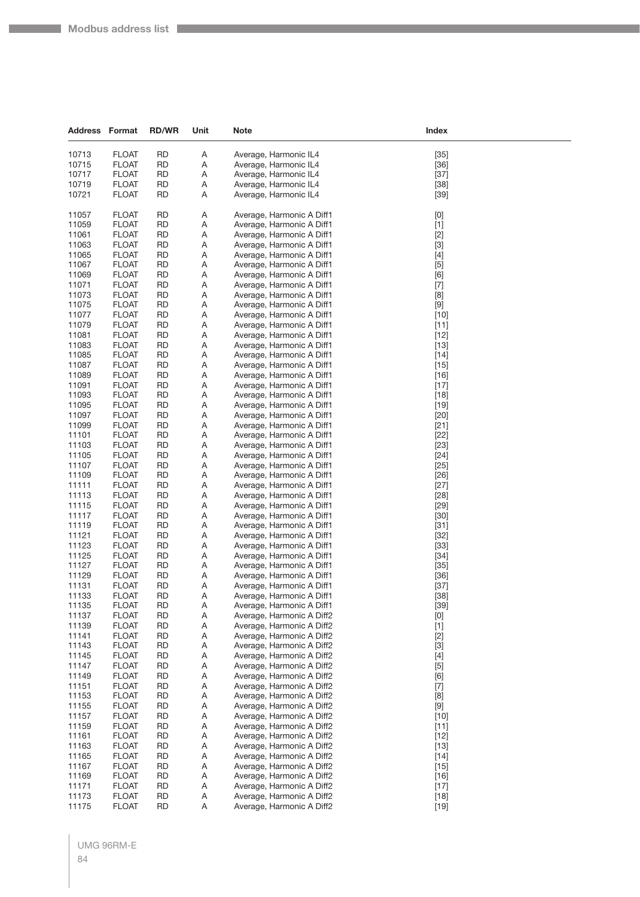| Address | Format | RD/WR | Unit | Note | Index |
|---|---|---|---|---|---|
| 10713 | FLOAT | RD | A | Average, Harmonic IL4 | [35] |
| 10715 | FLOAT | RD | A | Average, Harmonic IL4 | [36] |
| 10717 | FLOAT | RD | A | Average, Harmonic IL4 | [37] |
| 10719 | FLOAT | RD | A | Average, Harmonic IL4 | [38] |
| 10721 | FLOAT | RD | A | Average, Harmonic IL4 | [39] |
| 11057 | FLOAT | RD | A | Average, Harmonic A Diff1 | [0] |
| 11059 | FLOAT | RD | A | Average, Harmonic A Diff1 | [1] |
| 11061 | FLOAT | RD | A | Average, Harmonic A Diff1 | [2] |
| 11063 | FLOAT | RD | A | Average, Harmonic A Diff1 | [3] |
| 11065 | FLOAT | RD | A | Average, Harmonic A Diff1 | [4] |
| 11067 | FLOAT | RD | A | Average, Harmonic A Diff1 | [5] |
| 11069 | FLOAT | RD | A | Average, Harmonic A Diff1 | [6] |
| 11071 | FLOAT | RD | A | Average, Harmonic A Diff1 | [7] |
| 11073 | FLOAT | RD | A | Average, Harmonic A Diff1 | [8] |
| 11075 | FLOAT | RD | A | Average, Harmonic A Diff1 | [9] |
| 11077 | FLOAT | RD | A | Average, Harmonic A Diff1 | [10] |
| 11079 | FLOAT | RD | A | Average, Harmonic A Diff1 | [11] |
| 11081 | FLOAT | RD | A | Average, Harmonic A Diff1 | [12] |
| 11083 | FLOAT | RD | A | Average, Harmonic A Diff1 | [13] |
| 11085 | FLOAT | RD | A | Average, Harmonic A Diff1 | [14] |
| 11087 | FLOAT | RD | A | Average, Harmonic A Diff1 | [15] |
| 11089 | FLOAT | RD | A | Average, Harmonic A Diff1 | [16] |
| 11091 | FLOAT | RD | A | Average, Harmonic A Diff1 | [17] |
| 11093 | FLOAT | RD | A | Average, Harmonic A Diff1 | [18] |
| 11095 | FLOAT | RD | A | Average, Harmonic A Diff1 | [19] |
| 11097 | FLOAT | RD | A | Average, Harmonic A Diff1 | [20] |
| 11099 | FLOAT | RD | A | Average, Harmonic A Diff1 | [21] |
| 11101 | FLOAT | RD | A | Average, Harmonic A Diff1 | [22] |
| 11103 | FLOAT | RD | A | Average, Harmonic A Diff1 | [23] |
| 11105 | FLOAT | RD | A | Average, Harmonic A Diff1 | [24] |
| 11107 | FLOAT | RD | A | Average, Harmonic A Diff1 | [25] |
| 11109 | FLOAT | RD | A | Average, Harmonic A Diff1 | [26] |
| 11111 | FLOAT | RD | A | Average, Harmonic A Diff1 | [27] |
| 11113 | FLOAT | RD | A | Average, Harmonic A Diff1 | [28] |
| 11115 | FLOAT | RD | A | Average, Harmonic A Diff1 | [29] |
| 11117 | FLOAT | RD | A | Average, Harmonic A Diff1 | [30] |
| 11119 | FLOAT | RD | A | Average, Harmonic A Diff1 | [31] |
| 11121 | FLOAT | RD | A | Average, Harmonic A Diff1 | [32] |
| 11123 | FLOAT | RD | A | Average, Harmonic A Diff1 | [33] |
| 11125 | FLOAT | RD | A | Average, Harmonic A Diff1 | [34] |
| 11127 | FLOAT | RD | A | Average, Harmonic A Diff1 | [35] |
| 11129 | FLOAT | RD | A | Average, Harmonic A Diff1 | [36] |
| 11131 | FLOAT | RD | A | Average, Harmonic A Diff1 | [37] |
| 11133 | FLOAT | RD | A | Average, Harmonic A Diff1 | [38] |
| 11135 | FLOAT | RD | A | Average, Harmonic A Diff1 | [39] |
| 11137 | FLOAT | RD | A | Average, Harmonic A Diff2 | [0] |
| 11139 | FLOAT | RD | A | Average, Harmonic A Diff2 | [1] |
| 11141 | FLOAT | RD | A | Average, Harmonic A Diff2 | [2] |
| 11143 | FLOAT | RD | A | Average, Harmonic A Diff2 | [3] |
| 11145 | FLOAT | RD | A | Average, Harmonic A Diff2 | [4] |
| 11147 | FLOAT | RD | A | Average, Harmonic A Diff2 | [5] |
| 11149 | FLOAT | RD | A | Average, Harmonic A Diff2 | [6] |
| 11151 | FLOAT | RD | A | Average, Harmonic A Diff2 | [7] |
| 11153 | FLOAT | RD | A | Average, Harmonic A Diff2 | [8] |
| 11155 | FLOAT | RD | A | Average, Harmonic A Diff2 | [9] |
| 11157 | FLOAT | RD | A | Average, Harmonic A Diff2 | [10] |
| 11159 | FLOAT | RD | A | Average, Harmonic A Diff2 | [11] |
| 11161 | FLOAT | RD | A | Average, Harmonic A Diff2 | [12] |
| 11163 | FLOAT | RD | A | Average, Harmonic A Diff2 | [13] |
| 11165 | FLOAT | RD | A | Average, Harmonic A Diff2 | [14] |
| 11167 | FLOAT | RD | A | Average, Harmonic A Diff2 | [15] |
| 11169 | FLOAT | RD | A | Average, Harmonic A Diff2 | [16] |
| 11171 | FLOAT | RD | A | Average, Harmonic A Diff2 | [17] |
| 11173 | FLOAT | RD | A | Average, Harmonic A Diff2 | [18] |
| 11175 | FLOAT | RD | A | Average, Harmonic A Diff2 | [19] |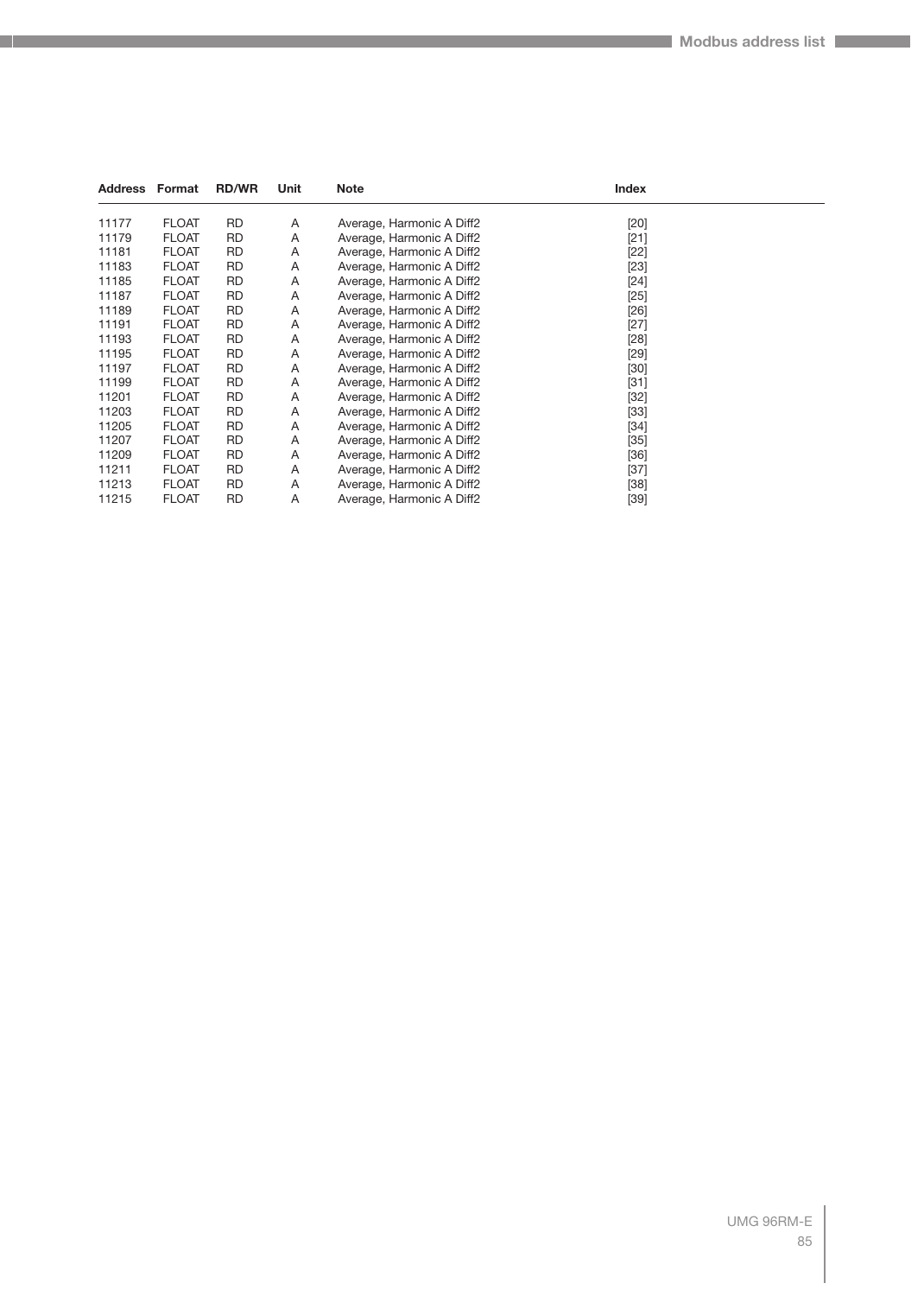| Address | Format | RD/WR | Unit | Note | Index |
|---|---|---|---|---|---|
| 11177 | FLOAT | RD | A | Average, Harmonic A Diff2 | [20] |
| 11179 | FLOAT | RD | A | Average, Harmonic A Diff2 | [21] |
| 11181 | FLOAT | RD | A | Average, Harmonic A Diff2 | [22] |
| 11183 | FLOAT | RD | A | Average, Harmonic A Diff2 | [23] |
| 11185 | FLOAT | RD | A | Average, Harmonic A Diff2 | [24] |
| 11187 | FLOAT | RD | A | Average, Harmonic A Diff2 | [25] |
| 11189 | FLOAT | RD | A | Average, Harmonic A Diff2 | [26] |
| 11191 | FLOAT | RD | A | Average, Harmonic A Diff2 | [27] |
| 11193 | FLOAT | RD | A | Average, Harmonic A Diff2 | [28] |
| 11195 | FLOAT | RD | A | Average, Harmonic A Diff2 | [29] |
| 11197 | FLOAT | RD | A | Average, Harmonic A Diff2 | [30] |
| 11199 | FLOAT | RD | A | Average, Harmonic A Diff2 | [31] |
| 11201 | FLOAT | RD | A | Average, Harmonic A Diff2 | [32] |
| 11203 | FLOAT | RD | A | Average, Harmonic A Diff2 | [33] |
| 11205 | FLOAT | RD | A | Average, Harmonic A Diff2 | [34] |
| 11207 | FLOAT | RD | A | Average, Harmonic A Diff2 | [35] |
| 11209 | FLOAT | RD | A | Average, Harmonic A Diff2 | [36] |
| 11211 | FLOAT | RD | A | Average, Harmonic A Diff2 | [37] |
| 11213 | FLOAT | RD | A | Average, Harmonic A Diff2 | [38] |
| 11215 | FLOAT | RD | A | Average, Harmonic A Diff2 | [39] |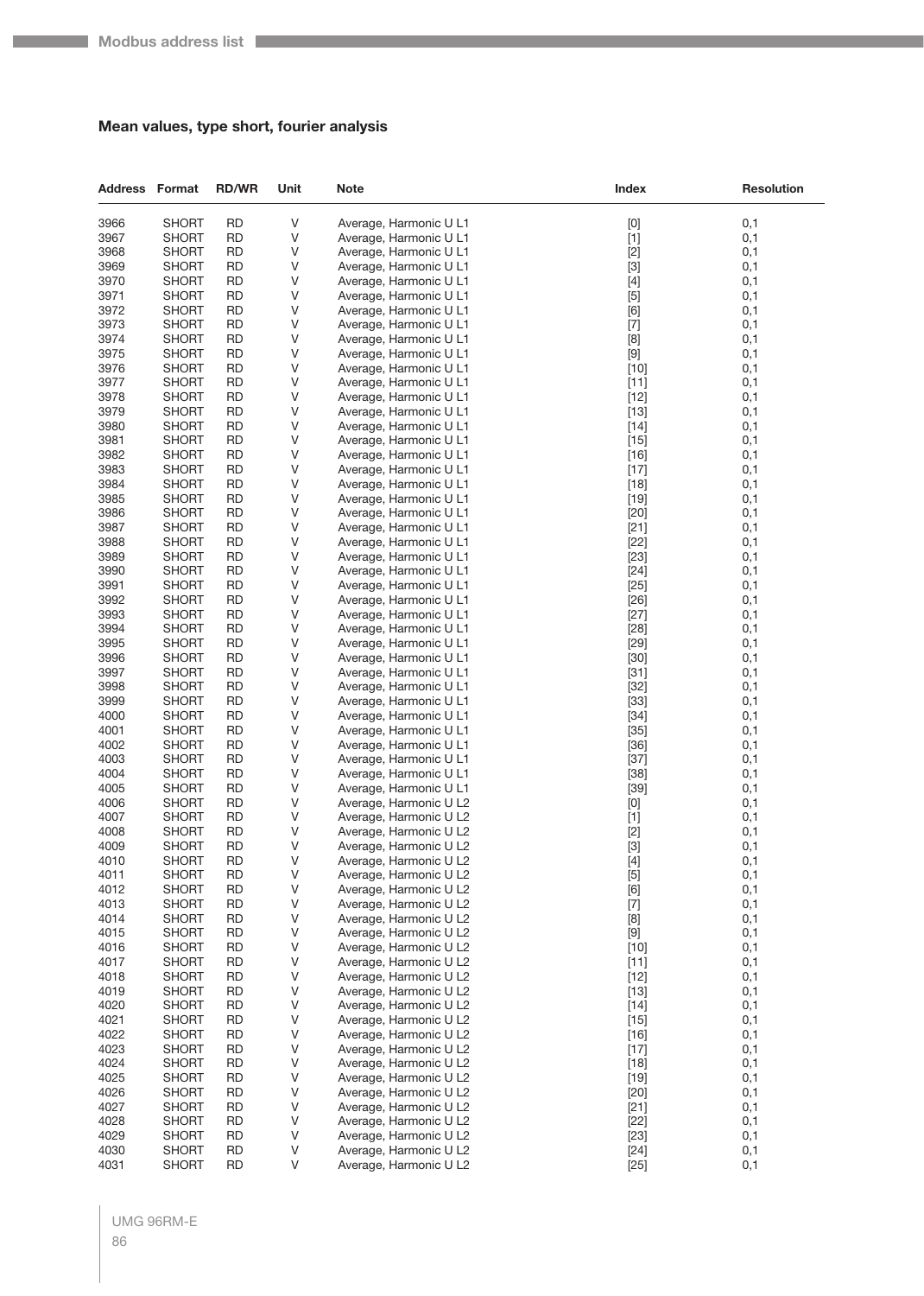## Mean values, type short, fourier analysis

| Address | Format | RD/WR | Unit | Note | Index | Resolution |
|---|---|---|---|---|---|---|
| 3966 | SHORT | RD | V | Average, Harmonic U L1 | [0] | 0,1 |
| 3967 | SHORT | RD | V | Average, Harmonic U L1 | [1] | 0,1 |
| 3968 | SHORT | RD | V | Average, Harmonic U L1 | [2] | 0,1 |
| 3969 | SHORT | RD | V | Average, Harmonic U L1 | [3] | 0,1 |
| 3970 | SHORT | RD | V | Average, Harmonic U L1 | [4] | 0,1 |
| 3971 | SHORT | RD | V | Average, Harmonic U L1 | [5] | 0,1 |
| 3972 | SHORT | RD | V | Average, Harmonic U L1 | [6] | 0,1 |
| 3973 | SHORT | RD | V | Average, Harmonic U L1 | [7] | 0,1 |
| 3974 | SHORT | RD | V | Average, Harmonic U L1 | [8] | 0,1 |
| 3975 | SHORT | RD | V | Average, Harmonic U L1 | [9] | 0,1 |
| 3976 | SHORT | RD | V | Average, Harmonic U L1 | [10] | 0,1 |
| 3977 | SHORT | RD | V | Average, Harmonic U L1 | [11] | 0,1 |
| 3978 | SHORT | RD | V | Average, Harmonic U L1 | [12] | 0,1 |
| 3979 | SHORT | RD | V | Average, Harmonic U L1 | [13] | 0,1 |
| 3980 | SHORT | RD | V | Average, Harmonic U L1 | [14] | 0,1 |
| 3981 | SHORT | RD | V | Average, Harmonic U L1 | [15] | 0,1 |
| 3982 | SHORT | RD | V | Average, Harmonic U L1 | [16] | 0,1 |
| 3983 | SHORT | RD | V | Average, Harmonic U L1 | [17] | 0,1 |
| 3984 | SHORT | RD | V | Average, Harmonic U L1 | [18] | 0,1 |
| 3985 | SHORT | RD | V | Average, Harmonic U L1 | [19] | 0,1 |
| 3986 | SHORT | RD | V | Average, Harmonic U L1 | [20] | 0,1 |
| 3987 | SHORT | RD | V | Average, Harmonic U L1 | [21] | 0,1 |
| 3988 | SHORT | RD | V | Average, Harmonic U L1 | [22] | 0,1 |
| 3989 | SHORT | RD | V | Average, Harmonic U L1 | [23] | 0,1 |
| 3990 | SHORT | RD | V | Average, Harmonic U L1 | [24] | 0,1 |
| 3991 | SHORT | RD | V | Average, Harmonic U L1 | [25] | 0,1 |
| 3992 | SHORT | RD | V | Average, Harmonic U L1 | [26] | 0,1 |
| 3993 | SHORT | RD | V | Average, Harmonic U L1 | [27] | 0,1 |
| 3994 | SHORT | RD | V | Average, Harmonic U L1 | [28] | 0,1 |
| 3995 | SHORT | RD | V | Average, Harmonic U L1 | [29] | 0,1 |
| 3996 | SHORT | RD | V | Average, Harmonic U L1 | [30] | 0,1 |
| 3997 | SHORT | RD | V | Average, Harmonic U L1 | [31] | 0,1 |
| 3998 | SHORT | RD | V | Average, Harmonic U L1 | [32] | 0,1 |
| 3999 | SHORT | RD | V | Average, Harmonic U L1 | [33] | 0,1 |
| 4000 | SHORT | RD | V | Average, Harmonic U L1 | [34] | 0,1 |
| 4001 | SHORT | RD | V | Average, Harmonic U L1 | [35] | 0,1 |
| 4002 | SHORT | RD | V | Average, Harmonic U L1 | [36] | 0,1 |
| 4003 | SHORT | RD | V | Average, Harmonic U L1 | [37] | 0,1 |
| 4004 | SHORT | RD | V | Average, Harmonic U L1 | [38] | 0,1 |
| 4005 | SHORT | RD | V | Average, Harmonic U L1 | [39] | 0,1 |
| 4006 | SHORT | RD | V | Average, Harmonic U L2 | [0] | 0,1 |
| 4007 | SHORT | RD | V | Average, Harmonic U L2 | [1] | 0,1 |
| 4008 | SHORT | RD | V | Average, Harmonic U L2 | [2] | 0,1 |
| 4009 | SHORT | RD | V | Average, Harmonic U L2 | [3] | 0,1 |
| 4010 | SHORT | RD | V | Average, Harmonic U L2 | [4] | 0,1 |
| 4011 | SHORT | RD | V | Average, Harmonic U L2 | [5] | 0,1 |
| 4012 | SHORT | RD | V | Average, Harmonic U L2 | [6] | 0,1 |
| 4013 | SHORT | RD | V | Average, Harmonic U L2 | [7] | 0,1 |
| 4014 | SHORT | RD | V | Average, Harmonic U L2 | [8] | 0,1 |
| 4015 | SHORT | RD | V | Average, Harmonic U L2 | [9] | 0,1 |
| 4016 | SHORT | RD | V | Average, Harmonic U L2 | [10] | 0,1 |
| 4017 | SHORT | RD | V | Average, Harmonic U L2 | [11] | 0,1 |
| 4018 | SHORT | RD | V | Average, Harmonic U L2 | [12] | 0,1 |
| 4019 | SHORT | RD | V | Average, Harmonic U L2 | [13] | 0,1 |
| 4020 | SHORT | RD | V | Average, Harmonic U L2 | [14] | 0,1 |
| 4021 | SHORT | RD | V | Average, Harmonic U L2 | [15] | 0,1 |
| 4022 | SHORT | RD | V | Average, Harmonic U L2 | [16] | 0,1 |
| 4023 | SHORT | RD | V | Average, Harmonic U L2 | [17] | 0,1 |
| 4024 | SHORT | RD | V | Average, Harmonic U L2 | [18] | 0,1 |
| 4025 | SHORT | RD | V | Average, Harmonic U L2 | [19] | 0,1 |
| 4026 | SHORT | RD | V | Average, Harmonic U L2 | [20] | 0,1 |
| 4027 | SHORT | RD | V | Average, Harmonic U L2 | [21] | 0,1 |
| 4028 | SHORT | RD | V | Average, Harmonic U L2 | [22] | 0,1 |
| 4029 | SHORT | RD | V | Average, Harmonic U L2 | [23] | 0,1 |
| 4030 | SHORT | RD | V | Average, Harmonic U L2 | [24] | 0,1 |
| 4031 | SHORT | RD | V | Average, Harmonic U L2 | [25] | 0,1 |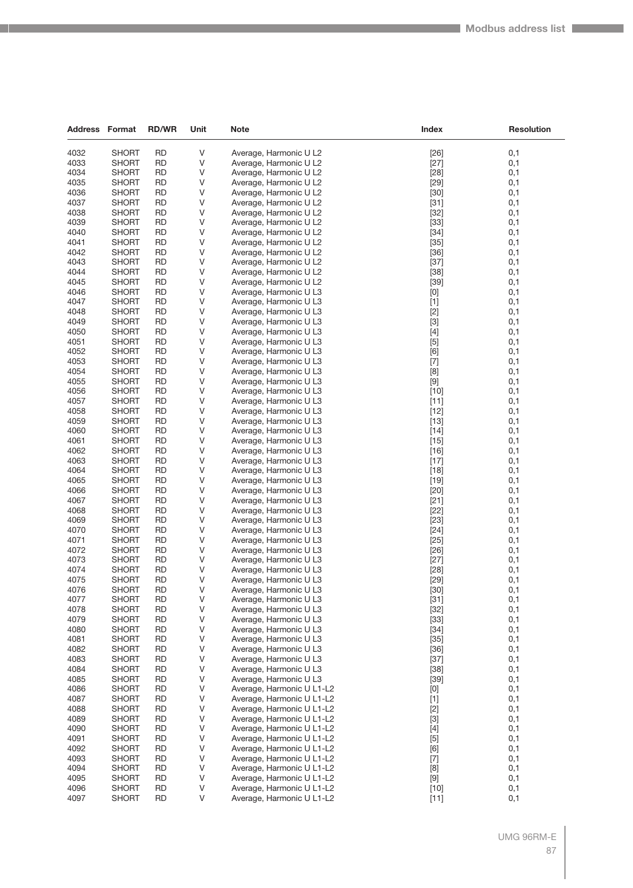| Address | Format | RD/WR | Unit | Note | Index | Resolution |
|---|---|---|---|---|---|---|
| 4032 | SHORT | RD | V | Average, Harmonic U L2 | [26] | 0,1 |
| 4033 | SHORT | RD | V | Average, Harmonic U L2 | [27] | 0,1 |
| 4034 | SHORT | RD | V | Average, Harmonic U L2 | [28] | 0,1 |
| 4035 | SHORT | RD | V | Average, Harmonic U L2 | [29] | 0,1 |
| 4036 | SHORT | RD | V | Average, Harmonic U L2 | [30] | 0,1 |
| 4037 | SHORT | RD | V | Average, Harmonic U L2 | [31] | 0,1 |
| 4038 | SHORT | RD | V | Average, Harmonic U L2 | [32] | 0,1 |
| 4039 | SHORT | RD | V | Average, Harmonic U L2 | [33] | 0,1 |
| 4040 | SHORT | RD | V | Average, Harmonic U L2 | [34] | 0,1 |
| 4041 | SHORT | RD | V | Average, Harmonic U L2 | [35] | 0,1 |
| 4042 | SHORT | RD | V | Average, Harmonic U L2 | [36] | 0,1 |
| 4043 | SHORT | RD | V | Average, Harmonic U L2 | [37] | 0,1 |
| 4044 | SHORT | RD | V | Average, Harmonic U L2 | [38] | 0,1 |
| 4045 | SHORT | RD | V | Average, Harmonic U L2 | [39] | 0,1 |
| 4046 | SHORT | RD | V | Average, Harmonic U L3 | [0] | 0,1 |
| 4047 | SHORT | RD | V | Average, Harmonic U L3 | [1] | 0,1 |
| 4048 | SHORT | RD | V | Average, Harmonic U L3 | [2] | 0,1 |
| 4049 | SHORT | RD | V | Average, Harmonic U L3 | [3] | 0,1 |
| 4050 | SHORT | RD | V | Average, Harmonic U L3 | [4] | 0,1 |
| 4051 | SHORT | RD | V | Average, Harmonic U L3 | [5] | 0,1 |
| 4052 | SHORT | RD | V | Average, Harmonic U L3 | [6] | 0,1 |
| 4053 | SHORT | RD | V | Average, Harmonic U L3 | [7] | 0,1 |
| 4054 | SHORT | RD | V | Average, Harmonic U L3 | [8] | 0,1 |
| 4055 | SHORT | RD | V | Average, Harmonic U L3 | [9] | 0,1 |
| 4056 | SHORT | RD | V | Average, Harmonic U L3 | [10] | 0,1 |
| 4057 | SHORT | RD | V | Average, Harmonic U L3 | [11] | 0,1 |
| 4058 | SHORT | RD | V | Average, Harmonic U L3 | [12] | 0,1 |
| 4059 | SHORT | RD | V | Average, Harmonic U L3 | [13] | 0,1 |
| 4060 | SHORT | RD | V | Average, Harmonic U L3 | [14] | 0,1 |
| 4061 | SHORT | RD | V | Average, Harmonic U L3 | [15] | 0,1 |
| 4062 | SHORT | RD | V | Average, Harmonic U L3 | [16] | 0,1 |
| 4063 | SHORT | RD | V | Average, Harmonic U L3 | [17] | 0,1 |
| 4064 | SHORT | RD | V | Average, Harmonic U L3 | [18] | 0,1 |
| 4065 | SHORT | RD | V | Average, Harmonic U L3 | [19] | 0,1 |
| 4066 | SHORT | RD | V | Average, Harmonic U L3 | [20] | 0,1 |
| 4067 | SHORT | RD | V | Average, Harmonic U L3 | [21] | 0,1 |
| 4068 | SHORT | RD | V | Average, Harmonic U L3 | [22] | 0,1 |
| 4069 | SHORT | RD | V | Average, Harmonic U L3 | [23] | 0,1 |
| 4070 | SHORT | RD | V | Average, Harmonic U L3 | [24] | 0,1 |
| 4071 | SHORT | RD | V | Average, Harmonic U L3 | [25] | 0,1 |
| 4072 | SHORT | RD | V | Average, Harmonic U L3 | [26] | 0,1 |
| 4073 | SHORT | RD | V | Average, Harmonic U L3 | [27] | 0,1 |
| 4074 | SHORT | RD | V | Average, Harmonic U L3 | [28] | 0,1 |
| 4075 | SHORT | RD | V | Average, Harmonic U L3 | [29] | 0,1 |
| 4076 | SHORT | RD | V | Average, Harmonic U L3 | [30] | 0,1 |
| 4077 | SHORT | RD | V | Average, Harmonic U L3 | [31] | 0,1 |
| 4078 | SHORT | RD | V | Average, Harmonic U L3 | [32] | 0,1 |
| 4079 | SHORT | RD | V | Average, Harmonic U L3 | [33] | 0,1 |
| 4080 | SHORT | RD | V | Average, Harmonic U L3 | [34] | 0,1 |
| 4081 | SHORT | RD | V | Average, Harmonic U L3 | [35] | 0,1 |
| 4082 | SHORT | RD | V | Average, Harmonic U L3 | [36] | 0,1 |
| 4083 | SHORT | RD | V | Average, Harmonic U L3 | [37] | 0,1 |
| 4084 | SHORT | RD | V | Average, Harmonic U L3 | [38] | 0,1 |
| 4085 | SHORT | RD | V | Average, Harmonic U L3 | [39] | 0,1 |
| 4086 | SHORT | RD | V | Average, Harmonic U L1-L2 | [0] | 0,1 |
| 4087 | SHORT | RD | V | Average, Harmonic U L1-L2 | [1] | 0,1 |
| 4088 | SHORT | RD | V | Average, Harmonic U L1-L2 | [2] | 0,1 |
| 4089 | SHORT | RD | V | Average, Harmonic U L1-L2 | [3] | 0,1 |
| 4090 | SHORT | RD | V | Average, Harmonic U L1-L2 | [4] | 0,1 |
| 4091 | SHORT | RD | V | Average, Harmonic U L1-L2 | [5] | 0,1 |
| 4092 | SHORT | RD | V | Average, Harmonic U L1-L2 | [6] | 0,1 |
| 4093 | SHORT | RD | V | Average, Harmonic U L1-L2 | [7] | 0,1 |
| 4094 | SHORT | RD | V | Average, Harmonic U L1-L2 | [8] | 0,1 |
| 4095 | SHORT | RD | V | Average, Harmonic U L1-L2 | [9] | 0,1 |
| 4096 | SHORT | RD | V | Average, Harmonic U L1-L2 | [10] | 0,1 |
| 4097 | SHORT | RD | V | Average, Harmonic U L1-L2 | [11] | 0,1 |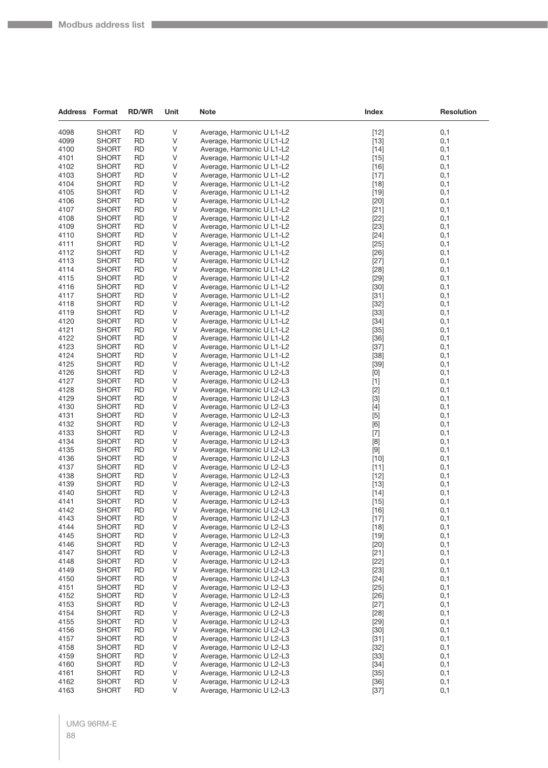| Address | Format | RD/WR | Unit | Note | Index | Resolution |
|---|---|---|---|---|---|---|
| 4098 | SHORT | RD | V | Average, Harmonic U L1-L2 | [12] | 0,1 |
| 4099 | SHORT | RD | V | Average, Harmonic U L1-L2 | [13] | 0,1 |
| 4100 | SHORT | RD | V | Average, Harmonic U L1-L2 | [14] | 0,1 |
| 4101 | SHORT | RD | V | Average, Harmonic U L1-L2 | [15] | 0,1 |
| 4102 | SHORT | RD | V | Average, Harmonic U L1-L2 | [16] | 0,1 |
| 4103 | SHORT | RD | V | Average, Harmonic U L1-L2 | [17] | 0,1 |
| 4104 | SHORT | RD | V | Average, Harmonic U L1-L2 | [18] | 0,1 |
| 4105 | SHORT | RD | V | Average, Harmonic U L1-L2 | [19] | 0,1 |
| 4106 | SHORT | RD | V | Average, Harmonic U L1-L2 | [20] | 0,1 |
| 4107 | SHORT | RD | V | Average, Harmonic U L1-L2 | [21] | 0,1 |
| 4108 | SHORT | RD | V | Average, Harmonic U L1-L2 | [22] | 0,1 |
| 4109 | SHORT | RD | V | Average, Harmonic U L1-L2 | [23] | 0,1 |
| 4110 | SHORT | RD | V | Average, Harmonic U L1-L2 | [24] | 0,1 |
| 4111 | SHORT | RD | V | Average, Harmonic U L1-L2 | [25] | 0,1 |
| 4112 | SHORT | RD | V | Average, Harmonic U L1-L2 | [26] | 0,1 |
| 4113 | SHORT | RD | V | Average, Harmonic U L1-L2 | [27] | 0,1 |
| 4114 | SHORT | RD | V | Average, Harmonic U L1-L2 | [28] | 0,1 |
| 4115 | SHORT | RD | V | Average, Harmonic U L1-L2 | [29] | 0,1 |
| 4116 | SHORT | RD | V | Average, Harmonic U L1-L2 | [30] | 0,1 |
| 4117 | SHORT | RD | V | Average, Harmonic U L1-L2 | [31] | 0,1 |
| 4118 | SHORT | RD | V | Average, Harmonic U L1-L2 | [32] | 0,1 |
| 4119 | SHORT | RD | V | Average, Harmonic U L1-L2 | [33] | 0,1 |
| 4120 | SHORT | RD | V | Average, Harmonic U L1-L2 | [34] | 0,1 |
| 4121 | SHORT | RD | V | Average, Harmonic U L1-L2 | [35] | 0,1 |
| 4122 | SHORT | RD | V | Average, Harmonic U L1-L2 | [36] | 0,1 |
| 4123 | SHORT | RD | V | Average, Harmonic U L1-L2 | [37] | 0,1 |
| 4124 | SHORT | RD | V | Average, Harmonic U L1-L2 | [38] | 0,1 |
| 4125 | SHORT | RD | V | Average, Harmonic U L1-L2 | [39] | 0,1 |
| 4126 | SHORT | RD | V | Average, Harmonic U L2-L3 | [0] | 0,1 |
| 4127 | SHORT | RD | V | Average, Harmonic U L2-L3 | [1] | 0,1 |
| 4128 | SHORT | RD | V | Average, Harmonic U L2-L3 | [2] | 0,1 |
| 4129 | SHORT | RD | V | Average, Harmonic U L2-L3 | [3] | 0,1 |
| 4130 | SHORT | RD | V | Average, Harmonic U L2-L3 | [4] | 0,1 |
| 4131 | SHORT | RD | V | Average, Harmonic U L2-L3 | [5] | 0,1 |
| 4132 | SHORT | RD | V | Average, Harmonic U L2-L3 | [6] | 0,1 |
| 4133 | SHORT | RD | V | Average, Harmonic U L2-L3 | [7] | 0,1 |
| 4134 | SHORT | RD | V | Average, Harmonic U L2-L3 | [8] | 0,1 |
| 4135 | SHORT | RD | V | Average, Harmonic U L2-L3 | [9] | 0,1 |
| 4136 | SHORT | RD | V | Average, Harmonic U L2-L3 | [10] | 0,1 |
| 4137 | SHORT | RD | V | Average, Harmonic U L2-L3 | [11] | 0,1 |
| 4138 | SHORT | RD | V | Average, Harmonic U L2-L3 | [12] | 0,1 |
| 4139 | SHORT | RD | V | Average, Harmonic U L2-L3 | [13] | 0,1 |
| 4140 | SHORT | RD | V | Average, Harmonic U L2-L3 | [14] | 0,1 |
| 4141 | SHORT | RD | V | Average, Harmonic U L2-L3 | [15] | 0,1 |
| 4142 | SHORT | RD | V | Average, Harmonic U L2-L3 | [16] | 0,1 |
| 4143 | SHORT | RD | V | Average, Harmonic U L2-L3 | [17] | 0,1 |
| 4144 | SHORT | RD | V | Average, Harmonic U L2-L3 | [18] | 0,1 |
| 4145 | SHORT | RD | V | Average, Harmonic U L2-L3 | [19] | 0,1 |
| 4146 | SHORT | RD | V | Average, Harmonic U L2-L3 | [20] | 0,1 |
| 4147 | SHORT | RD | V | Average, Harmonic U L2-L3 | [21] | 0,1 |
| 4148 | SHORT | RD | V | Average, Harmonic U L2-L3 | [22] | 0,1 |
| 4149 | SHORT | RD | V | Average, Harmonic U L2-L3 | [23] | 0,1 |
| 4150 | SHORT | RD | V | Average, Harmonic U L2-L3 | [24] | 0,1 |
| 4151 | SHORT | RD | V | Average, Harmonic U L2-L3 | [25] | 0,1 |
| 4152 | SHORT | RD | V | Average, Harmonic U L2-L3 | [26] | 0,1 |
| 4153 | SHORT | RD | V | Average, Harmonic U L2-L3 | [27] | 0,1 |
| 4154 | SHORT | RD | V | Average, Harmonic U L2-L3 | [28] | 0,1 |
| 4155 | SHORT | RD | V | Average, Harmonic U L2-L3 | [29] | 0,1 |
| 4156 | SHORT | RD | V | Average, Harmonic U L2-L3 | [30] | 0,1 |
| 4157 | SHORT | RD | V | Average, Harmonic U L2-L3 | [31] | 0,1 |
| 4158 | SHORT | RD | V | Average, Harmonic U L2-L3 | [32] | 0,1 |
| 4159 | SHORT | RD | V | Average, Harmonic U L2-L3 | [33] | 0,1 |
| 4160 | SHORT | RD | V | Average, Harmonic U L2-L3 | [34] | 0,1 |
| 4161 | SHORT | RD | V | Average, Harmonic U L2-L3 | [35] | 0,1 |
| 4162 | SHORT | RD | V | Average, Harmonic U L2-L3 | [36] | 0,1 |
| 4163 | SHORT | RD | V | Average, Harmonic U L2-L3 | [37] | 0,1 |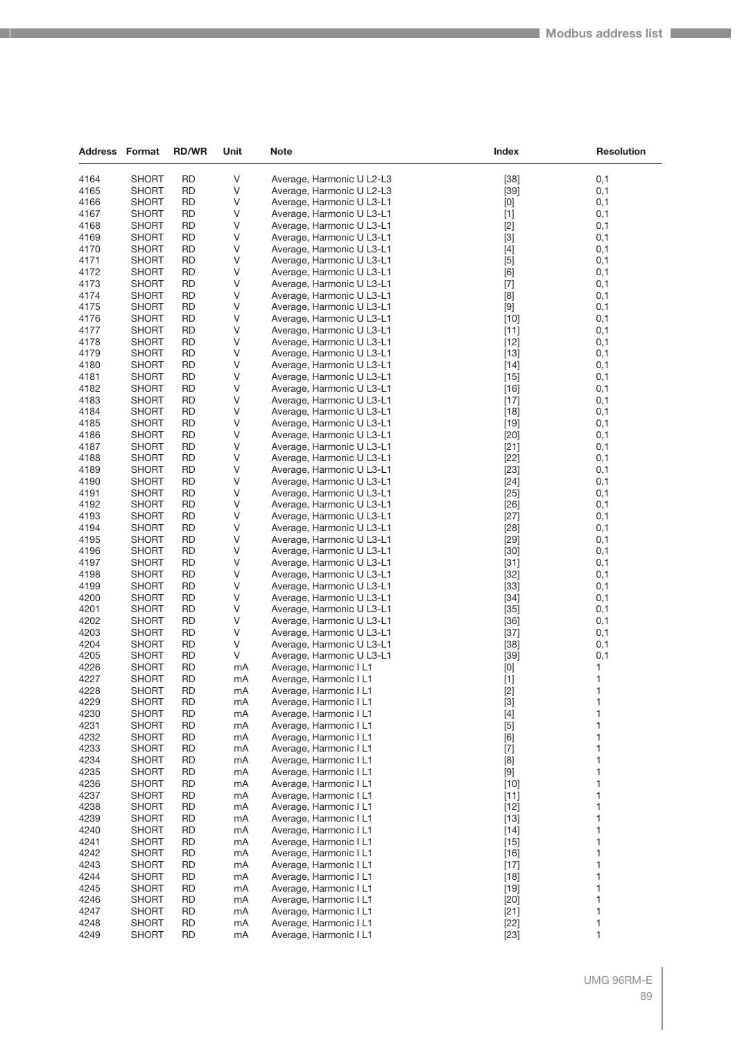| Address | Format | RD/WR | Unit | Note | Index | Resolution |
|---|---|---|---|---|---|---|
| 4164 | SHORT | RD | V | Average, Harmonic U L2-L3 | [38] | 0,1 |
| 4165 | SHORT | RD | V | Average, Harmonic U L2-L3 | [39] | 0,1 |
| 4166 | SHORT | RD | V | Average, Harmonic U L3-L1 | [0] | 0,1 |
| 4167 | SHORT | RD | V | Average, Harmonic U L3-L1 | [1] | 0,1 |
| 4168 | SHORT | RD | V | Average, Harmonic U L3-L1 | [2] | 0,1 |
| 4169 | SHORT | RD | V | Average, Harmonic U L3-L1 | [3] | 0,1 |
| 4170 | SHORT | RD | V | Average, Harmonic U L3-L1 | [4] | 0,1 |
| 4171 | SHORT | RD | V | Average, Harmonic U L3-L1 | [5] | 0,1 |
| 4172 | SHORT | RD | V | Average, Harmonic U L3-L1 | [6] | 0,1 |
| 4173 | SHORT | RD | V | Average, Harmonic U L3-L1 | [7] | 0,1 |
| 4174 | SHORT | RD | V | Average, Harmonic U L3-L1 | [8] | 0,1 |
| 4175 | SHORT | RD | V | Average, Harmonic U L3-L1 | [9] | 0,1 |
| 4176 | SHORT | RD | V | Average, Harmonic U L3-L1 | [10] | 0,1 |
| 4177 | SHORT | RD | V | Average, Harmonic U L3-L1 | [11] | 0,1 |
| 4178 | SHORT | RD | V | Average, Harmonic U L3-L1 | [12] | 0,1 |
| 4179 | SHORT | RD | V | Average, Harmonic U L3-L1 | [13] | 0,1 |
| 4180 | SHORT | RD | V | Average, Harmonic U L3-L1 | [14] | 0,1 |
| 4181 | SHORT | RD | V | Average, Harmonic U L3-L1 | [15] | 0,1 |
| 4182 | SHORT | RD | V | Average, Harmonic U L3-L1 | [16] | 0,1 |
| 4183 | SHORT | RD | V | Average, Harmonic U L3-L1 | [17] | 0,1 |
| 4184 | SHORT | RD | V | Average, Harmonic U L3-L1 | [18] | 0,1 |
| 4185 | SHORT | RD | V | Average, Harmonic U L3-L1 | [19] | 0,1 |
| 4186 | SHORT | RD | V | Average, Harmonic U L3-L1 | [20] | 0,1 |
| 4187 | SHORT | RD | V | Average, Harmonic U L3-L1 | [21] | 0,1 |
| 4188 | SHORT | RD | V | Average, Harmonic U L3-L1 | [22] | 0,1 |
| 4189 | SHORT | RD | V | Average, Harmonic U L3-L1 | [23] | 0,1 |
| 4190 | SHORT | RD | V | Average, Harmonic U L3-L1 | [24] | 0,1 |
| 4191 | SHORT | RD | V | Average, Harmonic U L3-L1 | [25] | 0,1 |
| 4192 | SHORT | RD | V | Average, Harmonic U L3-L1 | [26] | 0,1 |
| 4193 | SHORT | RD | V | Average, Harmonic U L3-L1 | [27] | 0,1 |
| 4194 | SHORT | RD | V | Average, Harmonic U L3-L1 | [28] | 0,1 |
| 4195 | SHORT | RD | V | Average, Harmonic U L3-L1 | [29] | 0,1 |
| 4196 | SHORT | RD | V | Average, Harmonic U L3-L1 | [30] | 0,1 |
| 4197 | SHORT | RD | V | Average, Harmonic U L3-L1 | [31] | 0,1 |
| 4198 | SHORT | RD | V | Average, Harmonic U L3-L1 | [32] | 0,1 |
| 4199 | SHORT | RD | V | Average, Harmonic U L3-L1 | [33] | 0,1 |
| 4200 | SHORT | RD | V | Average, Harmonic U L3-L1 | [34] | 0,1 |
| 4201 | SHORT | RD | V | Average, Harmonic U L3-L1 | [35] | 0,1 |
| 4202 | SHORT | RD | V | Average, Harmonic U L3-L1 | [36] | 0,1 |
| 4203 | SHORT | RD | V | Average, Harmonic U L3-L1 | [37] | 0,1 |
| 4204 | SHORT | RD | V | Average, Harmonic U L3-L1 | [38] | 0,1 |
| 4205 | SHORT | RD | V | Average, Harmonic U L3-L1 | [39] | 0,1 |
| 4226 | SHORT | RD | mA | Average, Harmonic I L1 | [0] | 1 |
| 4227 | SHORT | RD | mA | Average, Harmonic I L1 | [1] | 1 |
| 4228 | SHORT | RD | mA | Average, Harmonic I L1 | [2] | 1 |
| 4229 | SHORT | RD | mA | Average, Harmonic I L1 | [3] | 1 |
| 4230 | SHORT | RD | mA | Average, Harmonic I L1 | [4] | 1 |
| 4231 | SHORT | RD | mA | Average, Harmonic I L1 | [5] | 1 |
| 4232 | SHORT | RD | mA | Average, Harmonic I L1 | [6] | 1 |
| 4233 | SHORT | RD | mA | Average, Harmonic I L1 | [7] | 1 |
| 4234 | SHORT | RD | mA | Average, Harmonic I L1 | [8] | 1 |
| 4235 | SHORT | RD | mA | Average, Harmonic I L1 | [9] | 1 |
| 4236 | SHORT | RD | mA | Average, Harmonic I L1 | [10] | 1 |
| 4237 | SHORT | RD | mA | Average, Harmonic I L1 | [11] | 1 |
| 4238 | SHORT | RD | mA | Average, Harmonic I L1 | [12] | 1 |
| 4239 | SHORT | RD | mA | Average, Harmonic I L1 | [13] | 1 |
| 4240 | SHORT | RD | mA | Average, Harmonic I L1 | [14] | 1 |
| 4241 | SHORT | RD | mA | Average, Harmonic I L1 | [15] | 1 |
| 4242 | SHORT | RD | mA | Average, Harmonic I L1 | [16] | 1 |
| 4243 | SHORT | RD | mA | Average, Harmonic I L1 | [17] | 1 |
| 4244 | SHORT | RD | mA | Average, Harmonic I L1 | [18] | 1 |
| 4245 | SHORT | RD | mA | Average, Harmonic I L1 | [19] | 1 |
| 4246 | SHORT | RD | mA | Average, Harmonic I L1 | [20] | 1 |
| 4247 | SHORT | RD | mA | Average, Harmonic I L1 | [21] | 1 |
| 4248 | SHORT | RD | mA | Average, Harmonic I L1 | [22] | 1 |
| 4249 | SHORT | RD | mA | Average, Harmonic I L1 | [23] | 1 |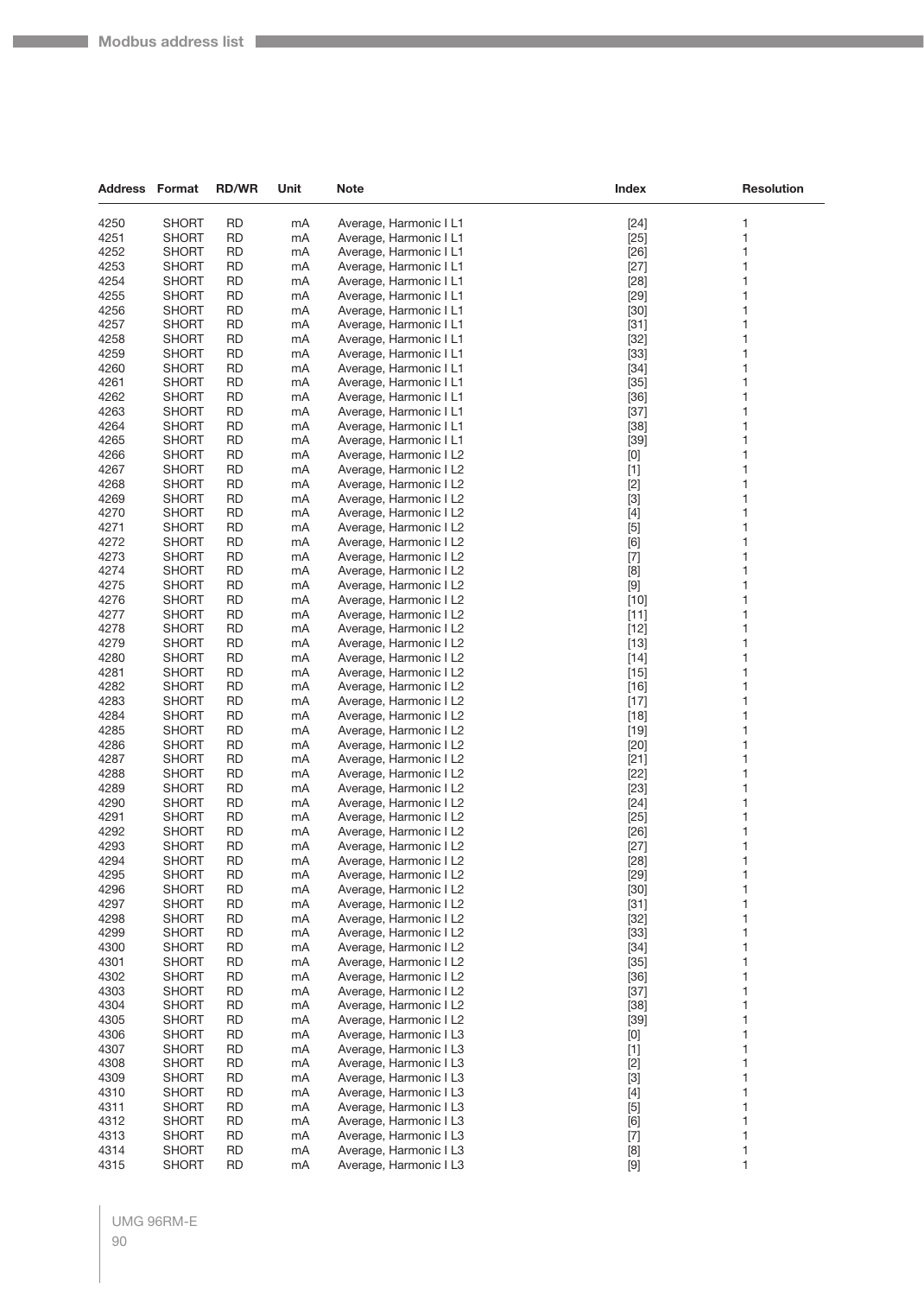| Address | Format | RD/WR | Unit | Note | Index | Resolution |
|---|---|---|---|---|---|---|
| 4250 | SHORT | RD | mA | Average, Harmonic I L1 | [24] | 1 |
| 4251 | SHORT | RD | mA | Average, Harmonic I L1 | [25] | 1 |
| 4252 | SHORT | RD | mA | Average, Harmonic I L1 | [26] | 1 |
| 4253 | SHORT | RD | mA | Average, Harmonic I L1 | [27] | 1 |
| 4254 | SHORT | RD | mA | Average, Harmonic I L1 | [28] | 1 |
| 4255 | SHORT | RD | mA | Average, Harmonic I L1 | [29] | 1 |
| 4256 | SHORT | RD | mA | Average, Harmonic I L1 | [30] | 1 |
| 4257 | SHORT | RD | mA | Average, Harmonic I L1 | [31] | 1 |
| 4258 | SHORT | RD | mA | Average, Harmonic I L1 | [32] | 1 |
| 4259 | SHORT | RD | mA | Average, Harmonic I L1 | [33] | 1 |
| 4260 | SHORT | RD | mA | Average, Harmonic I L1 | [34] | 1 |
| 4261 | SHORT | RD | mA | Average, Harmonic I L1 | [35] | 1 |
| 4262 | SHORT | RD | mA | Average, Harmonic I L1 | [36] | 1 |
| 4263 | SHORT | RD | mA | Average, Harmonic I L1 | [37] | 1 |
| 4264 | SHORT | RD | mA | Average, Harmonic I L1 | [38] | 1 |
| 4265 | SHORT | RD | mA | Average, Harmonic I L1 | [39] | 1 |
| 4266 | SHORT | RD | mA | Average, Harmonic I L2 | [0] | 1 |
| 4267 | SHORT | RD | mA | Average, Harmonic I L2 | [1] | 1 |
| 4268 | SHORT | RD | mA | Average, Harmonic I L2 | [2] | 1 |
| 4269 | SHORT | RD | mA | Average, Harmonic I L2 | [3] | 1 |
| 4270 | SHORT | RD | mA | Average, Harmonic I L2 | [4] | 1 |
| 4271 | SHORT | RD | mA | Average, Harmonic I L2 | [5] | 1 |
| 4272 | SHORT | RD | mA | Average, Harmonic I L2 | [6] | 1 |
| 4273 | SHORT | RD | mA | Average, Harmonic I L2 | [7] | 1 |
| 4274 | SHORT | RD | mA | Average, Harmonic I L2 | [8] | 1 |
| 4275 | SHORT | RD | mA | Average, Harmonic I L2 | [9] | 1 |
| 4276 | SHORT | RD | mA | Average, Harmonic I L2 | [10] | 1 |
| 4277 | SHORT | RD | mA | Average, Harmonic I L2 | [11] | 1 |
| 4278 | SHORT | RD | mA | Average, Harmonic I L2 | [12] | 1 |
| 4279 | SHORT | RD | mA | Average, Harmonic I L2 | [13] | 1 |
| 4280 | SHORT | RD | mA | Average, Harmonic I L2 | [14] | 1 |
| 4281 | SHORT | RD | mA | Average, Harmonic I L2 | [15] | 1 |
| 4282 | SHORT | RD | mA | Average, Harmonic I L2 | [16] | 1 |
| 4283 | SHORT | RD | mA | Average, Harmonic I L2 | [17] | 1 |
| 4284 | SHORT | RD | mA | Average, Harmonic I L2 | [18] | 1 |
| 4285 | SHORT | RD | mA | Average, Harmonic I L2 | [19] | 1 |
| 4286 | SHORT | RD | mA | Average, Harmonic I L2 | [20] | 1 |
| 4287 | SHORT | RD | mA | Average, Harmonic I L2 | [21] | 1 |
| 4288 | SHORT | RD | mA | Average, Harmonic I L2 | [22] | 1 |
| 4289 | SHORT | RD | mA | Average, Harmonic I L2 | [23] | 1 |
| 4290 | SHORT | RD | mA | Average, Harmonic I L2 | [24] | 1 |
| 4291 | SHORT | RD | mA | Average, Harmonic I L2 | [25] | 1 |
| 4292 | SHORT | RD | mA | Average, Harmonic I L2 | [26] | 1 |
| 4293 | SHORT | RD | mA | Average, Harmonic I L2 | [27] | 1 |
| 4294 | SHORT | RD | mA | Average, Harmonic I L2 | [28] | 1 |
| 4295 | SHORT | RD | mA | Average, Harmonic I L2 | [29] | 1 |
| 4296 | SHORT | RD | mA | Average, Harmonic I L2 | [30] | 1 |
| 4297 | SHORT | RD | mA | Average, Harmonic I L2 | [31] | 1 |
| 4298 | SHORT | RD | mA | Average, Harmonic I L2 | [32] | 1 |
| 4299 | SHORT | RD | mA | Average, Harmonic I L2 | [33] | 1 |
| 4300 | SHORT | RD | mA | Average, Harmonic I L2 | [34] | 1 |
| 4301 | SHORT | RD | mA | Average, Harmonic I L2 | [35] | 1 |
| 4302 | SHORT | RD | mA | Average, Harmonic I L2 | [36] | 1 |
| 4303 | SHORT | RD | mA | Average, Harmonic I L2 | [37] | 1 |
| 4304 | SHORT | RD | mA | Average, Harmonic I L2 | [38] | 1 |
| 4305 | SHORT | RD | mA | Average, Harmonic I L2 | [39] | 1 |
| 4306 | SHORT | RD | mA | Average, Harmonic I L3 | [0] | 1 |
| 4307 | SHORT | RD | mA | Average, Harmonic I L3 | [1] | 1 |
| 4308 | SHORT | RD | mA | Average, Harmonic I L3 | [2] | 1 |
| 4309 | SHORT | RD | mA | Average, Harmonic I L3 | [3] | 1 |
| 4310 | SHORT | RD | mA | Average, Harmonic I L3 | [4] | 1 |
| 4311 | SHORT | RD | mA | Average, Harmonic I L3 | [5] | 1 |
| 4312 | SHORT | RD | mA | Average, Harmonic I L3 | [6] | 1 |
| 4313 | SHORT | RD | mA | Average, Harmonic I L3 | [7] | 1 |
| 4314 | SHORT | RD | mA | Average, Harmonic I L3 | [8] | 1 |
| 4315 | SHORT | RD | mA | Average, Harmonic I L3 | [9] | 1 |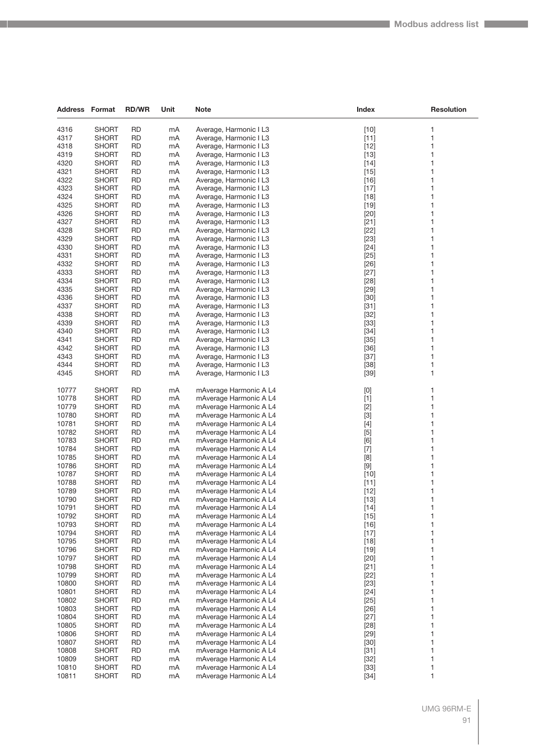| Address | Format | RD/WR | Unit | Note | Index | Resolution |
|---|---|---|---|---|---|---|
| 4316 | SHORT | RD | mA | Average, Harmonic I L3 | [10] | 1 |
| 4317 | SHORT | RD | mA | Average, Harmonic I L3 | [11] | 1 |
| 4318 | SHORT | RD | mA | Average, Harmonic I L3 | [12] | 1 |
| 4319 | SHORT | RD | mA | Average, Harmonic I L3 | [13] | 1 |
| 4320 | SHORT | RD | mA | Average, Harmonic I L3 | [14] | 1 |
| 4321 | SHORT | RD | mA | Average, Harmonic I L3 | [15] | 1 |
| 4322 | SHORT | RD | mA | Average, Harmonic I L3 | [16] | 1 |
| 4323 | SHORT | RD | mA | Average, Harmonic I L3 | [17] | 1 |
| 4324 | SHORT | RD | mA | Average, Harmonic I L3 | [18] | 1 |
| 4325 | SHORT | RD | mA | Average, Harmonic I L3 | [19] | 1 |
| 4326 | SHORT | RD | mA | Average, Harmonic I L3 | [20] | 1 |
| 4327 | SHORT | RD | mA | Average, Harmonic I L3 | [21] | 1 |
| 4328 | SHORT | RD | mA | Average, Harmonic I L3 | [22] | 1 |
| 4329 | SHORT | RD | mA | Average, Harmonic I L3 | [23] | 1 |
| 4330 | SHORT | RD | mA | Average, Harmonic I L3 | [24] | 1 |
| 4331 | SHORT | RD | mA | Average, Harmonic I L3 | [25] | 1 |
| 4332 | SHORT | RD | mA | Average, Harmonic I L3 | [26] | 1 |
| 4333 | SHORT | RD | mA | Average, Harmonic I L3 | [27] | 1 |
| 4334 | SHORT | RD | mA | Average, Harmonic I L3 | [28] | 1 |
| 4335 | SHORT | RD | mA | Average, Harmonic I L3 | [29] | 1 |
| 4336 | SHORT | RD | mA | Average, Harmonic I L3 | [30] | 1 |
| 4337 | SHORT | RD | mA | Average, Harmonic I L3 | [31] | 1 |
| 4338 | SHORT | RD | mA | Average, Harmonic I L3 | [32] | 1 |
| 4339 | SHORT | RD | mA | Average, Harmonic I L3 | [33] | 1 |
| 4340 | SHORT | RD | mA | Average, Harmonic I L3 | [34] | 1 |
| 4341 | SHORT | RD | mA | Average, Harmonic I L3 | [35] | 1 |
| 4342 | SHORT | RD | mA | Average, Harmonic I L3 | [36] | 1 |
| 4343 | SHORT | RD | mA | Average, Harmonic I L3 | [37] | 1 |
| 4344 | SHORT | RD | mA | Average, Harmonic I L3 | [38] | 1 |
| 4345 | SHORT | RD | mA | Average, Harmonic I L3 | [39] | 1 |
| 10777 | SHORT | RD | mA | mAverage Harmonic A L4 | [0] | 1 |
| 10778 | SHORT | RD | mA | mAverage Harmonic A L4 | [1] | 1 |
| 10779 | SHORT | RD | mA | mAverage Harmonic A L4 | [2] | 1 |
| 10780 | SHORT | RD | mA | mAverage Harmonic A L4 | [3] | 1 |
| 10781 | SHORT | RD | mA | mAverage Harmonic A L4 | [4] | 1 |
| 10782 | SHORT | RD | mA | mAverage Harmonic A L4 | [5] | 1 |
| 10783 | SHORT | RD | mA | mAverage Harmonic A L4 | [6] | 1 |
| 10784 | SHORT | RD | mA | mAverage Harmonic A L4 | [7] | 1 |
| 10785 | SHORT | RD | mA | mAverage Harmonic A L4 | [8] | 1 |
| 10786 | SHORT | RD | mA | mAverage Harmonic A L4 | [9] | 1 |
| 10787 | SHORT | RD | mA | mAverage Harmonic A L4 | [10] | 1 |
| 10788 | SHORT | RD | mA | mAverage Harmonic A L4 | [11] | 1 |
| 10789 | SHORT | RD | mA | mAverage Harmonic A L4 | [12] | 1 |
| 10790 | SHORT | RD | mA | mAverage Harmonic A L4 | [13] | 1 |
| 10791 | SHORT | RD | mA | mAverage Harmonic A L4 | [14] | 1 |
| 10792 | SHORT | RD | mA | mAverage Harmonic A L4 | [15] | 1 |
| 10793 | SHORT | RD | mA | mAverage Harmonic A L4 | [16] | 1 |
| 10794 | SHORT | RD | mA | mAverage Harmonic A L4 | [17] | 1 |
| 10795 | SHORT | RD | mA | mAverage Harmonic A L4 | [18] | 1 |
| 10796 | SHORT | RD | mA | mAverage Harmonic A L4 | [19] | 1 |
| 10797 | SHORT | RD | mA | mAverage Harmonic A L4 | [20] | 1 |
| 10798 | SHORT | RD | mA | mAverage Harmonic A L4 | [21] | 1 |
| 10799 | SHORT | RD | mA | mAverage Harmonic A L4 | [22] | 1 |
| 10800 | SHORT | RD | mA | mAverage Harmonic A L4 | [23] | 1 |
| 10801 | SHORT | RD | mA | mAverage Harmonic A L4 | [24] | 1 |
| 10802 | SHORT | RD | mA | mAverage Harmonic A L4 | [25] | 1 |
| 10803 | SHORT | RD | mA | mAverage Harmonic A L4 | [26] | 1 |
| 10804 | SHORT | RD | mA | mAverage Harmonic A L4 | [27] | 1 |
| 10805 | SHORT | RD | mA | mAverage Harmonic A L4 | [28] | 1 |
| 10806 | SHORT | RD | mA | mAverage Harmonic A L4 | [29] | 1 |
| 10807 | SHORT | RD | mA | mAverage Harmonic A L4 | [30] | 1 |
| 10808 | SHORT | RD | mA | mAverage Harmonic A L4 | [31] | 1 |
| 10809 | SHORT | RD | mA | mAverage Harmonic A L4 | [32] | 1 |
| 10810 | SHORT | RD | mA | mAverage Harmonic A L4 | [33] | 1 |
| 10811 | SHORT | RD | mA | mAverage Harmonic A L4 | [34] | 1 |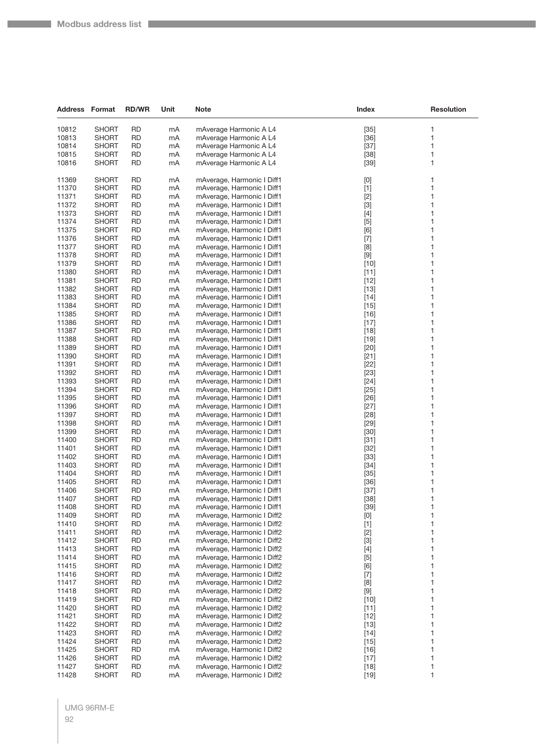| Address | Format | RD/WR | Unit | Note | Index | Resolution |
|---|---|---|---|---|---|---|
| 10812 | SHORT | RD | mA | mAverage Harmonic A L4 | [35] | 1 |
| 10813 | SHORT | RD | mA | mAverage Harmonic A L4 | [36] | 1 |
| 10814 | SHORT | RD | mA | mAverage Harmonic A L4 | [37] | 1 |
| 10815 | SHORT | RD | mA | mAverage Harmonic A L4 | [38] | 1 |
| 10816 | SHORT | RD | mA | mAverage Harmonic A L4 | [39] | 1 |
| 11369 | SHORT | RD | mA | mAverage, Harmonic I Diff1 | [0] | 1 |
| 11370 | SHORT | RD | mA | mAverage, Harmonic I Diff1 | [1] | 1 |
| 11371 | SHORT | RD | mA | mAverage, Harmonic I Diff1 | [2] | 1 |
| 11372 | SHORT | RD | mA | mAverage, Harmonic I Diff1 | [3] | 1 |
| 11373 | SHORT | RD | mA | mAverage, Harmonic I Diff1 | [4] | 1 |
| 11374 | SHORT | RD | mA | mAverage, Harmonic I Diff1 | [5] | 1 |
| 11375 | SHORT | RD | mA | mAverage, Harmonic I Diff1 | [6] | 1 |
| 11376 | SHORT | RD | mA | mAverage, Harmonic I Diff1 | [7] | 1 |
| 11377 | SHORT | RD | mA | mAverage, Harmonic I Diff1 | [8] | 1 |
| 11378 | SHORT | RD | mA | mAverage, Harmonic I Diff1 | [9] | 1 |
| 11379 | SHORT | RD | mA | mAverage, Harmonic I Diff1 | [10] | 1 |
| 11380 | SHORT | RD | mA | mAverage, Harmonic I Diff1 | [11] | 1 |
| 11381 | SHORT | RD | mA | mAverage, Harmonic I Diff1 | [12] | 1 |
| 11382 | SHORT | RD | mA | mAverage, Harmonic I Diff1 | [13] | 1 |
| 11383 | SHORT | RD | mA | mAverage, Harmonic I Diff1 | [14] | 1 |
| 11384 | SHORT | RD | mA | mAverage, Harmonic I Diff1 | [15] | 1 |
| 11385 | SHORT | RD | mA | mAverage, Harmonic I Diff1 | [16] | 1 |
| 11386 | SHORT | RD | mA | mAverage, Harmonic I Diff1 | [17] | 1 |
| 11387 | SHORT | RD | mA | mAverage, Harmonic I Diff1 | [18] | 1 |
| 11388 | SHORT | RD | mA | mAverage, Harmonic I Diff1 | [19] | 1 |
| 11389 | SHORT | RD | mA | mAverage, Harmonic I Diff1 | [20] | 1 |
| 11390 | SHORT | RD | mA | mAverage, Harmonic I Diff1 | [21] | 1 |
| 11391 | SHORT | RD | mA | mAverage, Harmonic I Diff1 | [22] | 1 |
| 11392 | SHORT | RD | mA | mAverage, Harmonic I Diff1 | [23] | 1 |
| 11393 | SHORT | RD | mA | mAverage, Harmonic I Diff1 | [24] | 1 |
| 11394 | SHORT | RD | mA | mAverage, Harmonic I Diff1 | [25] | 1 |
| 11395 | SHORT | RD | mA | mAverage, Harmonic I Diff1 | [26] | 1 |
| 11396 | SHORT | RD | mA | mAverage, Harmonic I Diff1 | [27] | 1 |
| 11397 | SHORT | RD | mA | mAverage, Harmonic I Diff1 | [28] | 1 |
| 11398 | SHORT | RD | mA | mAverage, Harmonic I Diff1 | [29] | 1 |
| 11399 | SHORT | RD | mA | mAverage, Harmonic I Diff1 | [30] | 1 |
| 11400 | SHORT | RD | mA | mAverage, Harmonic I Diff1 | [31] | 1 |
| 11401 | SHORT | RD | mA | mAverage, Harmonic I Diff1 | [32] | 1 |
| 11402 | SHORT | RD | mA | mAverage, Harmonic I Diff1 | [33] | 1 |
| 11403 | SHORT | RD | mA | mAverage, Harmonic I Diff1 | [34] | 1 |
| 11404 | SHORT | RD | mA | mAverage, Harmonic I Diff1 | [35] | 1 |
| 11405 | SHORT | RD | mA | mAverage, Harmonic I Diff1 | [36] | 1 |
| 11406 | SHORT | RD | mA | mAverage, Harmonic I Diff1 | [37] | 1 |
| 11407 | SHORT | RD | mA | mAverage, Harmonic I Diff1 | [38] | 1 |
| 11408 | SHORT | RD | mA | mAverage, Harmonic I Diff1 | [39] | 1 |
| 11409 | SHORT | RD | mA | mAverage, Harmonic I Diff2 | [0] | 1 |
| 11410 | SHORT | RD | mA | mAverage, Harmonic I Diff2 | [1] | 1 |
| 11411 | SHORT | RD | mA | mAverage, Harmonic I Diff2 | [2] | 1 |
| 11412 | SHORT | RD | mA | mAverage, Harmonic I Diff2 | [3] | 1 |
| 11413 | SHORT | RD | mA | mAverage, Harmonic I Diff2 | [4] | 1 |
| 11414 | SHORT | RD | mA | mAverage, Harmonic I Diff2 | [5] | 1 |
| 11415 | SHORT | RD | mA | mAverage, Harmonic I Diff2 | [6] | 1 |
| 11416 | SHORT | RD | mA | mAverage, Harmonic I Diff2 | [7] | 1 |
| 11417 | SHORT | RD | mA | mAverage, Harmonic I Diff2 | [8] | 1 |
| 11418 | SHORT | RD | mA | mAverage, Harmonic I Diff2 | [9] | 1 |
| 11419 | SHORT | RD | mA | mAverage, Harmonic I Diff2 | [10] | 1 |
| 11420 | SHORT | RD | mA | mAverage, Harmonic I Diff2 | [11] | 1 |
| 11421 | SHORT | RD | mA | mAverage, Harmonic I Diff2 | [12] | 1 |
| 11422 | SHORT | RD | mA | mAverage, Harmonic I Diff2 | [13] | 1 |
| 11423 | SHORT | RD | mA | mAverage, Harmonic I Diff2 | [14] | 1 |
| 11424 | SHORT | RD | mA | mAverage, Harmonic I Diff2 | [15] | 1 |
| 11425 | SHORT | RD | mA | mAverage, Harmonic I Diff2 | [16] | 1 |
| 11426 | SHORT | RD | mA | mAverage, Harmonic I Diff2 | [17] | 1 |
| 11427 | SHORT | RD | mA | mAverage, Harmonic I Diff2 | [18] | 1 |
| 11428 | SHORT | RD | mA | mAverage, Harmonic I Diff2 | [19] | 1 |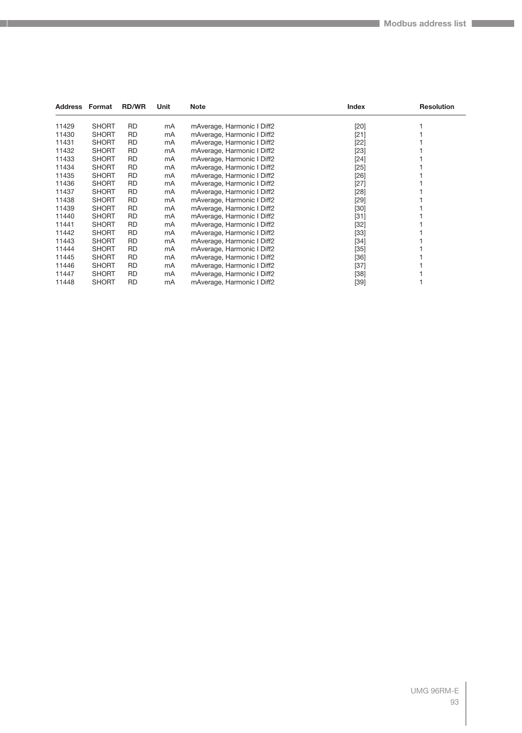| Address | Format | RD/WR | Unit | Note | Index | Resolution |
|---|---|---|---|---|---|---|
| 11429 | SHORT | RD | mA | mAverage, Harmonic I Diff2 | [20] | 1 |
| 11430 | SHORT | RD | mA | mAverage, Harmonic I Diff2 | [21] | 1 |
| 11431 | SHORT | RD | mA | mAverage, Harmonic I Diff2 | [22] | 1 |
| 11432 | SHORT | RD | mA | mAverage, Harmonic I Diff2 | [23] | 1 |
| 11433 | SHORT | RD | mA | mAverage, Harmonic I Diff2 | [24] | 1 |
| 11434 | SHORT | RD | mA | mAverage, Harmonic I Diff2 | [25] | 1 |
| 11435 | SHORT | RD | mA | mAverage, Harmonic I Diff2 | [26] | 1 |
| 11436 | SHORT | RD | mA | mAverage, Harmonic I Diff2 | [27] | 1 |
| 11437 | SHORT | RD | mA | mAverage, Harmonic I Diff2 | [28] | 1 |
| 11438 | SHORT | RD | mA | mAverage, Harmonic I Diff2 | [29] | 1 |
| 11439 | SHORT | RD | mA | mAverage, Harmonic I Diff2 | [30] | 1 |
| 11440 | SHORT | RD | mA | mAverage, Harmonic I Diff2 | [31] | 1 |
| 11441 | SHORT | RD | mA | mAverage, Harmonic I Diff2 | [32] | 1 |
| 11442 | SHORT | RD | mA | mAverage, Harmonic I Diff2 | [33] | 1 |
| 11443 | SHORT | RD | mA | mAverage, Harmonic I Diff2 | [34] | 1 |
| 11444 | SHORT | RD | mA | mAverage, Harmonic I Diff2 | [35] | 1 |
| 11445 | SHORT | RD | mA | mAverage, Harmonic I Diff2 | [36] | 1 |
| 11446 | SHORT | RD | mA | mAverage, Harmonic I Diff2 | [37] | 1 |
| 11447 | SHORT | RD | mA | mAverage, Harmonic I Diff2 | [38] | 1 |
| 11448 | SHORT | RD | mA | mAverage, Harmonic I Diff2 | [39] | 1 |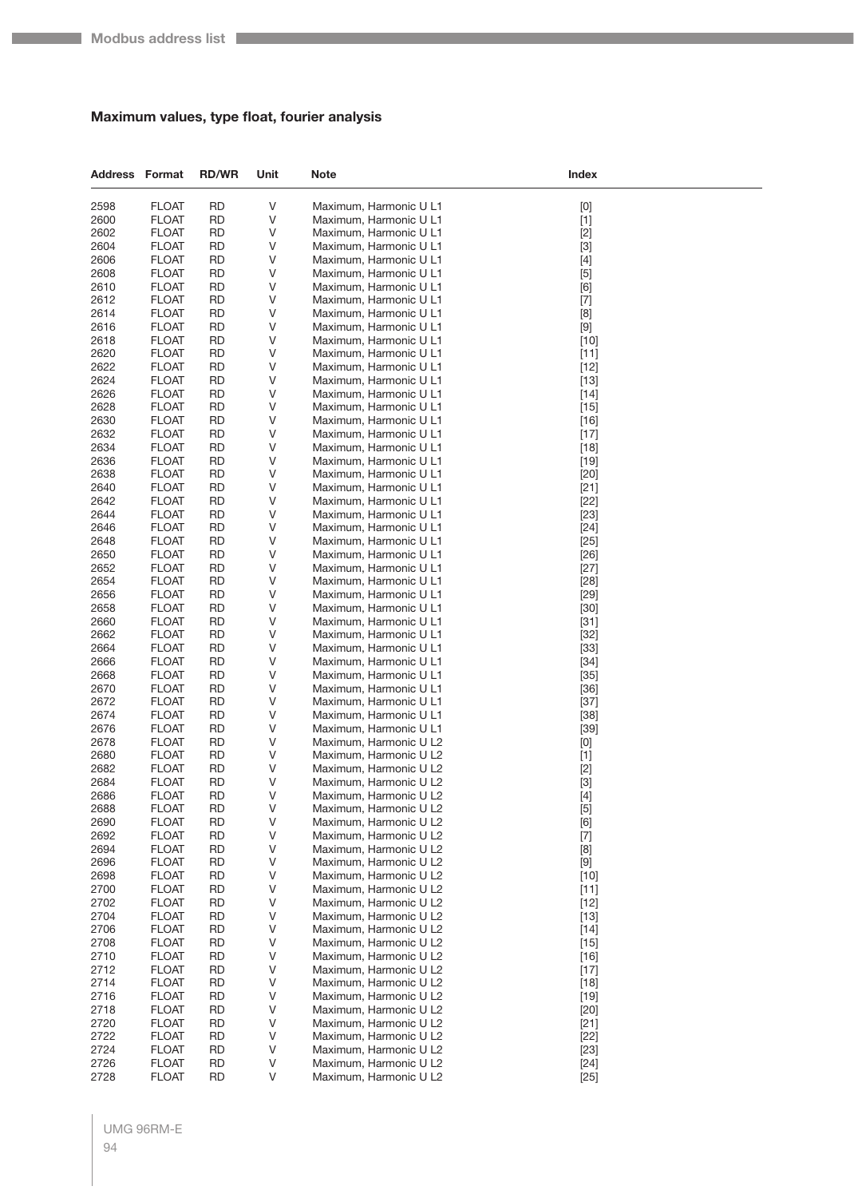## Maximum values, type float, fourier analysis

| Address | Format | RD/WR | Unit | Note | Index |
|---|---|---|---|---|---|
| 2598 | FLOAT | RD | V | Maximum, Harmonic U L1 | [0] |
| 2600 | FLOAT | RD | V | Maximum, Harmonic U L1 | [1] |
| 2602 | FLOAT | RD | V | Maximum, Harmonic U L1 | [2] |
| 2604 | FLOAT | RD | V | Maximum, Harmonic U L1 | [3] |
| 2606 | FLOAT | RD | V | Maximum, Harmonic U L1 | [4] |
| 2608 | FLOAT | RD | V | Maximum, Harmonic U L1 | [5] |
| 2610 | FLOAT | RD | V | Maximum, Harmonic U L1 | [6] |
| 2612 | FLOAT | RD | V | Maximum, Harmonic U L1 | [7] |
| 2614 | FLOAT | RD | V | Maximum, Harmonic U L1 | [8] |
| 2616 | FLOAT | RD | V | Maximum, Harmonic U L1 | [9] |
| 2618 | FLOAT | RD | V | Maximum, Harmonic U L1 | [10] |
| 2620 | FLOAT | RD | V | Maximum, Harmonic U L1 | [11] |
| 2622 | FLOAT | RD | V | Maximum, Harmonic U L1 | [12] |
| 2624 | FLOAT | RD | V | Maximum, Harmonic U L1 | [13] |
| 2626 | FLOAT | RD | V | Maximum, Harmonic U L1 | [14] |
| 2628 | FLOAT | RD | V | Maximum, Harmonic U L1 | [15] |
| 2630 | FLOAT | RD | V | Maximum, Harmonic U L1 | [16] |
| 2632 | FLOAT | RD | V | Maximum, Harmonic U L1 | [17] |
| 2634 | FLOAT | RD | V | Maximum, Harmonic U L1 | [18] |
| 2636 | FLOAT | RD | V | Maximum, Harmonic U L1 | [19] |
| 2638 | FLOAT | RD | V | Maximum, Harmonic U L1 | [20] |
| 2640 | FLOAT | RD | V | Maximum, Harmonic U L1 | [21] |
| 2642 | FLOAT | RD | V | Maximum, Harmonic U L1 | [22] |
| 2644 | FLOAT | RD | V | Maximum, Harmonic U L1 | [23] |
| 2646 | FLOAT | RD | V | Maximum, Harmonic U L1 | [24] |
| 2648 | FLOAT | RD | V | Maximum, Harmonic U L1 | [25] |
| 2650 | FLOAT | RD | V | Maximum, Harmonic U L1 | [26] |
| 2652 | FLOAT | RD | V | Maximum, Harmonic U L1 | [27] |
| 2654 | FLOAT | RD | V | Maximum, Harmonic U L1 | [28] |
| 2656 | FLOAT | RD | V | Maximum, Harmonic U L1 | [29] |
| 2658 | FLOAT | RD | V | Maximum, Harmonic U L1 | [30] |
| 2660 | FLOAT | RD | V | Maximum, Harmonic U L1 | [31] |
| 2662 | FLOAT | RD | V | Maximum, Harmonic U L1 | [32] |
| 2664 | FLOAT | RD | V | Maximum, Harmonic U L1 | [33] |
| 2666 | FLOAT | RD | V | Maximum, Harmonic U L1 | [34] |
| 2668 | FLOAT | RD | V | Maximum, Harmonic U L1 | [35] |
| 2670 | FLOAT | RD | V | Maximum, Harmonic U L1 | [36] |
| 2672 | FLOAT | RD | V | Maximum, Harmonic U L1 | [37] |
| 2674 | FLOAT | RD | V | Maximum, Harmonic U L1 | [38] |
| 2676 | FLOAT | RD | V | Maximum, Harmonic U L1 | [39] |
| 2678 | FLOAT | RD | V | Maximum, Harmonic U L2 | [0] |
| 2680 | FLOAT | RD | V | Maximum, Harmonic U L2 | [1] |
| 2682 | FLOAT | RD | V | Maximum, Harmonic U L2 | [2] |
| 2684 | FLOAT | RD | V | Maximum, Harmonic U L2 | [3] |
| 2686 | FLOAT | RD | V | Maximum, Harmonic U L2 | [4] |
| 2688 | FLOAT | RD | V | Maximum, Harmonic U L2 | [5] |
| 2690 | FLOAT | RD | V | Maximum, Harmonic U L2 | [6] |
| 2692 | FLOAT | RD | V | Maximum, Harmonic U L2 | [7] |
| 2694 | FLOAT | RD | V | Maximum, Harmonic U L2 | [8] |
| 2696 | FLOAT | RD | V | Maximum, Harmonic U L2 | [9] |
| 2698 | FLOAT | RD | V | Maximum, Harmonic U L2 | [10] |
| 2700 | FLOAT | RD | V | Maximum, Harmonic U L2 | [11] |
| 2702 | FLOAT | RD | V | Maximum, Harmonic U L2 | [12] |
| 2704 | FLOAT | RD | V | Maximum, Harmonic U L2 | [13] |
| 2706 | FLOAT | RD | V | Maximum, Harmonic U L2 | [14] |
| 2708 | FLOAT | RD | V | Maximum, Harmonic U L2 | [15] |
| 2710 | FLOAT | RD | V | Maximum, Harmonic U L2 | [16] |
| 2712 | FLOAT | RD | V | Maximum, Harmonic U L2 | [17] |
| 2714 | FLOAT | RD | V | Maximum, Harmonic U L2 | [18] |
| 2716 | FLOAT | RD | V | Maximum, Harmonic U L2 | [19] |
| 2718 | FLOAT | RD | V | Maximum, Harmonic U L2 | [20] |
| 2720 | FLOAT | RD | V | Maximum, Harmonic U L2 | [21] |
| 2722 | FLOAT | RD | V | Maximum, Harmonic U L2 | [22] |
| 2724 | FLOAT | RD | V | Maximum, Harmonic U L2 | [23] |
| 2726 | FLOAT | RD | V | Maximum, Harmonic U L2 | [24] |
| 2728 | FLOAT | RD | V | Maximum, Harmonic U L2 | [25] |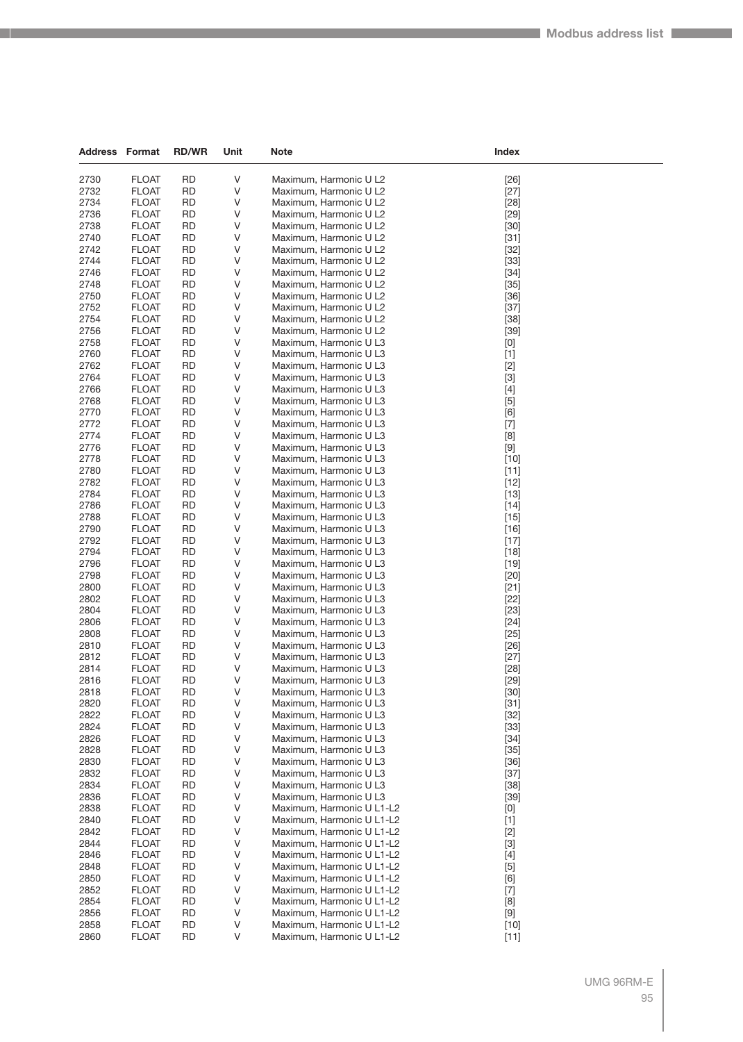| Address | Format | RD/WR | Unit | Note | Index |
|---|---|---|---|---|---|
| 2730 | FLOAT | RD | V | Maximum, Harmonic U L2 | [26] |
| 2732 | FLOAT | RD | V | Maximum, Harmonic U L2 | [27] |
| 2734 | FLOAT | RD | V | Maximum, Harmonic U L2 | [28] |
| 2736 | FLOAT | RD | V | Maximum, Harmonic U L2 | [29] |
| 2738 | FLOAT | RD | V | Maximum, Harmonic U L2 | [30] |
| 2740 | FLOAT | RD | V | Maximum, Harmonic U L2 | [31] |
| 2742 | FLOAT | RD | V | Maximum, Harmonic U L2 | [32] |
| 2744 | FLOAT | RD | V | Maximum, Harmonic U L2 | [33] |
| 2746 | FLOAT | RD | V | Maximum, Harmonic U L2 | [34] |
| 2748 | FLOAT | RD | V | Maximum, Harmonic U L2 | [35] |
| 2750 | FLOAT | RD | V | Maximum, Harmonic U L2 | [36] |
| 2752 | FLOAT | RD | V | Maximum, Harmonic U L2 | [37] |
| 2754 | FLOAT | RD | V | Maximum, Harmonic U L2 | [38] |
| 2756 | FLOAT | RD | V | Maximum, Harmonic U L2 | [39] |
| 2758 | FLOAT | RD | V | Maximum, Harmonic U L3 | [0] |
| 2760 | FLOAT | RD | V | Maximum, Harmonic U L3 | [1] |
| 2762 | FLOAT | RD | V | Maximum, Harmonic U L3 | [2] |
| 2764 | FLOAT | RD | V | Maximum, Harmonic U L3 | [3] |
| 2766 | FLOAT | RD | V | Maximum, Harmonic U L3 | [4] |
| 2768 | FLOAT | RD | V | Maximum, Harmonic U L3 | [5] |
| 2770 | FLOAT | RD | V | Maximum, Harmonic U L3 | [6] |
| 2772 | FLOAT | RD | V | Maximum, Harmonic U L3 | [7] |
| 2774 | FLOAT | RD | V | Maximum, Harmonic U L3 | [8] |
| 2776 | FLOAT | RD | V | Maximum, Harmonic U L3 | [9] |
| 2778 | FLOAT | RD | V | Maximum, Harmonic U L3 | [10] |
| 2780 | FLOAT | RD | V | Maximum, Harmonic U L3 | [11] |
| 2782 | FLOAT | RD | V | Maximum, Harmonic U L3 | [12] |
| 2784 | FLOAT | RD | V | Maximum, Harmonic U L3 | [13] |
| 2786 | FLOAT | RD | V | Maximum, Harmonic U L3 | [14] |
| 2788 | FLOAT | RD | V | Maximum, Harmonic U L3 | [15] |
| 2790 | FLOAT | RD | V | Maximum, Harmonic U L3 | [16] |
| 2792 | FLOAT | RD | V | Maximum, Harmonic U L3 | [17] |
| 2794 | FLOAT | RD | V | Maximum, Harmonic U L3 | [18] |
| 2796 | FLOAT | RD | V | Maximum, Harmonic U L3 | [19] |
| 2798 | FLOAT | RD | V | Maximum, Harmonic U L3 | [20] |
| 2800 | FLOAT | RD | V | Maximum, Harmonic U L3 | [21] |
| 2802 | FLOAT | RD | V | Maximum, Harmonic U L3 | [22] |
| 2804 | FLOAT | RD | V | Maximum, Harmonic U L3 | [23] |
| 2806 | FLOAT | RD | V | Maximum, Harmonic U L3 | [24] |
| 2808 | FLOAT | RD | V | Maximum, Harmonic U L3 | [25] |
| 2810 | FLOAT | RD | V | Maximum, Harmonic U L3 | [26] |
| 2812 | FLOAT | RD | V | Maximum, Harmonic U L3 | [27] |
| 2814 | FLOAT | RD | V | Maximum, Harmonic U L3 | [28] |
| 2816 | FLOAT | RD | V | Maximum, Harmonic U L3 | [29] |
| 2818 | FLOAT | RD | V | Maximum, Harmonic U L3 | [30] |
| 2820 | FLOAT | RD | V | Maximum, Harmonic U L3 | [31] |
| 2822 | FLOAT | RD | V | Maximum, Harmonic U L3 | [32] |
| 2824 | FLOAT | RD | V | Maximum, Harmonic U L3 | [33] |
| 2826 | FLOAT | RD | V | Maximum, Harmonic U L3 | [34] |
| 2828 | FLOAT | RD | V | Maximum, Harmonic U L3 | [35] |
| 2830 | FLOAT | RD | V | Maximum, Harmonic U L3 | [36] |
| 2832 | FLOAT | RD | V | Maximum, Harmonic U L3 | [37] |
| 2834 | FLOAT | RD | V | Maximum, Harmonic U L3 | [38] |
| 2836 | FLOAT | RD | V | Maximum, Harmonic U L3 | [39] |
| 2838 | FLOAT | RD | V | Maximum, Harmonic U L1-L2 | [0] |
| 2840 | FLOAT | RD | V | Maximum, Harmonic U L1-L2 | [1] |
| 2842 | FLOAT | RD | V | Maximum, Harmonic U L1-L2 | [2] |
| 2844 | FLOAT | RD | V | Maximum, Harmonic U L1-L2 | [3] |
| 2846 | FLOAT | RD | V | Maximum, Harmonic U L1-L2 | [4] |
| 2848 | FLOAT | RD | V | Maximum, Harmonic U L1-L2 | [5] |
| 2850 | FLOAT | RD | V | Maximum, Harmonic U L1-L2 | [6] |
| 2852 | FLOAT | RD | V | Maximum, Harmonic U L1-L2 | [7] |
| 2854 | FLOAT | RD | V | Maximum, Harmonic U L1-L2 | [8] |
| 2856 | FLOAT | RD | V | Maximum, Harmonic U L1-L2 | [9] |
| 2858 | FLOAT | RD | V | Maximum, Harmonic U L1-L2 | [10] |
| 2860 | FLOAT | RD | V | Maximum, Harmonic U L1-L2 | [11] |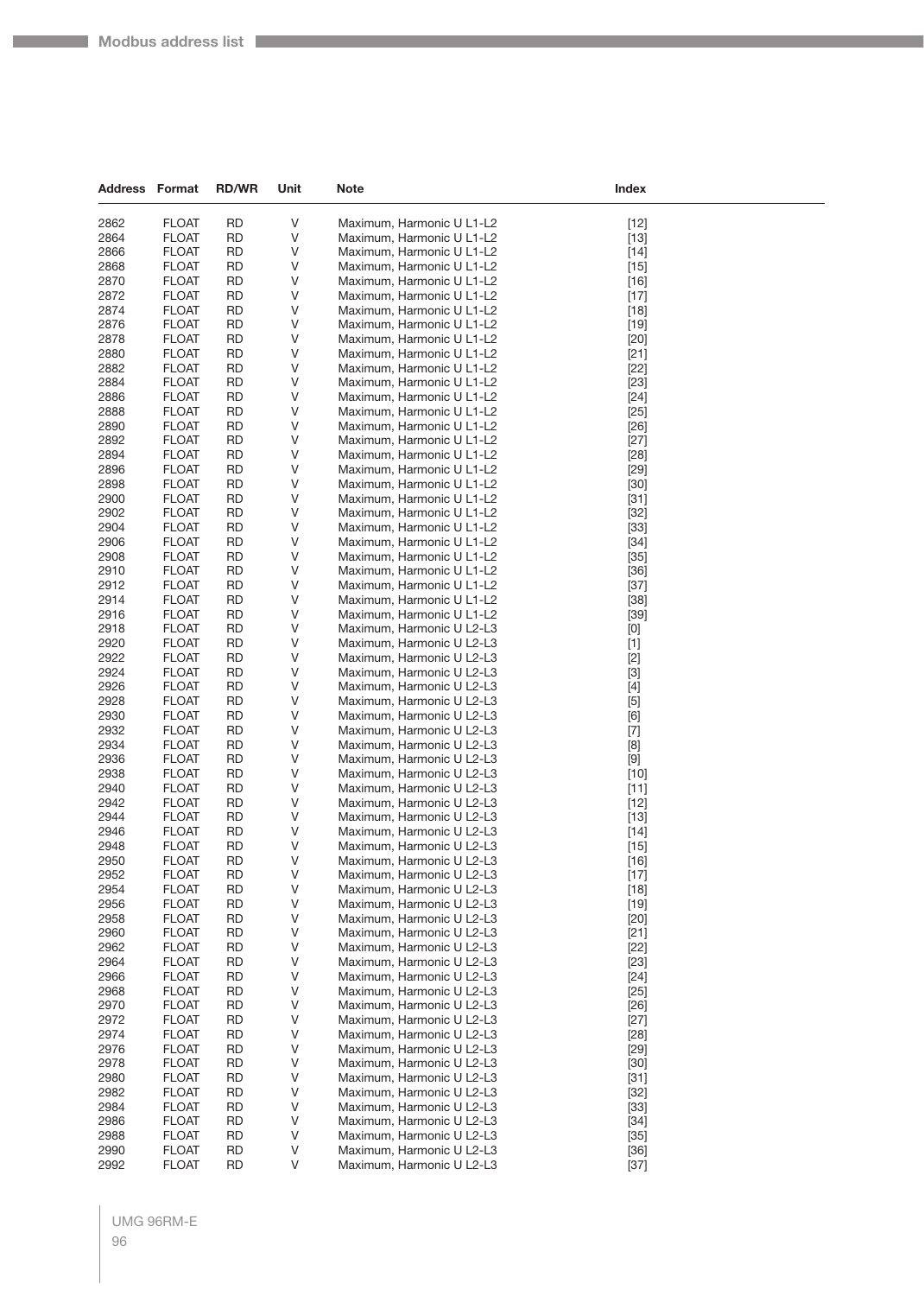| Address | Format | RD/WR | Unit | Note | Index |
|---|---|---|---|---|---|
| 2862 | FLOAT | RD | V | Maximum, Harmonic U L1-L2 | [12] |
| 2864 | FLOAT | RD | V | Maximum, Harmonic U L1-L2 | [13] |
| 2866 | FLOAT | RD | V | Maximum, Harmonic U L1-L2 | [14] |
| 2868 | FLOAT | RD | V | Maximum, Harmonic U L1-L2 | [15] |
| 2870 | FLOAT | RD | V | Maximum, Harmonic U L1-L2 | [16] |
| 2872 | FLOAT | RD | V | Maximum, Harmonic U L1-L2 | [17] |
| 2874 | FLOAT | RD | V | Maximum, Harmonic U L1-L2 | [18] |
| 2876 | FLOAT | RD | V | Maximum, Harmonic U L1-L2 | [19] |
| 2878 | FLOAT | RD | V | Maximum, Harmonic U L1-L2 | [20] |
| 2880 | FLOAT | RD | V | Maximum, Harmonic U L1-L2 | [21] |
| 2882 | FLOAT | RD | V | Maximum, Harmonic U L1-L2 | [22] |
| 2884 | FLOAT | RD | V | Maximum, Harmonic U L1-L2 | [23] |
| 2886 | FLOAT | RD | V | Maximum, Harmonic U L1-L2 | [24] |
| 2888 | FLOAT | RD | V | Maximum, Harmonic U L1-L2 | [25] |
| 2890 | FLOAT | RD | V | Maximum, Harmonic U L1-L2 | [26] |
| 2892 | FLOAT | RD | V | Maximum, Harmonic U L1-L2 | [27] |
| 2894 | FLOAT | RD | V | Maximum, Harmonic U L1-L2 | [28] |
| 2896 | FLOAT | RD | V | Maximum, Harmonic U L1-L2 | [29] |
| 2898 | FLOAT | RD | V | Maximum, Harmonic U L1-L2 | [30] |
| 2900 | FLOAT | RD | V | Maximum, Harmonic U L1-L2 | [31] |
| 2902 | FLOAT | RD | V | Maximum, Harmonic U L1-L2 | [32] |
| 2904 | FLOAT | RD | V | Maximum, Harmonic U L1-L2 | [33] |
| 2906 | FLOAT | RD | V | Maximum, Harmonic U L1-L2 | [34] |
| 2908 | FLOAT | RD | V | Maximum, Harmonic U L1-L2 | [35] |
| 2910 | FLOAT | RD | V | Maximum, Harmonic U L1-L2 | [36] |
| 2912 | FLOAT | RD | V | Maximum, Harmonic U L1-L2 | [37] |
| 2914 | FLOAT | RD | V | Maximum, Harmonic U L1-L2 | [38] |
| 2916 | FLOAT | RD | V | Maximum, Harmonic U L1-L2 | [39] |
| 2918 | FLOAT | RD | V | Maximum, Harmonic U L2-L3 | [0] |
| 2920 | FLOAT | RD | V | Maximum, Harmonic U L2-L3 | [1] |
| 2922 | FLOAT | RD | V | Maximum, Harmonic U L2-L3 | [2] |
| 2924 | FLOAT | RD | V | Maximum, Harmonic U L2-L3 | [3] |
| 2926 | FLOAT | RD | V | Maximum, Harmonic U L2-L3 | [4] |
| 2928 | FLOAT | RD | V | Maximum, Harmonic U L2-L3 | [5] |
| 2930 | FLOAT | RD | V | Maximum, Harmonic U L2-L3 | [6] |
| 2932 | FLOAT | RD | V | Maximum, Harmonic U L2-L3 | [7] |
| 2934 | FLOAT | RD | V | Maximum, Harmonic U L2-L3 | [8] |
| 2936 | FLOAT | RD | V | Maximum, Harmonic U L2-L3 | [9] |
| 2938 | FLOAT | RD | V | Maximum, Harmonic U L2-L3 | [10] |
| 2940 | FLOAT | RD | V | Maximum, Harmonic U L2-L3 | [11] |
| 2942 | FLOAT | RD | V | Maximum, Harmonic U L2-L3 | [12] |
| 2944 | FLOAT | RD | V | Maximum, Harmonic U L2-L3 | [13] |
| 2946 | FLOAT | RD | V | Maximum, Harmonic U L2-L3 | [14] |
| 2948 | FLOAT | RD | V | Maximum, Harmonic U L2-L3 | [15] |
| 2950 | FLOAT | RD | V | Maximum, Harmonic U L2-L3 | [16] |
| 2952 | FLOAT | RD | V | Maximum, Harmonic U L2-L3 | [17] |
| 2954 | FLOAT | RD | V | Maximum, Harmonic U L2-L3 | [18] |
| 2956 | FLOAT | RD | V | Maximum, Harmonic U L2-L3 | [19] |
| 2958 | FLOAT | RD | V | Maximum, Harmonic U L2-L3 | [20] |
| 2960 | FLOAT | RD | V | Maximum, Harmonic U L2-L3 | [21] |
| 2962 | FLOAT | RD | V | Maximum, Harmonic U L2-L3 | [22] |
| 2964 | FLOAT | RD | V | Maximum, Harmonic U L2-L3 | [23] |
| 2966 | FLOAT | RD | V | Maximum, Harmonic U L2-L3 | [24] |
| 2968 | FLOAT | RD | V | Maximum, Harmonic U L2-L3 | [25] |
| 2970 | FLOAT | RD | V | Maximum, Harmonic U L2-L3 | [26] |
| 2972 | FLOAT | RD | V | Maximum, Harmonic U L2-L3 | [27] |
| 2974 | FLOAT | RD | V | Maximum, Harmonic U L2-L3 | [28] |
| 2976 | FLOAT | RD | V | Maximum, Harmonic U L2-L3 | [29] |
| 2978 | FLOAT | RD | V | Maximum, Harmonic U L2-L3 | [30] |
| 2980 | FLOAT | RD | V | Maximum, Harmonic U L2-L3 | [31] |
| 2982 | FLOAT | RD | V | Maximum, Harmonic U L2-L3 | [32] |
| 2984 | FLOAT | RD | V | Maximum, Harmonic U L2-L3 | [33] |
| 2986 | FLOAT | RD | V | Maximum, Harmonic U L2-L3 | [34] |
| 2988 | FLOAT | RD | V | Maximum, Harmonic U L2-L3 | [35] |
| 2990 | FLOAT | RD | V | Maximum, Harmonic U L2-L3 | [36] |
| 2992 | FLOAT | RD | V | Maximum, Harmonic U L2-L3 | [37] |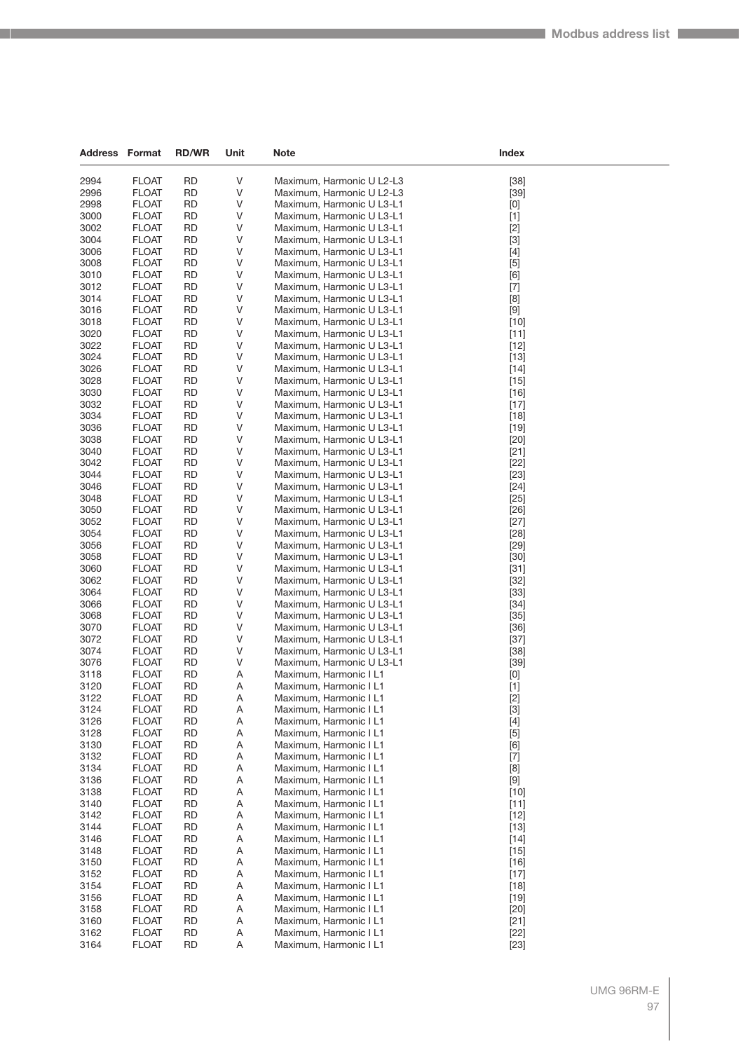| Address | Format | RD/WR | Unit | Note | Index |
|---|---|---|---|---|---|
| 2994 | FLOAT | RD | V | Maximum, Harmonic U L2-L3 | [38] |
| 2996 | FLOAT | RD | V | Maximum, Harmonic U L2-L3 | [39] |
| 2998 | FLOAT | RD | V | Maximum, Harmonic U L3-L1 | [0] |
| 3000 | FLOAT | RD | V | Maximum, Harmonic U L3-L1 | [1] |
| 3002 | FLOAT | RD | V | Maximum, Harmonic U L3-L1 | [2] |
| 3004 | FLOAT | RD | V | Maximum, Harmonic U L3-L1 | [3] |
| 3006 | FLOAT | RD | V | Maximum, Harmonic U L3-L1 | [4] |
| 3008 | FLOAT | RD | V | Maximum, Harmonic U L3-L1 | [5] |
| 3010 | FLOAT | RD | V | Maximum, Harmonic U L3-L1 | [6] |
| 3012 | FLOAT | RD | V | Maximum, Harmonic U L3-L1 | [7] |
| 3014 | FLOAT | RD | V | Maximum, Harmonic U L3-L1 | [8] |
| 3016 | FLOAT | RD | V | Maximum, Harmonic U L3-L1 | [9] |
| 3018 | FLOAT | RD | V | Maximum, Harmonic U L3-L1 | [10] |
| 3020 | FLOAT | RD | V | Maximum, Harmonic U L3-L1 | [11] |
| 3022 | FLOAT | RD | V | Maximum, Harmonic U L3-L1 | [12] |
| 3024 | FLOAT | RD | V | Maximum, Harmonic U L3-L1 | [13] |
| 3026 | FLOAT | RD | V | Maximum, Harmonic U L3-L1 | [14] |
| 3028 | FLOAT | RD | V | Maximum, Harmonic U L3-L1 | [15] |
| 3030 | FLOAT | RD | V | Maximum, Harmonic U L3-L1 | [16] |
| 3032 | FLOAT | RD | V | Maximum, Harmonic U L3-L1 | [17] |
| 3034 | FLOAT | RD | V | Maximum, Harmonic U L3-L1 | [18] |
| 3036 | FLOAT | RD | V | Maximum, Harmonic U L3-L1 | [19] |
| 3038 | FLOAT | RD | V | Maximum, Harmonic U L3-L1 | [20] |
| 3040 | FLOAT | RD | V | Maximum, Harmonic U L3-L1 | [21] |
| 3042 | FLOAT | RD | V | Maximum, Harmonic U L3-L1 | [22] |
| 3044 | FLOAT | RD | V | Maximum, Harmonic U L3-L1 | [23] |
| 3046 | FLOAT | RD | V | Maximum, Harmonic U L3-L1 | [24] |
| 3048 | FLOAT | RD | V | Maximum, Harmonic U L3-L1 | [25] |
| 3050 | FLOAT | RD | V | Maximum, Harmonic U L3-L1 | [26] |
| 3052 | FLOAT | RD | V | Maximum, Harmonic U L3-L1 | [27] |
| 3054 | FLOAT | RD | V | Maximum, Harmonic U L3-L1 | [28] |
| 3056 | FLOAT | RD | V | Maximum, Harmonic U L3-L1 | [29] |
| 3058 | FLOAT | RD | V | Maximum, Harmonic U L3-L1 | [30] |
| 3060 | FLOAT | RD | V | Maximum, Harmonic U L3-L1 | [31] |
| 3062 | FLOAT | RD | V | Maximum, Harmonic U L3-L1 | [32] |
| 3064 | FLOAT | RD | V | Maximum, Harmonic U L3-L1 | [33] |
| 3066 | FLOAT | RD | V | Maximum, Harmonic U L3-L1 | [34] |
| 3068 | FLOAT | RD | V | Maximum, Harmonic U L3-L1 | [35] |
| 3070 | FLOAT | RD | V | Maximum, Harmonic U L3-L1 | [36] |
| 3072 | FLOAT | RD | V | Maximum, Harmonic U L3-L1 | [37] |
| 3074 | FLOAT | RD | V | Maximum, Harmonic U L3-L1 | [38] |
| 3076 | FLOAT | RD | V | Maximum, Harmonic U L3-L1 | [39] |
| 3118 | FLOAT | RD | A | Maximum, Harmonic I L1 | [0] |
| 3120 | FLOAT | RD | A | Maximum, Harmonic I L1 | [1] |
| 3122 | FLOAT | RD | A | Maximum, Harmonic I L1 | [2] |
| 3124 | FLOAT | RD | A | Maximum, Harmonic I L1 | [3] |
| 3126 | FLOAT | RD | A | Maximum, Harmonic I L1 | [4] |
| 3128 | FLOAT | RD | A | Maximum, Harmonic I L1 | [5] |
| 3130 | FLOAT | RD | A | Maximum, Harmonic I L1 | [6] |
| 3132 | FLOAT | RD | A | Maximum, Harmonic I L1 | [7] |
| 3134 | FLOAT | RD | A | Maximum, Harmonic I L1 | [8] |
| 3136 | FLOAT | RD | A | Maximum, Harmonic I L1 | [9] |
| 3138 | FLOAT | RD | A | Maximum, Harmonic I L1 | [10] |
| 3140 | FLOAT | RD | A | Maximum, Harmonic I L1 | [11] |
| 3142 | FLOAT | RD | A | Maximum, Harmonic I L1 | [12] |
| 3144 | FLOAT | RD | A | Maximum, Harmonic I L1 | [13] |
| 3146 | FLOAT | RD | A | Maximum, Harmonic I L1 | [14] |
| 3148 | FLOAT | RD | A | Maximum, Harmonic I L1 | [15] |
| 3150 | FLOAT | RD | A | Maximum, Harmonic I L1 | [16] |
| 3152 | FLOAT | RD | A | Maximum, Harmonic I L1 | [17] |
| 3154 | FLOAT | RD | A | Maximum, Harmonic I L1 | [18] |
| 3156 | FLOAT | RD | A | Maximum, Harmonic I L1 | [19] |
| 3158 | FLOAT | RD | A | Maximum, Harmonic I L1 | [20] |
| 3160 | FLOAT | RD | A | Maximum, Harmonic I L1 | [21] |
| 3162 | FLOAT | RD | A | Maximum, Harmonic I L1 | [22] |
| 3164 | FLOAT | RD | A | Maximum, Harmonic I L1 | [23] |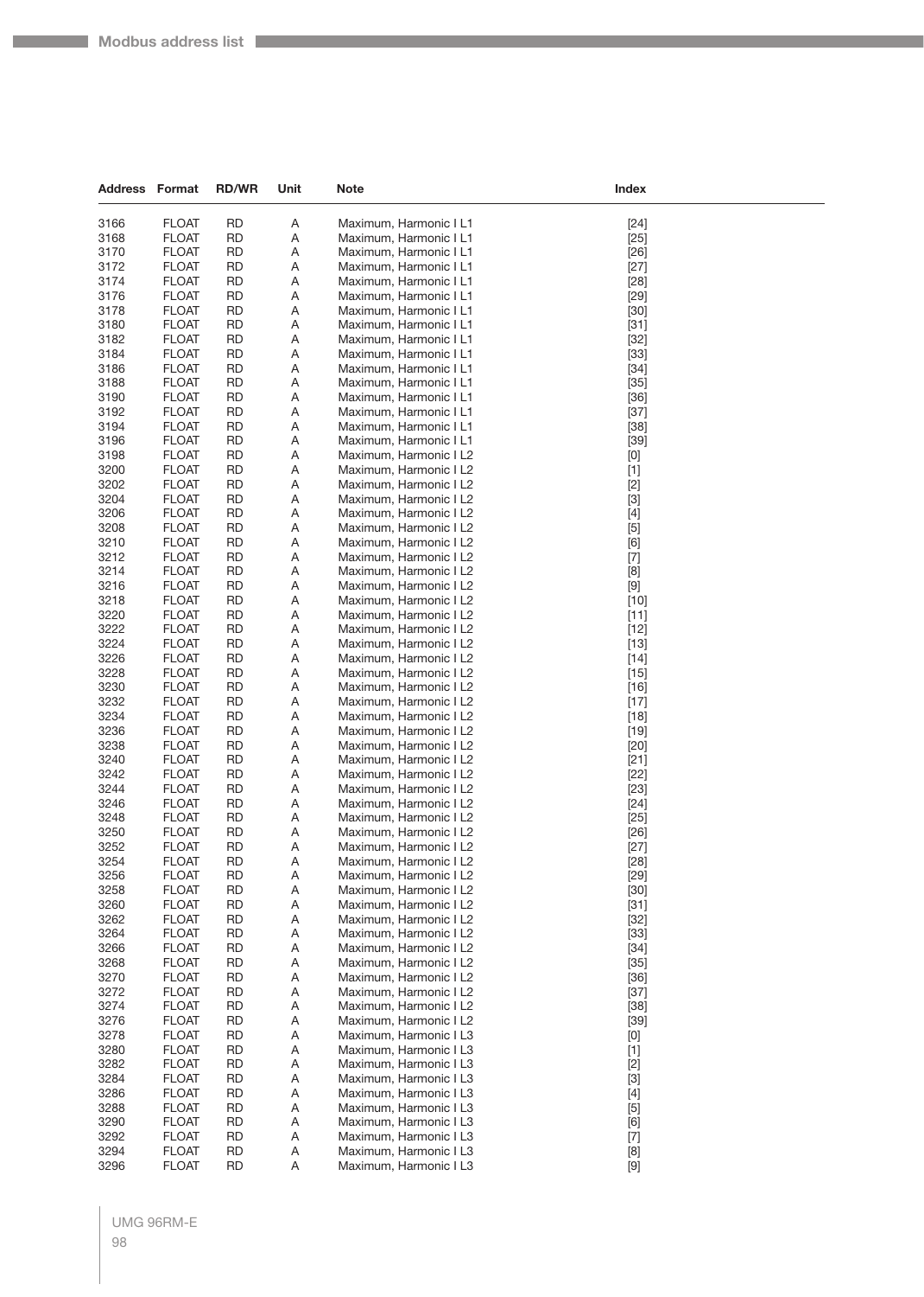| Address | Format | RD/WR | Unit | Note | Index |
|---|---|---|---|---|---|
| 3166 | FLOAT | RD | A | Maximum, Harmonic I L1 | [24] |
| 3168 | FLOAT | RD | A | Maximum, Harmonic I L1 | [25] |
| 3170 | FLOAT | RD | A | Maximum, Harmonic I L1 | [26] |
| 3172 | FLOAT | RD | A | Maximum, Harmonic I L1 | [27] |
| 3174 | FLOAT | RD | A | Maximum, Harmonic I L1 | [28] |
| 3176 | FLOAT | RD | A | Maximum, Harmonic I L1 | [29] |
| 3178 | FLOAT | RD | A | Maximum, Harmonic I L1 | [30] |
| 3180 | FLOAT | RD | A | Maximum, Harmonic I L1 | [31] |
| 3182 | FLOAT | RD | A | Maximum, Harmonic I L1 | [32] |
| 3184 | FLOAT | RD | A | Maximum, Harmonic I L1 | [33] |
| 3186 | FLOAT | RD | A | Maximum, Harmonic I L1 | [34] |
| 3188 | FLOAT | RD | A | Maximum, Harmonic I L1 | [35] |
| 3190 | FLOAT | RD | A | Maximum, Harmonic I L1 | [36] |
| 3192 | FLOAT | RD | A | Maximum, Harmonic I L1 | [37] |
| 3194 | FLOAT | RD | A | Maximum, Harmonic I L1 | [38] |
| 3196 | FLOAT | RD | A | Maximum, Harmonic I L1 | [39] |
| 3198 | FLOAT | RD | A | Maximum, Harmonic I L2 | [0] |
| 3200 | FLOAT | RD | A | Maximum, Harmonic I L2 | [1] |
| 3202 | FLOAT | RD | A | Maximum, Harmonic I L2 | [2] |
| 3204 | FLOAT | RD | A | Maximum, Harmonic I L2 | [3] |
| 3206 | FLOAT | RD | A | Maximum, Harmonic I L2 | [4] |
| 3208 | FLOAT | RD | A | Maximum, Harmonic I L2 | [5] |
| 3210 | FLOAT | RD | A | Maximum, Harmonic I L2 | [6] |
| 3212 | FLOAT | RD | A | Maximum, Harmonic I L2 | [7] |
| 3214 | FLOAT | RD | A | Maximum, Harmonic I L2 | [8] |
| 3216 | FLOAT | RD | A | Maximum, Harmonic I L2 | [9] |
| 3218 | FLOAT | RD | A | Maximum, Harmonic I L2 | [10] |
| 3220 | FLOAT | RD | A | Maximum, Harmonic I L2 | [11] |
| 3222 | FLOAT | RD | A | Maximum, Harmonic I L2 | [12] |
| 3224 | FLOAT | RD | A | Maximum, Harmonic I L2 | [13] |
| 3226 | FLOAT | RD | A | Maximum, Harmonic I L2 | [14] |
| 3228 | FLOAT | RD | A | Maximum, Harmonic I L2 | [15] |
| 3230 | FLOAT | RD | A | Maximum, Harmonic I L2 | [16] |
| 3232 | FLOAT | RD | A | Maximum, Harmonic I L2 | [17] |
| 3234 | FLOAT | RD | A | Maximum, Harmonic I L2 | [18] |
| 3236 | FLOAT | RD | A | Maximum, Harmonic I L2 | [19] |
| 3238 | FLOAT | RD | A | Maximum, Harmonic I L2 | [20] |
| 3240 | FLOAT | RD | A | Maximum, Harmonic I L2 | [21] |
| 3242 | FLOAT | RD | A | Maximum, Harmonic I L2 | [22] |
| 3244 | FLOAT | RD | A | Maximum, Harmonic I L2 | [23] |
| 3246 | FLOAT | RD | A | Maximum, Harmonic I L2 | [24] |
| 3248 | FLOAT | RD | A | Maximum, Harmonic I L2 | [25] |
| 3250 | FLOAT | RD | A | Maximum, Harmonic I L2 | [26] |
| 3252 | FLOAT | RD | A | Maximum, Harmonic I L2 | [27] |
| 3254 | FLOAT | RD | A | Maximum, Harmonic I L2 | [28] |
| 3256 | FLOAT | RD | A | Maximum, Harmonic I L2 | [29] |
| 3258 | FLOAT | RD | A | Maximum, Harmonic I L2 | [30] |
| 3260 | FLOAT | RD | A | Maximum, Harmonic I L2 | [31] |
| 3262 | FLOAT | RD | A | Maximum, Harmonic I L2 | [32] |
| 3264 | FLOAT | RD | A | Maximum, Harmonic I L2 | [33] |
| 3266 | FLOAT | RD | A | Maximum, Harmonic I L2 | [34] |
| 3268 | FLOAT | RD | A | Maximum, Harmonic I L2 | [35] |
| 3270 | FLOAT | RD | A | Maximum, Harmonic I L2 | [36] |
| 3272 | FLOAT | RD | A | Maximum, Harmonic I L2 | [37] |
| 3274 | FLOAT | RD | A | Maximum, Harmonic I L2 | [38] |
| 3276 | FLOAT | RD | A | Maximum, Harmonic I L2 | [39] |
| 3278 | FLOAT | RD | A | Maximum, Harmonic I L3 | [0] |
| 3280 | FLOAT | RD | A | Maximum, Harmonic I L3 | [1] |
| 3282 | FLOAT | RD | A | Maximum, Harmonic I L3 | [2] |
| 3284 | FLOAT | RD | A | Maximum, Harmonic I L3 | [3] |
| 3286 | FLOAT | RD | A | Maximum, Harmonic I L3 | [4] |
| 3288 | FLOAT | RD | A | Maximum, Harmonic I L3 | [5] |
| 3290 | FLOAT | RD | A | Maximum, Harmonic I L3 | [6] |
| 3292 | FLOAT | RD | A | Maximum, Harmonic I L3 | [7] |
| 3294 | FLOAT | RD | A | Maximum, Harmonic I L3 | [8] |
| 3296 | FLOAT | RD | A | Maximum, Harmonic I L3 | [9] |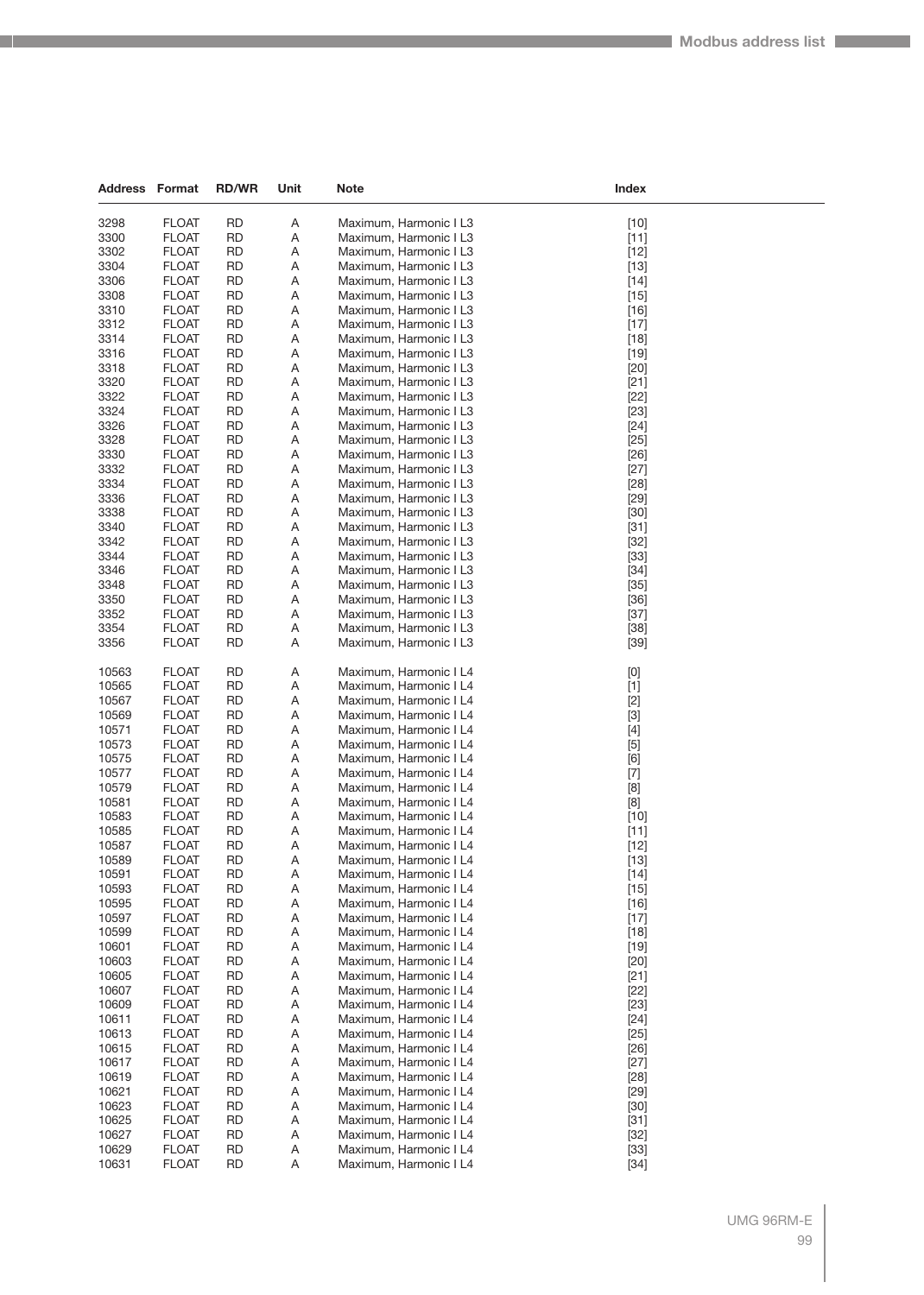| Address | Format | RD/WR | Unit | Note | Index |
|---|---|---|---|---|---|
| 3298 | FLOAT | RD | A | Maximum, Harmonic I L3 | [10] |
| 3300 | FLOAT | RD | A | Maximum, Harmonic I L3 | [11] |
| 3302 | FLOAT | RD | A | Maximum, Harmonic I L3 | [12] |
| 3304 | FLOAT | RD | A | Maximum, Harmonic I L3 | [13] |
| 3306 | FLOAT | RD | A | Maximum, Harmonic I L3 | [14] |
| 3308 | FLOAT | RD | A | Maximum, Harmonic I L3 | [15] |
| 3310 | FLOAT | RD | A | Maximum, Harmonic I L3 | [16] |
| 3312 | FLOAT | RD | A | Maximum, Harmonic I L3 | [17] |
| 3314 | FLOAT | RD | A | Maximum, Harmonic I L3 | [18] |
| 3316 | FLOAT | RD | A | Maximum, Harmonic I L3 | [19] |
| 3318 | FLOAT | RD | A | Maximum, Harmonic I L3 | [20] |
| 3320 | FLOAT | RD | A | Maximum, Harmonic I L3 | [21] |
| 3322 | FLOAT | RD | A | Maximum, Harmonic I L3 | [22] |
| 3324 | FLOAT | RD | A | Maximum, Harmonic I L3 | [23] |
| 3326 | FLOAT | RD | A | Maximum, Harmonic I L3 | [24] |
| 3328 | FLOAT | RD | A | Maximum, Harmonic I L3 | [25] |
| 3330 | FLOAT | RD | A | Maximum, Harmonic I L3 | [26] |
| 3332 | FLOAT | RD | A | Maximum, Harmonic I L3 | [27] |
| 3334 | FLOAT | RD | A | Maximum, Harmonic I L3 | [28] |
| 3336 | FLOAT | RD | A | Maximum, Harmonic I L3 | [29] |
| 3338 | FLOAT | RD | A | Maximum, Harmonic I L3 | [30] |
| 3340 | FLOAT | RD | A | Maximum, Harmonic I L3 | [31] |
| 3342 | FLOAT | RD | A | Maximum, Harmonic I L3 | [32] |
| 3344 | FLOAT | RD | A | Maximum, Harmonic I L3 | [33] |
| 3346 | FLOAT | RD | A | Maximum, Harmonic I L3 | [34] |
| 3348 | FLOAT | RD | A | Maximum, Harmonic I L3 | [35] |
| 3350 | FLOAT | RD | A | Maximum, Harmonic I L3 | [36] |
| 3352 | FLOAT | RD | A | Maximum, Harmonic I L3 | [37] |
| 3354 | FLOAT | RD | A | Maximum, Harmonic I L3 | [38] |
| 3356 | FLOAT | RD | A | Maximum, Harmonic I L3 | [39] |
| | | | | | |
| 10563 | FLOAT | RD | A | Maximum, Harmonic I L4 | [0] |
| 10565 | FLOAT | RD | A | Maximum, Harmonic I L4 | [1] |
| 10567 | FLOAT | RD | A | Maximum, Harmonic I L4 | [2] |
| 10569 | FLOAT | RD | A | Maximum, Harmonic I L4 | [3] |
| 10571 | FLOAT | RD | A | Maximum, Harmonic I L4 | [4] |
| 10573 | FLOAT | RD | A | Maximum, Harmonic I L4 | [5] |
| 10575 | FLOAT | RD | A | Maximum, Harmonic I L4 | [6] |
| 10577 | FLOAT | RD | A | Maximum, Harmonic I L4 | [7] |
| 10579 | FLOAT | RD | A | Maximum, Harmonic I L4 | [8] |
| 10581 | FLOAT | RD | A | Maximum, Harmonic I L4 | [8] |
| 10583 | FLOAT | RD | A | Maximum, Harmonic I L4 | [10] |
| 10585 | FLOAT | RD | A | Maximum, Harmonic I L4 | [11] |
| 10587 | FLOAT | RD | A | Maximum, Harmonic I L4 | [12] |
| 10589 | FLOAT | RD | A | Maximum, Harmonic I L4 | [13] |
| 10591 | FLOAT | RD | A | Maximum, Harmonic I L4 | [14] |
| 10593 | FLOAT | RD | A | Maximum, Harmonic I L4 | [15] |
| 10595 | FLOAT | RD | A | Maximum, Harmonic I L4 | [16] |
| 10597 | FLOAT | RD | A | Maximum, Harmonic I L4 | [17] |
| 10599 | FLOAT | RD | A | Maximum, Harmonic I L4 | [18] |
| 10601 | FLOAT | RD | A | Maximum, Harmonic I L4 | [19] |
| 10603 | FLOAT | RD | A | Maximum, Harmonic I L4 | [20] |
| 10605 | FLOAT | RD | A | Maximum, Harmonic I L4 | [21] |
| 10607 | FLOAT | RD | A | Maximum, Harmonic I L4 | [22] |
| 10609 | FLOAT | RD | A | Maximum, Harmonic I L4 | [23] |
| 10611 | FLOAT | RD | A | Maximum, Harmonic I L4 | [24] |
| 10613 | FLOAT | RD | A | Maximum, Harmonic I L4 | [25] |
| 10615 | FLOAT | RD | A | Maximum, Harmonic I L4 | [26] |
| 10617 | FLOAT | RD | A | Maximum, Harmonic I L4 | [27] |
| 10619 | FLOAT | RD | A | Maximum, Harmonic I L4 | [28] |
| 10621 | FLOAT | RD | A | Maximum, Harmonic I L4 | [29] |
| 10623 | FLOAT | RD | A | Maximum, Harmonic I L4 | [30] |
| 10625 | FLOAT | RD | A | Maximum, Harmonic I L4 | [31] |
| 10627 | FLOAT | RD | A | Maximum, Harmonic I L4 | [32] |
| 10629 | FLOAT | RD | A | Maximum, Harmonic I L4 | [33] |
| 10631 | FLOAT | RD | A | Maximum, Harmonic I L4 | [34] |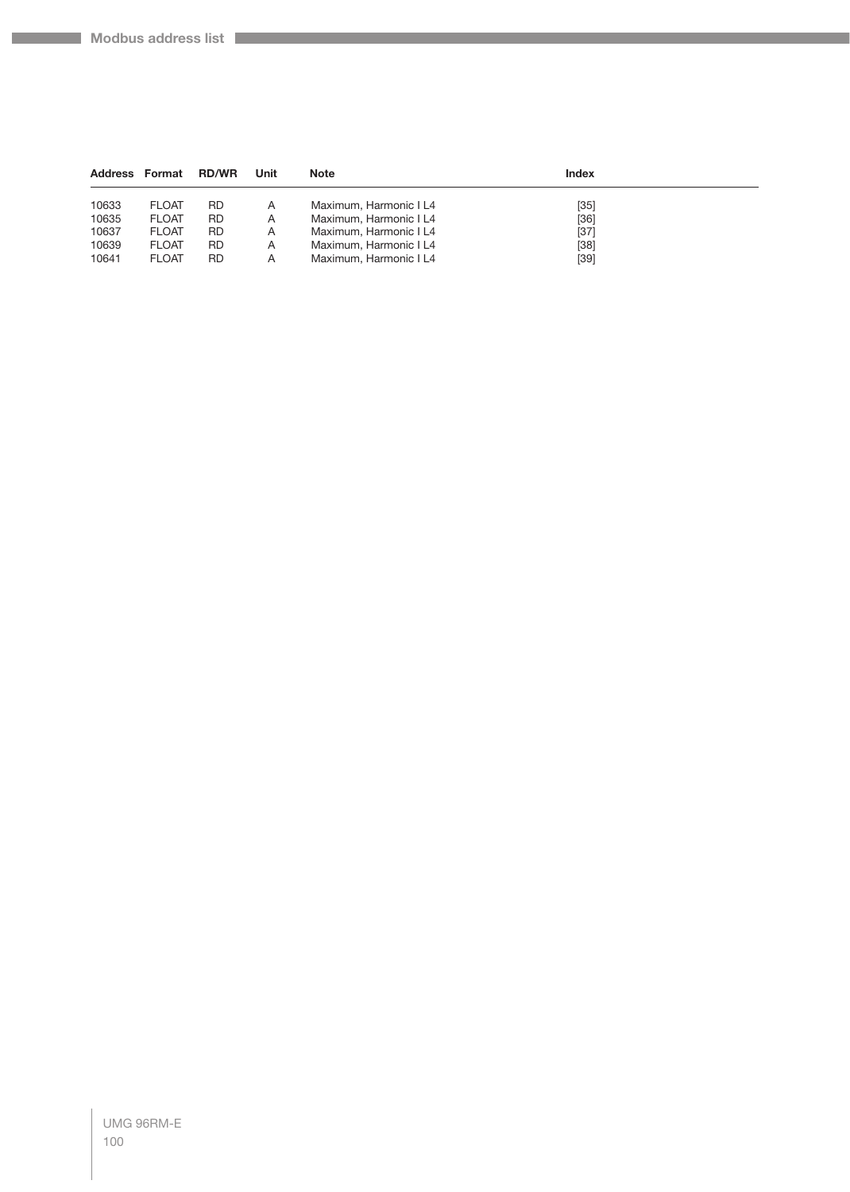| Address | Format | RD/WR | Unit | Note | Index |
|---|---|---|---|---|---|
| 10633 | FLOAT | RD | A | Maximum, Harmonic I L4 | [35] |
| 10635 | FLOAT | RD | A | Maximum, Harmonic I L4 | [36] |
| 10637 | FLOAT | RD | A | Maximum, Harmonic I L4 | [37] |
| 10639 | FLOAT | RD | A | Maximum, Harmonic I L4 | [38] |
| 10641 | FLOAT | RD | A | Maximum, Harmonic I L4 | [39] |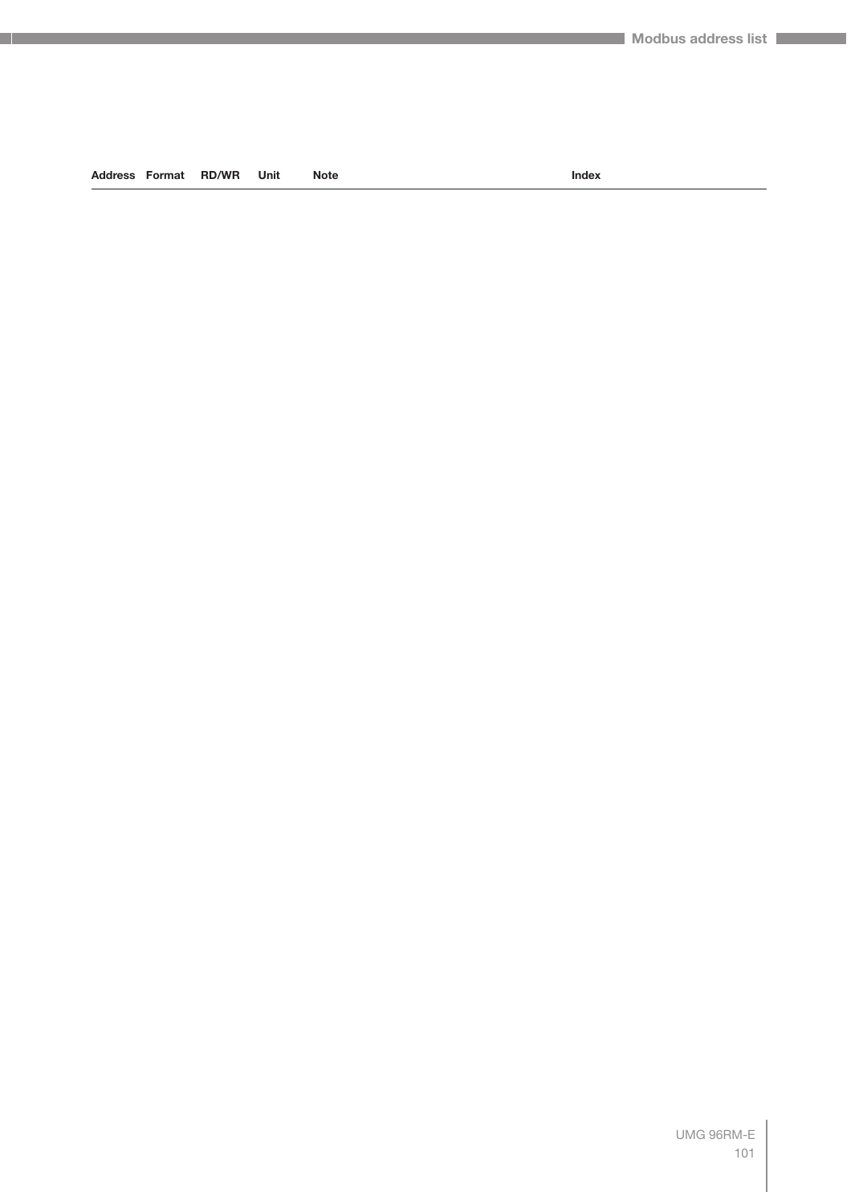| Address | Format | RD/WR | Unit | Note | Index |
|---|---|---|---|---|---|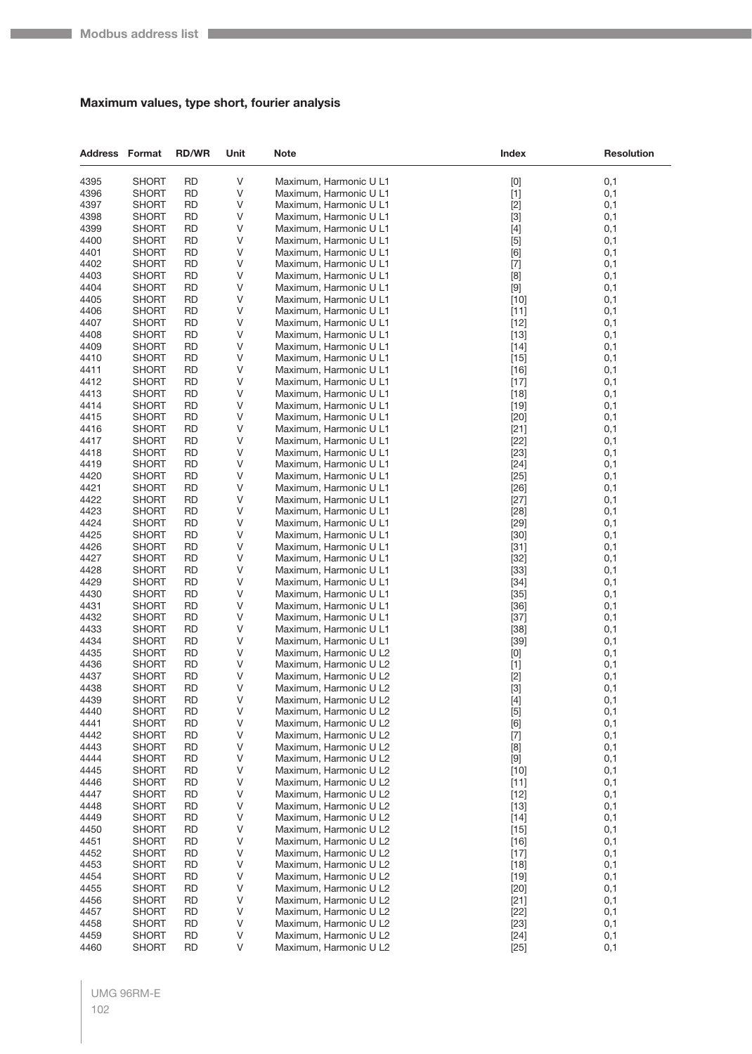### Maximum values, type short, fourier analysis

| Address | Format | RD/WR | Unit | Note | Index | Resolution |
|---|---|---|---|---|---|---|
| 4395 | SHORT | RD | V | Maximum, Harmonic U L1 | [0] | 0,1 |
| 4396 | SHORT | RD | V | Maximum, Harmonic U L1 | [1] | 0,1 |
| 4397 | SHORT | RD | V | Maximum, Harmonic U L1 | [2] | 0,1 |
| 4398 | SHORT | RD | V | Maximum, Harmonic U L1 | [3] | 0,1 |
| 4399 | SHORT | RD | V | Maximum, Harmonic U L1 | [4] | 0,1 |
| 4400 | SHORT | RD | V | Maximum, Harmonic U L1 | [5] | 0,1 |
| 4401 | SHORT | RD | V | Maximum, Harmonic U L1 | [6] | 0,1 |
| 4402 | SHORT | RD | V | Maximum, Harmonic U L1 | [7] | 0,1 |
| 4403 | SHORT | RD | V | Maximum, Harmonic U L1 | [8] | 0,1 |
| 4404 | SHORT | RD | V | Maximum, Harmonic U L1 | [9] | 0,1 |
| 4405 | SHORT | RD | V | Maximum, Harmonic U L1 | [10] | 0,1 |
| 4406 | SHORT | RD | V | Maximum, Harmonic U L1 | [11] | 0,1 |
| 4407 | SHORT | RD | V | Maximum, Harmonic U L1 | [12] | 0,1 |
| 4408 | SHORT | RD | V | Maximum, Harmonic U L1 | [13] | 0,1 |
| 4409 | SHORT | RD | V | Maximum, Harmonic U L1 | [14] | 0,1 |
| 4410 | SHORT | RD | V | Maximum, Harmonic U L1 | [15] | 0,1 |
| 4411 | SHORT | RD | V | Maximum, Harmonic U L1 | [16] | 0,1 |
| 4412 | SHORT | RD | V | Maximum, Harmonic U L1 | [17] | 0,1 |
| 4413 | SHORT | RD | V | Maximum, Harmonic U L1 | [18] | 0,1 |
| 4414 | SHORT | RD | V | Maximum, Harmonic U L1 | [19] | 0,1 |
| 4415 | SHORT | RD | V | Maximum, Harmonic U L1 | [20] | 0,1 |
| 4416 | SHORT | RD | V | Maximum, Harmonic U L1 | [21] | 0,1 |
| 4417 | SHORT | RD | V | Maximum, Harmonic U L1 | [22] | 0,1 |
| 4418 | SHORT | RD | V | Maximum, Harmonic U L1 | [23] | 0,1 |
| 4419 | SHORT | RD | V | Maximum, Harmonic U L1 | [24] | 0,1 |
| 4420 | SHORT | RD | V | Maximum, Harmonic U L1 | [25] | 0,1 |
| 4421 | SHORT | RD | V | Maximum, Harmonic U L1 | [26] | 0,1 |
| 4422 | SHORT | RD | V | Maximum, Harmonic U L1 | [27] | 0,1 |
| 4423 | SHORT | RD | V | Maximum, Harmonic U L1 | [28] | 0,1 |
| 4424 | SHORT | RD | V | Maximum, Harmonic U L1 | [29] | 0,1 |
| 4425 | SHORT | RD | V | Maximum, Harmonic U L1 | [30] | 0,1 |
| 4426 | SHORT | RD | V | Maximum, Harmonic U L1 | [31] | 0,1 |
| 4427 | SHORT | RD | V | Maximum, Harmonic U L1 | [32] | 0,1 |
| 4428 | SHORT | RD | V | Maximum, Harmonic U L1 | [33] | 0,1 |
| 4429 | SHORT | RD | V | Maximum, Harmonic U L1 | [34] | 0,1 |
| 4430 | SHORT | RD | V | Maximum, Harmonic U L1 | [35] | 0,1 |
| 4431 | SHORT | RD | V | Maximum, Harmonic U L1 | [36] | 0,1 |
| 4432 | SHORT | RD | V | Maximum, Harmonic U L1 | [37] | 0,1 |
| 4433 | SHORT | RD | V | Maximum, Harmonic U L1 | [38] | 0,1 |
| 4434 | SHORT | RD | V | Maximum, Harmonic U L1 | [39] | 0,1 |
| 4435 | SHORT | RD | V | Maximum, Harmonic U L2 | [0] | 0,1 |
| 4436 | SHORT | RD | V | Maximum, Harmonic U L2 | [1] | 0,1 |
| 4437 | SHORT | RD | V | Maximum, Harmonic U L2 | [2] | 0,1 |
| 4438 | SHORT | RD | V | Maximum, Harmonic U L2 | [3] | 0,1 |
| 4439 | SHORT | RD | V | Maximum, Harmonic U L2 | [4] | 0,1 |
| 4440 | SHORT | RD | V | Maximum, Harmonic U L2 | [5] | 0,1 |
| 4441 | SHORT | RD | V | Maximum, Harmonic U L2 | [6] | 0,1 |
| 4442 | SHORT | RD | V | Maximum, Harmonic U L2 | [7] | 0,1 |
| 4443 | SHORT | RD | V | Maximum, Harmonic U L2 | [8] | 0,1 |
| 4444 | SHORT | RD | V | Maximum, Harmonic U L2 | [9] | 0,1 |
| 4445 | SHORT | RD | V | Maximum, Harmonic U L2 | [10] | 0,1 |
| 4446 | SHORT | RD | V | Maximum, Harmonic U L2 | [11] | 0,1 |
| 4447 | SHORT | RD | V | Maximum, Harmonic U L2 | [12] | 0,1 |
| 4448 | SHORT | RD | V | Maximum, Harmonic U L2 | [13] | 0,1 |
| 4449 | SHORT | RD | V | Maximum, Harmonic U L2 | [14] | 0,1 |
| 4450 | SHORT | RD | V | Maximum, Harmonic U L2 | [15] | 0,1 |
| 4451 | SHORT | RD | V | Maximum, Harmonic U L2 | [16] | 0,1 |
| 4452 | SHORT | RD | V | Maximum, Harmonic U L2 | [17] | 0,1 |
| 4453 | SHORT | RD | V | Maximum, Harmonic U L2 | [18] | 0,1 |
| 4454 | SHORT | RD | V | Maximum, Harmonic U L2 | [19] | 0,1 |
| 4455 | SHORT | RD | V | Maximum, Harmonic U L2 | [20] | 0,1 |
| 4456 | SHORT | RD | V | Maximum, Harmonic U L2 | [21] | 0,1 |
| 4457 | SHORT | RD | V | Maximum, Harmonic U L2 | [22] | 0,1 |
| 4458 | SHORT | RD | V | Maximum, Harmonic U L2 | [23] | 0,1 |
| 4459 | SHORT | RD | V | Maximum, Harmonic U L2 | [24] | 0,1 |
| 4460 | SHORT | RD | V | Maximum, Harmonic U L2 | [25] | 0,1 |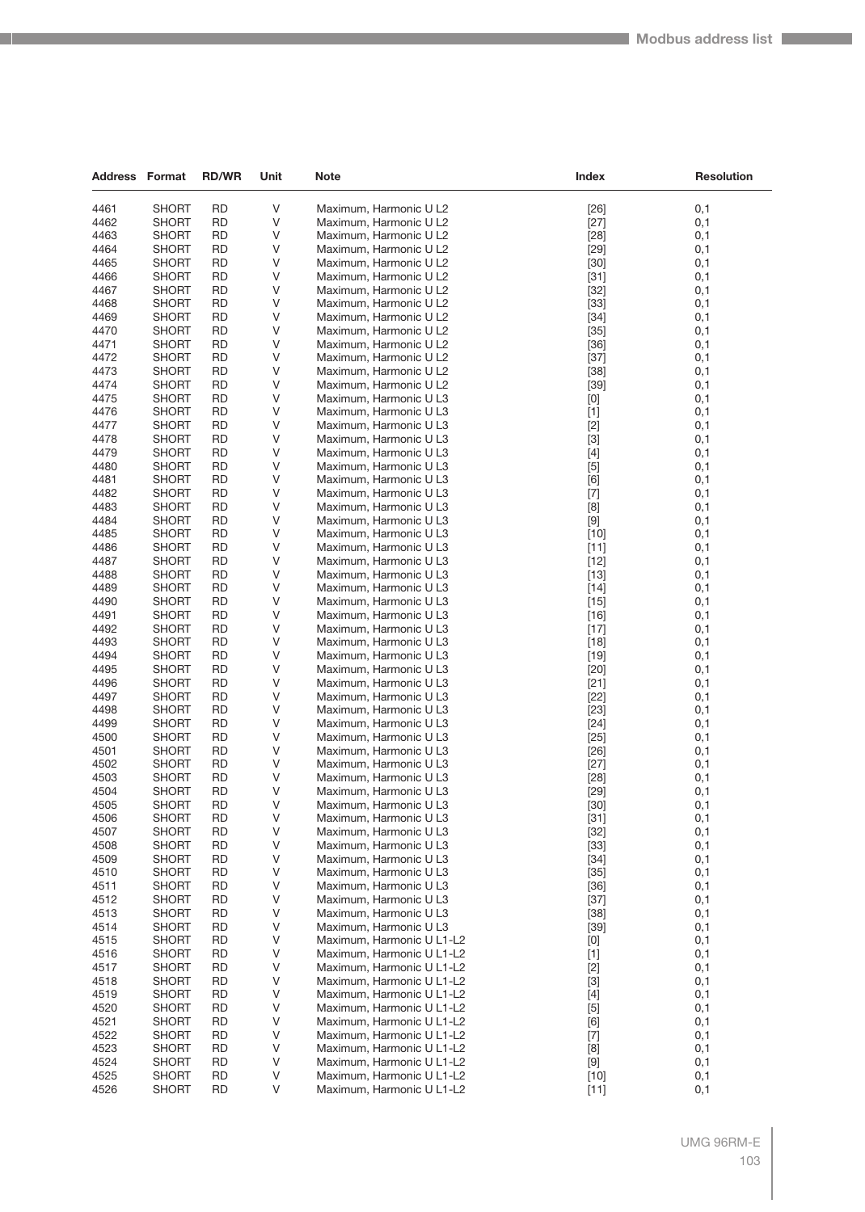| Address | Format | RD/WR | Unit | Note | Index | Resolution |
|---|---|---|---|---|---|---|
| 4461 | SHORT | RD | V | Maximum, Harmonic U L2 | [26] | 0,1 |
| 4462 | SHORT | RD | V | Maximum, Harmonic U L2 | [27] | 0,1 |
| 4463 | SHORT | RD | V | Maximum, Harmonic U L2 | [28] | 0,1 |
| 4464 | SHORT | RD | V | Maximum, Harmonic U L2 | [29] | 0,1 |
| 4465 | SHORT | RD | V | Maximum, Harmonic U L2 | [30] | 0,1 |
| 4466 | SHORT | RD | V | Maximum, Harmonic U L2 | [31] | 0,1 |
| 4467 | SHORT | RD | V | Maximum, Harmonic U L2 | [32] | 0,1 |
| 4468 | SHORT | RD | V | Maximum, Harmonic U L2 | [33] | 0,1 |
| 4469 | SHORT | RD | V | Maximum, Harmonic U L2 | [34] | 0,1 |
| 4470 | SHORT | RD | V | Maximum, Harmonic U L2 | [35] | 0,1 |
| 4471 | SHORT | RD | V | Maximum, Harmonic U L2 | [36] | 0,1 |
| 4472 | SHORT | RD | V | Maximum, Harmonic U L2 | [37] | 0,1 |
| 4473 | SHORT | RD | V | Maximum, Harmonic U L2 | [38] | 0,1 |
| 4474 | SHORT | RD | V | Maximum, Harmonic U L2 | [39] | 0,1 |
| 4475 | SHORT | RD | V | Maximum, Harmonic U L3 | [0] | 0,1 |
| 4476 | SHORT | RD | V | Maximum, Harmonic U L3 | [1] | 0,1 |
| 4477 | SHORT | RD | V | Maximum, Harmonic U L3 | [2] | 0,1 |
| 4478 | SHORT | RD | V | Maximum, Harmonic U L3 | [3] | 0,1 |
| 4479 | SHORT | RD | V | Maximum, Harmonic U L3 | [4] | 0,1 |
| 4480 | SHORT | RD | V | Maximum, Harmonic U L3 | [5] | 0,1 |
| 4481 | SHORT | RD | V | Maximum, Harmonic U L3 | [6] | 0,1 |
| 4482 | SHORT | RD | V | Maximum, Harmonic U L3 | [7] | 0,1 |
| 4483 | SHORT | RD | V | Maximum, Harmonic U L3 | [8] | 0,1 |
| 4484 | SHORT | RD | V | Maximum, Harmonic U L3 | [9] | 0,1 |
| 4485 | SHORT | RD | V | Maximum, Harmonic U L3 | [10] | 0,1 |
| 4486 | SHORT | RD | V | Maximum, Harmonic U L3 | [11] | 0,1 |
| 4487 | SHORT | RD | V | Maximum, Harmonic U L3 | [12] | 0,1 |
| 4488 | SHORT | RD | V | Maximum, Harmonic U L3 | [13] | 0,1 |
| 4489 | SHORT | RD | V | Maximum, Harmonic U L3 | [14] | 0,1 |
| 4490 | SHORT | RD | V | Maximum, Harmonic U L3 | [15] | 0,1 |
| 4491 | SHORT | RD | V | Maximum, Harmonic U L3 | [16] | 0,1 |
| 4492 | SHORT | RD | V | Maximum, Harmonic U L3 | [17] | 0,1 |
| 4493 | SHORT | RD | V | Maximum, Harmonic U L3 | [18] | 0,1 |
| 4494 | SHORT | RD | V | Maximum, Harmonic U L3 | [19] | 0,1 |
| 4495 | SHORT | RD | V | Maximum, Harmonic U L3 | [20] | 0,1 |
| 4496 | SHORT | RD | V | Maximum, Harmonic U L3 | [21] | 0,1 |
| 4497 | SHORT | RD | V | Maximum, Harmonic U L3 | [22] | 0,1 |
| 4498 | SHORT | RD | V | Maximum, Harmonic U L3 | [23] | 0,1 |
| 4499 | SHORT | RD | V | Maximum, Harmonic U L3 | [24] | 0,1 |
| 4500 | SHORT | RD | V | Maximum, Harmonic U L3 | [25] | 0,1 |
| 4501 | SHORT | RD | V | Maximum, Harmonic U L3 | [26] | 0,1 |
| 4502 | SHORT | RD | V | Maximum, Harmonic U L3 | [27] | 0,1 |
| 4503 | SHORT | RD | V | Maximum, Harmonic U L3 | [28] | 0,1 |
| 4504 | SHORT | RD | V | Maximum, Harmonic U L3 | [29] | 0,1 |
| 4505 | SHORT | RD | V | Maximum, Harmonic U L3 | [30] | 0,1 |
| 4506 | SHORT | RD | V | Maximum, Harmonic U L3 | [31] | 0,1 |
| 4507 | SHORT | RD | V | Maximum, Harmonic U L3 | [32] | 0,1 |
| 4508 | SHORT | RD | V | Maximum, Harmonic U L3 | [33] | 0,1 |
| 4509 | SHORT | RD | V | Maximum, Harmonic U L3 | [34] | 0,1 |
| 4510 | SHORT | RD | V | Maximum, Harmonic U L3 | [35] | 0,1 |
| 4511 | SHORT | RD | V | Maximum, Harmonic U L3 | [36] | 0,1 |
| 4512 | SHORT | RD | V | Maximum, Harmonic U L3 | [37] | 0,1 |
| 4513 | SHORT | RD | V | Maximum, Harmonic U L3 | [38] | 0,1 |
| 4514 | SHORT | RD | V | Maximum, Harmonic U L3 | [39] | 0,1 |
| 4515 | SHORT | RD | V | Maximum, Harmonic U L1-L2 | [0] | 0,1 |
| 4516 | SHORT | RD | V | Maximum, Harmonic U L1-L2 | [1] | 0,1 |
| 4517 | SHORT | RD | V | Maximum, Harmonic U L1-L2 | [2] | 0,1 |
| 4518 | SHORT | RD | V | Maximum, Harmonic U L1-L2 | [3] | 0,1 |
| 4519 | SHORT | RD | V | Maximum, Harmonic U L1-L2 | [4] | 0,1 |
| 4520 | SHORT | RD | V | Maximum, Harmonic U L1-L2 | [5] | 0,1 |
| 4521 | SHORT | RD | V | Maximum, Harmonic U L1-L2 | [6] | 0,1 |
| 4522 | SHORT | RD | V | Maximum, Harmonic U L1-L2 | [7] | 0,1 |
| 4523 | SHORT | RD | V | Maximum, Harmonic U L1-L2 | [8] | 0,1 |
| 4524 | SHORT | RD | V | Maximum, Harmonic U L1-L2 | [9] | 0,1 |
| 4525 | SHORT | RD | V | Maximum, Harmonic U L1-L2 | [10] | 0,1 |
| 4526 | SHORT | RD | V | Maximum, Harmonic U L1-L2 | [11] | 0,1 |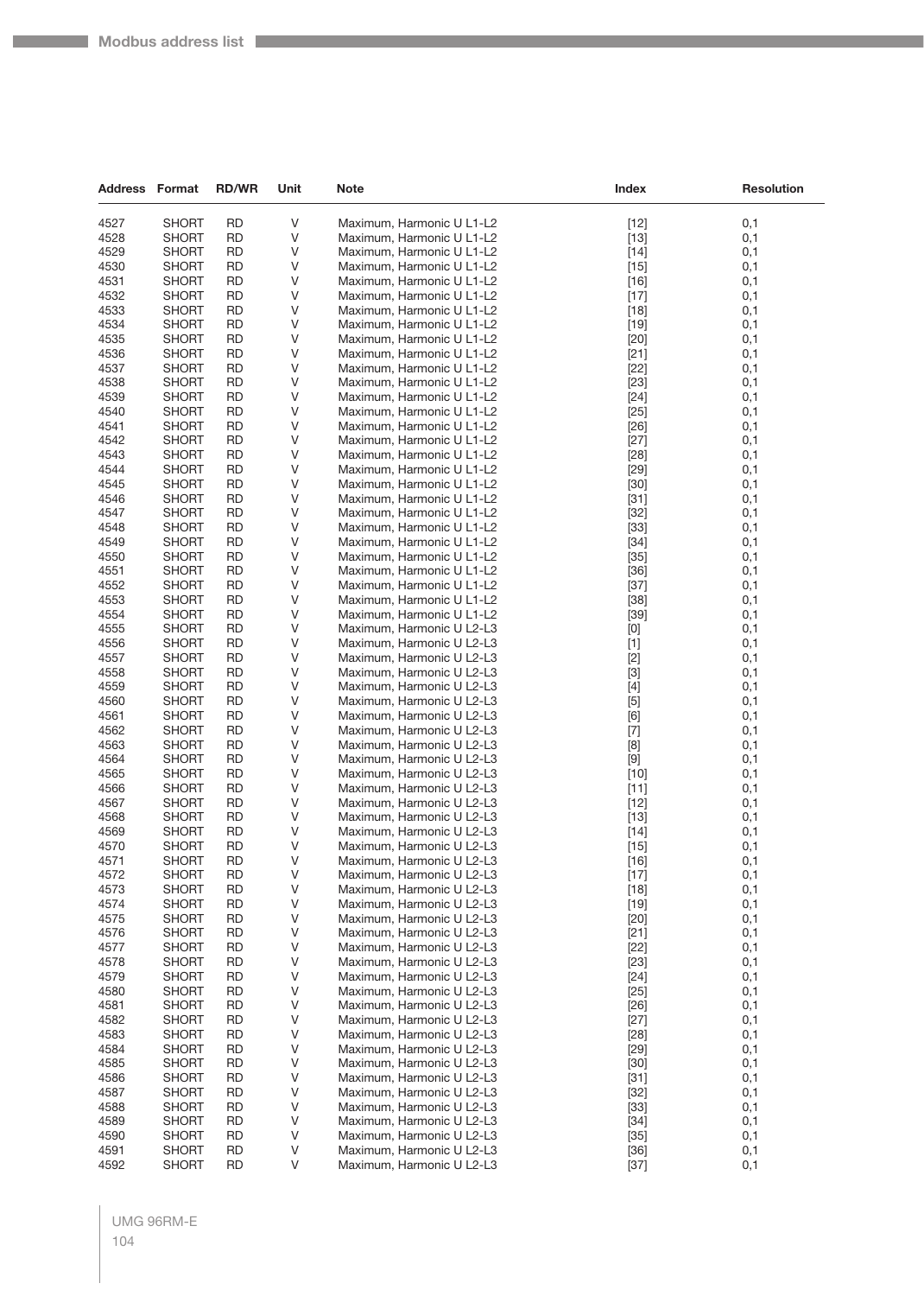| Address | Format | RD/WR | Unit | Note | Index | Resolution |
|---|---|---|---|---|---|---|
| 4527 | SHORT | RD | V | Maximum, Harmonic U L1-L2 | [12] | 0,1 |
| 4528 | SHORT | RD | V | Maximum, Harmonic U L1-L2 | [13] | 0,1 |
| 4529 | SHORT | RD | V | Maximum, Harmonic U L1-L2 | [14] | 0,1 |
| 4530 | SHORT | RD | V | Maximum, Harmonic U L1-L2 | [15] | 0,1 |
| 4531 | SHORT | RD | V | Maximum, Harmonic U L1-L2 | [16] | 0,1 |
| 4532 | SHORT | RD | V | Maximum, Harmonic U L1-L2 | [17] | 0,1 |
| 4533 | SHORT | RD | V | Maximum, Harmonic U L1-L2 | [18] | 0,1 |
| 4534 | SHORT | RD | V | Maximum, Harmonic U L1-L2 | [19] | 0,1 |
| 4535 | SHORT | RD | V | Maximum, Harmonic U L1-L2 | [20] | 0,1 |
| 4536 | SHORT | RD | V | Maximum, Harmonic U L1-L2 | [21] | 0,1 |
| 4537 | SHORT | RD | V | Maximum, Harmonic U L1-L2 | [22] | 0,1 |
| 4538 | SHORT | RD | V | Maximum, Harmonic U L1-L2 | [23] | 0,1 |
| 4539 | SHORT | RD | V | Maximum, Harmonic U L1-L2 | [24] | 0,1 |
| 4540 | SHORT | RD | V | Maximum, Harmonic U L1-L2 | [25] | 0,1 |
| 4541 | SHORT | RD | V | Maximum, Harmonic U L1-L2 | [26] | 0,1 |
| 4542 | SHORT | RD | V | Maximum, Harmonic U L1-L2 | [27] | 0,1 |
| 4543 | SHORT | RD | V | Maximum, Harmonic U L1-L2 | [28] | 0,1 |
| 4544 | SHORT | RD | V | Maximum, Harmonic U L1-L2 | [29] | 0,1 |
| 4545 | SHORT | RD | V | Maximum, Harmonic U L1-L2 | [30] | 0,1 |
| 4546 | SHORT | RD | V | Maximum, Harmonic U L1-L2 | [31] | 0,1 |
| 4547 | SHORT | RD | V | Maximum, Harmonic U L1-L2 | [32] | 0,1 |
| 4548 | SHORT | RD | V | Maximum, Harmonic U L1-L2 | [33] | 0,1 |
| 4549 | SHORT | RD | V | Maximum, Harmonic U L1-L2 | [34] | 0,1 |
| 4550 | SHORT | RD | V | Maximum, Harmonic U L1-L2 | [35] | 0,1 |
| 4551 | SHORT | RD | V | Maximum, Harmonic U L1-L2 | [36] | 0,1 |
| 4552 | SHORT | RD | V | Maximum, Harmonic U L1-L2 | [37] | 0,1 |
| 4553 | SHORT | RD | V | Maximum, Harmonic U L1-L2 | [38] | 0,1 |
| 4554 | SHORT | RD | V | Maximum, Harmonic U L1-L2 | [39] | 0,1 |
| 4555 | SHORT | RD | V | Maximum, Harmonic U L2-L3 | [0] | 0,1 |
| 4556 | SHORT | RD | V | Maximum, Harmonic U L2-L3 | [1] | 0,1 |
| 4557 | SHORT | RD | V | Maximum, Harmonic U L2-L3 | [2] | 0,1 |
| 4558 | SHORT | RD | V | Maximum, Harmonic U L2-L3 | [3] | 0,1 |
| 4559 | SHORT | RD | V | Maximum, Harmonic U L2-L3 | [4] | 0,1 |
| 4560 | SHORT | RD | V | Maximum, Harmonic U L2-L3 | [5] | 0,1 |
| 4561 | SHORT | RD | V | Maximum, Harmonic U L2-L3 | [6] | 0,1 |
| 4562 | SHORT | RD | V | Maximum, Harmonic U L2-L3 | [7] | 0,1 |
| 4563 | SHORT | RD | V | Maximum, Harmonic U L2-L3 | [8] | 0,1 |
| 4564 | SHORT | RD | V | Maximum, Harmonic U L2-L3 | [9] | 0,1 |
| 4565 | SHORT | RD | V | Maximum, Harmonic U L2-L3 | [10] | 0,1 |
| 4566 | SHORT | RD | V | Maximum, Harmonic U L2-L3 | [11] | 0,1 |
| 4567 | SHORT | RD | V | Maximum, Harmonic U L2-L3 | [12] | 0,1 |
| 4568 | SHORT | RD | V | Maximum, Harmonic U L2-L3 | [13] | 0,1 |
| 4569 | SHORT | RD | V | Maximum, Harmonic U L2-L3 | [14] | 0,1 |
| 4570 | SHORT | RD | V | Maximum, Harmonic U L2-L3 | [15] | 0,1 |
| 4571 | SHORT | RD | V | Maximum, Harmonic U L2-L3 | [16] | 0,1 |
| 4572 | SHORT | RD | V | Maximum, Harmonic U L2-L3 | [17] | 0,1 |
| 4573 | SHORT | RD | V | Maximum, Harmonic U L2-L3 | [18] | 0,1 |
| 4574 | SHORT | RD | V | Maximum, Harmonic U L2-L3 | [19] | 0,1 |
| 4575 | SHORT | RD | V | Maximum, Harmonic U L2-L3 | [20] | 0,1 |
| 4576 | SHORT | RD | V | Maximum, Harmonic U L2-L3 | [21] | 0,1 |
| 4577 | SHORT | RD | V | Maximum, Harmonic U L2-L3 | [22] | 0,1 |
| 4578 | SHORT | RD | V | Maximum, Harmonic U L2-L3 | [23] | 0,1 |
| 4579 | SHORT | RD | V | Maximum, Harmonic U L2-L3 | [24] | 0,1 |
| 4580 | SHORT | RD | V | Maximum, Harmonic U L2-L3 | [25] | 0,1 |
| 4581 | SHORT | RD | V | Maximum, Harmonic U L2-L3 | [26] | 0,1 |
| 4582 | SHORT | RD | V | Maximum, Harmonic U L2-L3 | [27] | 0,1 |
| 4583 | SHORT | RD | V | Maximum, Harmonic U L2-L3 | [28] | 0,1 |
| 4584 | SHORT | RD | V | Maximum, Harmonic U L2-L3 | [29] | 0,1 |
| 4585 | SHORT | RD | V | Maximum, Harmonic U L2-L3 | [30] | 0,1 |
| 4586 | SHORT | RD | V | Maximum, Harmonic U L2-L3 | [31] | 0,1 |
| 4587 | SHORT | RD | V | Maximum, Harmonic U L2-L3 | [32] | 0,1 |
| 4588 | SHORT | RD | V | Maximum, Harmonic U L2-L3 | [33] | 0,1 |
| 4589 | SHORT | RD | V | Maximum, Harmonic U L2-L3 | [34] | 0,1 |
| 4590 | SHORT | RD | V | Maximum, Harmonic U L2-L3 | [35] | 0,1 |
| 4591 | SHORT | RD | V | Maximum, Harmonic U L2-L3 | [36] | 0,1 |
| 4592 | SHORT | RD | V | Maximum, Harmonic U L2-L3 | [37] | 0,1 |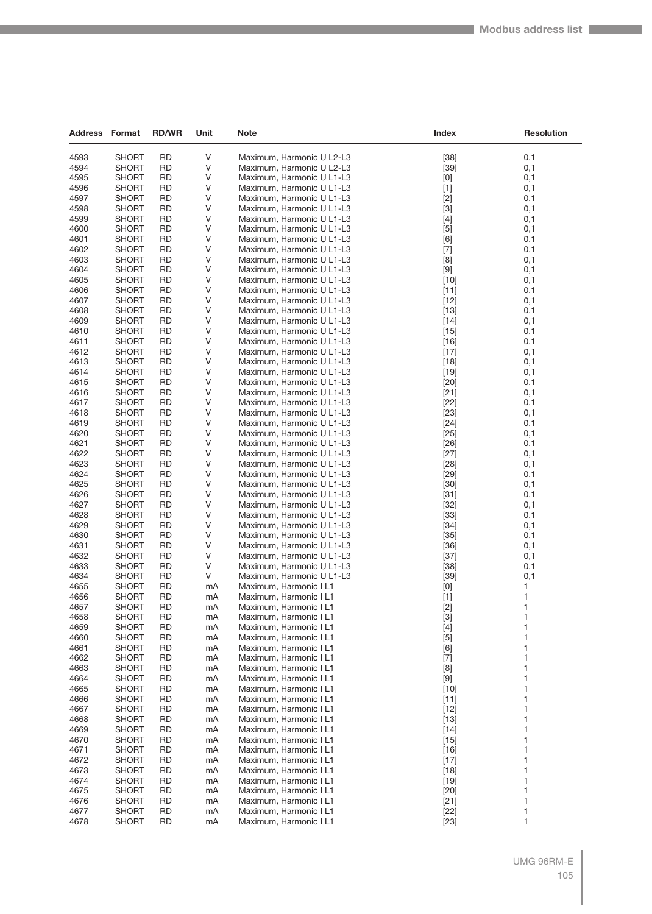| Address | Format | RD/WR | Unit | Note | Index | Resolution |
|---|---|---|---|---|---|---|
| 4593 | SHORT | RD | V | Maximum, Harmonic U L2-L3 | [38] | 0,1 |
| 4594 | SHORT | RD | V | Maximum, Harmonic U L2-L3 | [39] | 0,1 |
| 4595 | SHORT | RD | V | Maximum, Harmonic U L1-L3 | [0] | 0,1 |
| 4596 | SHORT | RD | V | Maximum, Harmonic U L1-L3 | [1] | 0,1 |
| 4597 | SHORT | RD | V | Maximum, Harmonic U L1-L3 | [2] | 0,1 |
| 4598 | SHORT | RD | V | Maximum, Harmonic U L1-L3 | [3] | 0,1 |
| 4599 | SHORT | RD | V | Maximum, Harmonic U L1-L3 | [4] | 0,1 |
| 4600 | SHORT | RD | V | Maximum, Harmonic U L1-L3 | [5] | 0,1 |
| 4601 | SHORT | RD | V | Maximum, Harmonic U L1-L3 | [6] | 0,1 |
| 4602 | SHORT | RD | V | Maximum, Harmonic U L1-L3 | [7] | 0,1 |
| 4603 | SHORT | RD | V | Maximum, Harmonic U L1-L3 | [8] | 0,1 |
| 4604 | SHORT | RD | V | Maximum, Harmonic U L1-L3 | [9] | 0,1 |
| 4605 | SHORT | RD | V | Maximum, Harmonic U L1-L3 | [10] | 0,1 |
| 4606 | SHORT | RD | V | Maximum, Harmonic U L1-L3 | [11] | 0,1 |
| 4607 | SHORT | RD | V | Maximum, Harmonic U L1-L3 | [12] | 0,1 |
| 4608 | SHORT | RD | V | Maximum, Harmonic U L1-L3 | [13] | 0,1 |
| 4609 | SHORT | RD | V | Maximum, Harmonic U L1-L3 | [14] | 0,1 |
| 4610 | SHORT | RD | V | Maximum, Harmonic U L1-L3 | [15] | 0,1 |
| 4611 | SHORT | RD | V | Maximum, Harmonic U L1-L3 | [16] | 0,1 |
| 4612 | SHORT | RD | V | Maximum, Harmonic U L1-L3 | [17] | 0,1 |
| 4613 | SHORT | RD | V | Maximum, Harmonic U L1-L3 | [18] | 0,1 |
| 4614 | SHORT | RD | V | Maximum, Harmonic U L1-L3 | [19] | 0,1 |
| 4615 | SHORT | RD | V | Maximum, Harmonic U L1-L3 | [20] | 0,1 |
| 4616 | SHORT | RD | V | Maximum, Harmonic U L1-L3 | [21] | 0,1 |
| 4617 | SHORT | RD | V | Maximum, Harmonic U L1-L3 | [22] | 0,1 |
| 4618 | SHORT | RD | V | Maximum, Harmonic U L1-L3 | [23] | 0,1 |
| 4619 | SHORT | RD | V | Maximum, Harmonic U L1-L3 | [24] | 0,1 |
| 4620 | SHORT | RD | V | Maximum, Harmonic U L1-L3 | [25] | 0,1 |
| 4621 | SHORT | RD | V | Maximum, Harmonic U L1-L3 | [26] | 0,1 |
| 4622 | SHORT | RD | V | Maximum, Harmonic U L1-L3 | [27] | 0,1 |
| 4623 | SHORT | RD | V | Maximum, Harmonic U L1-L3 | [28] | 0,1 |
| 4624 | SHORT | RD | V | Maximum, Harmonic U L1-L3 | [29] | 0,1 |
| 4625 | SHORT | RD | V | Maximum, Harmonic U L1-L3 | [30] | 0,1 |
| 4626 | SHORT | RD | V | Maximum, Harmonic U L1-L3 | [31] | 0,1 |
| 4627 | SHORT | RD | V | Maximum, Harmonic U L1-L3 | [32] | 0,1 |
| 4628 | SHORT | RD | V | Maximum, Harmonic U L1-L3 | [33] | 0,1 |
| 4629 | SHORT | RD | V | Maximum, Harmonic U L1-L3 | [34] | 0,1 |
| 4630 | SHORT | RD | V | Maximum, Harmonic U L1-L3 | [35] | 0,1 |
| 4631 | SHORT | RD | V | Maximum, Harmonic U L1-L3 | [36] | 0,1 |
| 4632 | SHORT | RD | V | Maximum, Harmonic U L1-L3 | [37] | 0,1 |
| 4633 | SHORT | RD | V | Maximum, Harmonic U L1-L3 | [38] | 0,1 |
| 4634 | SHORT | RD | V | Maximum, Harmonic U L1-L3 | [39] | 0,1 |
| 4655 | SHORT | RD | mA | Maximum, Harmonic I L1 | [0] | 1 |
| 4656 | SHORT | RD | mA | Maximum, Harmonic I L1 | [1] | 1 |
| 4657 | SHORT | RD | mA | Maximum, Harmonic I L1 | [2] | 1 |
| 4658 | SHORT | RD | mA | Maximum, Harmonic I L1 | [3] | 1 |
| 4659 | SHORT | RD | mA | Maximum, Harmonic I L1 | [4] | 1 |
| 4660 | SHORT | RD | mA | Maximum, Harmonic I L1 | [5] | 1 |
| 4661 | SHORT | RD | mA | Maximum, Harmonic I L1 | [6] | 1 |
| 4662 | SHORT | RD | mA | Maximum, Harmonic I L1 | [7] | 1 |
| 4663 | SHORT | RD | mA | Maximum, Harmonic I L1 | [8] | 1 |
| 4664 | SHORT | RD | mA | Maximum, Harmonic I L1 | [9] | 1 |
| 4665 | SHORT | RD | mA | Maximum, Harmonic I L1 | [10] | 1 |
| 4666 | SHORT | RD | mA | Maximum, Harmonic I L1 | [11] | 1 |
| 4667 | SHORT | RD | mA | Maximum, Harmonic I L1 | [12] | 1 |
| 4668 | SHORT | RD | mA | Maximum, Harmonic I L1 | [13] | 1 |
| 4669 | SHORT | RD | mA | Maximum, Harmonic I L1 | [14] | 1 |
| 4670 | SHORT | RD | mA | Maximum, Harmonic I L1 | [15] | 1 |
| 4671 | SHORT | RD | mA | Maximum, Harmonic I L1 | [16] | 1 |
| 4672 | SHORT | RD | mA | Maximum, Harmonic I L1 | [17] | 1 |
| 4673 | SHORT | RD | mA | Maximum, Harmonic I L1 | [18] | 1 |
| 4674 | SHORT | RD | mA | Maximum, Harmonic I L1 | [19] | 1 |
| 4675 | SHORT | RD | mA | Maximum, Harmonic I L1 | [20] | 1 |
| 4676 | SHORT | RD | mA | Maximum, Harmonic I L1 | [21] | 1 |
| 4677 | SHORT | RD | mA | Maximum, Harmonic I L1 | [22] | 1 |
| 4678 | SHORT | RD | mA | Maximum, Harmonic I L1 | [23] | 1 |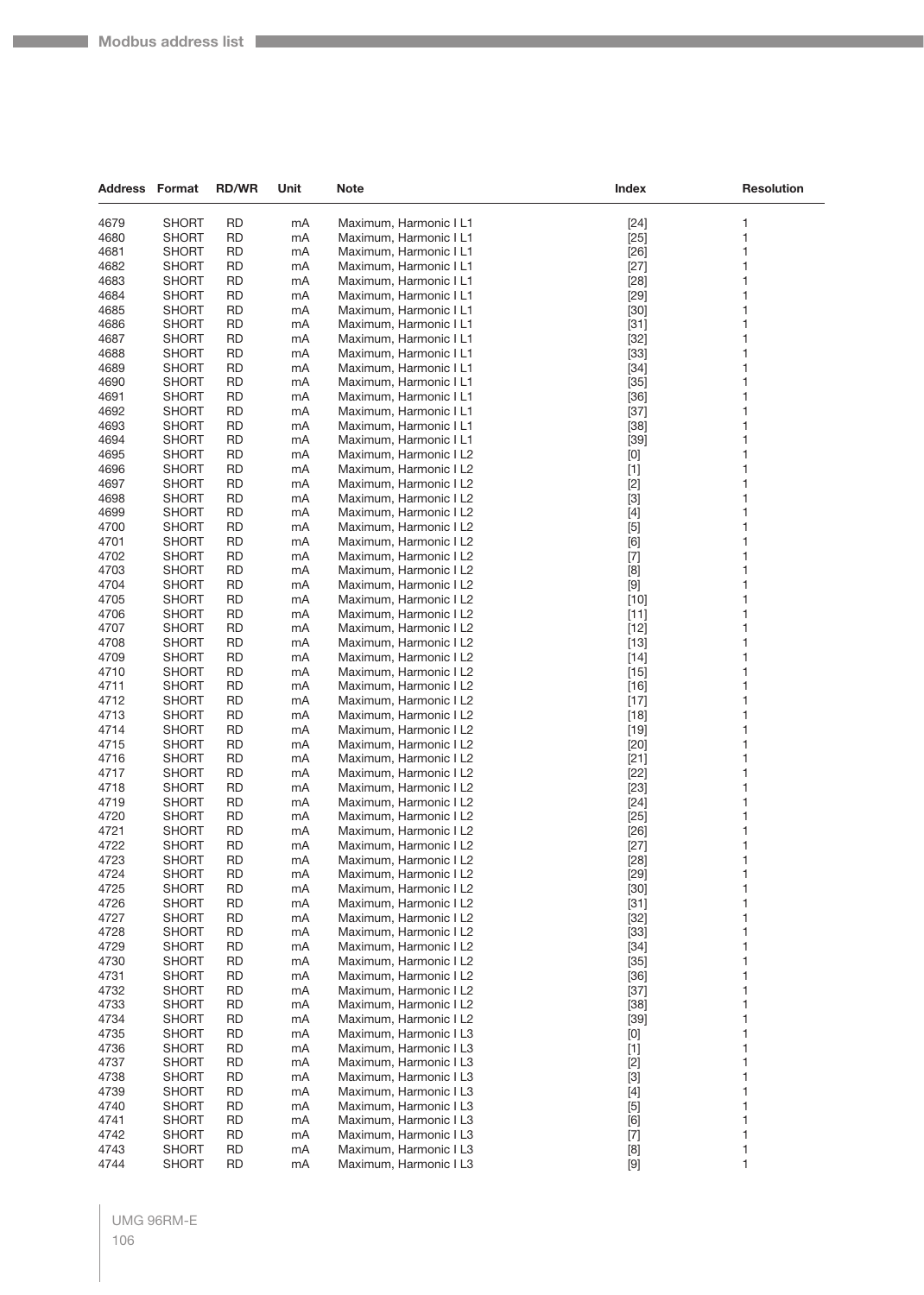| Address | Format | RD/WR | Unit | Note | Index | Resolution |
|---|---|---|---|---|---|---|
| 4679 | SHORT | RD | mA | Maximum, Harmonic I L1 | [24] | 1 |
| 4680 | SHORT | RD | mA | Maximum, Harmonic I L1 | [25] | 1 |
| 4681 | SHORT | RD | mA | Maximum, Harmonic I L1 | [26] | 1 |
| 4682 | SHORT | RD | mA | Maximum, Harmonic I L1 | [27] | 1 |
| 4683 | SHORT | RD | mA | Maximum, Harmonic I L1 | [28] | 1 |
| 4684 | SHORT | RD | mA | Maximum, Harmonic I L1 | [29] | 1 |
| 4685 | SHORT | RD | mA | Maximum, Harmonic I L1 | [30] | 1 |
| 4686 | SHORT | RD | mA | Maximum, Harmonic I L1 | [31] | 1 |
| 4687 | SHORT | RD | mA | Maximum, Harmonic I L1 | [32] | 1 |
| 4688 | SHORT | RD | mA | Maximum, Harmonic I L1 | [33] | 1 |
| 4689 | SHORT | RD | mA | Maximum, Harmonic I L1 | [34] | 1 |
| 4690 | SHORT | RD | mA | Maximum, Harmonic I L1 | [35] | 1 |
| 4691 | SHORT | RD | mA | Maximum, Harmonic I L1 | [36] | 1 |
| 4692 | SHORT | RD | mA | Maximum, Harmonic I L1 | [37] | 1 |
| 4693 | SHORT | RD | mA | Maximum, Harmonic I L1 | [38] | 1 |
| 4694 | SHORT | RD | mA | Maximum, Harmonic I L1 | [39] | 1 |
| 4695 | SHORT | RD | mA | Maximum, Harmonic I L2 | [0] | 1 |
| 4696 | SHORT | RD | mA | Maximum, Harmonic I L2 | [1] | 1 |
| 4697 | SHORT | RD | mA | Maximum, Harmonic I L2 | [2] | 1 |
| 4698 | SHORT | RD | mA | Maximum, Harmonic I L2 | [3] | 1 |
| 4699 | SHORT | RD | mA | Maximum, Harmonic I L2 | [4] | 1 |
| 4700 | SHORT | RD | mA | Maximum, Harmonic I L2 | [5] | 1 |
| 4701 | SHORT | RD | mA | Maximum, Harmonic I L2 | [6] | 1 |
| 4702 | SHORT | RD | mA | Maximum, Harmonic I L2 | [7] | 1 |
| 4703 | SHORT | RD | mA | Maximum, Harmonic I L2 | [8] | 1 |
| 4704 | SHORT | RD | mA | Maximum, Harmonic I L2 | [9] | 1 |
| 4705 | SHORT | RD | mA | Maximum, Harmonic I L2 | [10] | 1 |
| 4706 | SHORT | RD | mA | Maximum, Harmonic I L2 | [11] | 1 |
| 4707 | SHORT | RD | mA | Maximum, Harmonic I L2 | [12] | 1 |
| 4708 | SHORT | RD | mA | Maximum, Harmonic I L2 | [13] | 1 |
| 4709 | SHORT | RD | mA | Maximum, Harmonic I L2 | [14] | 1 |
| 4710 | SHORT | RD | mA | Maximum, Harmonic I L2 | [15] | 1 |
| 4711 | SHORT | RD | mA | Maximum, Harmonic I L2 | [16] | 1 |
| 4712 | SHORT | RD | mA | Maximum, Harmonic I L2 | [17] | 1 |
| 4713 | SHORT | RD | mA | Maximum, Harmonic I L2 | [18] | 1 |
| 4714 | SHORT | RD | mA | Maximum, Harmonic I L2 | [19] | 1 |
| 4715 | SHORT | RD | mA | Maximum, Harmonic I L2 | [20] | 1 |
| 4716 | SHORT | RD | mA | Maximum, Harmonic I L2 | [21] | 1 |
| 4717 | SHORT | RD | mA | Maximum, Harmonic I L2 | [22] | 1 |
| 4718 | SHORT | RD | mA | Maximum, Harmonic I L2 | [23] | 1 |
| 4719 | SHORT | RD | mA | Maximum, Harmonic I L2 | [24] | 1 |
| 4720 | SHORT | RD | mA | Maximum, Harmonic I L2 | [25] | 1 |
| 4721 | SHORT | RD | mA | Maximum, Harmonic I L2 | [26] | 1 |
| 4722 | SHORT | RD | mA | Maximum, Harmonic I L2 | [27] | 1 |
| 4723 | SHORT | RD | mA | Maximum, Harmonic I L2 | [28] | 1 |
| 4724 | SHORT | RD | mA | Maximum, Harmonic I L2 | [29] | 1 |
| 4725 | SHORT | RD | mA | Maximum, Harmonic I L2 | [30] | 1 |
| 4726 | SHORT | RD | mA | Maximum, Harmonic I L2 | [31] | 1 |
| 4727 | SHORT | RD | mA | Maximum, Harmonic I L2 | [32] | 1 |
| 4728 | SHORT | RD | mA | Maximum, Harmonic I L2 | [33] | 1 |
| 4729 | SHORT | RD | mA | Maximum, Harmonic I L2 | [34] | 1 |
| 4730 | SHORT | RD | mA | Maximum, Harmonic I L2 | [35] | 1 |
| 4731 | SHORT | RD | mA | Maximum, Harmonic I L2 | [36] | 1 |
| 4732 | SHORT | RD | mA | Maximum, Harmonic I L2 | [37] | 1 |
| 4733 | SHORT | RD | mA | Maximum, Harmonic I L2 | [38] | 1 |
| 4734 | SHORT | RD | mA | Maximum, Harmonic I L2 | [39] | 1 |
| 4735 | SHORT | RD | mA | Maximum, Harmonic I L3 | [0] | 1 |
| 4736 | SHORT | RD | mA | Maximum, Harmonic I L3 | [1] | 1 |
| 4737 | SHORT | RD | mA | Maximum, Harmonic I L3 | [2] | 1 |
| 4738 | SHORT | RD | mA | Maximum, Harmonic I L3 | [3] | 1 |
| 4739 | SHORT | RD | mA | Maximum, Harmonic I L3 | [4] | 1 |
| 4740 | SHORT | RD | mA | Maximum, Harmonic I L3 | [5] | 1 |
| 4741 | SHORT | RD | mA | Maximum, Harmonic I L3 | [6] | 1 |
| 4742 | SHORT | RD | mA | Maximum, Harmonic I L3 | [7] | 1 |
| 4743 | SHORT | RD | mA | Maximum, Harmonic I L3 | [8] | 1 |
| 4744 | SHORT | RD | mA | Maximum, Harmonic I L3 | [9] | 1 |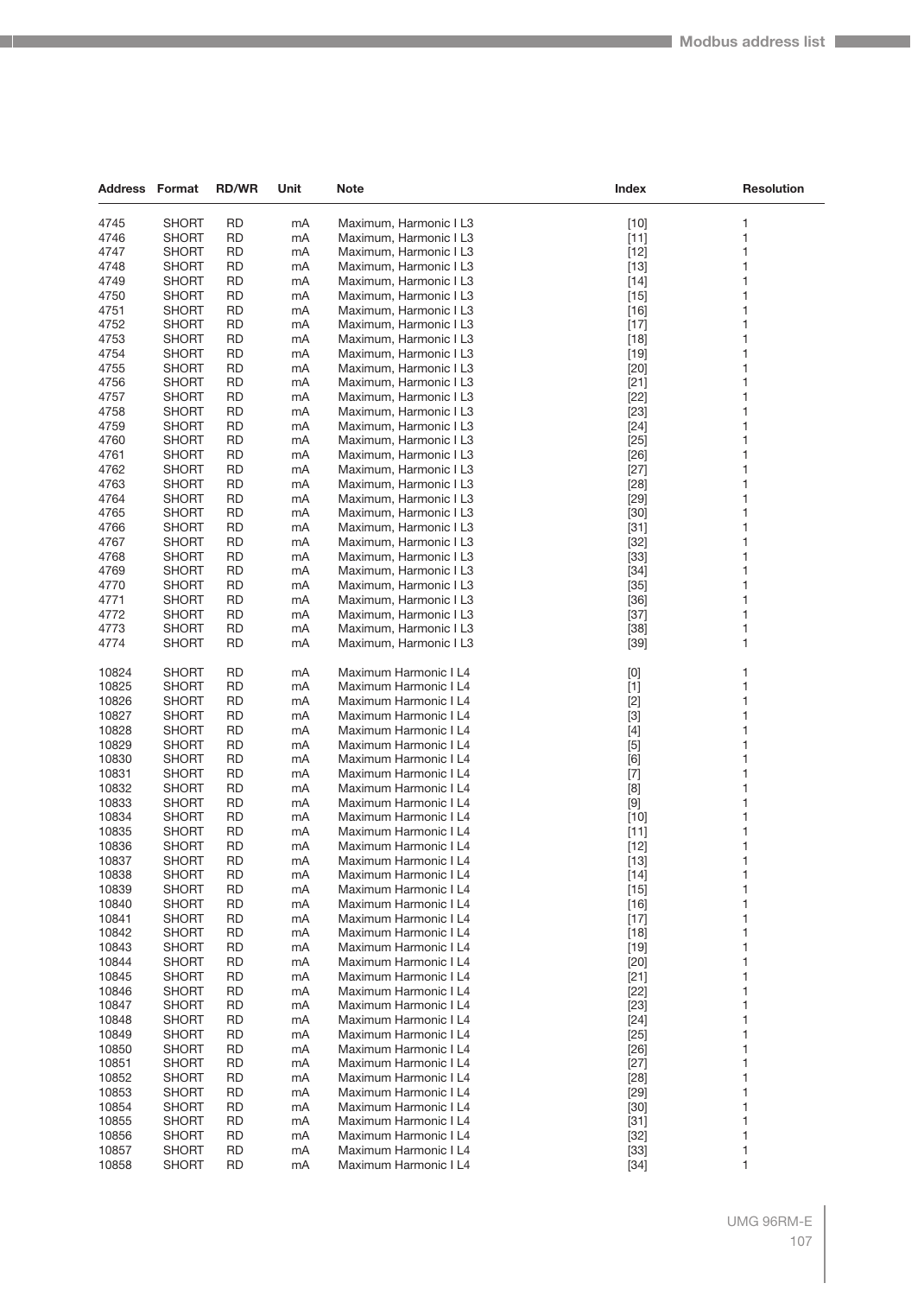| Address | Format | RD/WR | Unit | Note | Index | Resolution |
|---|---|---|---|---|---|---|
| 4745 | SHORT | RD | mA | Maximum, Harmonic I L3 | [10] | 1 |
| 4746 | SHORT | RD | mA | Maximum, Harmonic I L3 | [11] | 1 |
| 4747 | SHORT | RD | mA | Maximum, Harmonic I L3 | [12] | 1 |
| 4748 | SHORT | RD | mA | Maximum, Harmonic I L3 | [13] | 1 |
| 4749 | SHORT | RD | mA | Maximum, Harmonic I L3 | [14] | 1 |
| 4750 | SHORT | RD | mA | Maximum, Harmonic I L3 | [15] | 1 |
| 4751 | SHORT | RD | mA | Maximum, Harmonic I L3 | [16] | 1 |
| 4752 | SHORT | RD | mA | Maximum, Harmonic I L3 | [17] | 1 |
| 4753 | SHORT | RD | mA | Maximum, Harmonic I L3 | [18] | 1 |
| 4754 | SHORT | RD | mA | Maximum, Harmonic I L3 | [19] | 1 |
| 4755 | SHORT | RD | mA | Maximum, Harmonic I L3 | [20] | 1 |
| 4756 | SHORT | RD | mA | Maximum, Harmonic I L3 | [21] | 1 |
| 4757 | SHORT | RD | mA | Maximum, Harmonic I L3 | [22] | 1 |
| 4758 | SHORT | RD | mA | Maximum, Harmonic I L3 | [23] | 1 |
| 4759 | SHORT | RD | mA | Maximum, Harmonic I L3 | [24] | 1 |
| 4760 | SHORT | RD | mA | Maximum, Harmonic I L3 | [25] | 1 |
| 4761 | SHORT | RD | mA | Maximum, Harmonic I L3 | [26] | 1 |
| 4762 | SHORT | RD | mA | Maximum, Harmonic I L3 | [27] | 1 |
| 4763 | SHORT | RD | mA | Maximum, Harmonic I L3 | [28] | 1 |
| 4764 | SHORT | RD | mA | Maximum, Harmonic I L3 | [29] | 1 |
| 4765 | SHORT | RD | mA | Maximum, Harmonic I L3 | [30] | 1 |
| 4766 | SHORT | RD | mA | Maximum, Harmonic I L3 | [31] | 1 |
| 4767 | SHORT | RD | mA | Maximum, Harmonic I L3 | [32] | 1 |
| 4768 | SHORT | RD | mA | Maximum, Harmonic I L3 | [33] | 1 |
| 4769 | SHORT | RD | mA | Maximum, Harmonic I L3 | [34] | 1 |
| 4770 | SHORT | RD | mA | Maximum, Harmonic I L3 | [35] | 1 |
| 4771 | SHORT | RD | mA | Maximum, Harmonic I L3 | [36] | 1 |
| 4772 | SHORT | RD | mA | Maximum, Harmonic I L3 | [37] | 1 |
| 4773 | SHORT | RD | mA | Maximum, Harmonic I L3 | [38] | 1 |
| 4774 | SHORT | RD | mA | Maximum, Harmonic I L3 | [39] | 1 |
| 10824 | SHORT | RD | mA | Maximum Harmonic I L4 | [0] | 1 |
| 10825 | SHORT | RD | mA | Maximum Harmonic I L4 | [1] | 1 |
| 10826 | SHORT | RD | mA | Maximum Harmonic I L4 | [2] | 1 |
| 10827 | SHORT | RD | mA | Maximum Harmonic I L4 | [3] | 1 |
| 10828 | SHORT | RD | mA | Maximum Harmonic I L4 | [4] | 1 |
| 10829 | SHORT | RD | mA | Maximum Harmonic I L4 | [5] | 1 |
| 10830 | SHORT | RD | mA | Maximum Harmonic I L4 | [6] | 1 |
| 10831 | SHORT | RD | mA | Maximum Harmonic I L4 | [7] | 1 |
| 10832 | SHORT | RD | mA | Maximum Harmonic I L4 | [8] | 1 |
| 10833 | SHORT | RD | mA | Maximum Harmonic I L4 | [9] | 1 |
| 10834 | SHORT | RD | mA | Maximum Harmonic I L4 | [10] | 1 |
| 10835 | SHORT | RD | mA | Maximum Harmonic I L4 | [11] | 1 |
| 10836 | SHORT | RD | mA | Maximum Harmonic I L4 | [12] | 1 |
| 10837 | SHORT | RD | mA | Maximum Harmonic I L4 | [13] | 1 |
| 10838 | SHORT | RD | mA | Maximum Harmonic I L4 | [14] | 1 |
| 10839 | SHORT | RD | mA | Maximum Harmonic I L4 | [15] | 1 |
| 10840 | SHORT | RD | mA | Maximum Harmonic I L4 | [16] | 1 |
| 10841 | SHORT | RD | mA | Maximum Harmonic I L4 | [17] | 1 |
| 10842 | SHORT | RD | mA | Maximum Harmonic I L4 | [18] | 1 |
| 10843 | SHORT | RD | mA | Maximum Harmonic I L4 | [19] | 1 |
| 10844 | SHORT | RD | mA | Maximum Harmonic I L4 | [20] | 1 |
| 10845 | SHORT | RD | mA | Maximum Harmonic I L4 | [21] | 1 |
| 10846 | SHORT | RD | mA | Maximum Harmonic I L4 | [22] | 1 |
| 10847 | SHORT | RD | mA | Maximum Harmonic I L4 | [23] | 1 |
| 10848 | SHORT | RD | mA | Maximum Harmonic I L4 | [24] | 1 |
| 10849 | SHORT | RD | mA | Maximum Harmonic I L4 | [25] | 1 |
| 10850 | SHORT | RD | mA | Maximum Harmonic I L4 | [26] | 1 |
| 10851 | SHORT | RD | mA | Maximum Harmonic I L4 | [27] | 1 |
| 10852 | SHORT | RD | mA | Maximum Harmonic I L4 | [28] | 1 |
| 10853 | SHORT | RD | mA | Maximum Harmonic I L4 | [29] | 1 |
| 10854 | SHORT | RD | mA | Maximum Harmonic I L4 | [30] | 1 |
| 10855 | SHORT | RD | mA | Maximum Harmonic I L4 | [31] | 1 |
| 10856 | SHORT | RD | mA | Maximum Harmonic I L4 | [32] | 1 |
| 10857 | SHORT | RD | mA | Maximum Harmonic I L4 | [33] | 1 |
| 10858 | SHORT | RD | mA | Maximum Harmonic I L4 | [34] | 1 |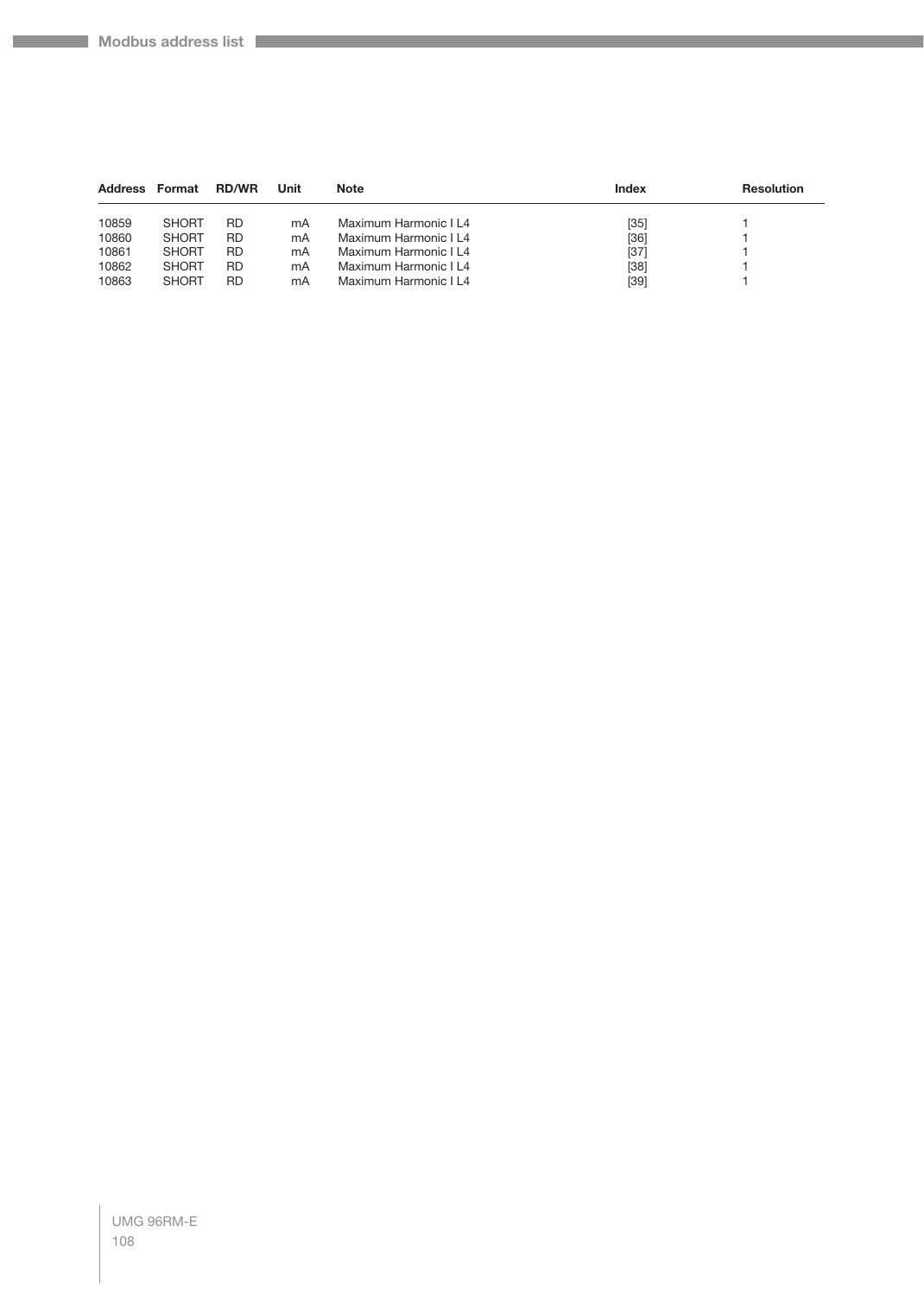| Address | Format | RD/WR | Unit | Note | Index | Resolution |
|---|---|---|---|---|---|---|
| 10859 | SHORT | RD | mA | Maximum Harmonic I L4 | [35] | 1 |
| 10860 | SHORT | RD | mA | Maximum Harmonic I L4 | [36] | 1 |
| 10861 | SHORT | RD | mA | Maximum Harmonic I L4 | [37] | 1 |
| 10862 | SHORT | RD | mA | Maximum Harmonic I L4 | [38] | 1 |
| 10863 | SHORT | RD | mA | Maximum Harmonic I L4 | [39] | 1 |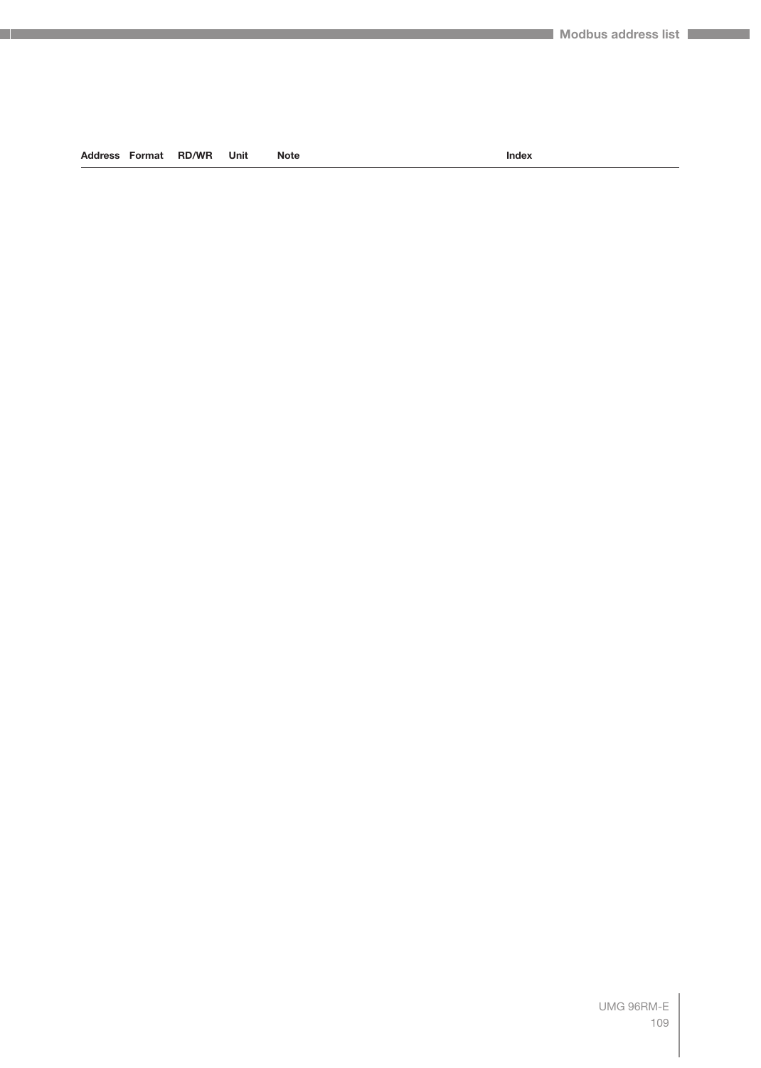| Address | Format | RD/WR | Unit | Note | Index |
|---|---|---|---|---|---|